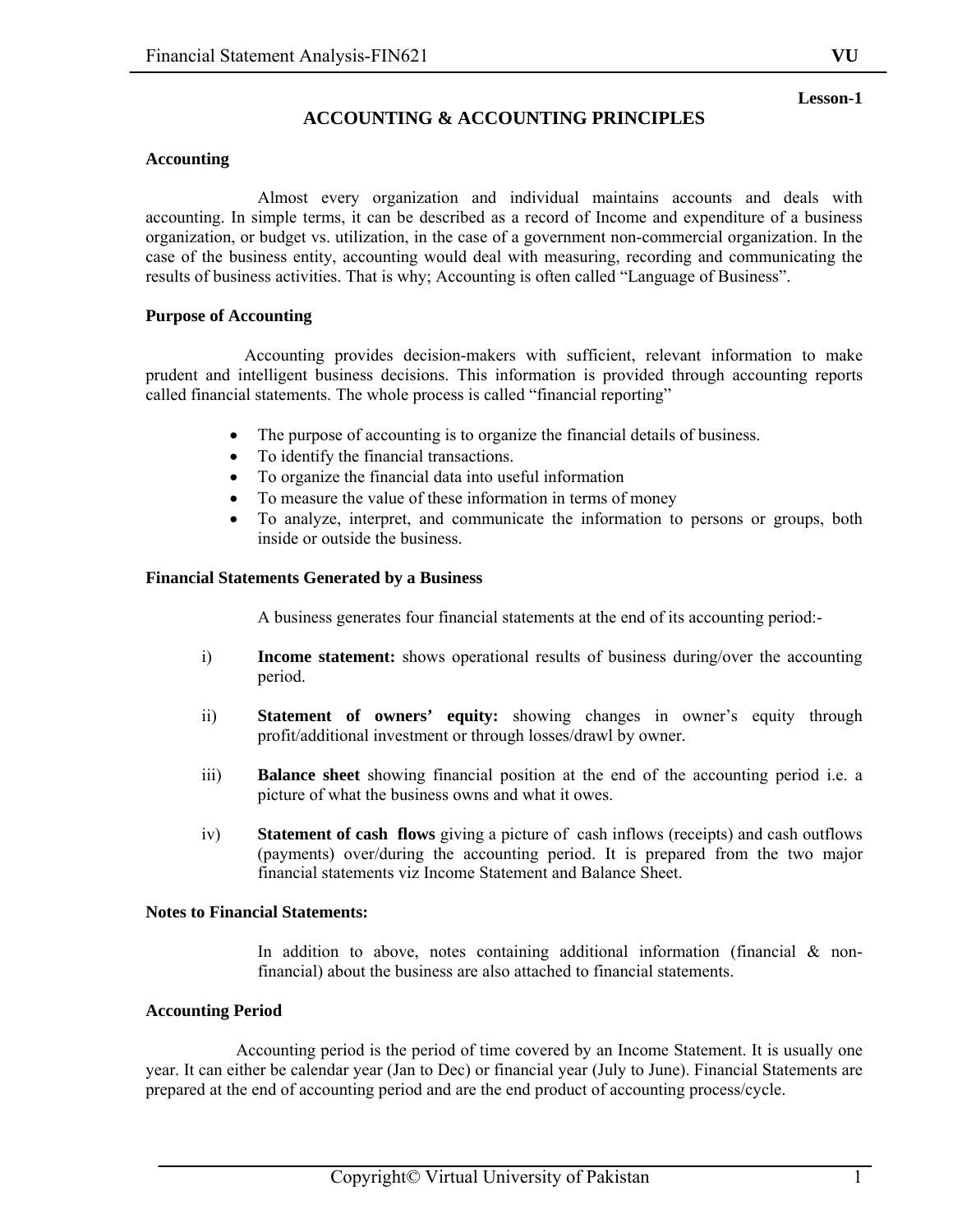Lesson-1

# ACCOUNTING & ACCOUNTING PRINCIPLES

### Accounting

Almost every organization and individual maintains accounts and deals with accounting. In simple terms, it can be described as a record of Income and expenditure of a business organization, or budget vs. utilization, in the case of a government non-commercial organization. In the case of the business entity, accounting would deal with measuring, recording and communicating the results of business activities. That is why; Accounting is often called "Language of Business".

### Purpose of Accounting

Accounting provides decision-makers with sufficient, relevant information to make prudent and intelligent business decisions. This information is provided through accounting reports called financial statements. The whole process is called "financial reporting"

- The purpose of accounting is to organize the financial details of business.
- To identify the financial transactions.
- To organize the financial data into useful information
- To measure the value of these information in terms of money
- To analyze, interpret, and communicate the information to persons or groups, both inside or outside the business.

### Financial Statements Generated by a Business

A business generates four financial statements at the end of its accounting period:-

i) **Income statement:** shows operational results of business during/over the accounting period.

ii) **Statement of owners' equity:** showing changes in owner's equity through profit/additional investment or through losses/drawl by owner.

iii) **Balance sheet** showing financial position at the end of the accounting period i.e. a picture of what the business owns and what it owes.

iv) **Statement of cash flows** giving a picture of cash inflows (receipts) and cash outflows (payments) over/during the accounting period. It is prepared from the two major financial statements viz Income Statement and Balance Sheet.

### Notes to Financial Statements:

In addition to above, notes containing additional information (financial & non-financial) about the business are also attached to financial statements.

### Accounting Period

Accounting period is the period of time covered by an Income Statement. It is usually one year. It can either be calendar year (Jan to Dec) or financial year (July to June). Financial Statements are prepared at the end of accounting period and are the end product of accounting process/cycle.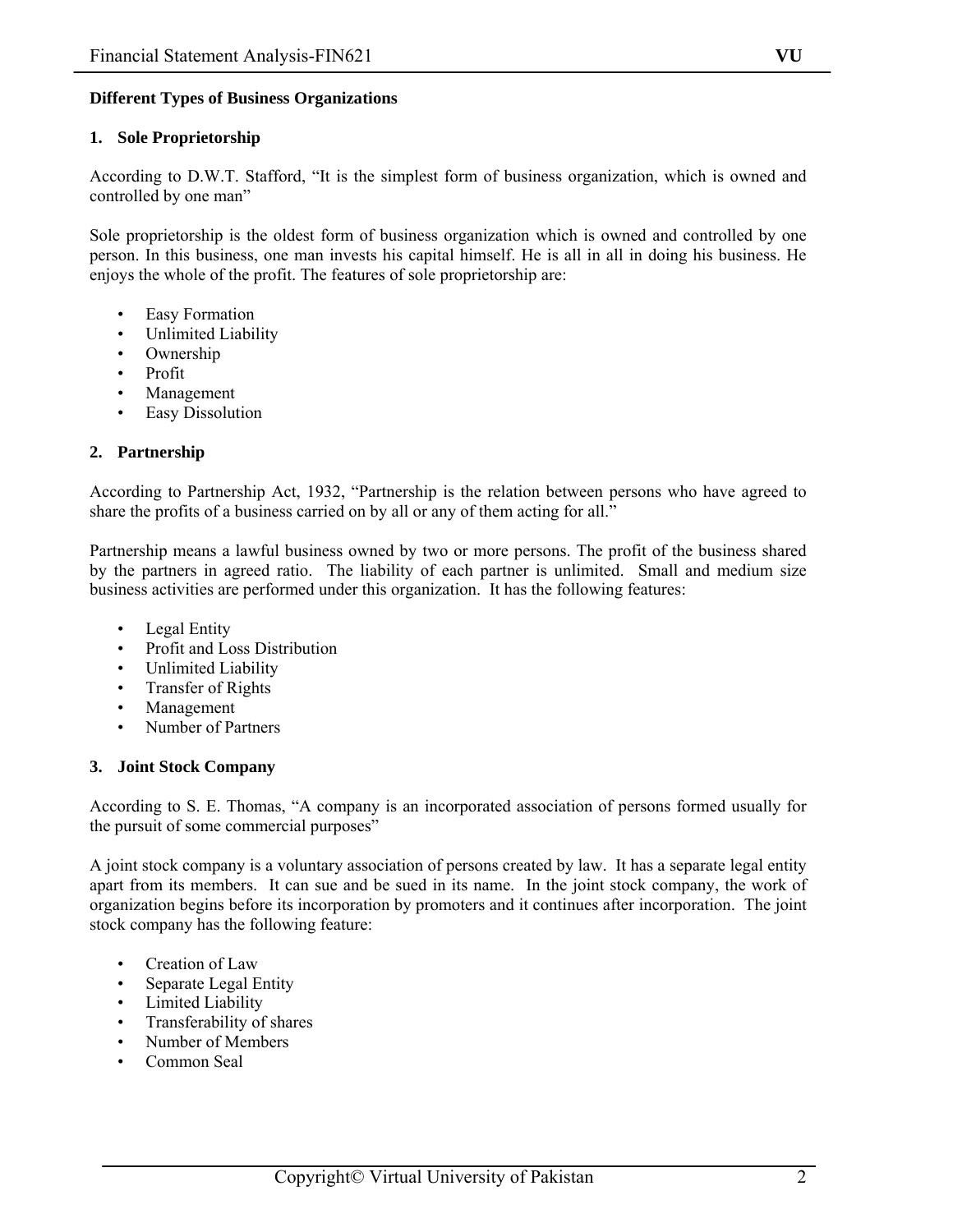**Different Types of Business Organizations**

## 1. Sole Proprietorship

According to D.W.T. Stafford, "It is the simplest form of business organization, which is owned and controlled by one man"

Sole proprietorship is the oldest form of business organization which is owned and controlled by one person. In this business, one man invests his capital himself. He is all in all in doing his business. He enjoys the whole of the profit. The features of sole proprietorship are:

- Easy Formation
- Unlimited Liability
- Ownership
- Profit
- Management
- Easy Dissolution

## 2. Partnership

According to Partnership Act, 1932, "Partnership is the relation between persons who have agreed to share the profits of a business carried on by all or any of them acting for all."

Partnership means a lawful business owned by two or more persons. The profit of the business shared by the partners in agreed ratio. The liability of each partner is unlimited. Small and medium size business activities are performed under this organization. It has the following features:

- Legal Entity
- Profit and Loss Distribution
- Unlimited Liability
- Transfer of Rights
- Management
- Number of Partners

## 3. Joint Stock Company

According to S. E. Thomas, "A company is an incorporated association of persons formed usually for the pursuit of some commercial purposes"

A joint stock company is a voluntary association of persons created by law. It has a separate legal entity apart from its members. It can sue and be sued in its name. In the joint stock company, the work of organization begins before its incorporation by promoters and it continues after incorporation. The joint stock company has the following feature:

- Creation of Law
- Separate Legal Entity
- Limited Liability
- Transferability of shares
- Number of Members
- Common Seal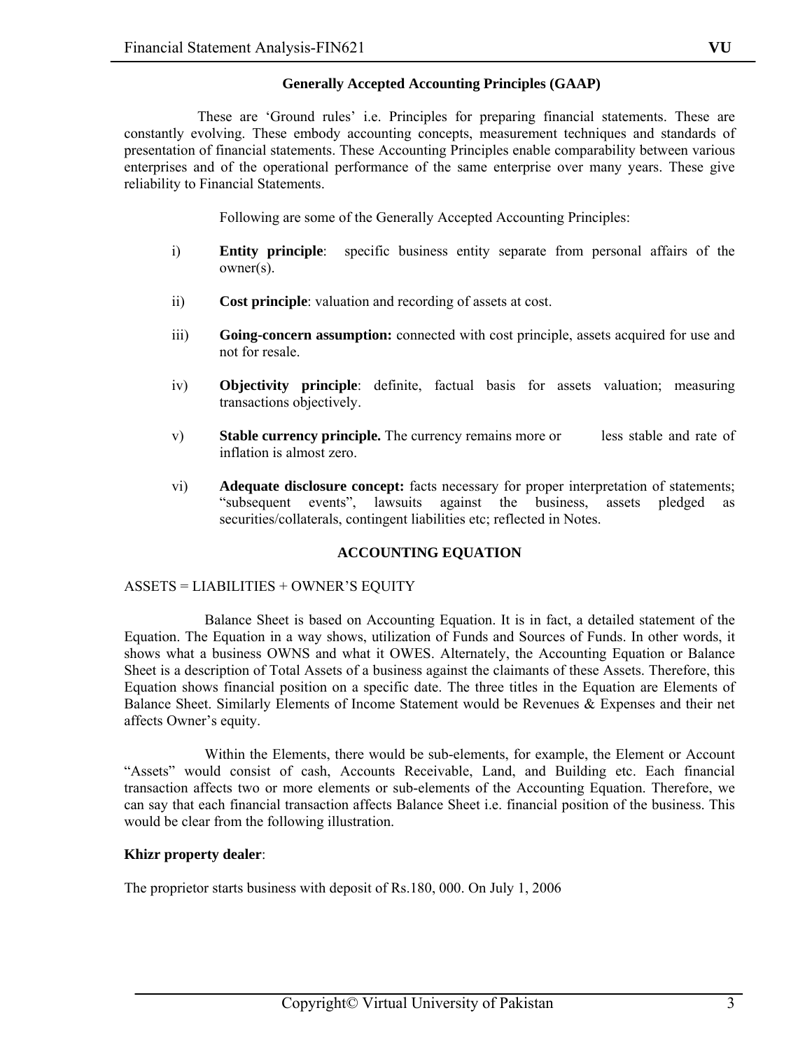## Generally Accepted Accounting Principles (GAAP)

These are 'Ground rules' i.e. Principles for preparing financial statements. These are constantly evolving. These embody accounting concepts, measurement techniques and standards of presentation of financial statements. These Accounting Principles enable comparability between various enterprises and of the operational performance of the same enterprise over many years. These give reliability to Financial Statements.

Following are some of the Generally Accepted Accounting Principles:

i) **Entity principle**: specific business entity separate from personal affairs of the owner(s).

ii) **Cost principle**: valuation and recording of assets at cost.

iii) **Going-concern assumption:** connected with cost principle, assets acquired for use and not for resale.

iv) **Objectivity principle**: definite, factual basis for assets valuation; measuring transactions objectively.

v) **Stable currency principle.** The currency remains more or less stable and rate of inflation is almost zero.

vi) **Adequate disclosure concept:** facts necessary for proper interpretation of statements; "subsequent events", lawsuits against the business, assets pledged as securities/collaterals, contingent liabilities etc; reflected in Notes.

## ACCOUNTING EQUATION

ASSETS = LIABILITIES + OWNER'S EQUITY

Balance Sheet is based on Accounting Equation. It is in fact, a detailed statement of the Equation. The Equation in a way shows, utilization of Funds and Sources of Funds. In other words, it shows what a business OWNS and what it OWES. Alternately, the Accounting Equation or Balance Sheet is a description of Total Assets of a business against the claimants of these Assets. Therefore, this Equation shows financial position on a specific date. The three titles in the Equation are Elements of Balance Sheet. Similarly Elements of Income Statement would be Revenues & Expenses and their net affects Owner's equity.

Within the Elements, there would be sub-elements, for example, the Element or Account "Assets" would consist of cash, Accounts Receivable, Land, and Building etc. Each financial transaction affects two or more elements or sub-elements of the Accounting Equation. Therefore, we can say that each financial transaction affects Balance Sheet i.e. financial position of the business. This would be clear from the following illustration.

**Khizr property dealer**:

The proprietor starts business with deposit of Rs.180, 000. On July 1, 2006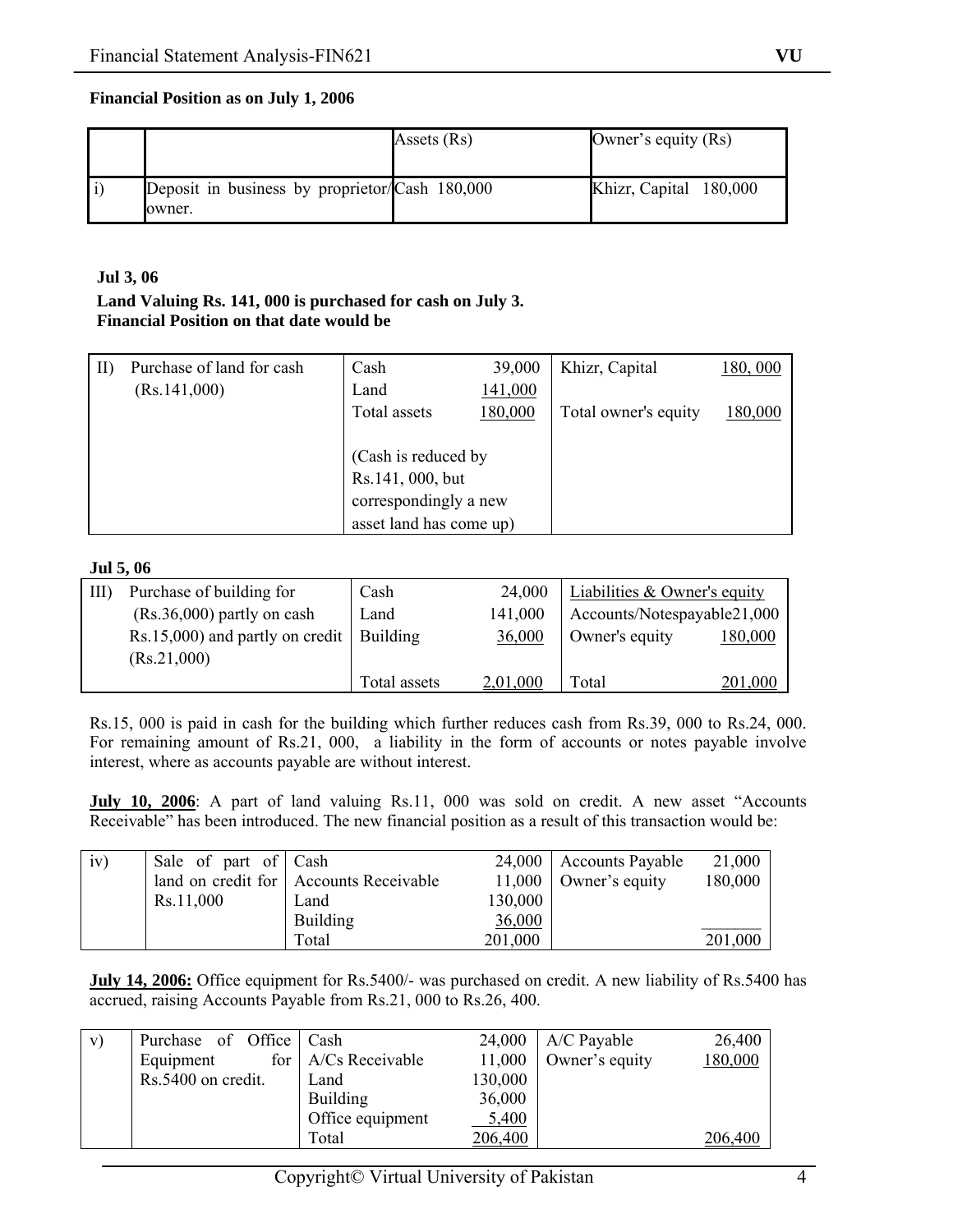**Financial Position as on July 1, 2006**

| | | Assets (Rs) | Owner's equity (Rs) |
|---|---|---|---|
| i) | Deposit in business by proprietor/owner. | Cash 180,000 | Khizr, Capital 180,000 |

**Jul 3, 06**

**Land Valuing Rs. 141, 000 is purchased for cash on July 3.**
**Financial Position on that date would be**

| | | | | | |
|---|---|---|---|---|---|
| II) | Purchase of land for cash (Rs.141,000) | Cash | 39,000 | Khizr, Capital | 180, 000 |
| | | Land | 141,000 | | |
| | | Total assets | 180,000 | Total owner's equity | 180,000 |
| | | (Cash is reduced by Rs.141, 000, but correspondingly a new asset land has come up) | | | |

**Jul 5, 06**

| | | | | | |
|---|---|---|---|---|---|
| III) | Purchase of building for (Rs.36,000) partly on cash Rs.15,000) and partly on credit (Rs.21,000) | Cash | 24,000 | Liabilities & Owner's equity | |
| | | Land | 141,000 | Accounts/Notespayable | 21,000 |
| | | Building | 36,000 | Owner's equity | 180,000 |
| | | Total assets | 2,01,000 | Total | 201,000 |

Rs.15, 000 is paid in cash for the building which further reduces cash from Rs.39, 000 to Rs.24, 000. For remaining amount of Rs.21, 000, a liability in the form of accounts or notes payable involve interest, where as accounts payable are without interest.

**July 10, 2006**: A part of land valuing Rs.11, 000 was sold on credit. A new asset "Accounts Receivable" has been introduced. The new financial position as a result of this transaction would be:

| | | | | | |
|---|---|---|---|---|---|
| iv) | Sale of part of land on credit for Rs.11,000 | Cash | 24,000 | Accounts Payable | 21,000 |
| | | Accounts Receivable | 11,000 | Owner's equity | 180,000 |
| | | Land | 130,000 | | |
| | | Building | 36,000 | | |
| | | Total | 201,000 | | 201,000 |

**July 14, 2006:** Office equipment for Rs.5400/- was purchased on credit. A new liability of Rs.5400 has accrued, raising Accounts Payable from Rs.21, 000 to Rs.26, 400.

| | | | | | |
|---|---|---|---|---|---|
| v) | Purchase of Office Equipment for Rs.5400 on credit. | Cash | 24,000 | A/C Payable | 26,400 |
| | | A/Cs Receivable | 11,000 | Owner's equity | 180,000 |
| | | Land | 130,000 | | |
| | | Building | 36,000 | | |
| | | Office equipment | 5,400 | | |
| | | Total | 206,400 | | 206,400 |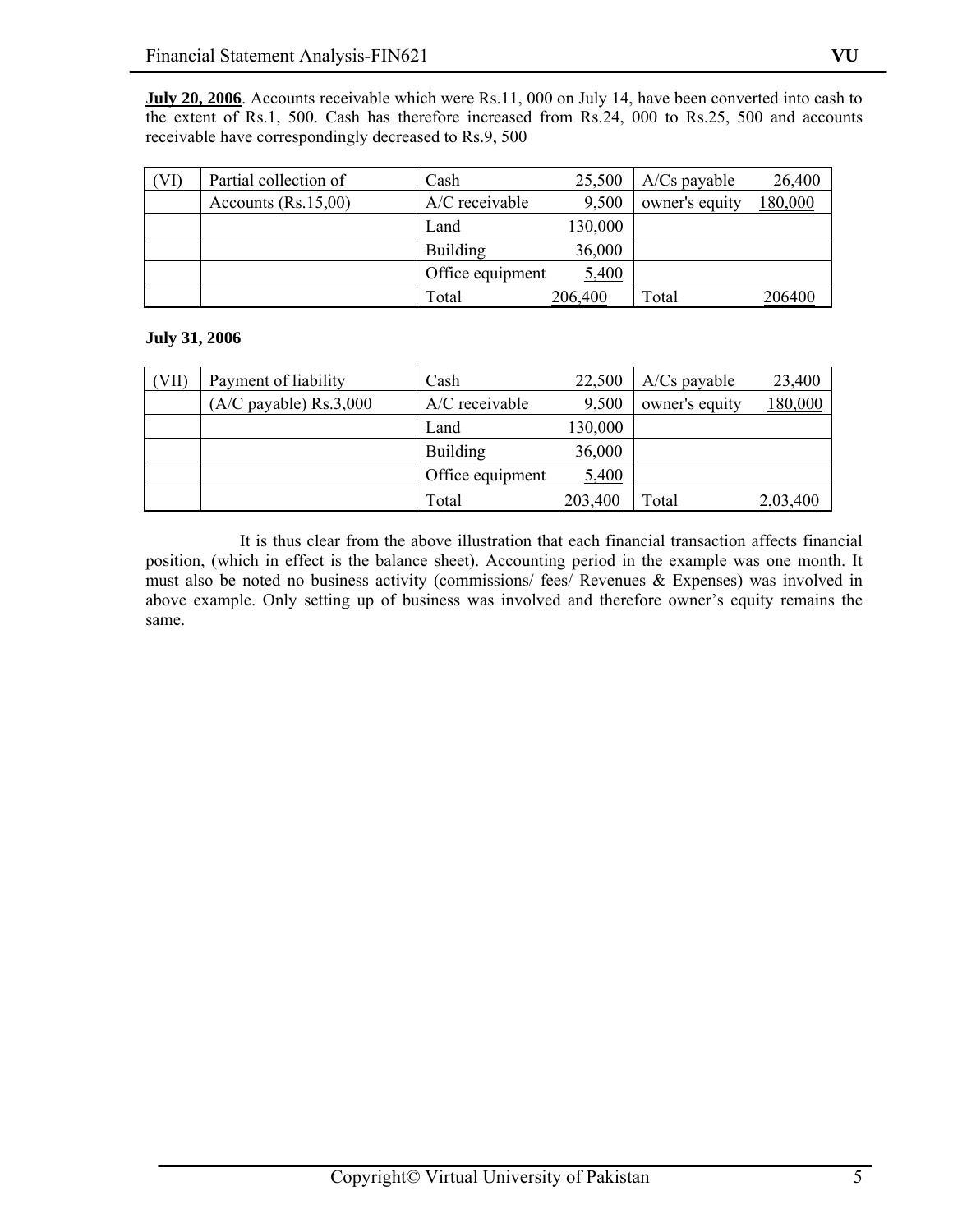**July 20, 2006**. Accounts receivable which were Rs.11, 000 on July 14, have been converted into cash to the extent of Rs.1, 500. Cash has therefore increased from Rs.24, 000 to Rs.25, 500 and accounts receivable have correspondingly decreased to Rs.9, 500

| | | | | | |
|---|---|---|---|---|---|
| (VI) | Partial collection of | Cash | 25,500 | A/Cs payable | 26,400 |
| | Accounts (Rs.15,00) | A/C receivable | 9,500 | owner's equity | 180,000 |
| | | Land | 130,000 | | |
| | | Building | 36,000 | | |
| | | Office equipment | 5,400 | | |
| | | Total | 206,400 | Total | 206400 |

**July 31, 2006**

| | | | | | |
|---|---|---|---|---|---|
| (VII) | Payment of liability | Cash | 22,500 | A/Cs payable | 23,400 |
| | (A/C payable) Rs.3,000 | A/C receivable | 9,500 | owner's equity | 180,000 |
| | | Land | 130,000 | | |
| | | Building | 36,000 | | |
| | | Office equipment | 5,400 | | |
| | | Total | 203,400 | Total | 2,03,400 |

It is thus clear from the above illustration that each financial transaction affects financial position, (which in effect is the balance sheet). Accounting period in the example was one month. It must also be noted no business activity (commissions/ fees/ Revenues & Expenses) was involved in above example. Only setting up of business was involved and therefore owner's equity remains the same.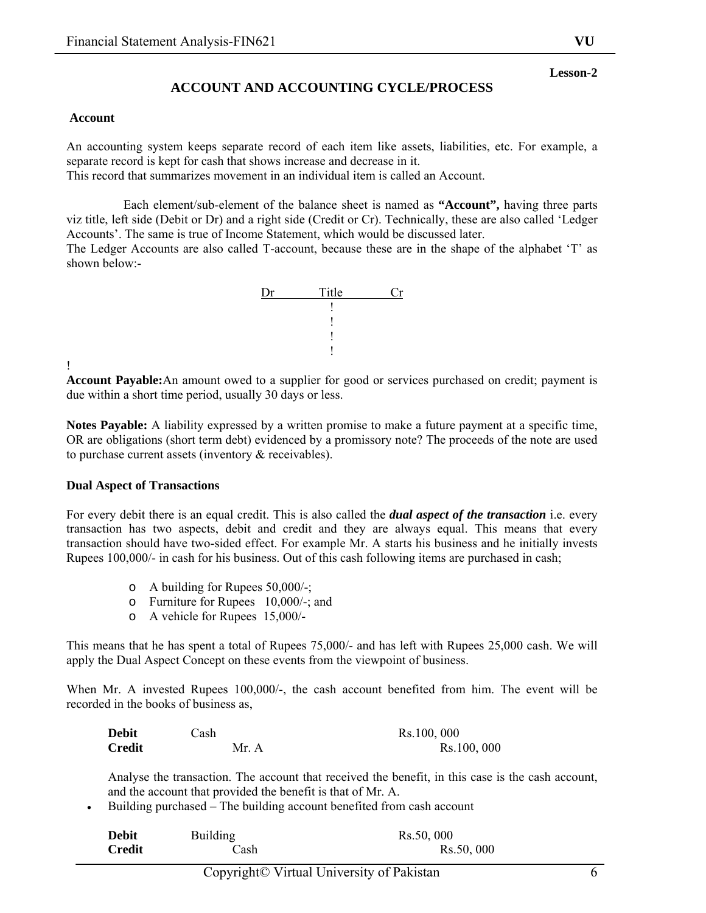Lesson-2

## ACCOUNT AND ACCOUNTING CYCLE/PROCESS

### Account

An accounting system keeps separate record of each item like assets, liabilities, etc. For example, a separate record is kept for cash that shows increase and decrease in it.
This record that summarizes movement in an individual item is called an Account.

Each element/sub-element of the balance sheet is named as **"Account",** having three parts viz title, left side (Debit or Dr) and a right side (Credit or Cr). Technically, these are also called 'Ledger Accounts'. The same is true of Income Statement, which would be discussed later.
The Ledger Accounts are also called T-account, because these are in the shape of the alphabet 'T' as shown below:-

```
Dr          Title          Cr
              !
              !
              !
              !
```

!

**Account Payable:**An amount owed to a supplier for good or services purchased on credit; payment is due within a short time period, usually 30 days or less.

**Notes Payable:** A liability expressed by a written promise to make a future payment at a specific time, OR are obligations (short term debt) evidenced by a promissory note? The proceeds of the note are used to purchase current assets (inventory & receivables).

### Dual Aspect of Transactions

For every debit there is an equal credit. This is also called the ***dual aspect of the transaction*** i.e. every transaction has two aspects, debit and credit and they are always equal. This means that every transaction should have two-sided effect. For example Mr. A starts his business and he initially invests Rupees 100,000/- in cash for his business. Out of this cash following items are purchased in cash;

- A building for Rupees 50,000/-;
- Furniture for Rupees 10,000/-; and
- A vehicle for Rupees 15,000/-

This means that he has spent a total of Rupees 75,000/- and has left with Rupees 25,000 cash. We will apply the Dual Aspect Concept on these events from the viewpoint of business.

When Mr. A invested Rupees 100,000/-, the cash account benefited from him. The event will be recorded in the books of business as,

| | | | |
|---|---|---|---|
| **Debit** | Cash | Rs.100, 000 | |
| **Credit** | Mr. A | | Rs.100, 000 |

Analyse the transaction. The account that received the benefit, in this case is the cash account, and the account that provided the benefit is that of Mr. A.

- Building purchased – The building account benefited from cash account

| | | | |
|---|---|---|---|
| **Debit** | Building | Rs.50, 000 | |
| **Credit** | Cash | | Rs.50, 000 |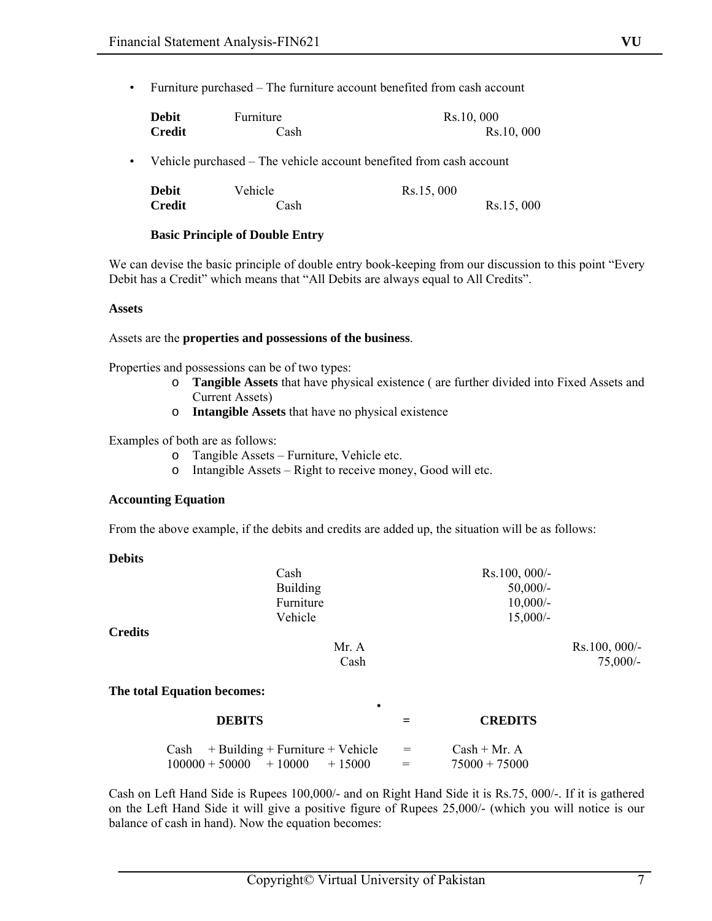- Furniture purchased – The furniture account benefited from cash account

| | | | |
|---|---|---|---|
| **Debit** | Furniture | Rs.10, 000 | |
| **Credit** | Cash | | Rs.10, 000 |

- Vehicle purchased – The vehicle account benefited from cash account

| | | | |
|---|---|---|---|
| **Debit** | Vehicle | Rs.15, 000 | |
| **Credit** | Cash | | Rs.15, 000 |

**Basic Principle of Double Entry**

We can devise the basic principle of double entry book-keeping from our discussion to this point "Every Debit has a Credit" which means that "All Debits are always equal to All Credits".

**Assets**

Assets are the **properties and possessions of the business**.

Properties and possessions can be of two types:

- **Tangible Assets** that have physical existence ( are further divided into Fixed Assets and Current Assets)
- **Intangible Assets** that have no physical existence

Examples of both are as follows:

- Tangible Assets – Furniture, Vehicle etc.
- Intangible Assets – Right to receive money, Good will etc.

**Accounting Equation**

From the above example, if the debits and credits are added up, the situation will be as follows:

| | | | |
|---|---|---|---|
| **Debits** | | | |
| | Cash | Rs.100, 000/- | |
| | Building | 50,000/- | |
| | Furniture | 10,000/- | |
| | Vehicle | 15,000/- | |
| **Credits** | | | |
| | Mr. A | | Rs.100, 000/- |
| | Cash | | 75,000/- |

**The total Equation becomes:**

| DEBITS | = | CREDITS |
|---|---|---|
| Cash + Building + Furniture + Vehicle | = | Cash + Mr. A |
| 100000 + 50000 + 10000 + 15000 | = | 75000 + 75000 |

Cash on Left Hand Side is Rupees 100,000/- and on Right Hand Side it is Rs.75, 000/-. If it is gathered on the Left Hand Side it will give a positive figure of Rupees 25,000/- (which you will notice is our balance of cash in hand). Now the equation becomes: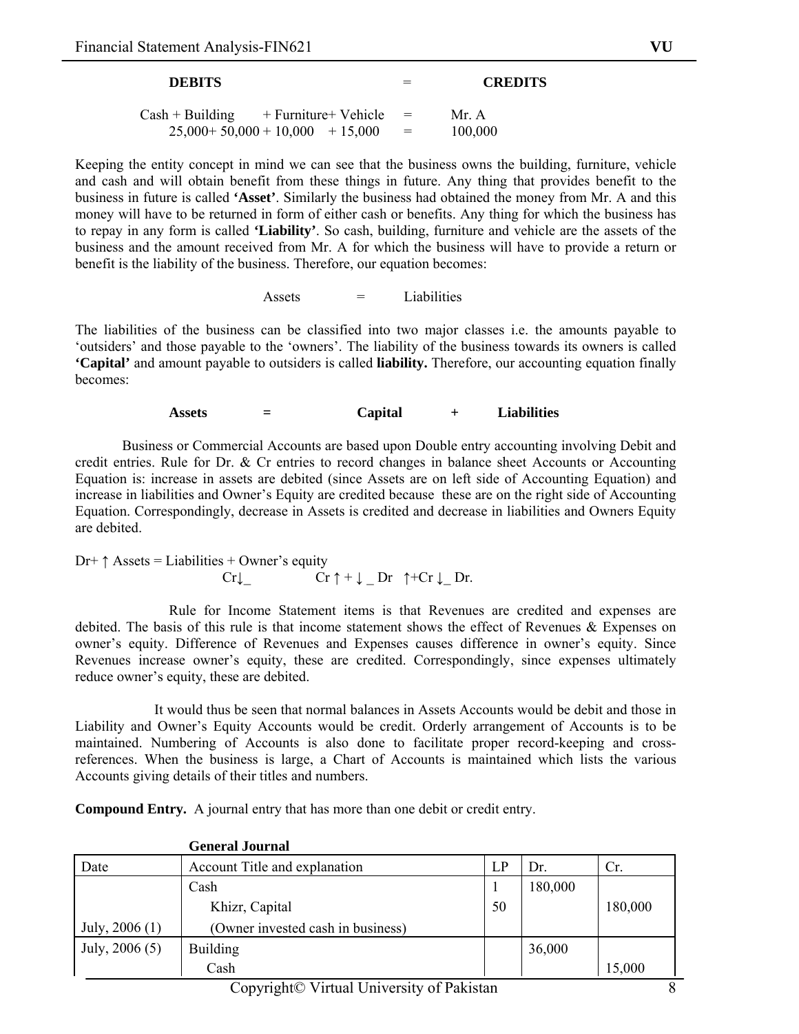| **DEBITS** | = | **CREDITS** |
|---|---|---|
| Cash + Building + Furniture+ Vehicle | = | Mr. A |
| 25,000+ 50,000 + 10,000 + 15,000 | = | 100,000 |

Keeping the entity concept in mind we can see that the business owns the building, furniture, vehicle and cash and will obtain benefit from these things in future. Any thing that provides benefit to the business in future is called **'Asset'**. Similarly the business had obtained the money from Mr. A and this money will have to be returned in form of either cash or benefits. Any thing for which the business has to repay in any form is called **'Liability'**. So cash, building, furniture and vehicle are the assets of the business and the amount received from Mr. A for which the business will have to provide a return or benefit is the liability of the business. Therefore, our equation becomes:

Assets = Liabilities

The liabilities of the business can be classified into two major classes i.e. the amounts payable to 'outsiders' and those payable to the 'owners'. The liability of the business towards its owners is called **'Capital'** and amount payable to outsiders is called **liability.** Therefore, our accounting equation finally becomes:

**Assets = Capital + Liabilities**

Business or Commercial Accounts are based upon Double entry accounting involving Debit and credit entries. Rule for Dr. & Cr entries to record changes in balance sheet Accounts or Accounting Equation is: increase in assets are debited (since Assets are on left side of Accounting Equation) and increase in liabilities and Owner's Equity are credited because these are on the right side of Accounting Equation. Correspondingly, decrease in Assets is credited and decrease in liabilities and Owners Equity are debited.

Dr+ ↑ Assets = Liabilities + Owner's equity
Cr↓_ Cr ↑ + ↓ _ Dr ↑+Cr ↓_ Dr.

Rule for Income Statement items is that Revenues are credited and expenses are debited. The basis of this rule is that income statement shows the effect of Revenues & Expenses on owner's equity. Difference of Revenues and Expenses causes difference in owner's equity. Since Revenues increase owner's equity, these are credited. Correspondingly, since expenses ultimately reduce owner's equity, these are debited.

It would thus be seen that normal balances in Assets Accounts would be debit and those in Liability and Owner's Equity Accounts would be credit. Orderly arrangement of Accounts is to be maintained. Numbering of Accounts is also done to facilitate proper record-keeping and cross-references. When the business is large, a Chart of Accounts is maintained which lists the various Accounts giving details of their titles and numbers.

**Compound Entry.** A journal entry that has more than one debit or credit entry.

**General Journal**

| Date | Account Title and explanation | LP | Dr. | Cr. |
|---|---|---|---|---|
| | Cash | 1 | 180,000 | |
| | Khizr, Capital | 50 | | 180,000 |
| July, 2006 (1) | (Owner invested cash in business) | | | |
| July, 2006 (5) | Building | | 36,000 | |
| | Cash | | | 15,000 |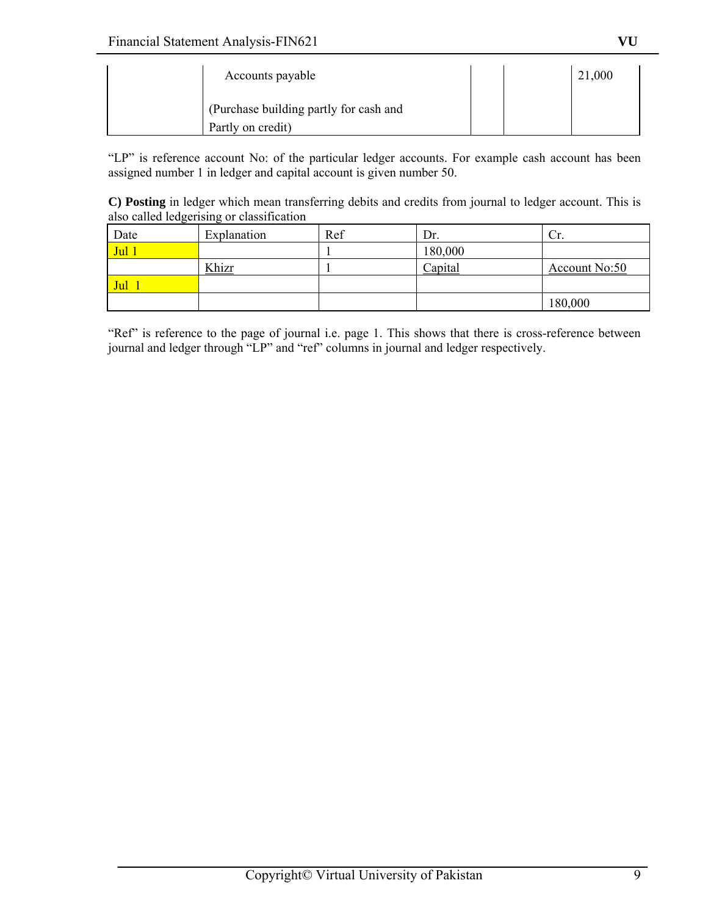|  | Accounts payable<br><br>(Purchase building partly for cash and Partly on credit) |  |  | 21,000 |
|---|---|---|---|---|

"LP" is reference account No: of the particular ledger accounts. For example cash account has been assigned number 1 in ledger and capital account is given number 50.

**C) Posting** in ledger which mean transferring debits and credits from journal to ledger account. This is also called ledgerising or classification

| Date | Explanation | Ref | Dr. | Cr. |
|---|---|---|---|---|
| Jul 1 |  | 1 | 180,000 |  |
|  | Khizr | 1 | Capital | Account No:50 |
| Jul 1 |  |  |  |  |
|  |  |  |  | 180,000 |

"Ref" is reference to the page of journal i.e. page 1. This shows that there is cross-reference between journal and ledger through "LP" and "ref" columns in journal and ledger respectively.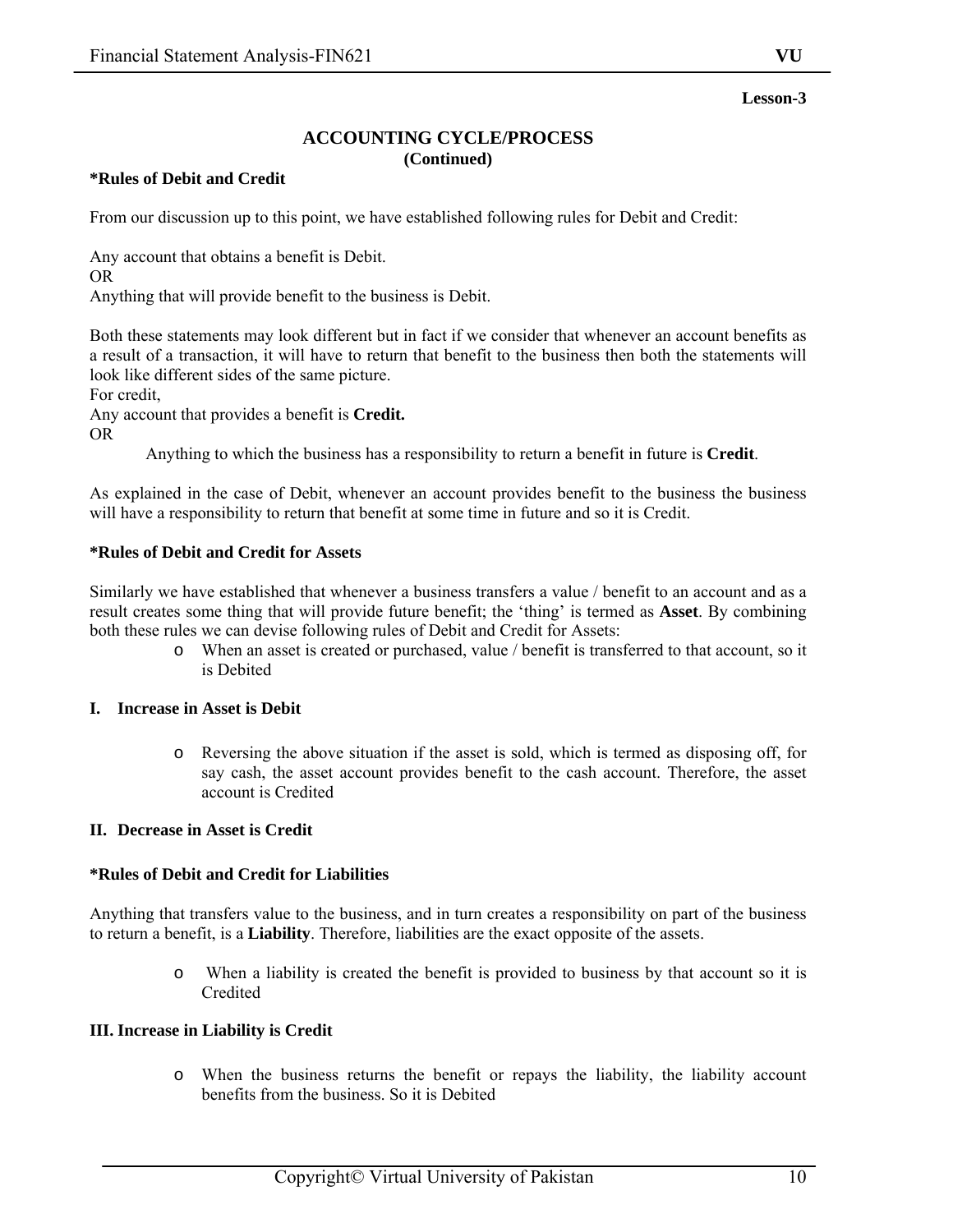**Lesson-3**

## ACCOUNTING CYCLE/PROCESS
### (Continued)

**\*Rules of Debit and Credit**

From our discussion up to this point, we have established following rules for Debit and Credit:

Any account that obtains a benefit is Debit.
OR
Anything that will provide benefit to the business is Debit.

Both these statements may look different but in fact if we consider that whenever an account benefits as a result of a transaction, it will have to return that benefit to the business then both the statements will look like different sides of the same picture.
For credit,
Any account that provides a benefit is **Credit.**
OR

Anything to which the business has a responsibility to return a benefit in future is **Credit**.

As explained in the case of Debit, whenever an account provides benefit to the business the business will have a responsibility to return that benefit at some time in future and so it is Credit.

**\*Rules of Debit and Credit for Assets**

Similarly we have established that whenever a business transfers a value / benefit to an account and as a result creates some thing that will provide future benefit; the 'thing' is termed as **Asset**. By combining both these rules we can devise following rules of Debit and Credit for Assets:

- When an asset is created or purchased, value / benefit is transferred to that account, so it is Debited

**I. Increase in Asset is Debit**

- Reversing the above situation if the asset is sold, which is termed as disposing off, for say cash, the asset account provides benefit to the cash account. Therefore, the asset account is Credited

**II. Decrease in Asset is Credit**

**\*Rules of Debit and Credit for Liabilities**

Anything that transfers value to the business, and in turn creates a responsibility on part of the business to return a benefit, is a **Liability**. Therefore, liabilities are the exact opposite of the assets.

- When a liability is created the benefit is provided to business by that account so it is Credited

**III. Increase in Liability is Credit**

- When the business returns the benefit or repays the liability, the liability account benefits from the business. So it is Debited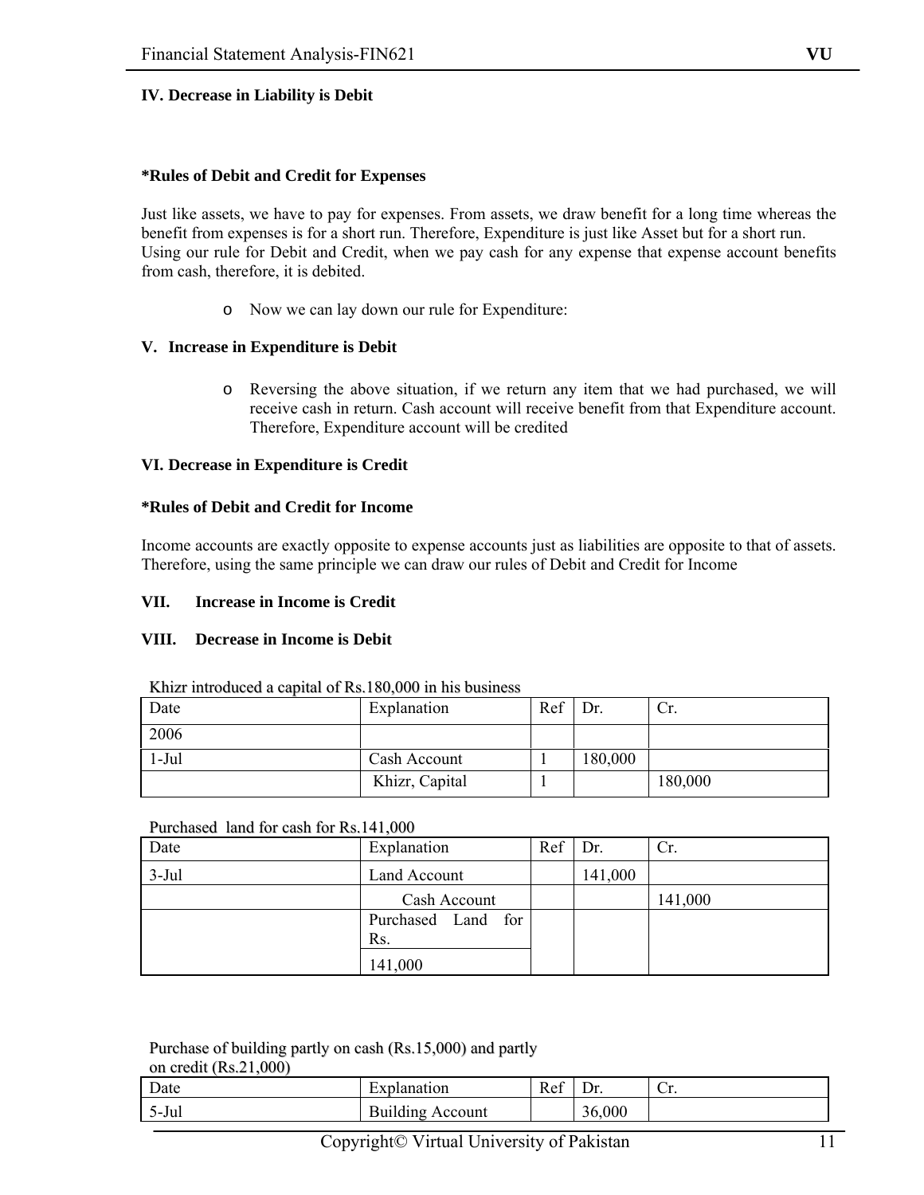**IV. Decrease in Liability is Debit**

**\*Rules of Debit and Credit for Expenses**

Just like assets, we have to pay for expenses. From assets, we draw benefit for a long time whereas the benefit from expenses is for a short run. Therefore, Expenditure is just like Asset but for a short run. Using our rule for Debit and Credit, when we pay cash for any expense that expense account benefits from cash, therefore, it is debited.

- Now we can lay down our rule for Expenditure:

**V. Increase in Expenditure is Debit**

- Reversing the above situation, if we return any item that we had purchased, we will receive cash in return. Cash account will receive benefit from that Expenditure account. Therefore, Expenditure account will be credited

**VI. Decrease in Expenditure is Credit**

**\*Rules of Debit and Credit for Income**

Income accounts are exactly opposite to expense accounts just as liabilities are opposite to that of assets. Therefore, using the same principle we can draw our rules of Debit and Credit for Income

**VII. Increase in Income is Credit**

**VIII. Decrease in Income is Debit**

Khizr introduced a capital of Rs.180,000 in his business

| Date | Explanation | Ref | Dr. | Cr. |
|---|---|---|---|---|
| 2006 | | | | |
| 1-Jul | Cash Account | 1 | 180,000 | |
| | Khizr, Capital | 1 | | 180,000 |

Purchased land for cash for Rs.141,000

| Date | Explanation | Ref | Dr. | Cr. |
|---|---|---|---|---|
| 3-Jul | Land Account | | 141,000 | |
| | Cash Account | | | 141,000 |
| | Purchased Land for Rs. 141,000 | | | |

Purchase of building partly on cash (Rs.15,000) and partly on credit (Rs.21,000)

| Date | Explanation | Ref | Dr. | Cr. |
|---|---|---|---|---|
| 5-Jul | Building Account | | 36,000 | |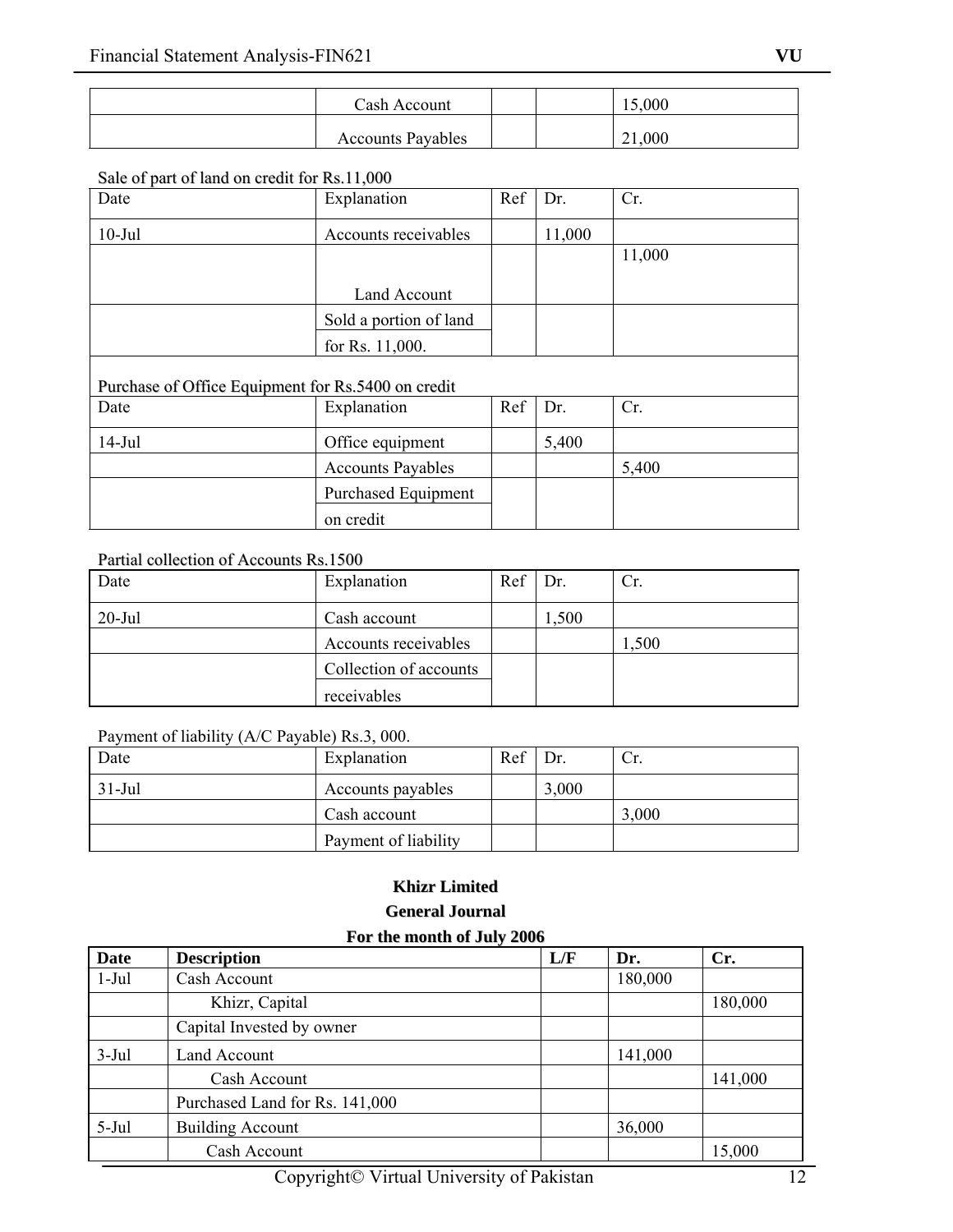|  | Cash Account |  |  | 15,000 |
|---|---|---|---|---|
|  | Accounts Payables |  |  | 21,000 |

Sale of part of land on credit for Rs.11,000

| Date | Explanation | Ref | Dr. | Cr. |
|---|---|---|---|---|
| 10-Jul | Accounts receivables |  | 11,000 |  |
|  | Land Account |  |  | 11,000 |
|  | Sold a portion of land for Rs. 11,000. |  |  |  |

Purchase of Office Equipment for Rs.5400 on credit

| Date | Explanation | Ref | Dr. | Cr. |
|---|---|---|---|---|
| 14-Jul | Office equipment |  | 5,400 |  |
|  | Accounts Payables |  |  | 5,400 |
|  | Purchased Equipment on credit |  |  |  |

Partial collection of Accounts Rs.1500

| Date | Explanation | Ref | Dr. | Cr. |
|---|---|---|---|---|
| 20-Jul | Cash account |  | 1,500 |  |
|  | Accounts receivables |  |  | 1,500 |
|  | Collection of accounts receivables |  |  |  |

Payment of liability (A/C Payable) Rs.3, 000.

| Date | Explanation | Ref | Dr. | Cr. |
|---|---|---|---|---|
| 31-Jul | Accounts payables |  | 3,000 |  |
|  | Cash account |  |  | 3,000 |
|  | Payment of liability |  |  |  |

**Khizr Limited**
**General Journal**
**For the month of July 2006**

| Date | Description | L/F | Dr. | Cr. |
|---|---|---|---|---|
| 1-Jul | Cash Account |  | 180,000 |  |
|  | Khizr, Capital |  |  | 180,000 |
|  | Capital Invested by owner |  |  |  |
| 3-Jul | Land Account |  | 141,000 |  |
|  | Cash Account |  |  | 141,000 |
|  | Purchased Land for Rs. 141,000 |  |  |  |
| 5-Jul | Building Account |  | 36,000 |  |
|  | Cash Account |  |  | 15,000 |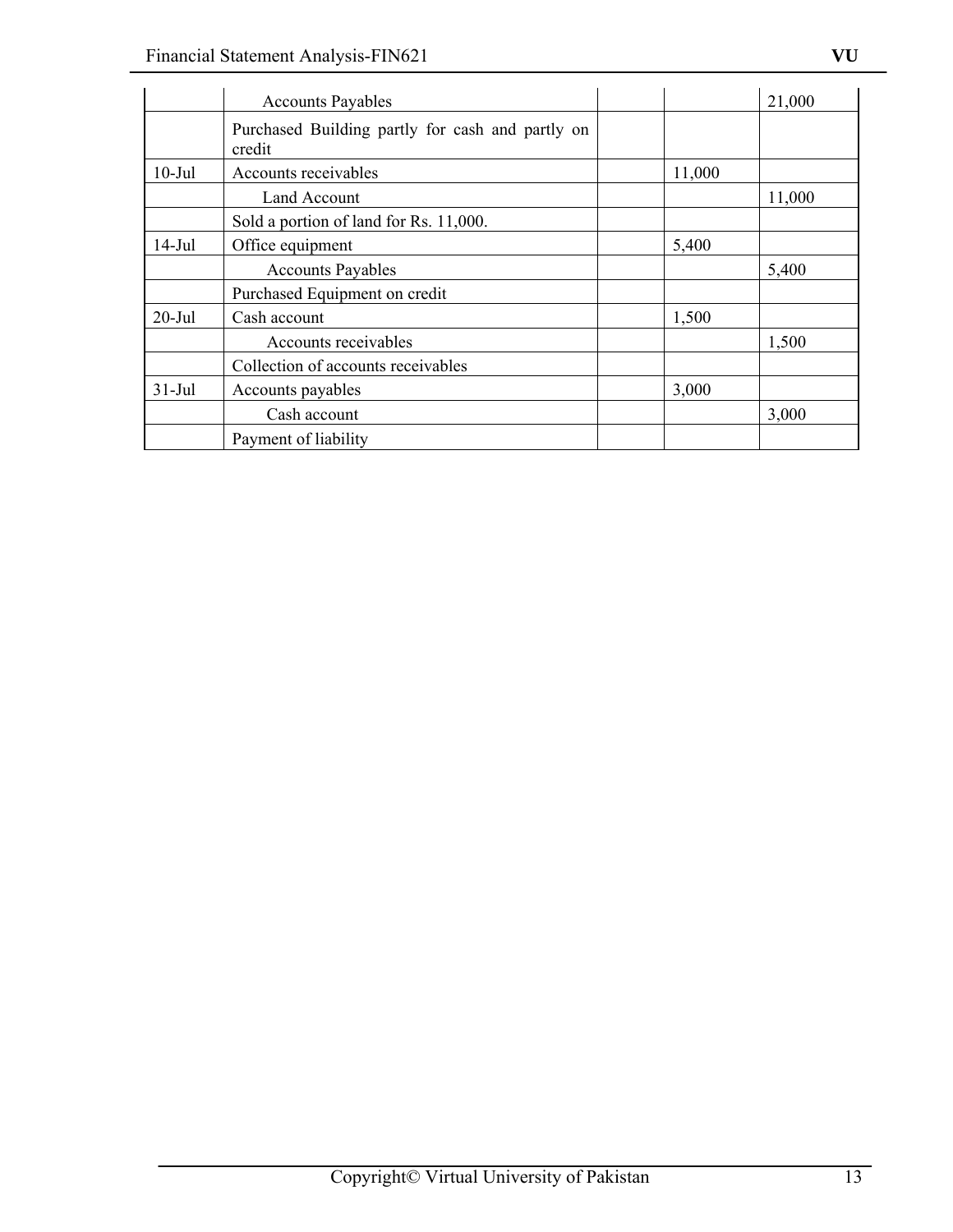| | | | | |
|---|---|---|---|---|
| | Accounts Payables | | | 21,000 |
| | Purchased Building partly for cash and partly on credit | | | |
| 10-Jul | Accounts receivables | | 11,000 | |
| | Land Account | | | 11,000 |
| | Sold a portion of land for Rs. 11,000. | | | |
| 14-Jul | Office equipment | | 5,400 | |
| | Accounts Payables | | | 5,400 |
| | Purchased Equipment on credit | | | |
| 20-Jul | Cash account | | 1,500 | |
| | Accounts receivables | | | 1,500 |
| | Collection of accounts receivables | | | |
| 31-Jul | Accounts payables | | 3,000 | |
| | Cash account | | | 3,000 |
| | Payment of liability | | | |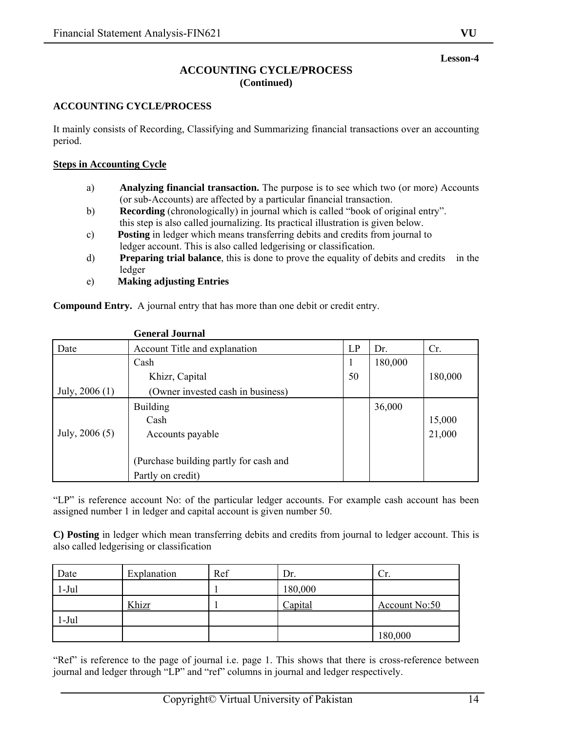**Lesson-4**

# ACCOUNTING CYCLE/PROCESS
**(Continued)**

## ACCOUNTING CYCLE/PROCESS

It mainly consists of Recording, Classifying and Summarizing financial transactions over an accounting period.

**Steps in Accounting Cycle**

a) **Analyzing financial transaction.** The purpose is to see which two (or more) Accounts (or sub-Accounts) are affected by a particular financial transaction.

b) **Recording** (chronologically) in journal which is called "book of original entry". this step is also called journalizing. Its practical illustration is given below.

c) **Posting** in ledger which means transferring debits and credits from journal to ledger account. This is also called ledgerising or classification.

d) **Preparing trial balance**, this is done to prove the equality of debits and credits in the ledger

e) **Making adjusting Entries**

**Compound Entry.** A journal entry that has more than one debit or credit entry.

**General Journal**

| Date | Account Title and explanation | LP | Dr. | Cr. |
|---|---|---|---|---|
| | Cash | 1 | 180,000 | |
| | Khizr, Capital | 50 | | 180,000 |
| July, 2006 (1) | (Owner invested cash in business) | | | |
| | Building | | 36,000 | |
| | Cash | | | 15,000 |
| July, 2006 (5) | Accounts payable | | | 21,000 |
| | (Purchase building partly for cash and Partly on credit) | | | |

"LP" is reference account No: of the particular ledger accounts. For example cash account has been assigned number 1 in ledger and capital account is given number 50.

**C) Posting** in ledger which mean transferring debits and credits from journal to ledger account. This is also called ledgerising or classification

| Date | Explanation | Ref | Dr. | Cr. |
|---|---|---|---|---|
| 1-Jul | | 1 | 180,000 | |
| | Khizr | 1 | Capital | Account No:50 |
| 1-Jul | | | | |
| | | | | 180,000 |

"Ref" is reference to the page of journal i.e. page 1. This shows that there is cross-reference between journal and ledger through "LP" and "ref" columns in journal and ledger respectively.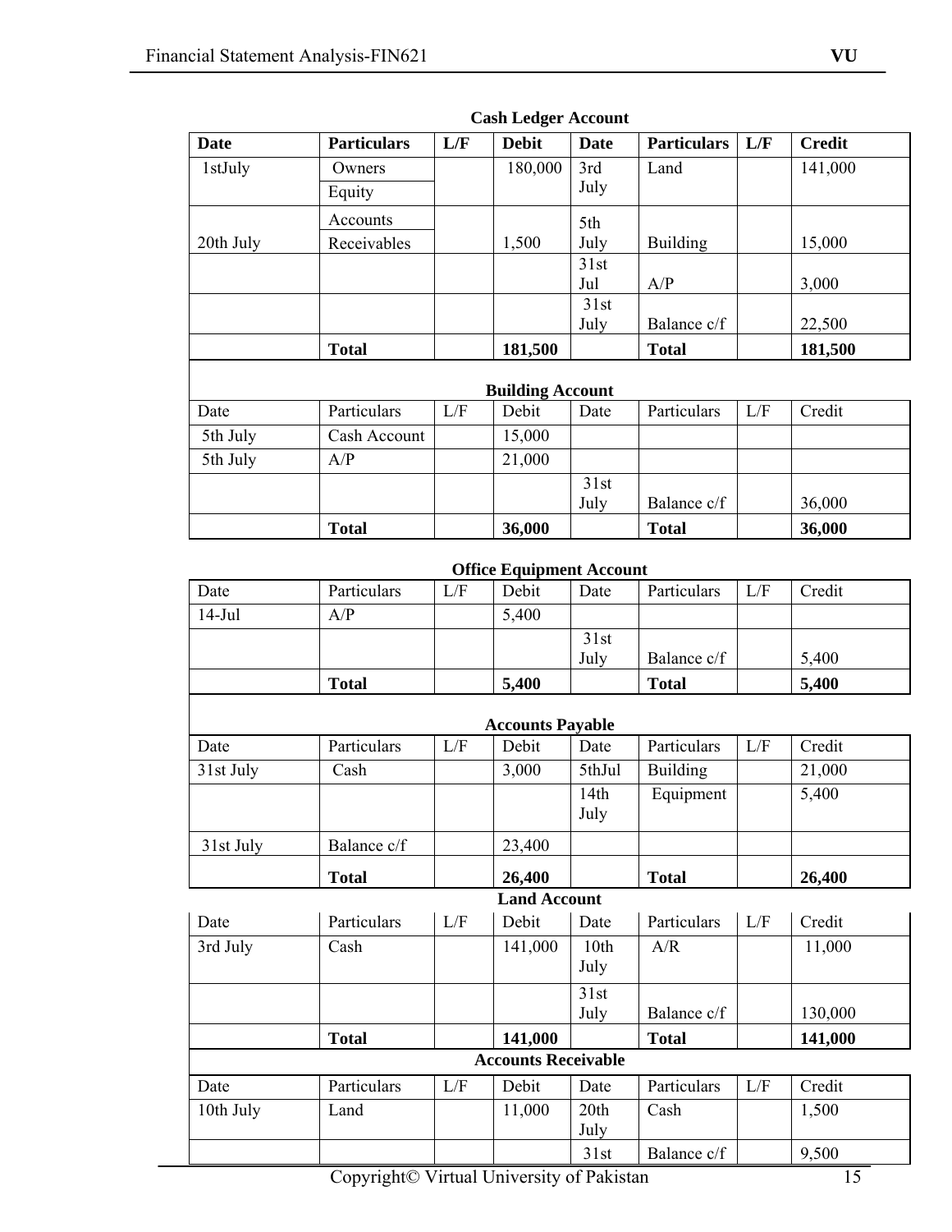**Cash Ledger Account**

| Date | Particulars | L/F | Debit | Date | Particulars | L/F | Credit |
|---|---|---|---|---|---|---|---|
| 1stJuly | Owners Equity | | 180,000 | 3rd July | Land | | 141,000 |
| 20th July | Accounts Receivables | | 1,500 | 5th July | Building | | 15,000 |
| | | | | 31st Jul | A/P | | 3,000 |
| | | | | 31st July | Balance c/f | | 22,500 |
| | **Total** | | **181,500** | | **Total** | | **181,500** |

**Building Account**

| Date | Particulars | L/F | Debit | Date | Particulars | L/F | Credit |
|---|---|---|---|---|---|---|---|
| 5th July | Cash Account | | 15,000 | | | | |
| 5th July | A/P | | 21,000 | | | | |
| | | | | 31st July | Balance c/f | | 36,000 |
| | **Total** | | **36,000** | | **Total** | | **36,000** |

**Office Equipment Account**

| Date | Particulars | L/F | Debit | Date | Particulars | L/F | Credit |
|---|---|---|---|---|---|---|---|
| 14-Jul | A/P | | 5,400 | | | | |
| | | | | 31st July | Balance c/f | | 5,400 |
| | **Total** | | **5,400** | | **Total** | | **5,400** |

**Accounts Payable**

| Date | Particulars | L/F | Debit | Date | Particulars | L/F | Credit |
|---|---|---|---|---|---|---|---|
| 31st July | Cash | | 3,000 | 5thJul | Building | | 21,000 |
| | | | | 14th July | Equipment | | 5,400 |
| 31st July | Balance c/f | | 23,400 | | | | |
| | **Total** | | **26,400** | | **Total** | | **26,400** |

**Land Account**

| Date | Particulars | L/F | Debit | Date | Particulars | L/F | Credit |
|---|---|---|---|---|---|---|---|
| 3rd July | Cash | | 141,000 | 10th July | A/R | | 11,000 |
| | | | | 31st July | Balance c/f | | 130,000 |
| | **Total** | | **141,000** | | **Total** | | **141,000** |

**Accounts Receivable**

| Date | Particulars | L/F | Debit | Date | Particulars | L/F | Credit |
|---|---|---|---|---|---|---|---|
| 10th July | Land | | 11,000 | 20th July | Cash | | 1,500 |
| | | | | 31st | Balance c/f | | 9,500 |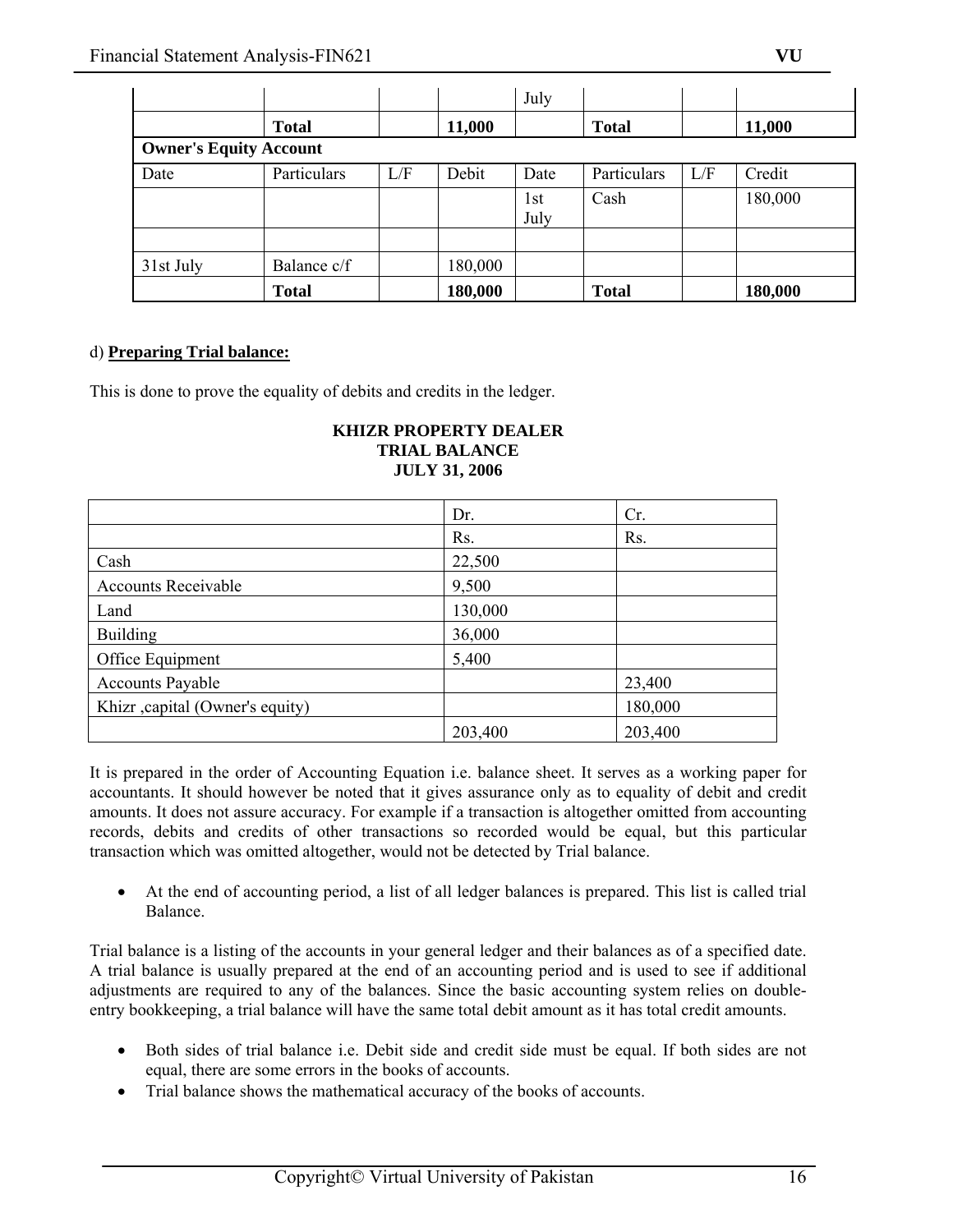| | | | | July | | | |
|---|---|---|---|---|---|---|---|
| | **Total** | | **11,000** | | **Total** | | **11,000** |

**Owner's Equity Account**

| Date | Particulars | L/F | Debit | Date | Particulars | L/F | Credit |
|---|---|---|---|---|---|---|---|
| | | | | 1st July | Cash | | 180,000 |
| | | | | | | | |
| 31st July | Balance c/f | | 180,000 | | | | |
| | **Total** | | **180,000** | | **Total** | | **180,000** |

d) **Preparing Trial balance:**

This is done to prove the equality of debits and credits in the ledger.

**KHIZR PROPERTY DEALER**
**TRIAL BALANCE**
**JULY 31, 2006**

| | Dr. | Cr. |
|---|---|---|
| | Rs. | Rs. |
| Cash | 22,500 | |
| Accounts Receivable | 9,500 | |
| Land | 130,000 | |
| Building | 36,000 | |
| Office Equipment | 5,400 | |
| Accounts Payable | | 23,400 |
| Khizr ,capital (Owner's equity) | | 180,000 |
| | 203,400 | 203,400 |

It is prepared in the order of Accounting Equation i.e. balance sheet. It serves as a working paper for accountants. It should however be noted that it gives assurance only as to equality of debit and credit amounts. It does not assure accuracy. For example if a transaction is altogether omitted from accounting records, debits and credits of other transactions so recorded would be equal, but this particular transaction which was omitted altogether, would not be detected by Trial balance.

- At the end of accounting period, a list of all ledger balances is prepared. This list is called trial Balance.

Trial balance is a listing of the accounts in your general ledger and their balances as of a specified date. A trial balance is usually prepared at the end of an accounting period and is used to see if additional adjustments are required to any of the balances. Since the basic accounting system relies on double-entry bookkeeping, a trial balance will have the same total debit amount as it has total credit amounts.

- Both sides of trial balance i.e. Debit side and credit side must be equal. If both sides are not equal, there are some errors in the books of accounts.
- Trial balance shows the mathematical accuracy of the books of accounts.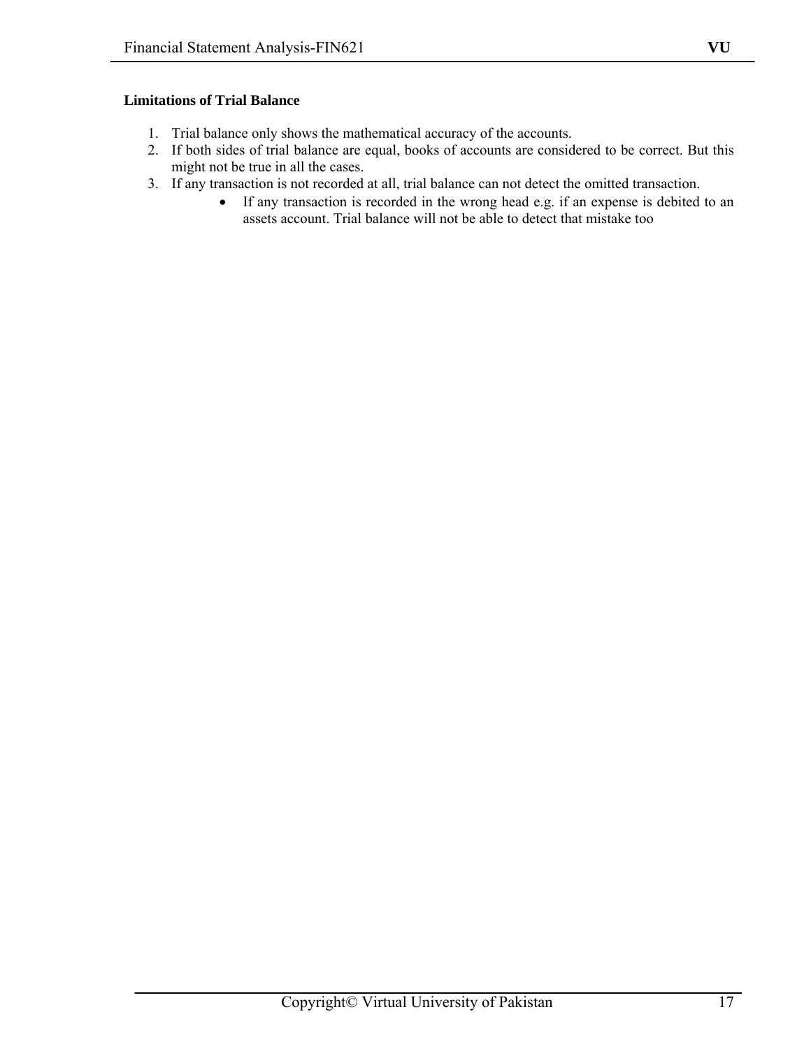**Limitations of Trial Balance**

1. Trial balance only shows the mathematical accuracy of the accounts.
2. If both sides of trial balance are equal, books of accounts are considered to be correct. But this might not be true in all the cases.
3. If any transaction is not recorded at all, trial balance can not detect the omitted transaction.
    - If any transaction is recorded in the wrong head e.g. if an expense is debited to an assets account. Trial balance will not be able to detect that mistake too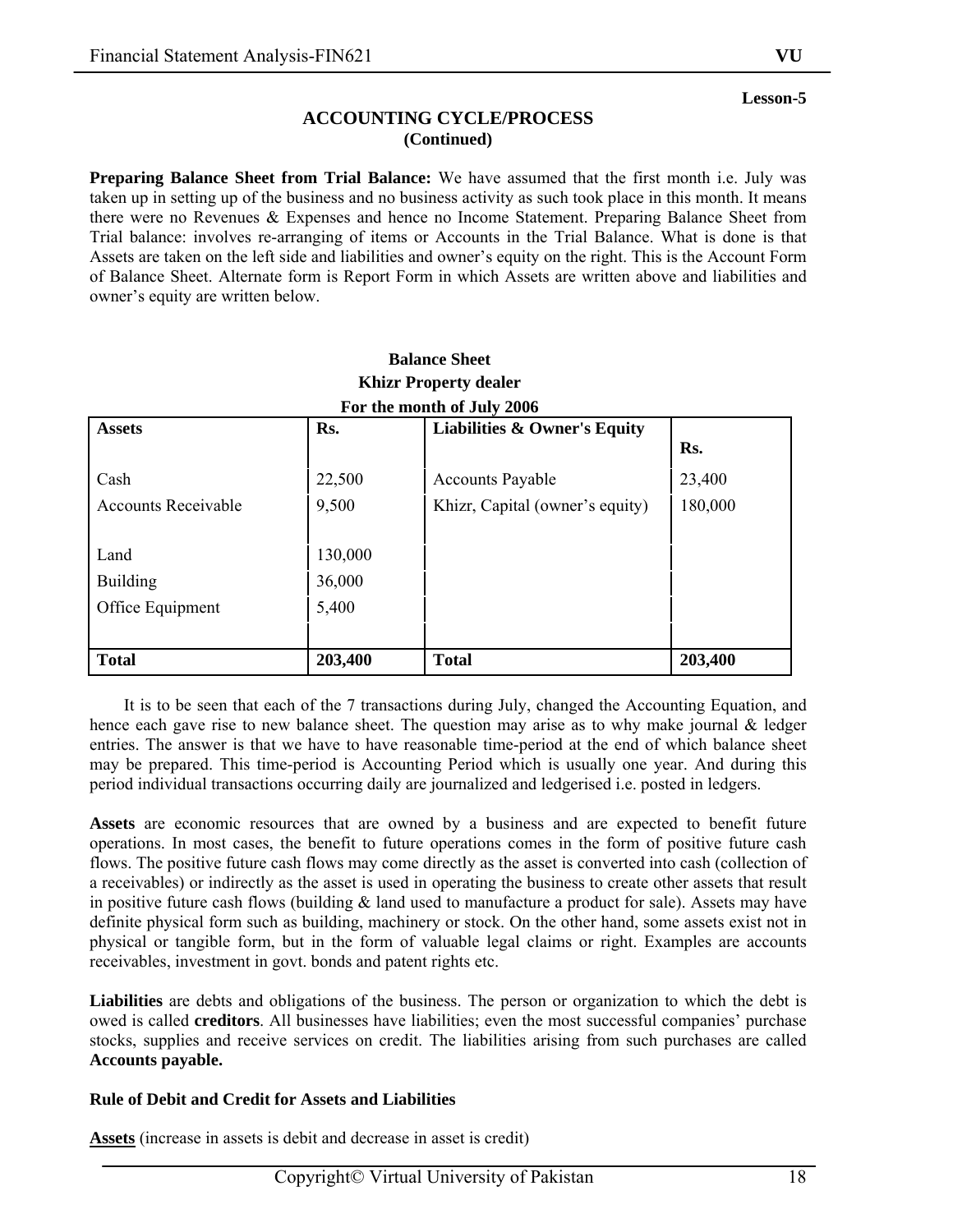**Lesson-5**

## ACCOUNTING CYCLE/PROCESS
### (Continued)

**Preparing Balance Sheet from Trial Balance:** We have assumed that the first month i.e. July was taken up in setting up of the business and no business activity as such took place in this month. It means there were no Revenues & Expenses and hence no Income Statement. Preparing Balance Sheet from Trial balance: involves re-arranging of items or Accounts in the Trial Balance. What is done is that Assets are taken on the left side and liabilities and owner's equity on the right. This is the Account Form of Balance Sheet. Alternate form is Report Form in which Assets are written above and liabilities and owner's equity are written below.

**Balance Sheet**
**Khizr Property dealer**
**For the month of July 2006**

| **Assets** | **Rs.** | **Liabilities & Owner's Equity** | **Rs.** |
|---|---|---|---|
| Cash | 22,500 | Accounts Payable | 23,400 |
| Accounts Receivable | 9,500 | Khizr, Capital (owner's equity) | 180,000 |
| Land | 130,000 | | |
| Building | 36,000 | | |
| Office Equipment | 5,400 | | |
| **Total** | **203,400** | **Total** | **203,400** |

It is to be seen that each of the 7 transactions during July, changed the Accounting Equation, and hence each gave rise to new balance sheet. The question may arise as to why make journal & ledger entries. The answer is that we have to have reasonable time-period at the end of which balance sheet may be prepared. This time-period is Accounting Period which is usually one year. And during this period individual transactions occurring daily are journalized and ledgerised i.e. posted in ledgers.

**Assets** are economic resources that are owned by a business and are expected to benefit future operations. In most cases, the benefit to future operations comes in the form of positive future cash flows. The positive future cash flows may come directly as the asset is converted into cash (collection of a receivables) or indirectly as the asset is used in operating the business to create other assets that result in positive future cash flows (building & land used to manufacture a product for sale). Assets may have definite physical form such as building, machinery or stock. On the other hand, some assets exist not in physical or tangible form, but in the form of valuable legal claims or right. Examples are accounts receivables, investment in govt. bonds and patent rights etc.

**Liabilities** are debts and obligations of the business. The person or organization to which the debt is owed is called **creditors**. All businesses have liabilities; even the most successful companies' purchase stocks, supplies and receive services on credit. The liabilities arising from such purchases are called **Accounts payable.**

**Rule of Debit and Credit for Assets and Liabilities**

**Assets** (increase in assets is debit and decrease in asset is credit)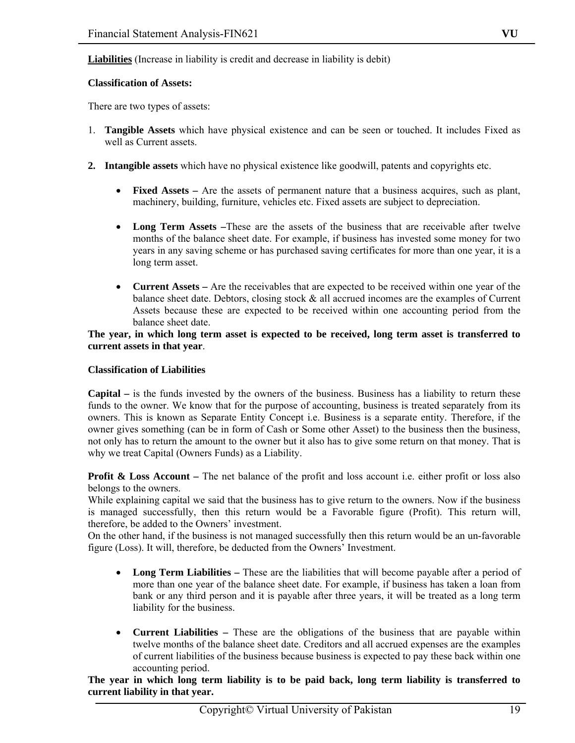**Liabilities** (Increase in liability is credit and decrease in liability is debit)

**Classification of Assets:**

There are two types of assets:

1. **Tangible Assets** which have physical existence and can be seen or touched. It includes Fixed as well as Current assets.

2. **Intangible assets** which have no physical existence like goodwill, patents and copyrights etc.

- **Fixed Assets –** Are the assets of permanent nature that a business acquires, such as plant, machinery, building, furniture, vehicles etc. Fixed assets are subject to depreciation.

- **Long Term Assets –**These are the assets of the business that are receivable after twelve months of the balance sheet date. For example, if business has invested some money for two years in any saving scheme or has purchased saving certificates for more than one year, it is a long term asset.

- **Current Assets –** Are the receivables that are expected to be received within one year of the balance sheet date. Debtors, closing stock & all accrued incomes are the examples of Current Assets because these are expected to be received within one accounting period from the balance sheet date.

**The year, in which long term asset is expected to be received, long term asset is transferred to current assets in that year**.

**Classification of Liabilities**

**Capital –** is the funds invested by the owners of the business. Business has a liability to return these funds to the owner. We know that for the purpose of accounting, business is treated separately from its owners. This is known as Separate Entity Concept i.e. Business is a separate entity. Therefore, if the owner gives something (can be in form of Cash or Some other Asset) to the business then the business, not only has to return the amount to the owner but it also has to give some return on that money. That is why we treat Capital (Owners Funds) as a Liability.

**Profit & Loss Account –** The net balance of the profit and loss account i.e. either profit or loss also belongs to the owners.
While explaining capital we said that the business has to give return to the owners. Now if the business is managed successfully, then this return would be a Favorable figure (Profit). This return will, therefore, be added to the Owners' investment.
On the other hand, if the business is not managed successfully then this return would be an un-favorable figure (Loss). It will, therefore, be deducted from the Owners' Investment.

- **Long Term Liabilities –** These are the liabilities that will become payable after a period of more than one year of the balance sheet date. For example, if business has taken a loan from bank or any third person and it is payable after three years, it will be treated as a long term liability for the business.

- **Current Liabilities –** These are the obligations of the business that are payable within twelve months of the balance sheet date. Creditors and all accrued expenses are the examples of current liabilities of the business because business is expected to pay these back within one accounting period.

**The year in which long term liability is to be paid back, long term liability is transferred to current liability in that year.**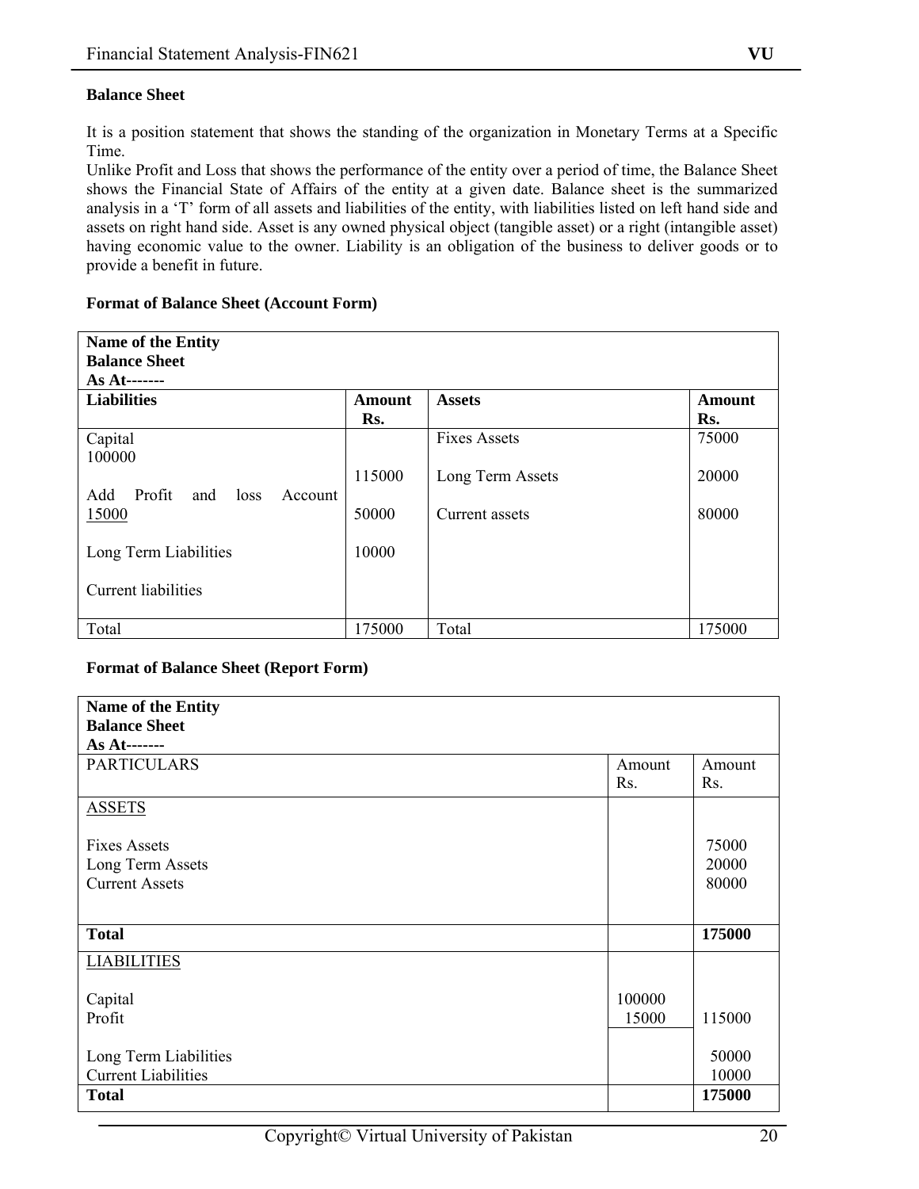**Balance Sheet**

It is a position statement that shows the standing of the organization in Monetary Terms at a Specific Time.
Unlike Profit and Loss that shows the performance of the entity over a period of time, the Balance Sheet shows the Financial State of Affairs of the entity at a given date. Balance sheet is the summarized analysis in a 'T' form of all assets and liabilities of the entity, with liabilities listed on left hand side and assets on right hand side. Asset is any owned physical object (tangible asset) or a right (intangible asset) having economic value to the owner. Liability is an obligation of the business to deliver goods or to provide a benefit in future.

**Format of Balance Sheet (Account Form)**

| **Name of the Entity**<br>**Balance Sheet**<br>**As At-------** | | | |
|---|---|---|---|
| **Liabilities** | **Amount Rs.** | **Assets** | **Amount Rs.** |
| Capital<br>100000 | | Fixes Assets | 75000 |
| Add Profit and loss Account<br>15000 | 115000 | Long Term Assets | 20000 |
| Long Term Liabilities | 50000 | Current assets | 80000 |
| Current liabilities | 10000 | | |
| Total | 175000 | Total | 175000 |

**Format of Balance Sheet (Report Form)**

| **Name of the Entity**<br>**Balance Sheet**<br>**As At-------** | | |
|---|---|---|
| PARTICULARS | Amount Rs. | Amount Rs. |
| ASSETS | | |
| Fixes Assets | | 75000 |
| Long Term Assets | | 20000 |
| Current Assets | | 80000 |
| **Total** | | **175000** |
| LIABILITIES | | |
| Capital | 100000 | |
| Profit | 15000 | 115000 |
| Long Term Liabilities | | 50000 |
| Current Liabilities | | 10000 |
| **Total** | | **175000** |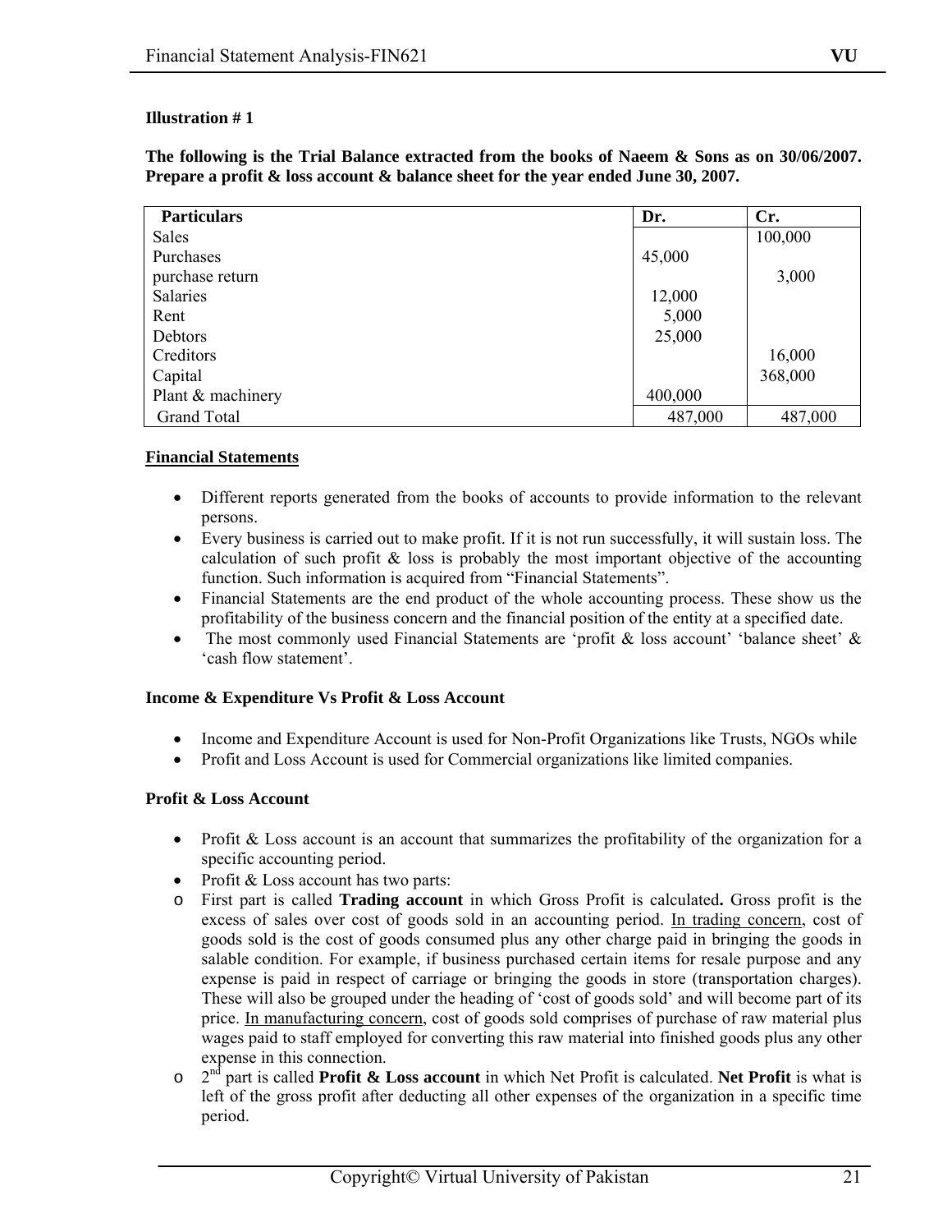**Illustration # 1**

**The following is the Trial Balance extracted from the books of Naeem & Sons as on 30/06/2007. Prepare a profit & loss account & balance sheet for the year ended June 30, 2007.**

| Particulars | Dr. | Cr. |
|---|---|---|
| Sales | | 100,000 |
| Purchases | 45,000 | |
| purchase return | | 3,000 |
| Salaries | 12,000 | |
| Rent | 5,000 | |
| Debtors | 25,000 | |
| Creditors | | 16,000 |
| Capital | | 368,000 |
| Plant & machinery | 400,000 | |
| Grand Total | 487,000 | 487,000 |

**Financial Statements**

- Different reports generated from the books of accounts to provide information to the relevant persons.
- Every business is carried out to make profit. If it is not run successfully, it will sustain loss. The calculation of such profit & loss is probably the most important objective of the accounting function. Such information is acquired from "Financial Statements".
- Financial Statements are the end product of the whole accounting process. These show us the profitability of the business concern and the financial position of the entity at a specified date.
- The most commonly used Financial Statements are 'profit & loss account' 'balance sheet' & 'cash flow statement'.

**Income & Expenditure Vs Profit & Loss Account**

- Income and Expenditure Account is used for Non-Profit Organizations like Trusts, NGOs while
- Profit and Loss Account is used for Commercial organizations like limited companies.

**Profit & Loss Account**

- Profit & Loss account is an account that summarizes the profitability of the organization for a specific accounting period.
- Profit & Loss account has two parts:
  - First part is called **Trading account** in which Gross Profit is calculated**.** Gross profit is the excess of sales over cost of goods sold in an accounting period. In trading concern, cost of goods sold is the cost of goods consumed plus any other charge paid in bringing the goods in salable condition. For example, if business purchased certain items for resale purpose and any expense is paid in respect of carriage or bringing the goods in store (transportation charges). These will also be grouped under the heading of 'cost of goods sold' and will become part of its price. In manufacturing concern, cost of goods sold comprises of purchase of raw material plus wages paid to staff employed for converting this raw material into finished goods plus any other expense in this connection.
  - 2nd part is called **Profit & Loss account** in which Net Profit is calculated. **Net Profit** is what is left of the gross profit after deducting all other expenses of the organization in a specific time period.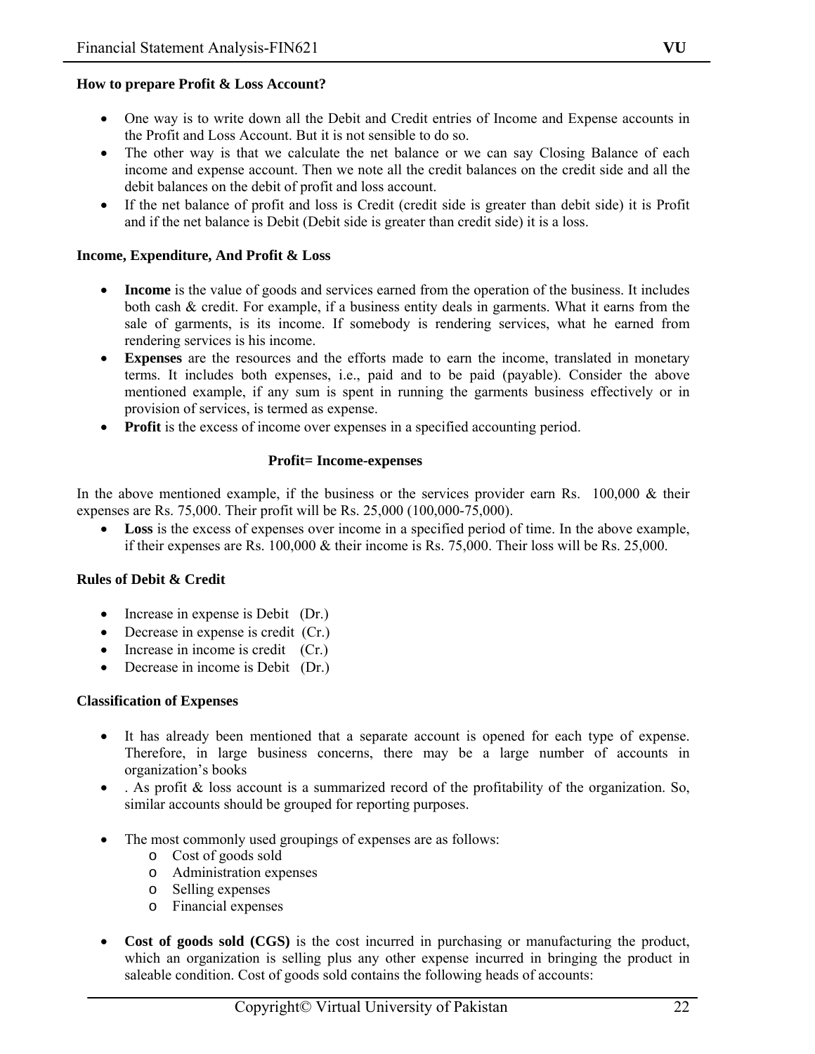**How to prepare Profit & Loss Account?**

- One way is to write down all the Debit and Credit entries of Income and Expense accounts in the Profit and Loss Account. But it is not sensible to do so.
- The other way is that we calculate the net balance or we can say Closing Balance of each income and expense account. Then we note all the credit balances on the credit side and all the debit balances on the debit of profit and loss account.
- If the net balance of profit and loss is Credit (credit side is greater than debit side) it is Profit and if the net balance is Debit (Debit side is greater than credit side) it is a loss.

**Income, Expenditure, And Profit & Loss**

- **Income** is the value of goods and services earned from the operation of the business. It includes both cash & credit. For example, if a business entity deals in garments. What it earns from the sale of garments, is its income. If somebody is rendering services, what he earned from rendering services is his income.
- **Expenses** are the resources and the efforts made to earn the income, translated in monetary terms. It includes both expenses, i.e., paid and to be paid (payable). Consider the above mentioned example, if any sum is spent in running the garments business effectively or in provision of services, is termed as expense.
- **Profit** is the excess of income over expenses in a specified accounting period.

**Profit= Income-expenses**

In the above mentioned example, if the business or the services provider earn Rs. 100,000 & their expenses are Rs. 75,000. Their profit will be Rs. 25,000 (100,000-75,000).

- **Loss** is the excess of expenses over income in a specified period of time. In the above example, if their expenses are Rs. 100,000 & their income is Rs. 75,000. Their loss will be Rs. 25,000.

**Rules of Debit & Credit**

- Increase in expense is Debit (Dr.)
- Decrease in expense is credit (Cr.)
- Increase in income is credit (Cr.)
- Decrease in income is Debit (Dr.)

**Classification of Expenses**

- It has already been mentioned that a separate account is opened for each type of expense. Therefore, in large business concerns, there may be a large number of accounts in organization's books
- . As profit & loss account is a summarized record of the profitability of the organization. So, similar accounts should be grouped for reporting purposes.
- The most commonly used groupings of expenses are as follows:
    - Cost of goods sold
    - Administration expenses
    - Selling expenses
    - Financial expenses
- **Cost of goods sold (CGS)** is the cost incurred in purchasing or manufacturing the product, which an organization is selling plus any other expense incurred in bringing the product in saleable condition. Cost of goods sold contains the following heads of accounts: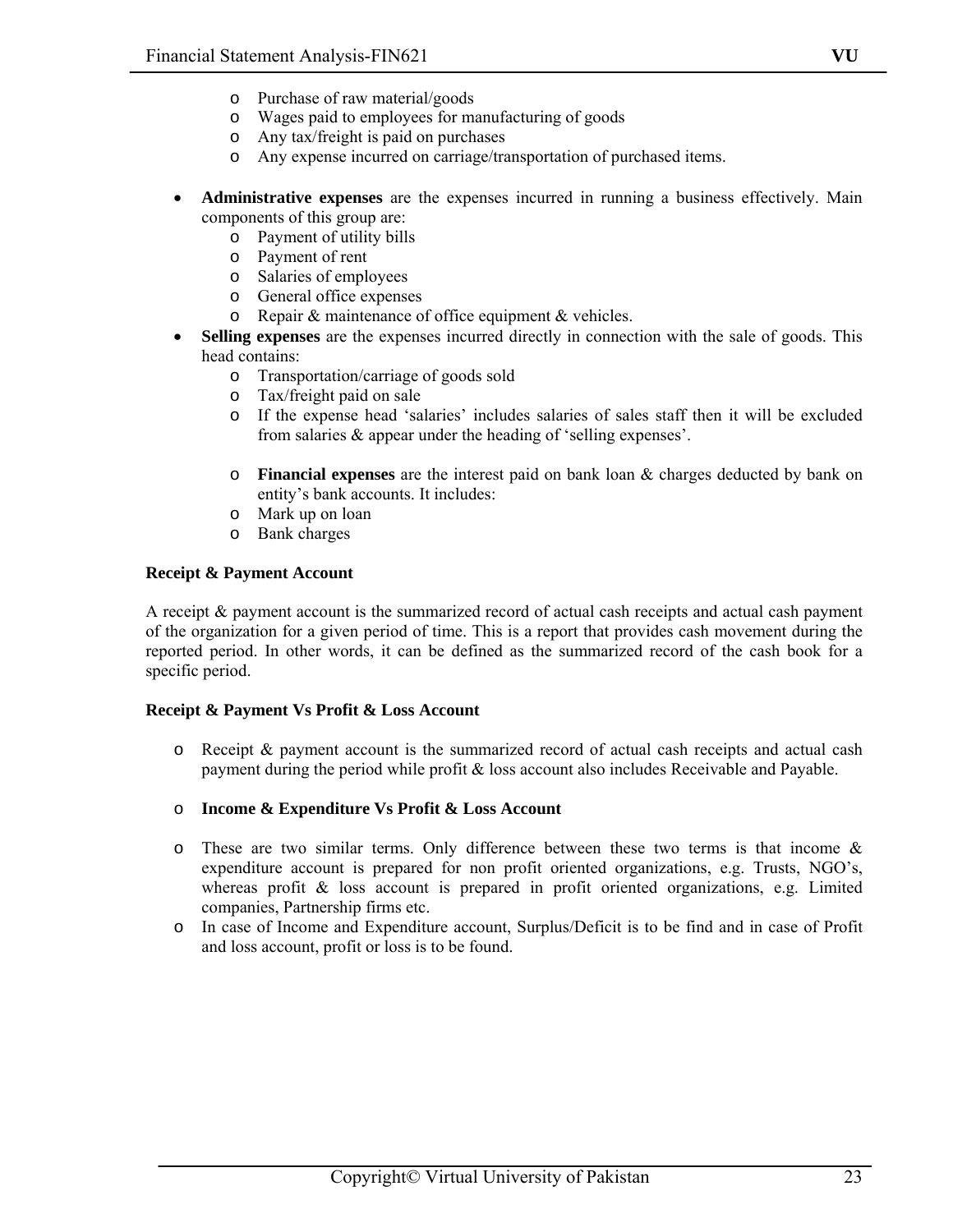- Purchase of raw material/goods
  - Wages paid to employees for manufacturing of goods
  - Any tax/freight is paid on purchases
  - Any expense incurred on carriage/transportation of purchased items.

- **Administrative expenses** are the expenses incurred in running a business effectively. Main components of this group are:
  - Payment of utility bills
  - Payment of rent
  - Salaries of employees
  - General office expenses
  - Repair & maintenance of office equipment & vehicles.
- **Selling expenses** are the expenses incurred directly in connection with the sale of goods. This head contains:
  - Transportation/carriage of goods sold
  - Tax/freight paid on sale
  - If the expense head 'salaries' includes salaries of sales staff then it will be excluded from salaries & appear under the heading of 'selling expenses'.

  - **Financial expenses** are the interest paid on bank loan & charges deducted by bank on entity's bank accounts. It includes:
  - Mark up on loan
  - Bank charges

**Receipt & Payment Account**

A receipt & payment account is the summarized record of actual cash receipts and actual cash payment of the organization for a given period of time. This is a report that provides cash movement during the reported period. In other words, it can be defined as the summarized record of the cash book for a specific period.

**Receipt & Payment Vs Profit & Loss Account**

- Receipt & payment account is the summarized record of actual cash receipts and actual cash payment during the period while profit & loss account also includes Receivable and Payable.

- **Income & Expenditure Vs Profit & Loss Account**

- These are two similar terms. Only difference between these two terms is that income & expenditure account is prepared for non profit oriented organizations, e.g. Trusts, NGO's, whereas profit & loss account is prepared in profit oriented organizations, e.g. Limited companies, Partnership firms etc.
- In case of Income and Expenditure account, Surplus/Deficit is to be find and in case of Profit and loss account, profit or loss is to be found.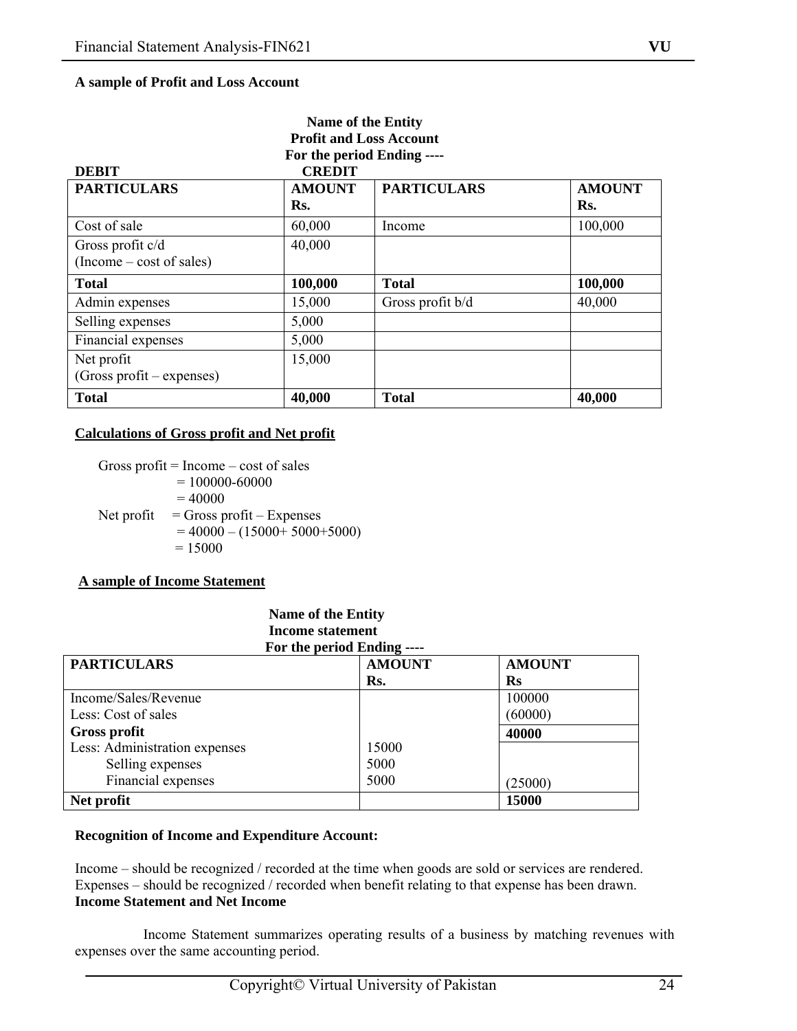**A sample of Profit and Loss Account**

**Name of the Entity**
**Profit and Loss Account**
**For the period Ending ----**

**DEBIT** | **CREDIT**

| **PARTICULARS** | **AMOUNT Rs.** | **PARTICULARS** | **AMOUNT Rs.** |
|---|---|---|---|
| Cost of sale | 60,000 | Income | 100,000 |
| Gross profit c/d (Income – cost of sales) | 40,000 | | |
| **Total** | **100,000** | **Total** | **100,000** |
| Admin expenses | 15,000 | Gross profit b/d | 40,000 |
| Selling expenses | 5,000 | | |
| Financial expenses | 5,000 | | |
| Net profit (Gross profit – expenses) | 15,000 | | |
| **Total** | **40,000** | **Total** | **40,000** |

**Calculations of Gross profit and Net profit**

Gross profit = Income – cost of sales
= 100000-60000
= 40000

Net profit = Gross profit – Expenses
= 40000 – (15000+ 5000+5000)
= 15000

**A sample of Income Statement**

**Name of the Entity**
**Income statement**
**For the period Ending ----**

| **PARTICULARS** | **AMOUNT Rs.** | **AMOUNT Rs** |
|---|---|---|
| Income/Sales/Revenue | | 100000 |
| Less: Cost of sales | | (60000) |
| **Gross profit** | | **40000** |
| Less: Administration expenses | 15000 | |
| Selling expenses | 5000 | |
| Financial expenses | 5000 | (25000) |
| **Net profit** | | **15000** |

**Recognition of Income and Expenditure Account:**

Income – should be recognized / recorded at the time when goods are sold or services are rendered.
Expenses – should be recognized / recorded when benefit relating to that expense has been drawn.

**Income Statement and Net Income**

Income Statement summarizes operating results of a business by matching revenues with expenses over the same accounting period.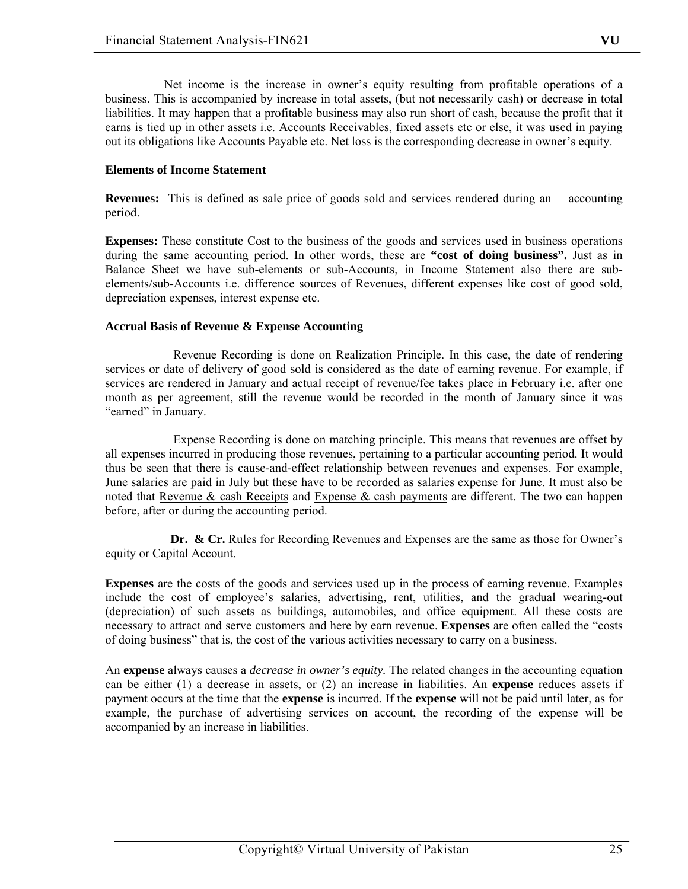Net income is the increase in owner's equity resulting from profitable operations of a business. This is accompanied by increase in total assets, (but not necessarily cash) or decrease in total liabilities. It may happen that a profitable business may also run short of cash, because the profit that it earns is tied up in other assets i.e. Accounts Receivables, fixed assets etc or else, it was used in paying out its obligations like Accounts Payable etc. Net loss is the corresponding decrease in owner's equity.

**Elements of Income Statement**

**Revenues:** This is defined as sale price of goods sold and services rendered during an accounting period.

**Expenses:** These constitute Cost to the business of the goods and services used in business operations during the same accounting period. In other words, these are **"cost of doing business".** Just as in Balance Sheet we have sub-elements or sub-Accounts, in Income Statement also there are sub-elements/sub-Accounts i.e. difference sources of Revenues, different expenses like cost of good sold, depreciation expenses, interest expense etc.

**Accrual Basis of Revenue & Expense Accounting**

Revenue Recording is done on Realization Principle. In this case, the date of rendering services or date of delivery of good sold is considered as the date of earning revenue. For example, if services are rendered in January and actual receipt of revenue/fee takes place in February i.e. after one month as per agreement, still the revenue would be recorded in the month of January since it was "earned" in January.

Expense Recording is done on matching principle. This means that revenues are offset by all expenses incurred in producing those revenues, pertaining to a particular accounting period. It would thus be seen that there is cause-and-effect relationship between revenues and expenses. For example, June salaries are paid in July but these have to be recorded as salaries expense for June. It must also be noted that <u>Revenue & cash Receipts</u> and <u>Expense & cash payments</u> are different. The two can happen before, after or during the accounting period.

**Dr. & Cr.** Rules for Recording Revenues and Expenses are the same as those for Owner's equity or Capital Account.

**Expenses** are the costs of the goods and services used up in the process of earning revenue. Examples include the cost of employee's salaries, advertising, rent, utilities, and the gradual wearing-out (depreciation) of such assets as buildings, automobiles, and office equipment. All these costs are necessary to attract and serve customers and here by earn revenue. **Expenses** are often called the "costs of doing business" that is, the cost of the various activities necessary to carry on a business.

An **expense** always causes a *decrease in owner's equity.* The related changes in the accounting equation can be either (1) a decrease in assets, or (2) an increase in liabilities. An **expense** reduces assets if payment occurs at the time that the **expense** is incurred. If the **expense** will not be paid until later, as for example, the purchase of advertising services on account, the recording of the expense will be accompanied by an increase in liabilities.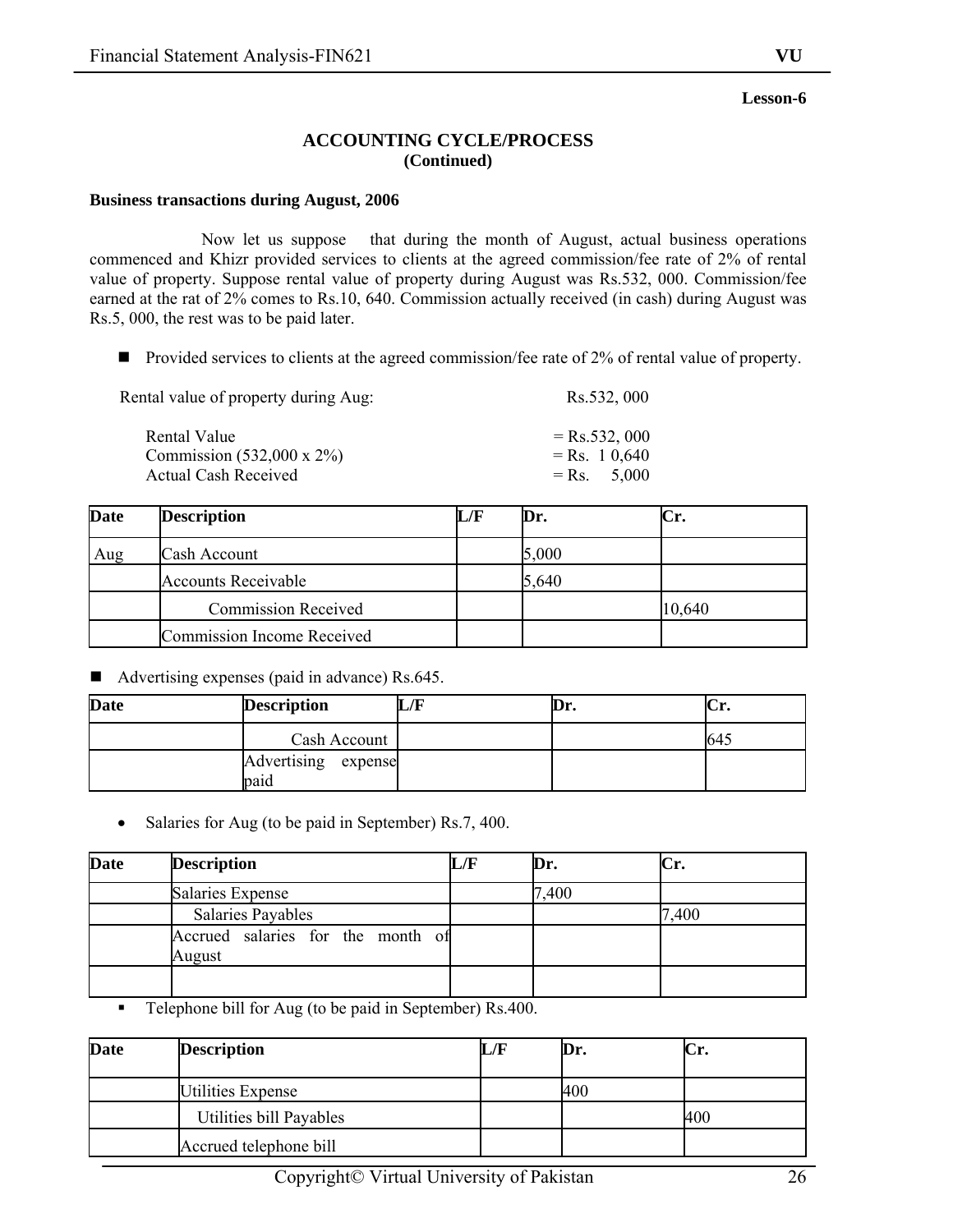**Lesson-6**

## ACCOUNTING CYCLE/PROCESS
### (Continued)

**Business transactions during August, 2006**

Now let us suppose that during the month of August, actual business operations commenced and Khizr provided services to clients at the agreed commission/fee rate of 2% of rental value of property. Suppose rental value of property during August was Rs.532, 000. Commission/fee earned at the rat of 2% comes to Rs.10, 640. Commission actually received (in cash) during August was Rs.5, 000, the rest was to be paid later.

- Provided services to clients at the agreed commission/fee rate of 2% of rental value of property.

Rental value of property during Aug: Rs.532, 000

Rental Value = Rs.532, 000
Commission (532,000 x 2%) = Rs. 1 0,640
Actual Cash Received = Rs. 5,000

| Date | Description | L/F | Dr. | Cr. |
|---|---|---|---|---|
| Aug | Cash Account | | 5,000 | |
| | Accounts Receivable | | 5,640 | |
| | Commission Received | | | 10,640 |
| | Commission Income Received | | | |

- Advertising expenses (paid in advance) Rs.645.

| Date | Description | L/F | Dr. | Cr. |
|---|---|---|---|---|
| | Cash Account | | | 645 |
| | Advertising expense paid | | | |

- Salaries for Aug (to be paid in September) Rs.7, 400.

| Date | Description | L/F | Dr. | Cr. |
|---|---|---|---|---|
| | Salaries Expense | | 7,400 | |
| | Salaries Payables | | | 7,400 |
| | Accrued salaries for the month of August | | | |
| | | | | |

- Telephone bill for Aug (to be paid in September) Rs.400.

| Date | Description | L/F | Dr. | Cr. |
|---|---|---|---|---|
| | Utilities Expense | | 400 | |
| | Utilities bill Payables | | | 400 |
| | Accrued telephone bill | | | |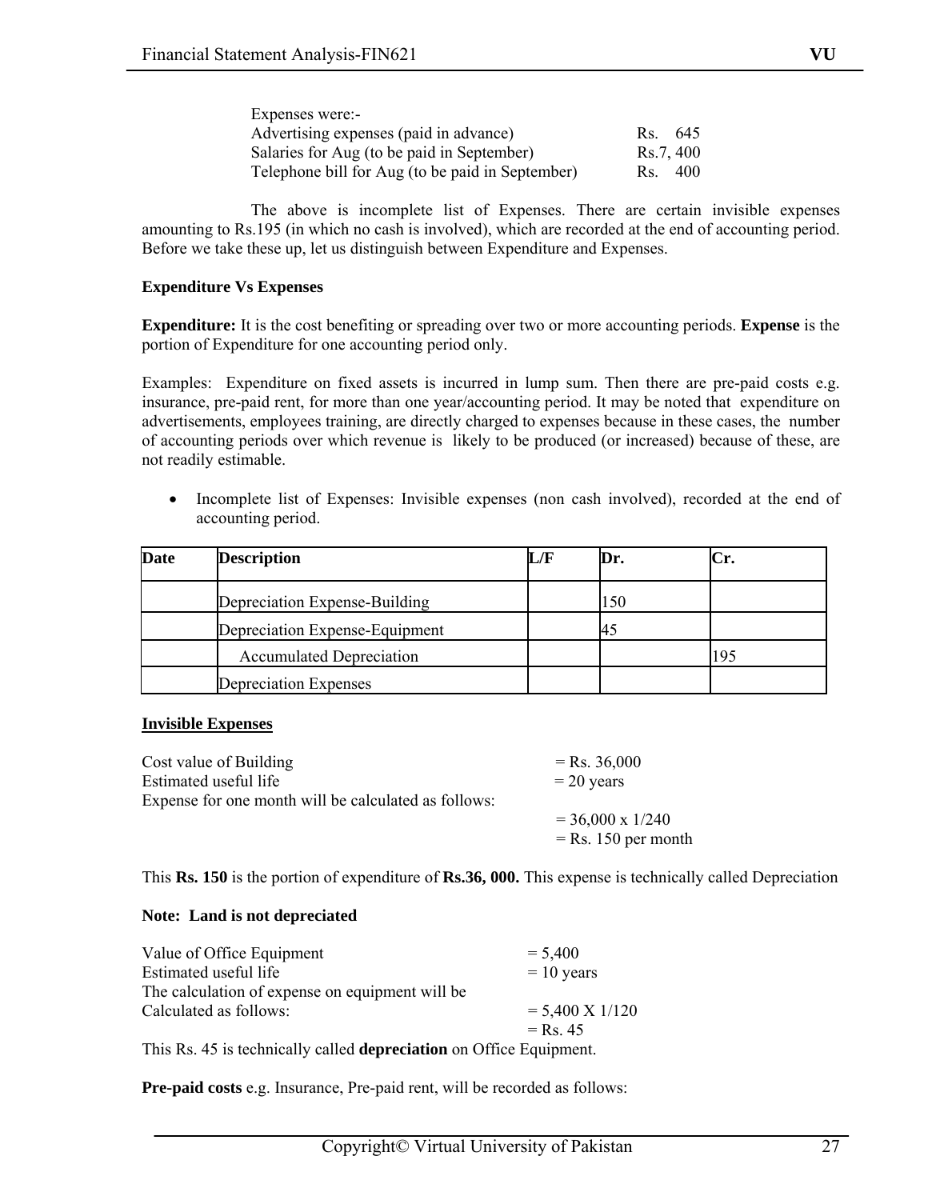Expenses were:-

| | |
|---|---|
| Advertising expenses (paid in advance) | Rs. 645 |
| Salaries for Aug (to be paid in September) | Rs.7, 400 |
| Telephone bill for Aug (to be paid in September) | Rs. 400 |

The above is incomplete list of Expenses. There are certain invisible expenses amounting to Rs.195 (in which no cash is involved), which are recorded at the end of accounting period. Before we take these up, let us distinguish between Expenditure and Expenses.

**Expenditure Vs Expenses**

**Expenditure:** It is the cost benefiting or spreading over two or more accounting periods. **Expense** is the portion of Expenditure for one accounting period only.

Examples: Expenditure on fixed assets is incurred in lump sum. Then there are pre-paid costs e.g. insurance, pre-paid rent, for more than one year/accounting period. It may be noted that expenditure on advertisements, employees training, are directly charged to expenses because in these cases, the number of accounting periods over which revenue is likely to be produced (or increased) because of these, are not readily estimable.

- Incomplete list of Expenses: Invisible expenses (non cash involved), recorded at the end of accounting period.

| Date | Description | L/F | Dr. | Cr. |
|---|---|---|---|---|
| | Depreciation Expense-Building | | 150 | |
| | Depreciation Expense-Equipment | | 45 | |
| | Accumulated Depreciation | | | 195 |
| | Depreciation Expenses | | | |

**Invisible Expenses**

Cost value of Building = Rs. 36,000
Estimated useful life = 20 years
Expense for one month will be calculated as follows:
= 36,000 x 1/240
= Rs. 150 per month

This **Rs. 150** is the portion of expenditure of **Rs.36, 000.** This expense is technically called Depreciation

**Note: Land is not depreciated**

Value of Office Equipment = 5,400
Estimated useful life = 10 years
The calculation of expense on equipment will be
Calculated as follows: = 5,400 X 1/120
= Rs. 45

This Rs. 45 is technically called **depreciation** on Office Equipment.

**Pre-paid costs** e.g. Insurance, Pre-paid rent, will be recorded as follows: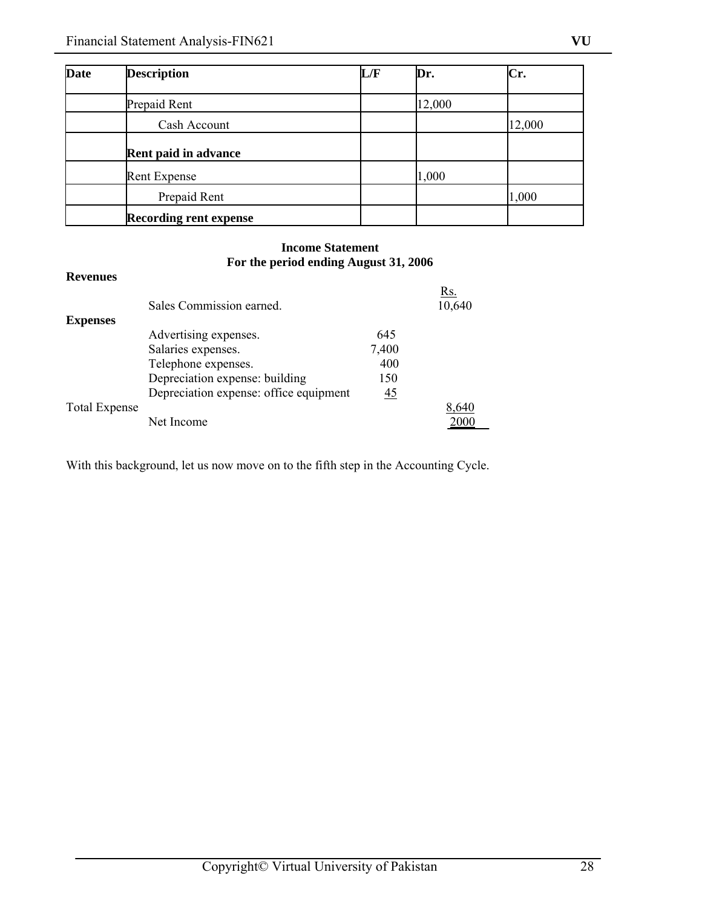| Date | Description | L/F | Dr. | Cr. |
|---|---|---|---|---|
| | Prepaid Rent | | 12,000 | |
| | Cash Account | | | 12,000 |
| | **Rent paid in advance** | | | |
| | Rent Expense | | 1,000 | |
| | Prepaid Rent | | | 1,000 |
| | **Recording rent expense** | | | |

**Income Statement**
**For the period ending August 31, 2006**

| | | | Rs. |
|---|---|---|---|
| **Revenues** | | | |
| | Sales Commission earned. | | 10,640 |
| **Expenses** | | | |
| | Advertising expenses. | 645 | |
| | Salaries expenses. | 7,400 | |
| | Telephone expenses. | 400 | |
| | Depreciation expense: building | 150 | |
| | Depreciation expense: office equipment | 45 | |
| Total Expense | | | 8,640 |
| | Net Income | | 2000 |

With this background, let us now move on to the fifth step in the Accounting Cycle.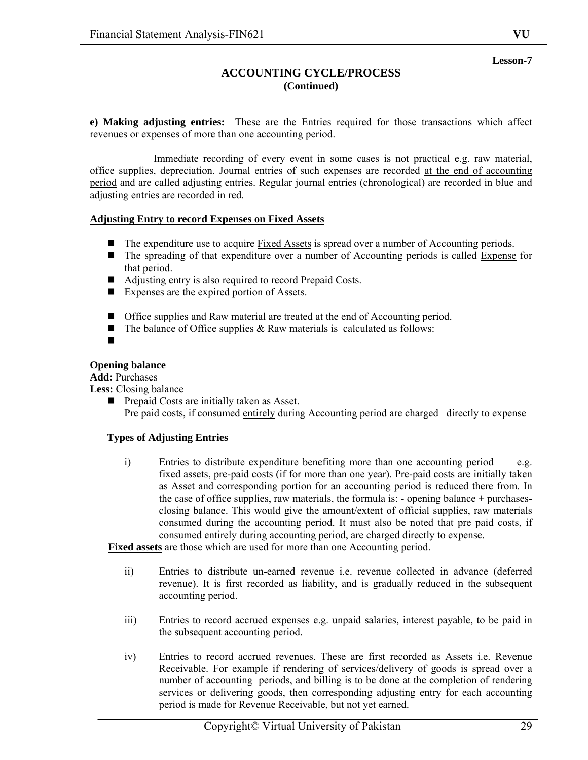**Lesson-7**

## ACCOUNTING CYCLE/PROCESS
### (Continued)

**e) Making adjusting entries:** These are the Entries required for those transactions which affect revenues or expenses of more than one accounting period.

Immediate recording of every event in some cases is not practical e.g. raw material, office supplies, depreciation. Journal entries of such expenses are recorded <u>at the end of accounting period</u> and are called adjusting entries. Regular journal entries (chronological) are recorded in blue and adjusting entries are recorded in red.

**<u>Adjusting Entry to record Expenses on Fixed Assets</u>**

- The expenditure use to acquire <u>Fixed Assets</u> is spread over a number of Accounting periods.
- The spreading of that expenditure over a number of Accounting periods is called <u>Expense</u> for that period.
- Adjusting entry is also required to record <u>Prepaid Costs.</u>
- Expenses are the expired portion of Assets.

- Office supplies and Raw material are treated at the end of Accounting period.
- The balance of Office supplies & Raw materials is calculated as follows:
- 

**Opening balance**
**Add:** Purchases
**Less:** Closing balance

- Prepaid Costs are initially taken as <u>Asset.</u>
  Pre paid costs, if consumed <u>entirely</u> during Accounting period are charged directly to expense

**Types of Adjusting Entries**

i) Entries to distribute expenditure benefiting more than one accounting period e.g. fixed assets, pre-paid costs (if for more than one year). Pre-paid costs are initially taken as Asset and corresponding portion for an accounting period is reduced there from. In the case of office supplies, raw materials, the formula is: - opening balance + purchases- closing balance. This would give the amount/extent of official supplies, raw materials consumed during the accounting period. It must also be noted that pre paid costs, if consumed entirely during accounting period, are charged directly to expense.

**<u>Fixed assets</u>** are those which are used for more than one Accounting period.

ii) Entries to distribute un-earned revenue i.e. revenue collected in advance (deferred revenue). It is first recorded as liability, and is gradually reduced in the subsequent accounting period.

iii) Entries to record accrued expenses e.g. unpaid salaries, interest payable, to be paid in the subsequent accounting period.

iv) Entries to record accrued revenues. These are first recorded as Assets i.e. Revenue Receivable. For example if rendering of services/delivery of goods is spread over a number of accounting periods, and billing is to be done at the completion of rendering services or delivering goods, then corresponding adjusting entry for each accounting period is made for Revenue Receivable, but not yet earned.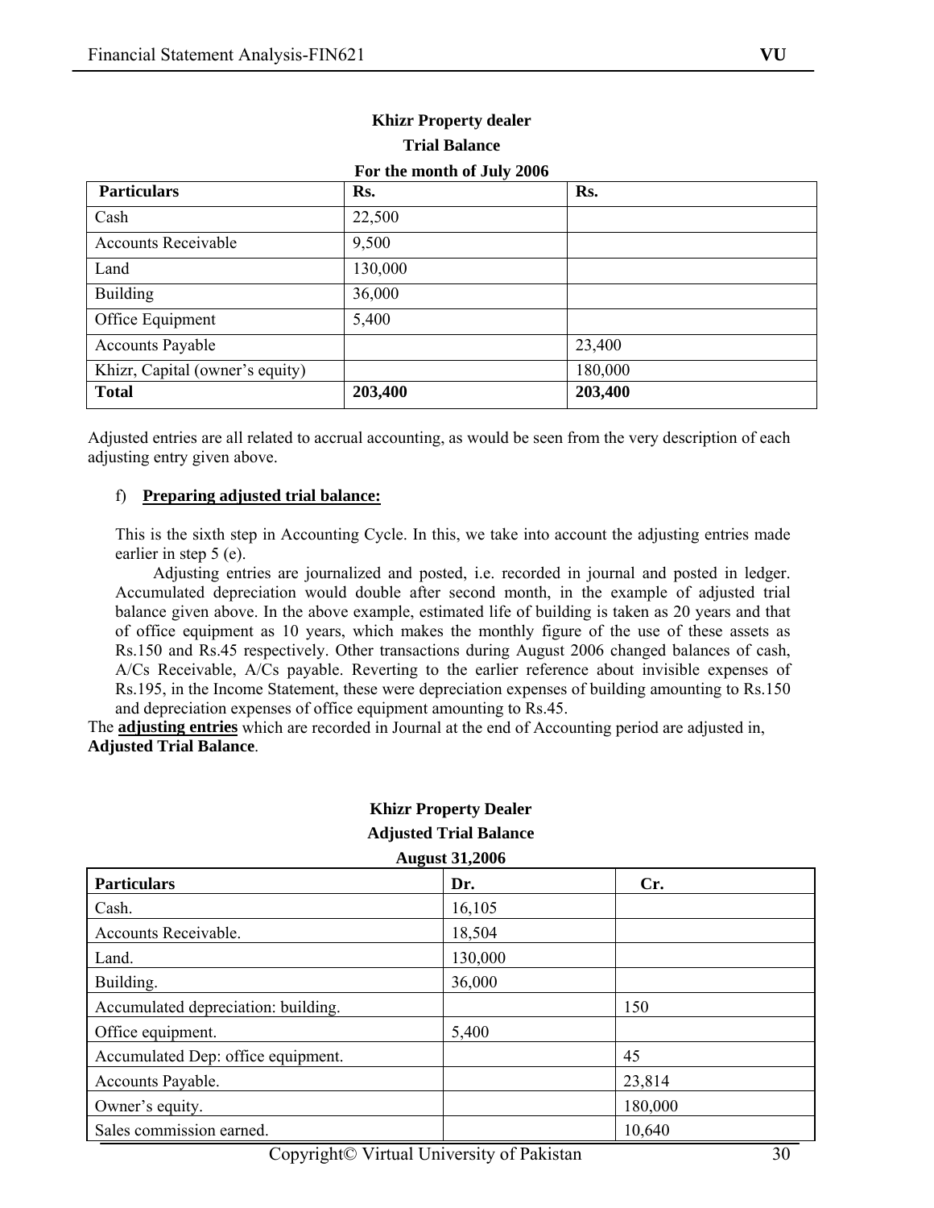**Khizr Property dealer**

**Trial Balance**

**For the month of July 2006**

| Particulars | Rs. | Rs. |
|---|---|---|
| Cash | 22,500 | |
| Accounts Receivable | 9,500 | |
| Land | 130,000 | |
| Building | 36,000 | |
| Office Equipment | 5,400 | |
| Accounts Payable | | 23,400 |
| Khizr, Capital (owner's equity) | | 180,000 |
| **Total** | **203,400** | **203,400** |

Adjusted entries are all related to accrual accounting, as would be seen from the very description of each adjusting entry given above.

f) **Preparing adjusted trial balance:**

This is the sixth step in Accounting Cycle. In this, we take into account the adjusting entries made earlier in step 5 (e).

Adjusting entries are journalized and posted, i.e. recorded in journal and posted in ledger. Accumulated depreciation would double after second month, in the example of adjusted trial balance given above. In the above example, estimated life of building is taken as 20 years and that of office equipment as 10 years, which makes the monthly figure of the use of these assets as Rs.150 and Rs.45 respectively. Other transactions during August 2006 changed balances of cash, A/Cs Receivable, A/Cs payable. Reverting to the earlier reference about invisible expenses of Rs.195, in the Income Statement, these were depreciation expenses of building amounting to Rs.150 and depreciation expenses of office equipment amounting to Rs.45.

The **adjusting entries** which are recorded in Journal at the end of Accounting period are adjusted in, **Adjusted Trial Balance**.

**Khizr Property Dealer**

**Adjusted Trial Balance**

**August 31,2006**

| Particulars | Dr. | Cr. |
|---|---|---|
| Cash. | 16,105 | |
| Accounts Receivable. | 18,504 | |
| Land. | 130,000 | |
| Building. | 36,000 | |
| Accumulated depreciation: building. | | 150 |
| Office equipment. | 5,400 | |
| Accumulated Dep: office equipment. | | 45 |
| Accounts Payable. | | 23,814 |
| Owner's equity. | | 180,000 |
| Sales commission earned. | | 10,640 |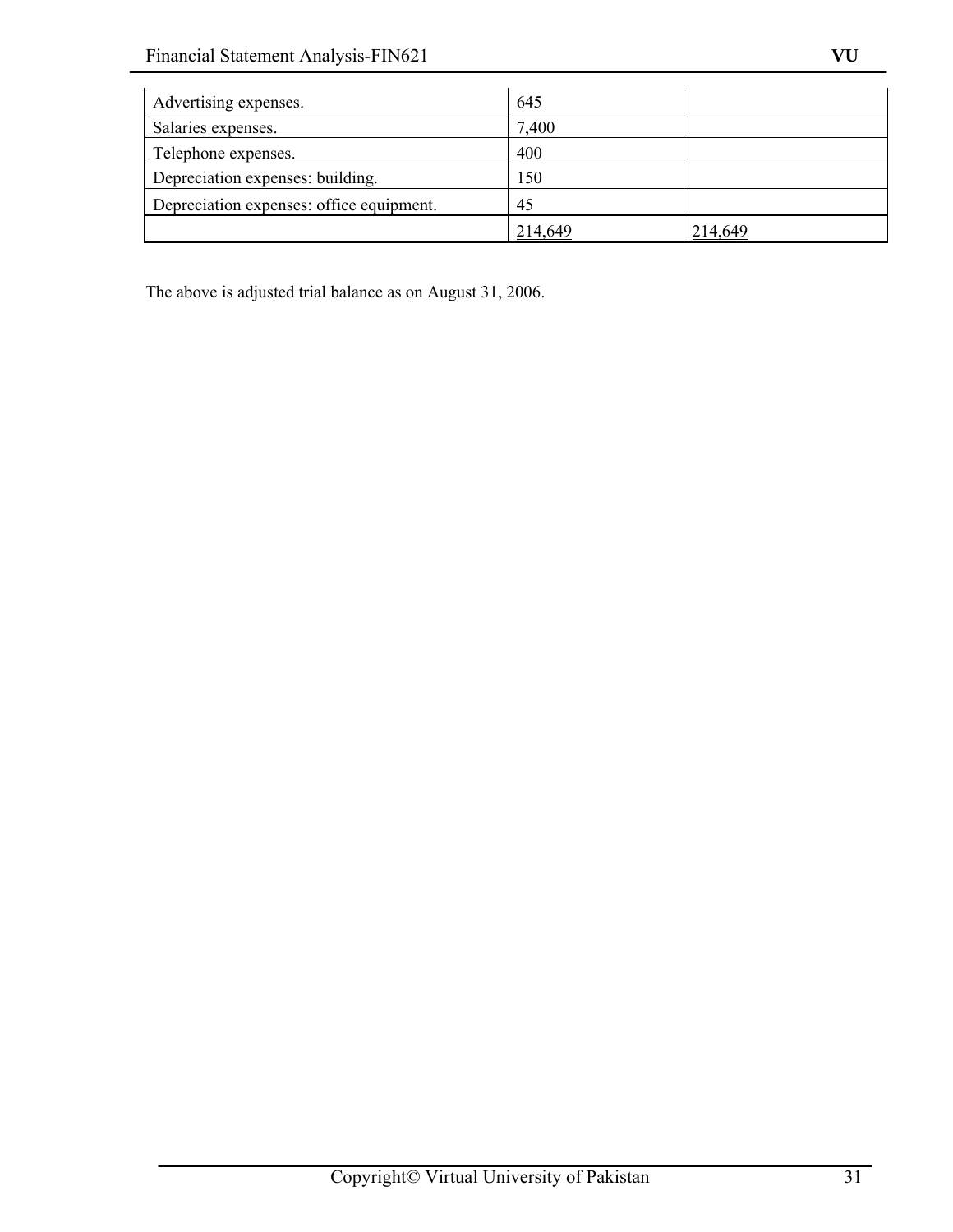| | | |
|---|---|---|
| Advertising expenses. | 645 | |
| Salaries expenses. | 7,400 | |
| Telephone expenses. | 400 | |
| Depreciation expenses: building. | 150 | |
| Depreciation expenses: office equipment. | 45 | |
| | 214,649 | 214,649 |

The above is adjusted trial balance as on August 31, 2006.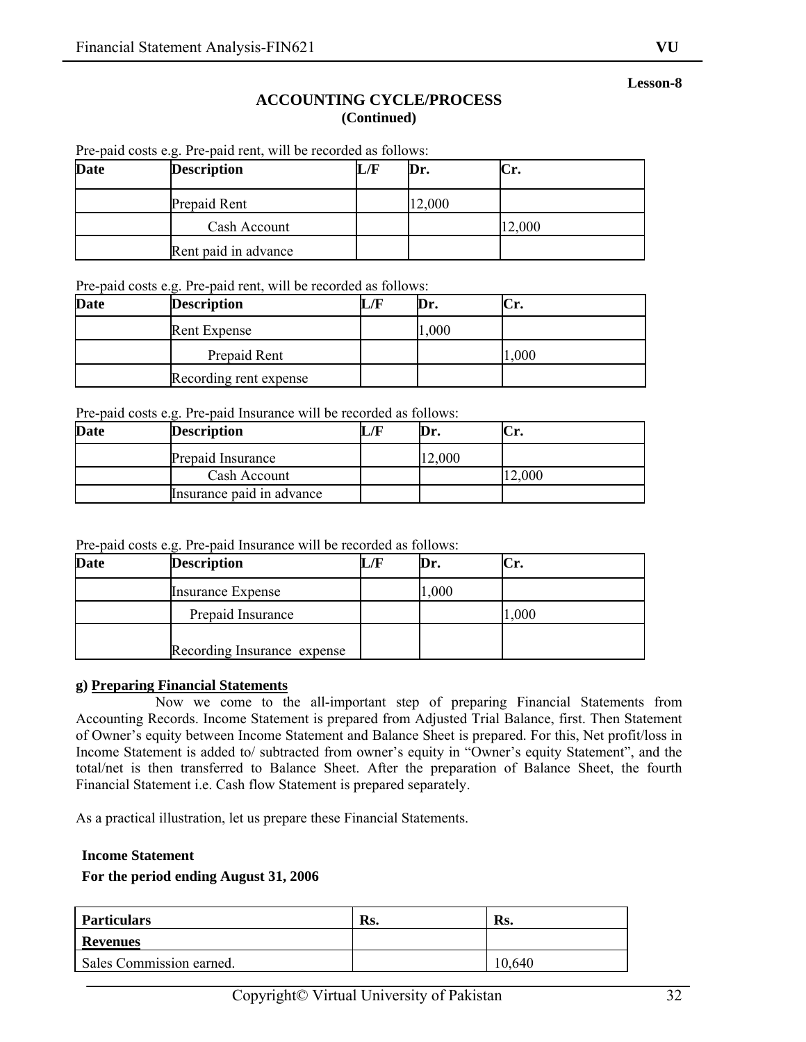Lesson-8

# ACCOUNTING CYCLE/PROCESS
## (Continued)

Pre-paid costs e.g. Pre-paid rent, will be recorded as follows:

| Date | Description | L/F | Dr. | Cr. |
|---|---|---|---|---|
| | Prepaid Rent | | 12,000 | |
| | Cash Account | | | 12,000 |
| | Rent paid in advance | | | |

Pre-paid costs e.g. Pre-paid rent, will be recorded as follows:

| Date | Description | L/F | Dr. | Cr. |
|---|---|---|---|---|
| | Rent Expense | | 1,000 | |
| | Prepaid Rent | | | 1,000 |
| | Recording rent expense | | | |

Pre-paid costs e.g. Pre-paid Insurance will be recorded as follows:

| Date | Description | L/F | Dr. | Cr. |
|---|---|---|---|---|
| | Prepaid Insurance | | 12,000 | |
| | Cash Account | | | 12,000 |
| | Insurance paid in advance | | | |

Pre-paid costs e.g. Pre-paid Insurance will be recorded as follows:

| Date | Description | L/F | Dr. | Cr. |
|---|---|---|---|---|
| | Insurance Expense | | 1,000 | |
| | Prepaid Insurance | | | 1,000 |
| | Recording Insurance expense | | | |

**g) Preparing Financial Statements**

Now we come to the all-important step of preparing Financial Statements from Accounting Records. Income Statement is prepared from Adjusted Trial Balance, first. Then Statement of Owner's equity between Income Statement and Balance Sheet is prepared. For this, Net profit/loss in Income Statement is added to/ subtracted from owner's equity in "Owner's equity Statement", and the total/net is then transferred to Balance Sheet. After the preparation of Balance Sheet, the fourth Financial Statement i.e. Cash flow Statement is prepared separately.

As a practical illustration, let us prepare these Financial Statements.

**Income Statement**

**For the period ending August 31, 2006**

| Particulars | Rs. | Rs. |
|---|---|---|
| **Revenues** | | |
| Sales Commission earned. | | 10,640 |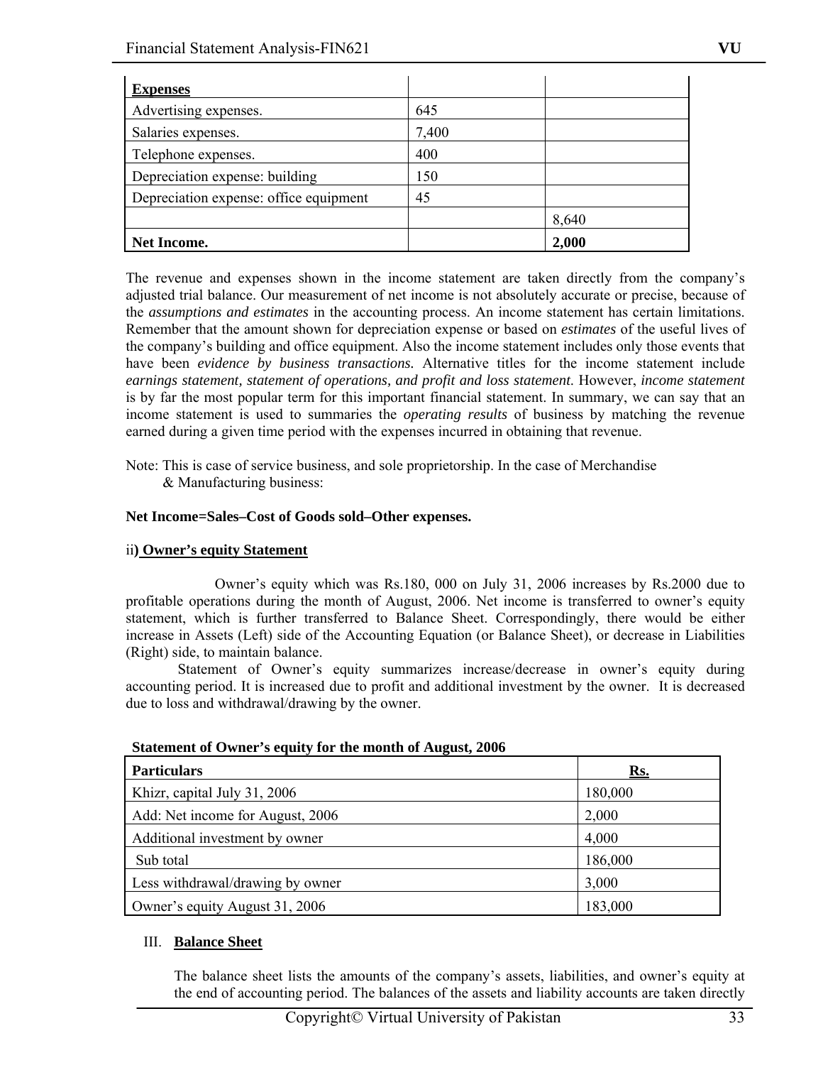| **Expenses** | | |
|---|---|---|
| Advertising expenses. | 645 | |
| Salaries expenses. | 7,400 | |
| Telephone expenses. | 400 | |
| Depreciation expense: building | 150 | |
| Depreciation expense: office equipment | 45 | |
| | | 8,640 |
| **Net Income.** | | **2,000** |

The revenue and expenses shown in the income statement are taken directly from the company's adjusted trial balance. Our measurement of net income is not absolutely accurate or precise, because of the *assumptions and estimates* in the accounting process. An income statement has certain limitations. Remember that the amount shown for depreciation expense or based on *estimates* of the useful lives of the company's building and office equipment. Also the income statement includes only those events that have been *evidence by business transactions.* Alternative titles for the income statement include *earnings statement, statement of operations, and profit and loss statement*. However, *income statement* is by far the most popular term for this important financial statement. In summary, we can say that an income statement is used to summaries the *operating results* of business by matching the revenue earned during a given time period with the expenses incurred in obtaining that revenue.

Note: This is case of service business, and sole proprietorship. In the case of Merchandise & Manufacturing business:

**Net Income=Sales–Cost of Goods sold–Other expenses.**

ii**) <u>Owner's equity Statement</u>**

Owner's equity which was Rs.180, 000 on July 31, 2006 increases by Rs.2000 due to profitable operations during the month of August, 2006. Net income is transferred to owner's equity statement, which is further transferred to Balance Sheet. Correspondingly, there would be either increase in Assets (Left) side of the Accounting Equation (or Balance Sheet), or decrease in Liabilities (Right) side, to maintain balance.

Statement of Owner's equity summarizes increase/decrease in owner's equity during accounting period. It is increased due to profit and additional investment by the owner. It is decreased due to loss and withdrawal/drawing by the owner.

**Statement of Owner's equity for the month of August, 2006**

| **Particulars** | **<u>Rs.</u>** |
|---|---|
| Khizr, capital July 31, 2006 | 180,000 |
| Add: Net income for August, 2006 | 2,000 |
| Additional investment by owner | 4,000 |
| Sub total | 186,000 |
| Less withdrawal/drawing by owner | 3,000 |
| Owner's equity August 31, 2006 | 183,000 |

III. **<u>Balance Sheet</u>**

The balance sheet lists the amounts of the company's assets, liabilities, and owner's equity at the end of accounting period. The balances of the assets and liability accounts are taken directly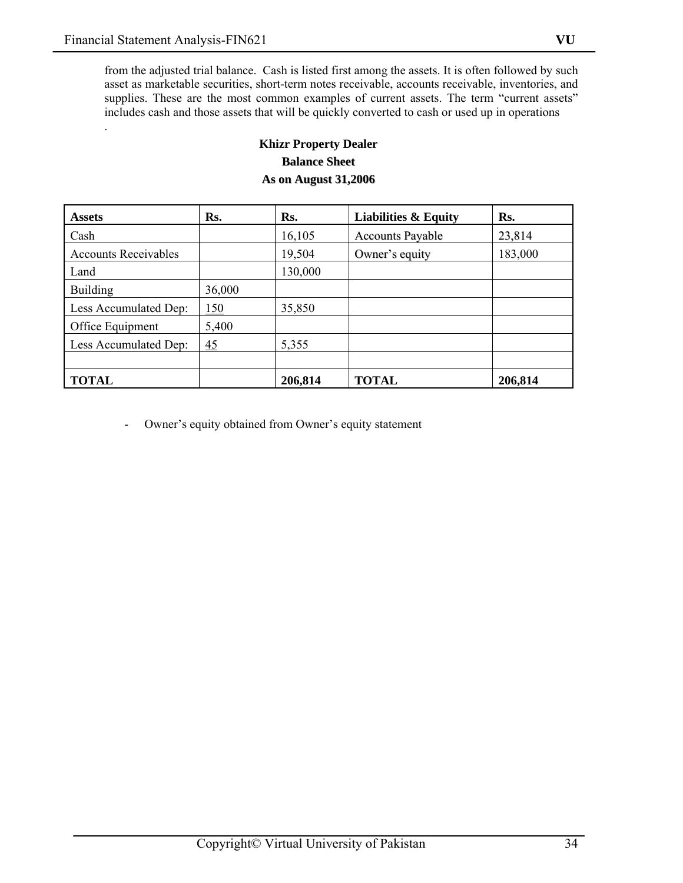from the adjusted trial balance. Cash is listed first among the assets. It is often followed by such asset as marketable securities, short-term notes receivable, accounts receivable, inventories, and supplies. These are the most common examples of current assets. The term "current assets" includes cash and those assets that will be quickly converted to cash or used up in operations
.

**Khizr Property Dealer**

**Balance Sheet**

**As on August 31,2006**

| **Assets** | **Rs.** | **Rs.** | **Liabilities & Equity** | **Rs.** |
|---|---|---|---|---|
| Cash | | 16,105 | Accounts Payable | 23,814 |
| Accounts Receivables | | 19,504 | Owner's equity | 183,000 |
| Land | | 130,000 | | |
| Building | 36,000 | | | |
| Less Accumulated Dep: | 150 | 35,850 | | |
| Office Equipment | 5,400 | | | |
| Less Accumulated Dep: | 45 | 5,355 | | |
| | | | | |
| **TOTAL** | | **206,814** | **TOTAL** | **206,814** |

- Owner's equity obtained from Owner's equity statement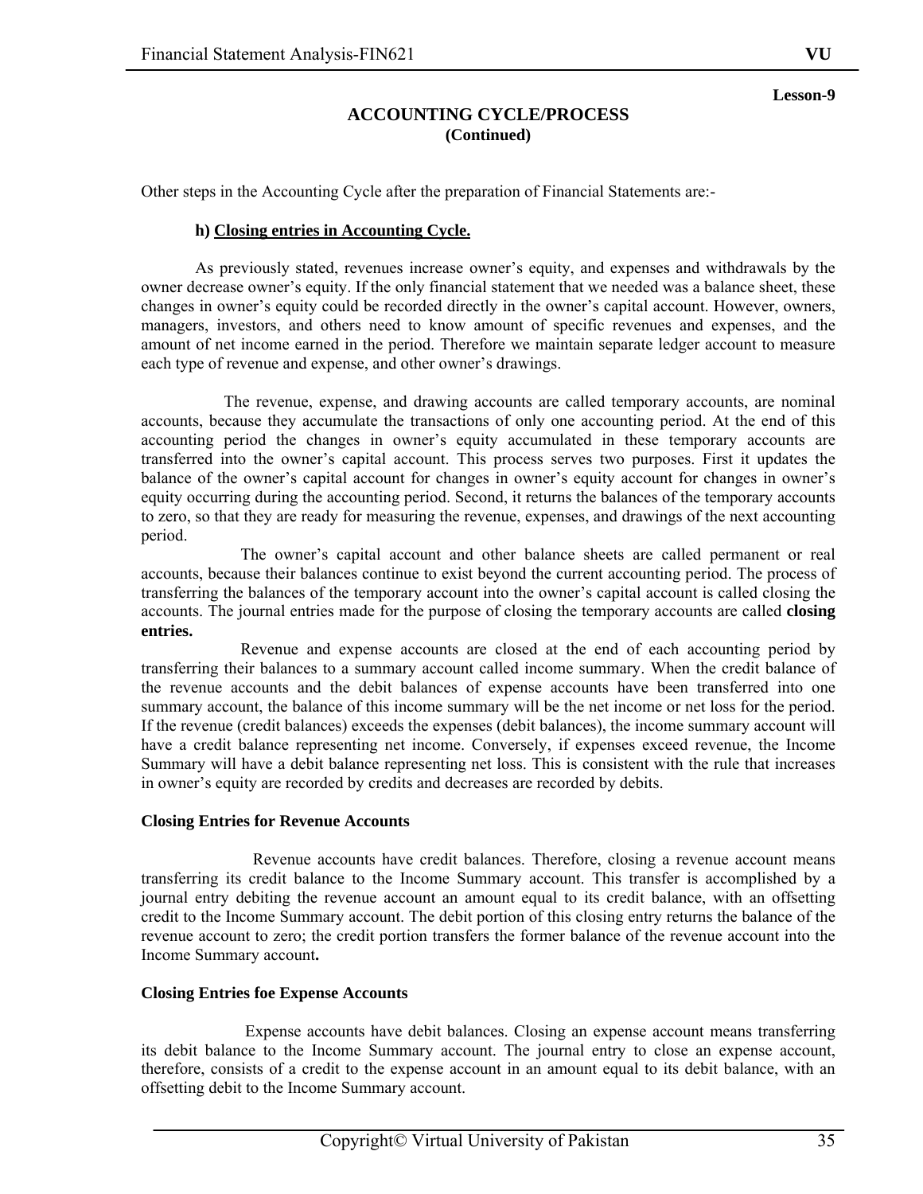Lesson-9

# ACCOUNTING CYCLE/PROCESS
## (Continued)

Other steps in the Accounting Cycle after the preparation of Financial Statements are:-

### h) Closing entries in Accounting Cycle.

As previously stated, revenues increase owner's equity, and expenses and withdrawals by the owner decrease owner's equity. If the only financial statement that we needed was a balance sheet, these changes in owner's equity could be recorded directly in the owner's capital account. However, owners, managers, investors, and others need to know amount of specific revenues and expenses, and the amount of net income earned in the period. Therefore we maintain separate ledger account to measure each type of revenue and expense, and other owner's drawings.

The revenue, expense, and drawing accounts are called temporary accounts, are nominal accounts, because they accumulate the transactions of only one accounting period. At the end of this accounting period the changes in owner's equity accumulated in these temporary accounts are transferred into the owner's capital account. This process serves two purposes. First it updates the balance of the owner's capital account for changes in owner's equity account for changes in owner's equity occurring during the accounting period. Second, it returns the balances of the temporary accounts to zero, so that they are ready for measuring the revenue, expenses, and drawings of the next accounting period.

The owner's capital account and other balance sheets are called permanent or real accounts, because their balances continue to exist beyond the current accounting period. The process of transferring the balances of the temporary account into the owner's capital account is called closing the accounts. The journal entries made for the purpose of closing the temporary accounts are called **closing entries.**

Revenue and expense accounts are closed at the end of each accounting period by transferring their balances to a summary account called income summary. When the credit balance of the revenue accounts and the debit balances of expense accounts have been transferred into one summary account, the balance of this income summary will be the net income or net loss for the period. If the revenue (credit balances) exceeds the expenses (debit balances), the income summary account will have a credit balance representing net income. Conversely, if expenses exceed revenue, the Income Summary will have a debit balance representing net loss. This is consistent with the rule that increases in owner's equity are recorded by credits and decreases are recorded by debits.

**Closing Entries for Revenue Accounts**

Revenue accounts have credit balances. Therefore, closing a revenue account means transferring its credit balance to the Income Summary account. This transfer is accomplished by a journal entry debiting the revenue account an amount equal to its credit balance, with an offsetting credit to the Income Summary account. The debit portion of this closing entry returns the balance of the revenue account to zero; the credit portion transfers the former balance of the revenue account into the Income Summary account**.**

**Closing Entries foe Expense Accounts**

Expense accounts have debit balances. Closing an expense account means transferring its debit balance to the Income Summary account. The journal entry to close an expense account, therefore, consists of a credit to the expense account in an amount equal to its debit balance, with an offsetting debit to the Income Summary account.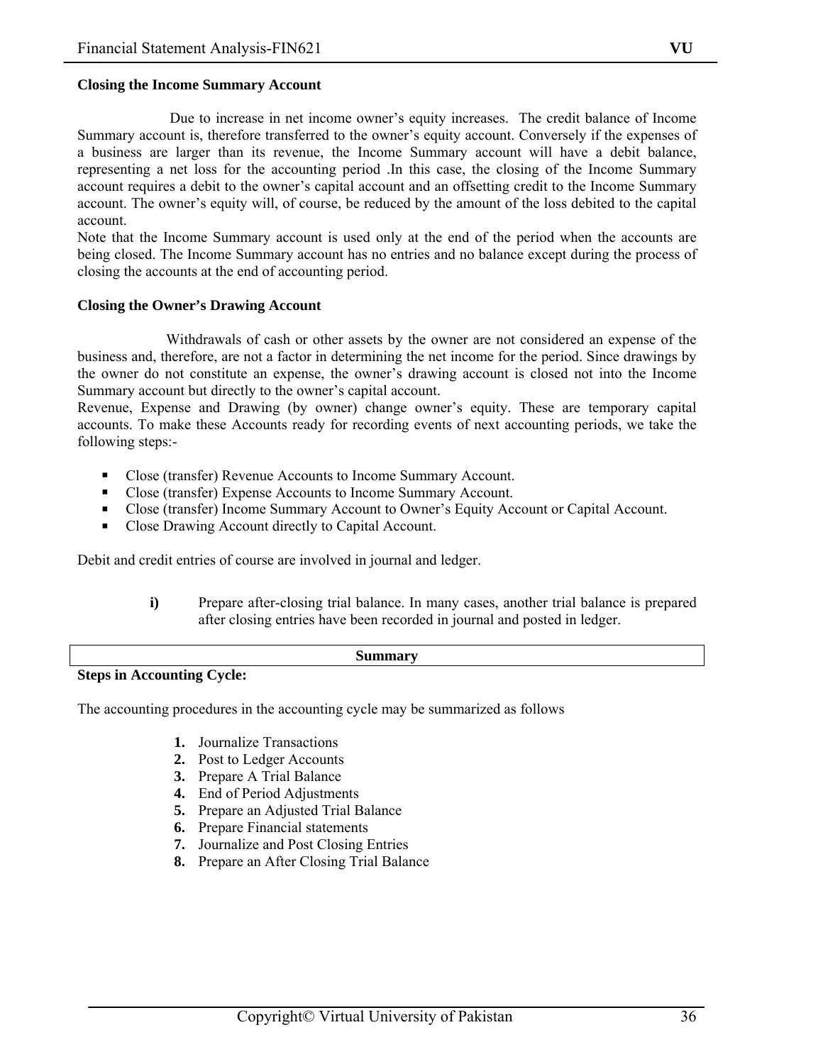**Closing the Income Summary Account**

Due to increase in net income owner's equity increases. The credit balance of Income Summary account is, therefore transferred to the owner's equity account. Conversely if the expenses of a business are larger than its revenue, the Income Summary account will have a debit balance, representing a net loss for the accounting period .In this case, the closing of the Income Summary account requires a debit to the owner's capital account and an offsetting credit to the Income Summary account. The owner's equity will, of course, be reduced by the amount of the loss debited to the capital account.

Note that the Income Summary account is used only at the end of the period when the accounts are being closed. The Income Summary account has no entries and no balance except during the process of closing the accounts at the end of accounting period.

**Closing the Owner's Drawing Account**

Withdrawals of cash or other assets by the owner are not considered an expense of the business and, therefore, are not a factor in determining the net income for the period. Since drawings by the owner do not constitute an expense, the owner's drawing account is closed not into the Income Summary account but directly to the owner's capital account.

Revenue, Expense and Drawing (by owner) change owner's equity. These are temporary capital accounts. To make these Accounts ready for recording events of next accounting periods, we take the following steps:-

- Close (transfer) Revenue Accounts to Income Summary Account.
- Close (transfer) Expense Accounts to Income Summary Account.
- Close (transfer) Income Summary Account to Owner's Equity Account or Capital Account.
- Close Drawing Account directly to Capital Account.

Debit and credit entries of course are involved in journal and ledger.

**i)** Prepare after-closing trial balance. In many cases, another trial balance is prepared after closing entries have been recorded in journal and posted in ledger.

**Summary**

**Steps in Accounting Cycle:**

The accounting procedures in the accounting cycle may be summarized as follows

1. Journalize Transactions
2. Post to Ledger Accounts
3. Prepare A Trial Balance
4. End of Period Adjustments
5. Prepare an Adjusted Trial Balance
6. Prepare Financial statements
7. Journalize and Post Closing Entries
8. Prepare an After Closing Trial Balance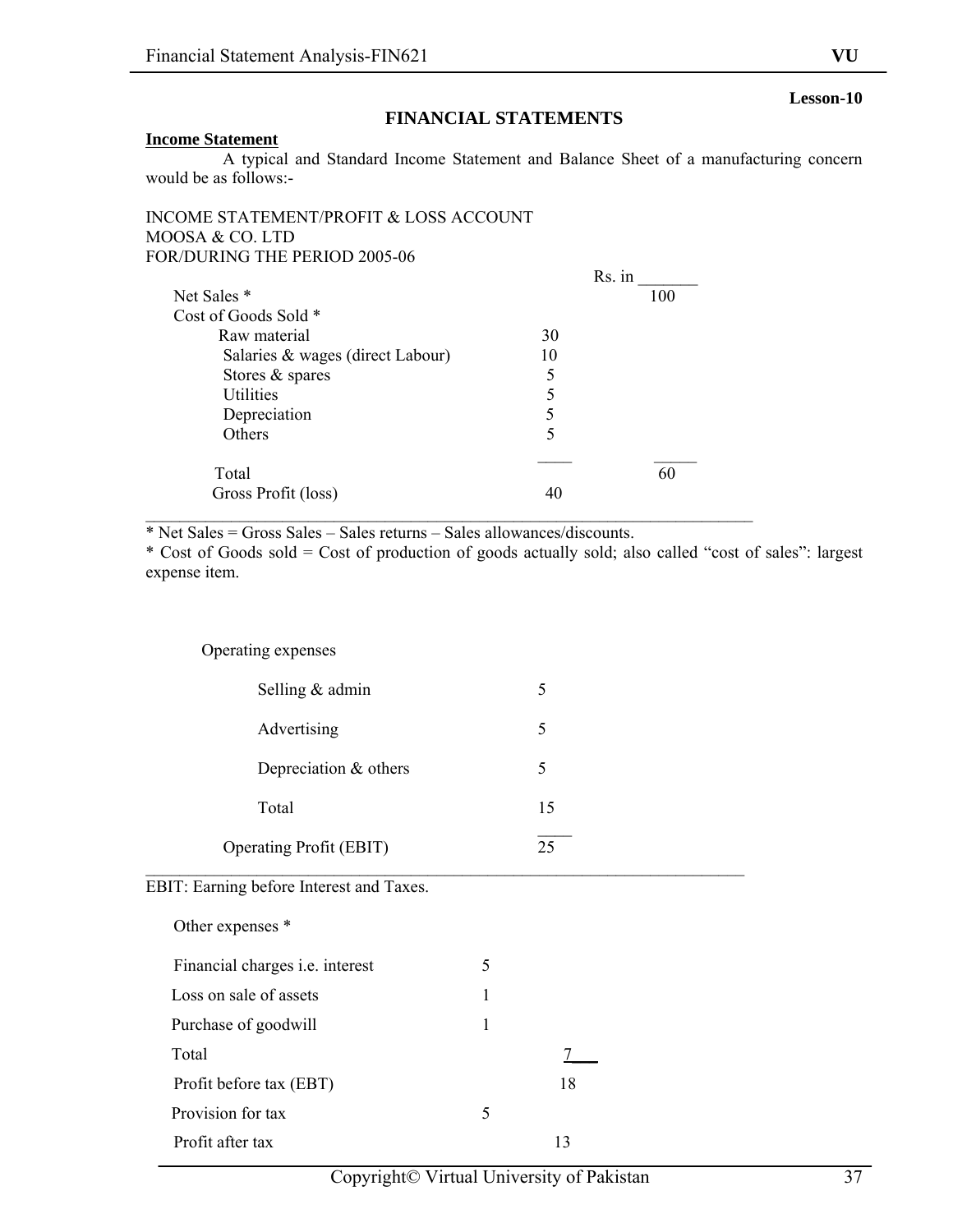**Lesson-10**

## FINANCIAL STATEMENTS

**Income Statement**

A typical and Standard Income Statement and Balance Sheet of a manufacturing concern would be as follows:-

INCOME STATEMENT/PROFIT & LOSS ACCOUNT
MOOSA & CO. LTD
FOR/DURING THE PERIOD 2005-06

| | | Rs. in _______ |
|---|---|---|
| Net Sales * | | 100 |
| Cost of Goods Sold * | | |
| Raw material | 30 | |
| Salaries & wages (direct Labour) | 10 | |
| Stores & spares | 5 | |
| Utilities | 5 | |
| Depreciation | 5 | |
| Others | 5 | |
| Total | | 60 |
| Gross Profit (loss) | 40 | |

\* Net Sales = Gross Sales – Sales returns – Sales allowances/discounts.

\* Cost of Goods sold = Cost of production of goods actually sold; also called "cost of sales": largest expense item.

| | |
|---|---|
| Operating expenses | |
| Selling & admin | 5 |
| Advertising | 5 |
| Depreciation & others | 5 |
| Total | 15 |
| Operating Profit (EBIT) | 25 |

EBIT: Earning before Interest and Taxes.

| | | |
|---|---|---|
| Other expenses * | | |
| Financial charges i.e. interest | 5 | |
| Loss on sale of assets | 1 | |
| Purchase of goodwill | 1 | |
| Total | | 7 |
| Profit before tax (EBT) | | 18 |
| Provision for tax | 5 | |
| Profit after tax | | 13 |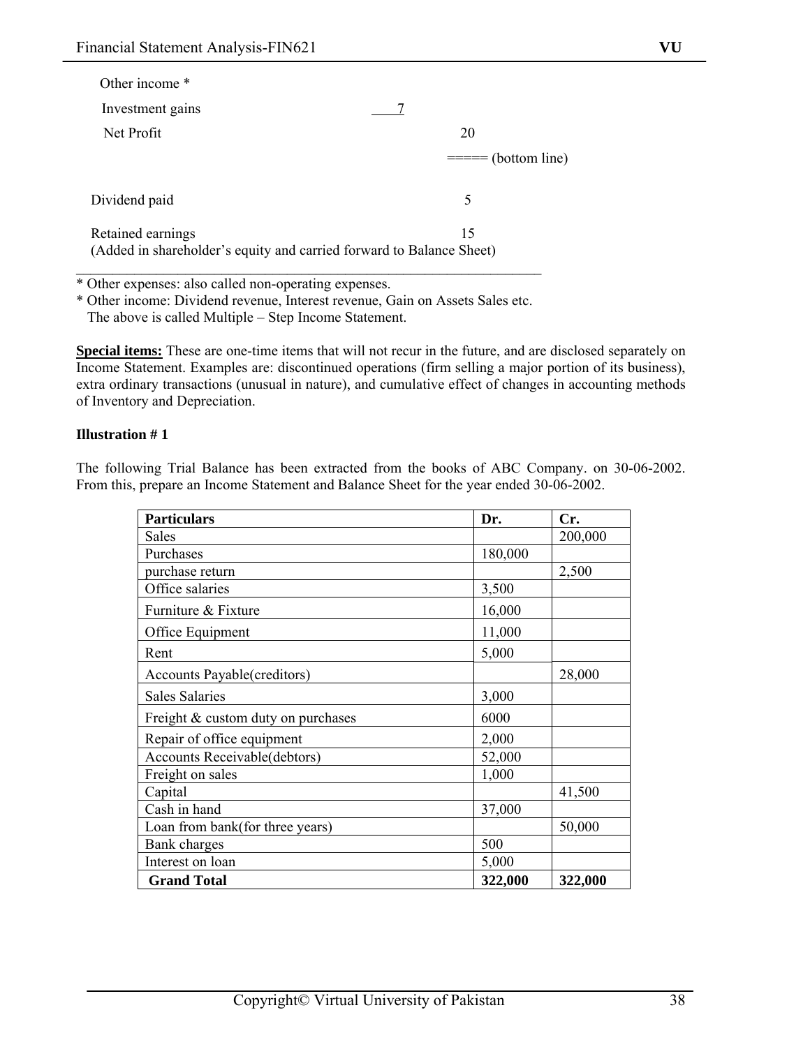Other income *

| | | |
|---|---|---|
| Investment gains | 7 | |
| Net Profit | | 20 |
| | | ===== (bottom line) |
| Dividend paid | | 5 |
| Retained earnings | | 15 |

(Added in shareholder's equity and carried forward to Balance Sheet)

---

* Other expenses: also called non-operating expenses.
* Other income: Dividend revenue, Interest revenue, Gain on Assets Sales etc.

The above is called Multiple – Step Income Statement.

**Special items:** These are one-time items that will not recur in the future, and are disclosed separately on Income Statement. Examples are: discontinued operations (firm selling a major portion of its business), extra ordinary transactions (unusual in nature), and cumulative effect of changes in accounting methods of Inventory and Depreciation.

**Illustration # 1**

The following Trial Balance has been extracted from the books of ABC Company. on 30-06-2002. From this, prepare an Income Statement and Balance Sheet for the year ended 30-06-2002.

| Particulars | Dr. | Cr. |
|---|---|---|
| Sales | | 200,000 |
| Purchases | 180,000 | |
| purchase return | | 2,500 |
| Office salaries | 3,500 | |
| Furniture & Fixture | 16,000 | |
| Office Equipment | 11,000 | |
| Rent | 5,000 | |
| Accounts Payable(creditors) | | 28,000 |
| Sales Salaries | 3,000 | |
| Freight & custom duty on purchases | 6000 | |
| Repair of office equipment | 2,000 | |
| Accounts Receivable(debtors) | 52,000 | |
| Freight on sales | 1,000 | |
| Capital | | 41,500 |
| Cash in hand | 37,000 | |
| Loan from bank(for three years) | | 50,000 |
| Bank charges | 500 | |
| Interest on loan | 5,000 | |
| **Grand Total** | **322,000** | **322,000** |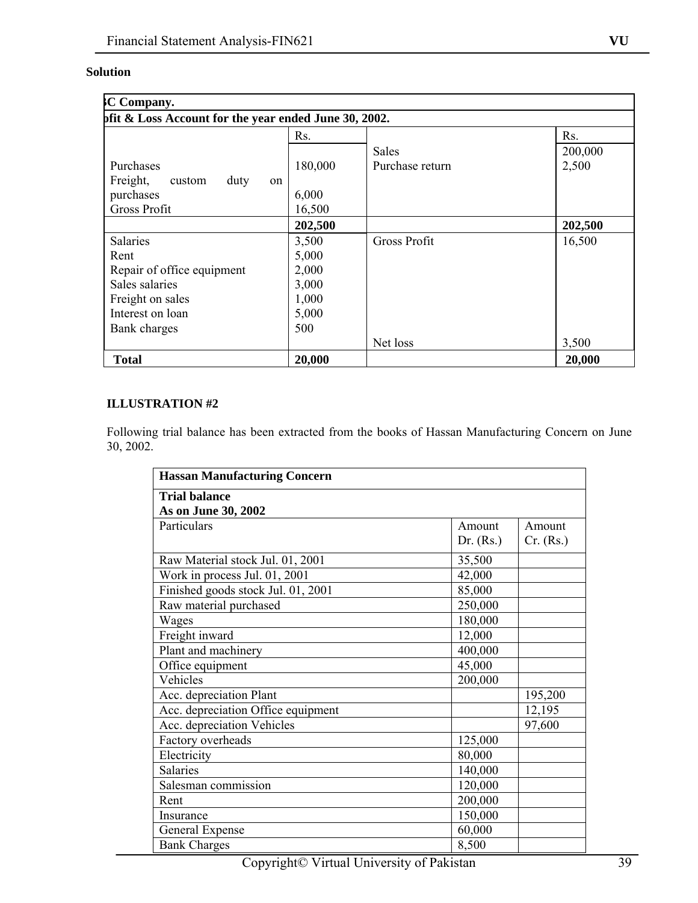**Solution**

| ꟾC Company. | | | |
|---|---|---|---|
| ofit & Loss Account for the year ended June 30, 2002. | | | |
| | Rs. | | Rs. |
| Purchases<br>Freight, custom duty on purchases<br>Gross Profit | 180,000<br>6,000<br>16,500 | Sales<br>Purchase return | 200,000<br>2,500 |
| | **202,500** | | **202,500** |
| Salaries<br>Rent<br>Repair of office equipment<br>Sales salaries<br>Freight on sales<br>Interest on loan<br>Bank charges | 3,500<br>5,000<br>2,000<br>3,000<br>1,000<br>5,000<br>500 | Gross Profit<br><br><br><br><br><br><br>Net loss | 16,500<br><br><br><br><br><br><br>3,500 |
| **Total** | **20,000** | | **20,000** |

**ILLUSTRATION #2**

Following trial balance has been extracted from the books of Hassan Manufacturing Concern on June 30, 2002.

| **Hassan Manufacturing Concern** | | |
|---|---|---|
| **Trial balance**<br>**As on June 30, 2002** | | |
| Particulars | Amount Dr. (Rs.) | Amount Cr. (Rs.) |
| Raw Material stock Jul. 01, 2001 | 35,500 | |
| Work in process Jul. 01, 2001 | 42,000 | |
| Finished goods stock Jul. 01, 2001 | 85,000 | |
| Raw material purchased | 250,000 | |
| Wages | 180,000 | |
| Freight inward | 12,000 | |
| Plant and machinery | 400,000 | |
| Office equipment | 45,000 | |
| Vehicles | 200,000 | |
| Acc. depreciation Plant | | 195,200 |
| Acc. depreciation Office equipment | | 12,195 |
| Acc. depreciation Vehicles | | 97,600 |
| Factory overheads | 125,000 | |
| Electricity | 80,000 | |
| Salaries | 140,000 | |
| Salesman commission | 120,000 | |
| Rent | 200,000 | |
| Insurance | 150,000 | |
| General Expense | 60,000 | |
| Bank Charges | 8,500 | |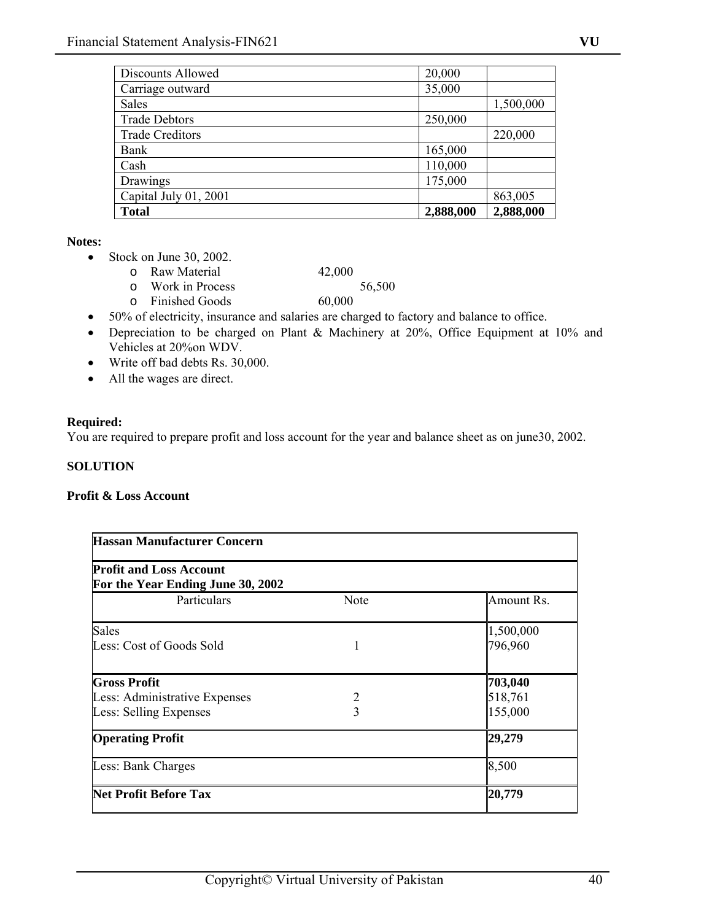| Discounts Allowed | 20,000 | |
|---|---|---|
| Carriage outward | 35,000 | |
| Sales | | 1,500,000 |
| Trade Debtors | 250,000 | |
| Trade Creditors | | 220,000 |
| Bank | 165,000 | |
| Cash | 110,000 | |
| Drawings | 175,000 | |
| Capital July 01, 2001 | | 863,005 |
| **Total** | **2,888,000** | **2,888,000** |

**Notes:**

- Stock on June 30, 2002.
  - Raw Material 42,000
  - Work in Process 56,500
  - Finished Goods 60,000
- 50% of electricity, insurance and salaries are charged to factory and balance to office.
- Depreciation to be charged on Plant & Machinery at 20%, Office Equipment at 10% and Vehicles at 20%on WDV.
- Write off bad debts Rs. 30,000.
- All the wages are direct.

**Required:**

You are required to prepare profit and loss account for the year and balance sheet as on june30, 2002.

**SOLUTION**

**Profit & Loss Account**

| **Hassan Manufacturer Concern** | | |
|---|---|---|
| **Profit and Loss Account<br>For the Year Ending June 30, 2002** | | |
| Particulars | Note | Amount Rs. |
| Sales | | 1,500,000 |
| Less: Cost of Goods Sold | 1 | 796,960 |
| **Gross Profit** | | **703,040** |
| Less: Administrative Expenses | 2 | 518,761 |
| Less: Selling Expenses | 3 | 155,000 |
| **Operating Profit** | | **29,279** |
| Less: Bank Charges | | 8,500 |
| **Net Profit Before Tax** | | **20,779** |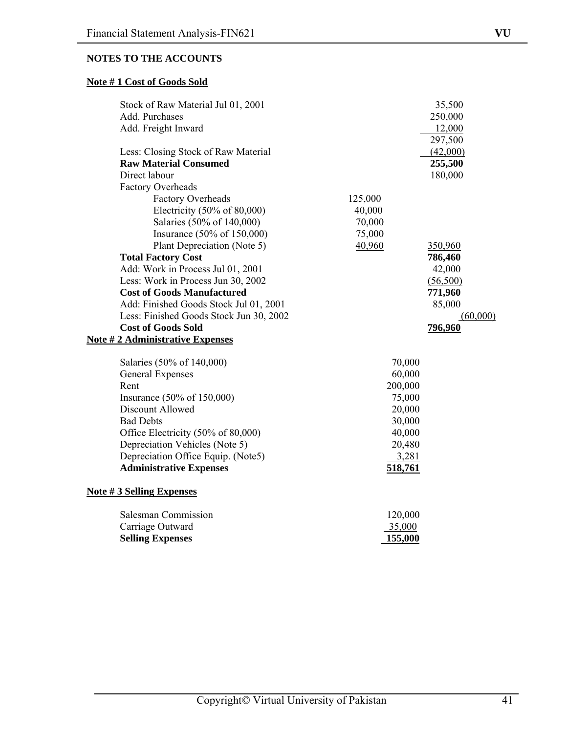**NOTES TO THE ACCOUNTS**

**Note # 1 Cost of Goods Sold**

| | | |
|---|---|---|
| Stock of Raw Material Jul 01, 2001 | | 35,500 |
| Add. Purchases | | 250,000 |
| Add. Freight Inward | | 12,000 |
| | | 297,500 |
| Less: Closing Stock of Raw Material | | (42,000) |
| **Raw Material Consumed** | | **255,500** |
| Direct labour | | 180,000 |
| Factory Overheads | | |
| Factory Overheads | 125,000 | |
| Electricity (50% of 80,000) | 40,000 | |
| Salaries (50% of 140,000) | 70,000 | |
| Insurance (50% of 150,000) | 75,000 | |
| Plant Depreciation (Note 5) | 40,960 | 350,960 |
| **Total Factory Cost** | | **786,460** |
| Add: Work in Process Jul 01, 2001 | | 42,000 |
| Less: Work in Process Jun 30, 2002 | | (56,500) |
| **Cost of Goods Manufactured** | | **771,960** |
| Add: Finished Goods Stock Jul 01, 2001 | | 85,000 |
| Less: Finished Goods Stock Jun 30, 2002 | | (60,000) |
| **Cost of Goods Sold** | | **796,960** |

**Note # 2 Administrative Expenses**

| | |
|---|---|
| Salaries (50% of 140,000) | 70,000 |
| General Expenses | 60,000 |
| Rent | 200,000 |
| Insurance (50% of 150,000) | 75,000 |
| Discount Allowed | 20,000 |
| Bad Debts | 30,000 |
| Office Electricity (50% of 80,000) | 40,000 |
| Depreciation Vehicles (Note 5) | 20,480 |
| Depreciation Office Equip. (Note5) | 3,281 |
| **Administrative Expenses** | **518,761** |

**Note # 3 Selling Expenses**

| | |
|---|---|
| Salesman Commission | 120,000 |
| Carriage Outward | 35,000 |
| **Selling Expenses** | **155,000** |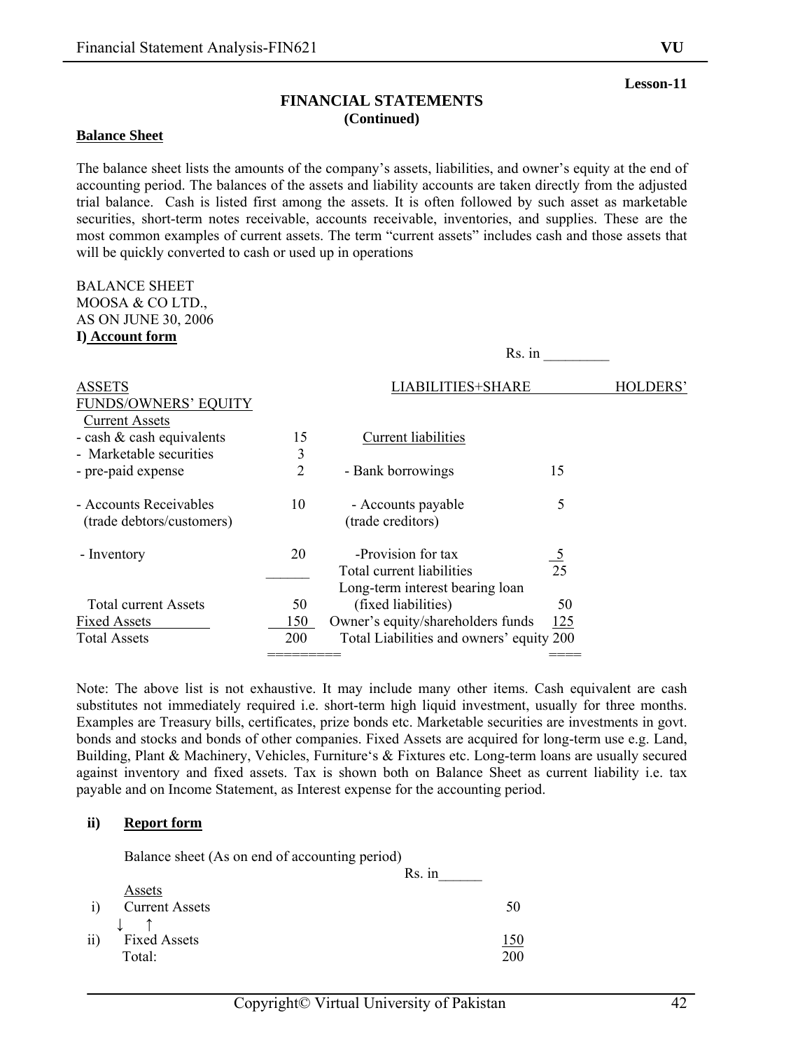Lesson-11

# FINANCIAL STATEMENTS
## (Continued)

**Balance Sheet**

The balance sheet lists the amounts of the company's assets, liabilities, and owner's equity at the end of accounting period. The balances of the assets and liability accounts are taken directly from the adjusted trial balance. Cash is listed first among the assets. It is often followed by such asset as marketable securities, short-term notes receivable, accounts receivable, inventories, and supplies. These are the most common examples of current assets. The term "current assets" includes cash and those assets that will be quickly converted to cash or used up in operations

BALANCE SHEET
MOOSA & CO LTD.,
AS ON JUNE 30, 2006

**I) Account form**

Rs. in _________

| ASSETS | | LIABILITIES+SHARE HOLDERS' FUNDS/OWNERS' EQUITY | |
|---|---|---|---|
| Current Assets | | Current liabilities | |
| - cash & cash equivalents | 15 | | |
| - Marketable securities | 3 | | |
| - pre-paid expense | 2 | - Bank borrowings | 15 |
| - Accounts Receivables (trade debtors/customers) | 10 | - Accounts payable (trade creditors) | 5 |
| - Inventory | 20 | -Provision for tax | 5 |
| | | Total current liabilities | 25 |
| | | Long-term interest bearing loan | |
| Total current Assets | 50 | (fixed liabilities) | 50 |
| Fixed Assets | 150 | Owner's equity/shareholders funds | 125 |
| Total Assets | 200 | Total Liabilities and owners' equity | 200 |

Note: The above list is not exhaustive. It may include many other items. Cash equivalent are cash substitutes not immediately required i.e. short-term high liquid investment, usually for three months. Examples are Treasury bills, certificates, prize bonds etc. Marketable securities are investments in govt. bonds and stocks and bonds of other companies. Fixed Assets are acquired for long-term use e.g. Land, Building, Plant & Machinery, Vehicles, Furniture's & Fixtures etc. Long-term loans are usually secured against inventory and fixed assets. Tax is shown both on Balance Sheet as current liability i.e. tax payable and on Income Statement, as Interest expense for the accounting period.

**ii) Report form**

Balance sheet (As on end of accounting period)

Rs. in______

| | Assets | |
|---|---|---|
| i) | Current Assets | 50 |
| | ↓ ↑ | |
| ii) | Fixed Assets | 150 |
| | Total: | 200 |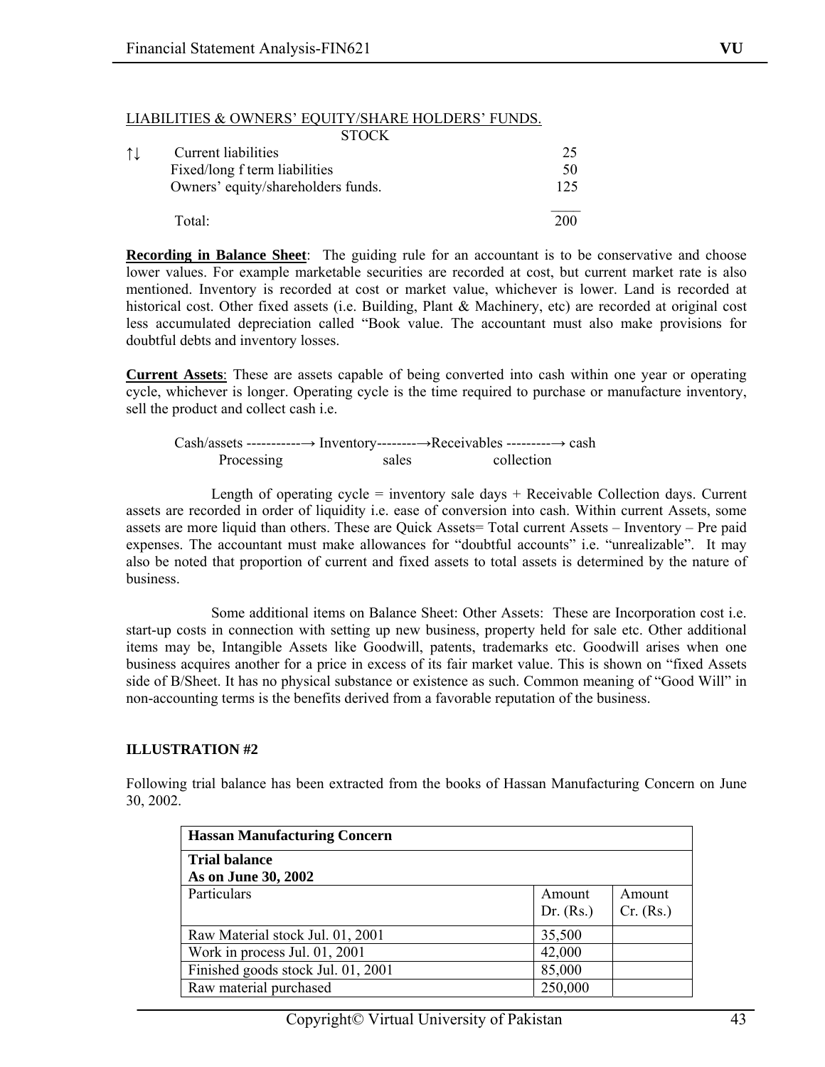LIABILITIES & OWNERS' EQUITY/SHARE HOLDERS' FUNDS.

| ↑↓ | STOCK | |
|---|---|---|
| | Current liabilities | 25 |
| | Fixed/long f term liabilities | 50 |
| | Owners' equity/shareholders funds. | 125 |
| | Total: | 200 |

**Recording in Balance Sheet**: The guiding rule for an accountant is to be conservative and choose lower values. For example marketable securities are recorded at cost, but current market rate is also mentioned. Inventory is recorded at cost or market value, whichever is lower. Land is recorded at historical cost. Other fixed assets (i.e. Building, Plant & Machinery, etc) are recorded at original cost less accumulated depreciation called "Book value. The accountant must also make provisions for doubtful debts and inventory losses.

**Current Assets**: These are assets capable of being converted into cash within one year or operating cycle, whichever is longer. Operating cycle is the time required to purchase or manufacture inventory, sell the product and collect cash i.e.

Cash/assets -----------→ Inventory--------→Receivables ---------→ cash
Processing sales collection

Length of operating cycle = inventory sale days + Receivable Collection days. Current assets are recorded in order of liquidity i.e. ease of conversion into cash. Within current Assets, some assets are more liquid than others. These are Quick Assets= Total current Assets – Inventory – Pre paid expenses. The accountant must make allowances for "doubtful accounts" i.e. "unrealizable". It may also be noted that proportion of current and fixed assets to total assets is determined by the nature of business.

Some additional items on Balance Sheet: Other Assets: These are Incorporation cost i.e. start-up costs in connection with setting up new business, property held for sale etc. Other additional items may be, Intangible Assets like Goodwill, patents, trademarks etc. Goodwill arises when one business acquires another for a price in excess of its fair market value. This is shown on "fixed Assets side of B/Sheet. It has no physical substance or existence as such. Common meaning of "Good Will" in non-accounting terms is the benefits derived from a favorable reputation of the business.

**ILLUSTRATION #2**

Following trial balance has been extracted from the books of Hassan Manufacturing Concern on June 30, 2002.

| **Hassan Manufacturing Concern** | | |
|---|---|---|
| **Trial balance As on June 30, 2002** | | |
| Particulars | Amount Dr. (Rs.) | Amount Cr. (Rs.) |
| Raw Material stock Jul. 01, 2001 | 35,500 | |
| Work in process Jul. 01, 2001 | 42,000 | |
| Finished goods stock Jul. 01, 2001 | 85,000 | |
| Raw material purchased | 250,000 | |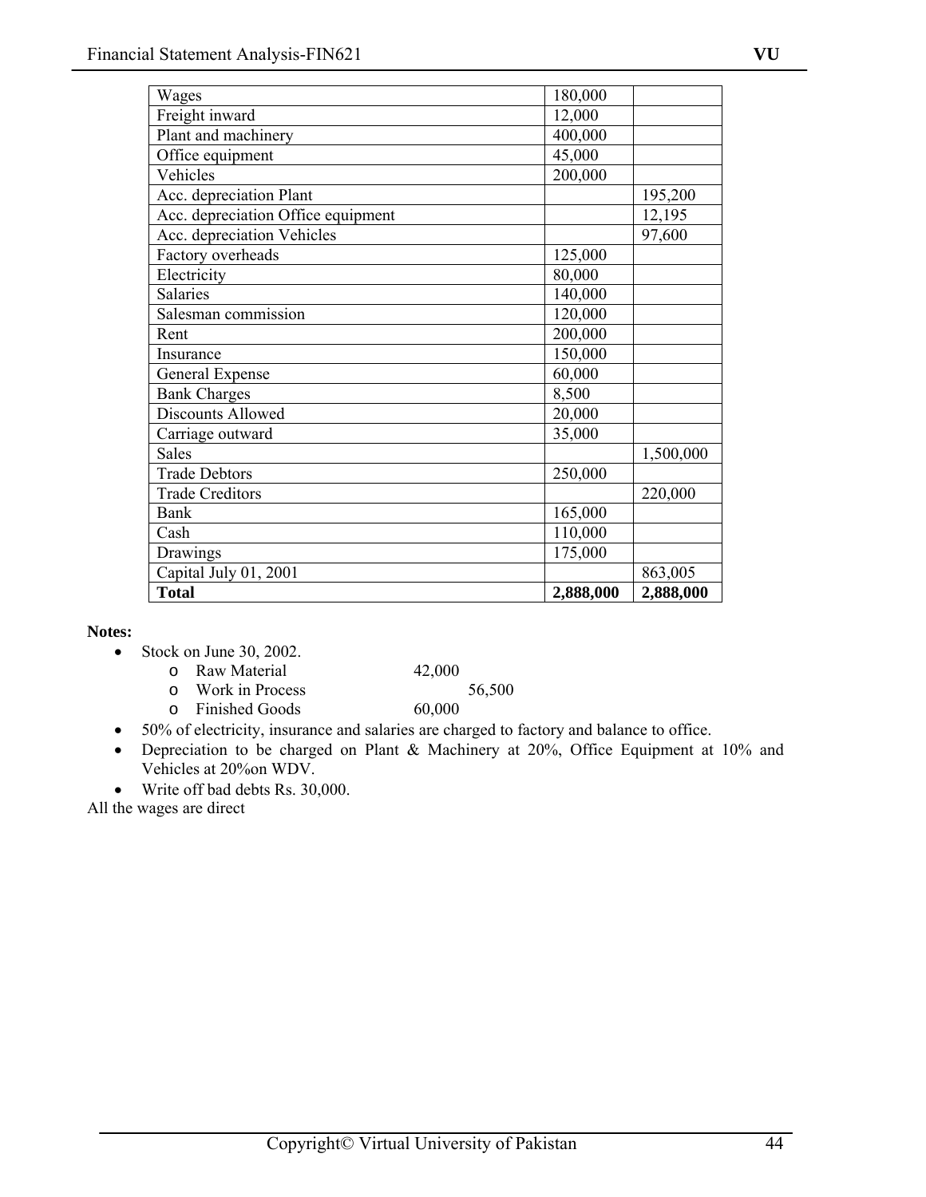| | | |
|---|---|---|
| Wages | 180,000 | |
| Freight inward | 12,000 | |
| Plant and machinery | 400,000 | |
| Office equipment | 45,000 | |
| Vehicles | 200,000 | |
| Acc. depreciation Plant | | 195,200 |
| Acc. depreciation Office equipment | | 12,195 |
| Acc. depreciation Vehicles | | 97,600 |
| Factory overheads | 125,000 | |
| Electricity | 80,000 | |
| Salaries | 140,000 | |
| Salesman commission | 120,000 | |
| Rent | 200,000 | |
| Insurance | 150,000 | |
| General Expense | 60,000 | |
| Bank Charges | 8,500 | |
| Discounts Allowed | 20,000 | |
| Carriage outward | 35,000 | |
| Sales | | 1,500,000 |
| Trade Debtors | 250,000 | |
| Trade Creditors | | 220,000 |
| Bank | 165,000 | |
| Cash | 110,000 | |
| Drawings | 175,000 | |
| Capital July 01, 2001 | | 863,005 |
| **Total** | **2,888,000** | **2,888,000** |

**Notes:**

- Stock on June 30, 2002.
  - Raw Material 42,000
  - Work in Process 56,500
  - Finished Goods 60,000
- 50% of electricity, insurance and salaries are charged to factory and balance to office.
- Depreciation to be charged on Plant & Machinery at 20%, Office Equipment at 10% and Vehicles at 20%on WDV.
- Write off bad debts Rs. 30,000.

All the wages are direct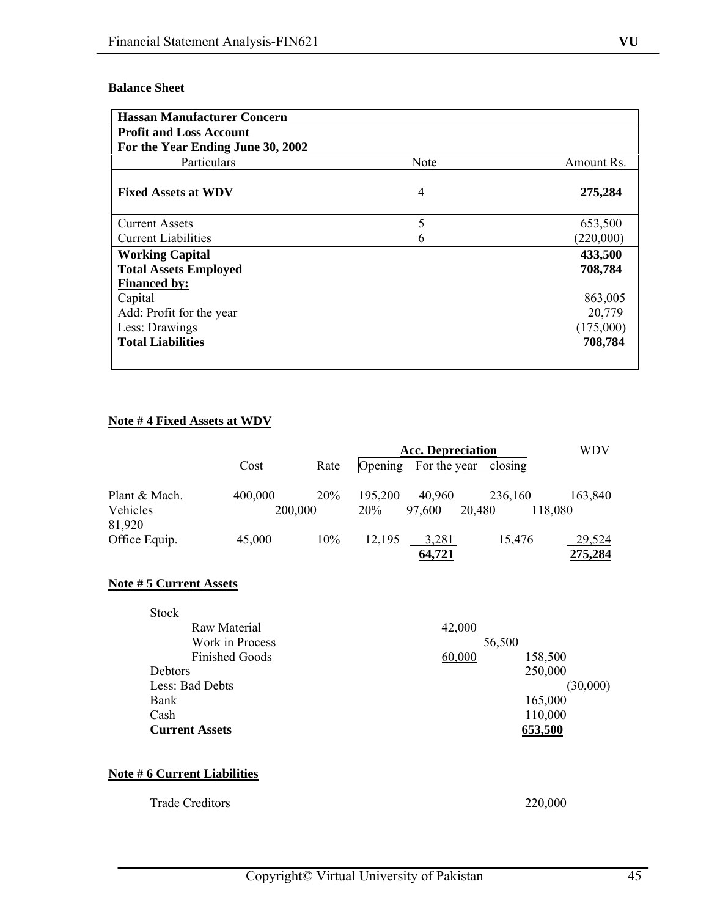**Balance Sheet**

| Hassan Manufacturer Concern | | |
|---|---|---|
| **Profit and Loss Account** | | |
| **For the Year Ending June 30, 2002** | | |
| Particulars | Note | Amount Rs. |
| **Fixed Assets at WDV** | 4 | **275,284** |
| Current Assets | 5 | 653,500 |
| Current Liabilities | 6 | (220,000) |
| **Working Capital** | | **433,500** |
| **Total Assets Employed** | | **708,784** |
| **Financed by:** | | |
| Capital | | 863,005 |
| Add: Profit for the year | | 20,779 |
| Less: Drawings | | (175,000) |
| **Total Liabilities** | | **708,784** |

**Note # 4 Fixed Assets at WDV**

| | Cost | Rate | Acc. Depreciation Opening | For the year | closing | WDV |
|---|---|---|---|---|---|---|
| Plant & Mach. | 400,000 | 20% | 195,200 | 40,960 | 236,160 | 163,840 |
| Vehicles | 200,000 | 20% | 97,600 | 20,480 | 118,080 | 81,920 |
| Office Equip. | 45,000 | 10% | 12,195 | 3,281 | 15,476 | 29,524 |
| | | | | **64,721** | | **275,284** |

**Note # 5 Current Assets**

| | | | |
|---|---|---|---|
| Stock | | | |
| Raw Material | 42,000 | | |
| Work in Process | | 56,500 | |
| Finished Goods | 60,000 | 158,500 | |
| Debtors | | 250,000 | |
| Less: Bad Debts | | | (30,000) |
| Bank | | 165,000 | |
| Cash | | 110,000 | |
| **Current Assets** | | **653,500** | |

**Note # 6 Current Liabilities**

| | |
|---|---|
| Trade Creditors | 220,000 |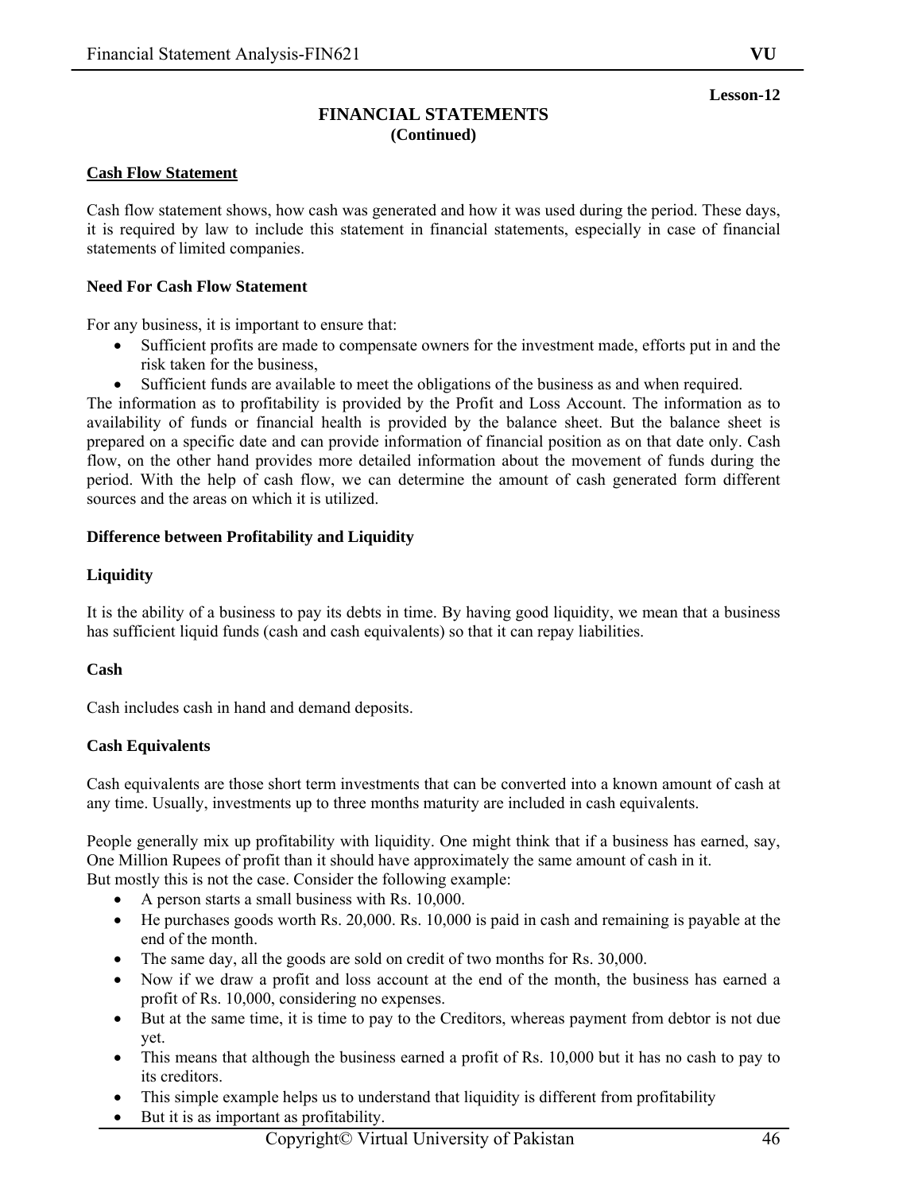Lesson-12

# FINANCIAL STATEMENTS
## (Continued)

**<u>Cash Flow Statement</u>**

Cash flow statement shows, how cash was generated and how it was used during the period. These days, it is required by law to include this statement in financial statements, especially in case of financial statements of limited companies.

**Need For Cash Flow Statement**

For any business, it is important to ensure that:

- Sufficient profits are made to compensate owners for the investment made, efforts put in and the risk taken for the business,
- Sufficient funds are available to meet the obligations of the business as and when required.

The information as to profitability is provided by the Profit and Loss Account. The information as to availability of funds or financial health is provided by the balance sheet. But the balance sheet is prepared on a specific date and can provide information of financial position as on that date only. Cash flow, on the other hand provides more detailed information about the movement of funds during the period. With the help of cash flow, we can determine the amount of cash generated form different sources and the areas on which it is utilized.

**Difference between Profitability and Liquidity**

**Liquidity**

It is the ability of a business to pay its debts in time. By having good liquidity, we mean that a business has sufficient liquid funds (cash and cash equivalents) so that it can repay liabilities.

**Cash**

Cash includes cash in hand and demand deposits.

**Cash Equivalents**

Cash equivalents are those short term investments that can be converted into a known amount of cash at any time. Usually, investments up to three months maturity are included in cash equivalents.

People generally mix up profitability with liquidity. One might think that if a business has earned, say, One Million Rupees of profit than it should have approximately the same amount of cash in it.
But mostly this is not the case. Consider the following example:

- A person starts a small business with Rs. 10,000.
- He purchases goods worth Rs. 20,000. Rs. 10,000 is paid in cash and remaining is payable at the end of the month.
- The same day, all the goods are sold on credit of two months for Rs. 30,000.
- Now if we draw a profit and loss account at the end of the month, the business has earned a profit of Rs. 10,000, considering no expenses.
- But at the same time, it is time to pay to the Creditors, whereas payment from debtor is not due yet.
- This means that although the business earned a profit of Rs. 10,000 but it has no cash to pay to its creditors.
- This simple example helps us to understand that liquidity is different from profitability
- But it is as important as profitability.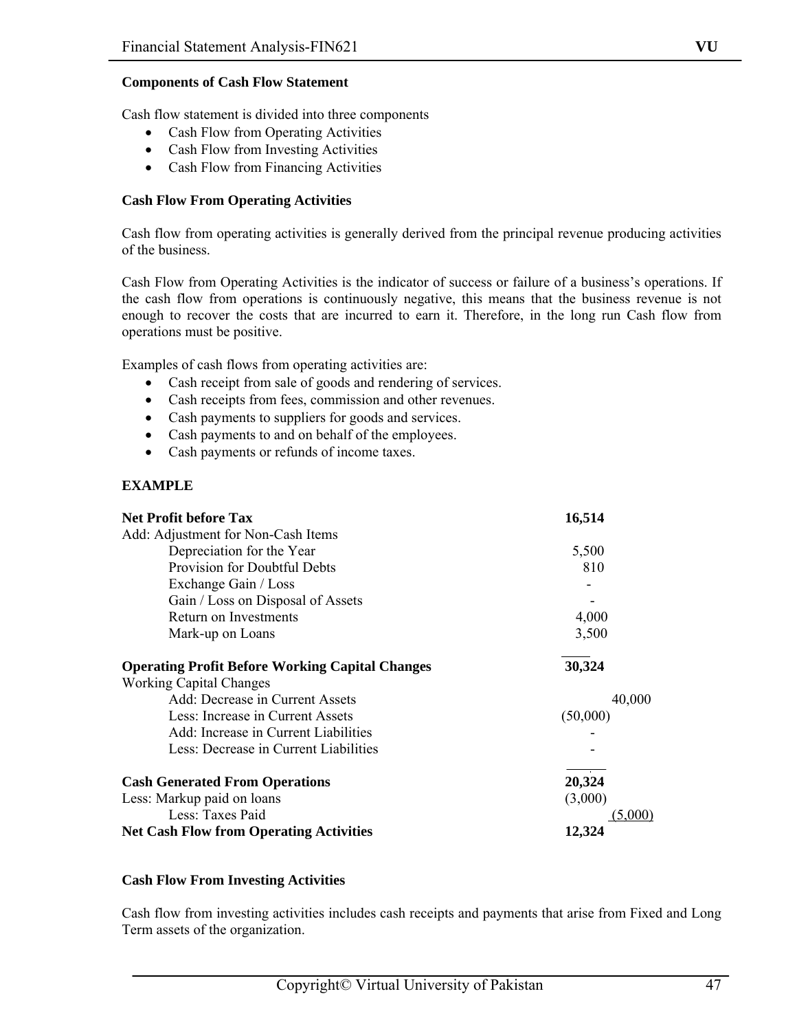**Components of Cash Flow Statement**

Cash flow statement is divided into three components

- Cash Flow from Operating Activities
- Cash Flow from Investing Activities
- Cash Flow from Financing Activities

**Cash Flow From Operating Activities**

Cash flow from operating activities is generally derived from the principal revenue producing activities of the business.

Cash Flow from Operating Activities is the indicator of success or failure of a business's operations. If the cash flow from operations is continuously negative, this means that the business revenue is not enough to recover the costs that are incurred to earn it. Therefore, in the long run Cash flow from operations must be positive.

Examples of cash flows from operating activities are:

- Cash receipt from sale of goods and rendering of services.
- Cash receipts from fees, commission and other revenues.
- Cash payments to suppliers for goods and services.
- Cash payments to and on behalf of the employees.
- Cash payments or refunds of income taxes.

**EXAMPLE**

| | | |
|---|---|---|
| **Net Profit before Tax** | **16,514** | |
| Add: Adjustment for Non-Cash Items | | |
| Depreciation for the Year | 5,500 | |
| Provision for Doubtful Debts | 810 | |
| Exchange Gain / Loss | - | |
| Gain / Loss on Disposal of Assets | - | |
| Return on Investments | 4,000 | |
| Mark-up on Loans | 3,500 | |
| **Operating Profit Before Working Capital Changes** | **30,324** | |
| Working Capital Changes | | |
| Add: Decrease in Current Assets | | 40,000 |
| Less: Increase in Current Assets | (50,000) | |
| Add: Increase in Current Liabilities | - | |
| Less: Decrease in Current Liabilities | - | |
| **Cash Generated From Operations** | **20,324** | |
| Less: Markup paid on loans | (3,000) | |
| Less: Taxes Paid | | (5,000) |
| **Net Cash Flow from Operating Activities** | **12,324** | |

**Cash Flow From Investing Activities**

Cash flow from investing activities includes cash receipts and payments that arise from Fixed and Long Term assets of the organization.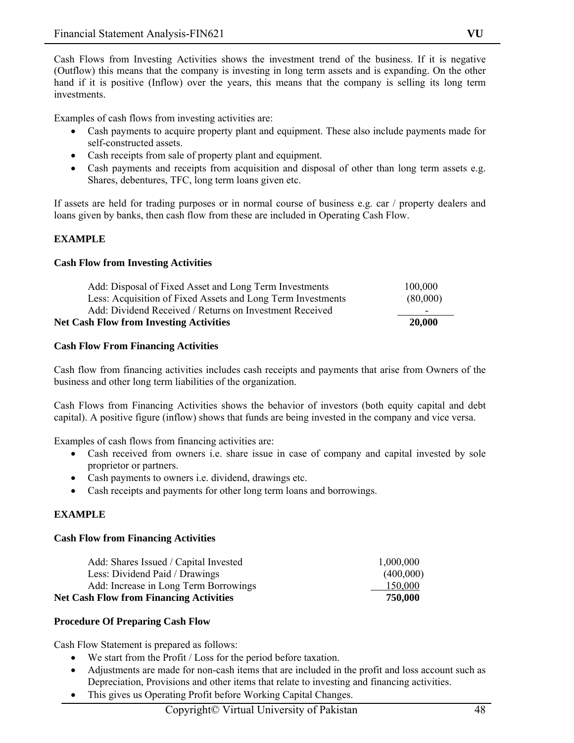Cash Flows from Investing Activities shows the investment trend of the business. If it is negative (Outflow) this means that the company is investing in long term assets and is expanding. On the other hand if it is positive (Inflow) over the years, this means that the company is selling its long term investments.

Examples of cash flows from investing activities are:

- Cash payments to acquire property plant and equipment. These also include payments made for self-constructed assets.
- Cash receipts from sale of property plant and equipment.
- Cash payments and receipts from acquisition and disposal of other than long term assets e.g. Shares, debentures, TFC, long term loans given etc.

If assets are held for trading purposes or in normal course of business e.g. car / property dealers and loans given by banks, then cash flow from these are included in Operating Cash Flow.

**EXAMPLE**

**Cash Flow from Investing Activities**

| | |
|---|---|
| Add: Disposal of Fixed Asset and Long Term Investments | 100,000 |
| Less: Acquisition of Fixed Assets and Long Term Investments | (80,000) |
| Add: Dividend Received / Returns on Investment Received | - |
| **Net Cash Flow from Investing Activities** | **20,000** |

**Cash Flow From Financing Activities**

Cash flow from financing activities includes cash receipts and payments that arise from Owners of the business and other long term liabilities of the organization.

Cash Flows from Financing Activities shows the behavior of investors (both equity capital and debt capital). A positive figure (inflow) shows that funds are being invested in the company and vice versa.

Examples of cash flows from financing activities are:

- Cash received from owners i.e. share issue in case of company and capital invested by sole proprietor or partners.
- Cash payments to owners i.e. dividend, drawings etc.
- Cash receipts and payments for other long term loans and borrowings.

**EXAMPLE**

**Cash Flow from Financing Activities**

| | |
|---|---|
| Add: Shares Issued / Capital Invested | 1,000,000 |
| Less: Dividend Paid / Drawings | (400,000) |
| Add: Increase in Long Term Borrowings | 150,000 |
| **Net Cash Flow from Financing Activities** | **750,000** |

**Procedure Of Preparing Cash Flow**

Cash Flow Statement is prepared as follows:

- We start from the Profit / Loss for the period before taxation.
- Adjustments are made for non-cash items that are included in the profit and loss account such as Depreciation, Provisions and other items that relate to investing and financing activities.
- This gives us Operating Profit before Working Capital Changes.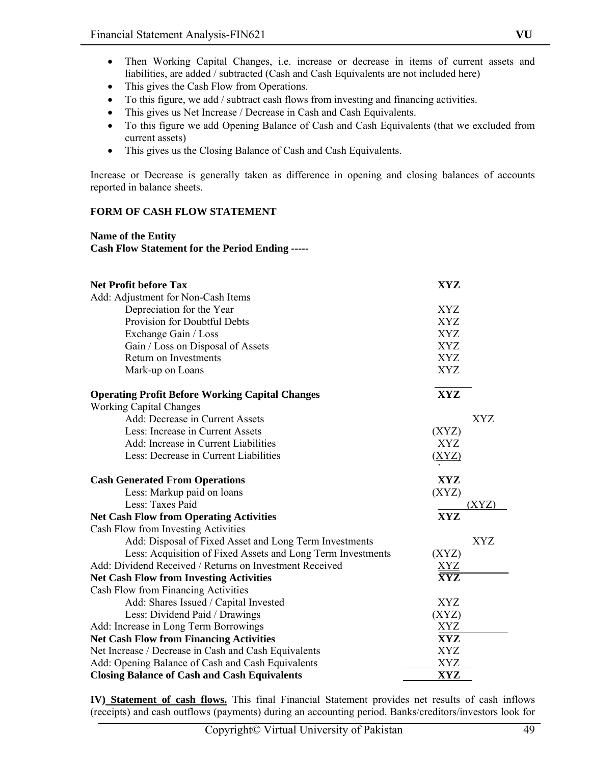- Then Working Capital Changes, i.e. increase or decrease in items of current assets and liabilities, are added / subtracted (Cash and Cash Equivalents are not included here)
- This gives the Cash Flow from Operations.
- To this figure, we add / subtract cash flows from investing and financing activities.
- This gives us Net Increase / Decrease in Cash and Cash Equivalents.
- To this figure we add Opening Balance of Cash and Cash Equivalents (that we excluded from current assets)
- This gives us the Closing Balance of Cash and Cash Equivalents.

Increase or Decrease is generally taken as difference in opening and closing balances of accounts reported in balance sheets.

**FORM OF CASH FLOW STATEMENT**

**Name of the Entity**
**Cash Flow Statement for the Period Ending -----**

| | | |
|---|---|---|
| **Net Profit before Tax** | **XYZ** | |
| Add: Adjustment for Non-Cash Items | | |
| Depreciation for the Year | XYZ | |
| Provision for Doubtful Debts | XYZ | |
| Exchange Gain / Loss | XYZ | |
| Gain / Loss on Disposal of Assets | XYZ | |
| Return on Investments | XYZ | |
| Mark-up on Loans | XYZ | |
| **Operating Profit Before Working Capital Changes** | **XYZ** | |
| Working Capital Changes | | |
| Add: Decrease in Current Assets | | XYZ |
| Less: Increase in Current Assets | (XYZ) | |
| Add: Increase in Current Liabilities | XYZ | |
| Less: Decrease in Current Liabilities | (XYZ) | |
| **Cash Generated From Operations** | **XYZ** | |
| Less: Markup paid on loans | (XYZ) | |
| Less: Taxes Paid | | (XYZ) |
| **Net Cash Flow from Operating Activities** | **XYZ** | |
| Cash Flow from Investing Activities | | |
| Add: Disposal of Fixed Asset and Long Term Investments | | XYZ |
| Less: Acquisition of Fixed Assets and Long Term Investments | (XYZ) | |
| Add: Dividend Received / Returns on Investment Received | XYZ | |
| **Net Cash Flow from Investing Activities** | **XYZ** | |
| Cash Flow from Financing Activities | | |
| Add: Shares Issued / Capital Invested | XYZ | |
| Less: Dividend Paid / Drawings | (XYZ) | |
| Add: Increase in Long Term Borrowings | XYZ | |
| **Net Cash Flow from Financing Activities** | **XYZ** | |
| Net Increase / Decrease in Cash and Cash Equivalents | XYZ | |
| Add: Opening Balance of Cash and Cash Equivalents | XYZ | |
| **Closing Balance of Cash and Cash Equivalents** | **XYZ** | |

**IV) Statement of cash flows.** This final Financial Statement provides net results of cash inflows (receipts) and cash outflows (payments) during an accounting period. Banks/creditors/investors look for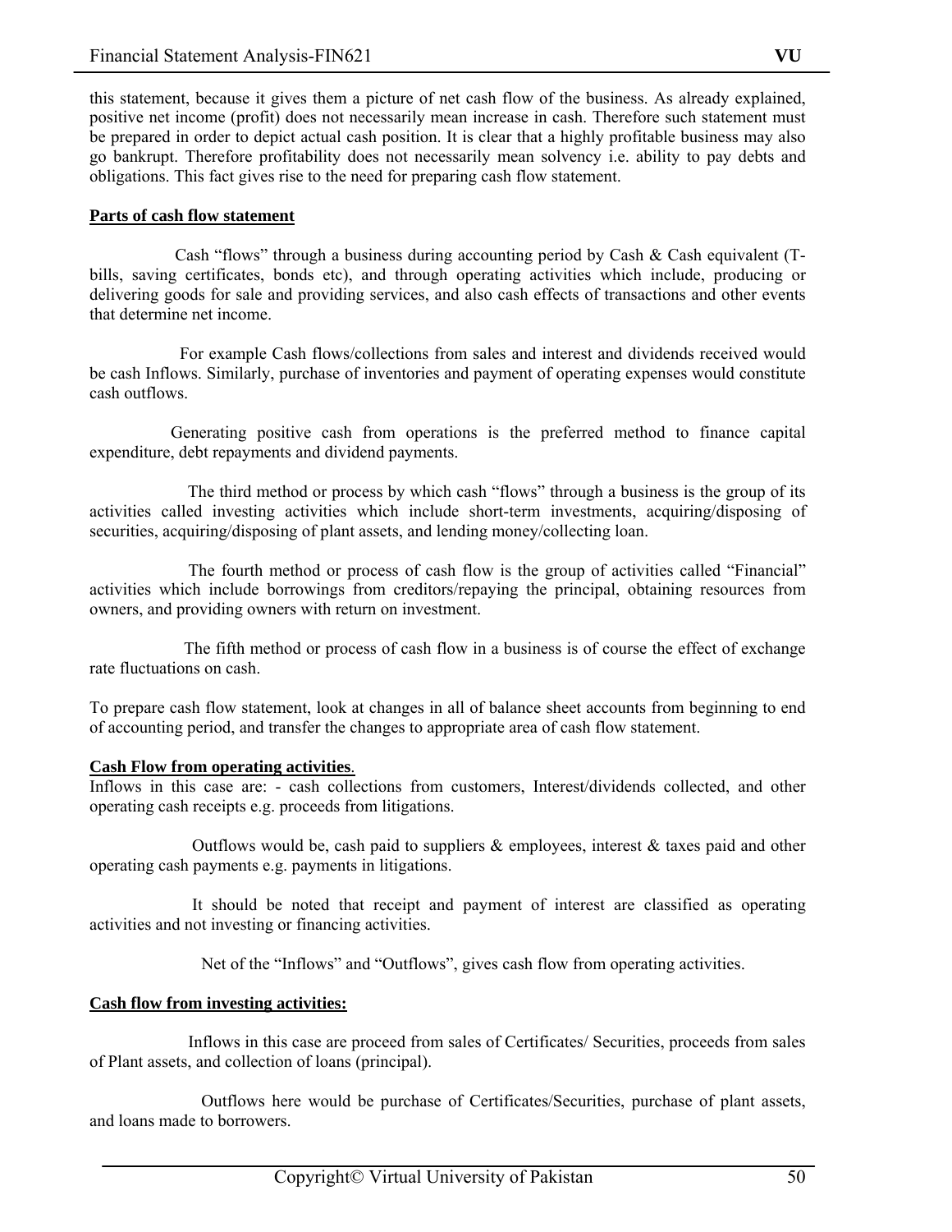this statement, because it gives them a picture of net cash flow of the business. As already explained, positive net income (profit) does not necessarily mean increase in cash. Therefore such statement must be prepared in order to depict actual cash position. It is clear that a highly profitable business may also go bankrupt. Therefore profitability does not necessarily mean solvency i.e. ability to pay debts and obligations. This fact gives rise to the need for preparing cash flow statement.

**Parts of cash flow statement**

Cash "flows" through a business during accounting period by Cash & Cash equivalent (T-bills, saving certificates, bonds etc), and through operating activities which include, producing or delivering goods for sale and providing services, and also cash effects of transactions and other events that determine net income.

For example Cash flows/collections from sales and interest and dividends received would be cash Inflows. Similarly, purchase of inventories and payment of operating expenses would constitute cash outflows.

Generating positive cash from operations is the preferred method to finance capital expenditure, debt repayments and dividend payments.

The third method or process by which cash "flows" through a business is the group of its activities called investing activities which include short-term investments, acquiring/disposing of securities, acquiring/disposing of plant assets, and lending money/collecting loan.

The fourth method or process of cash flow is the group of activities called "Financial" activities which include borrowings from creditors/repaying the principal, obtaining resources from owners, and providing owners with return on investment.

The fifth method or process of cash flow in a business is of course the effect of exchange rate fluctuations on cash.

To prepare cash flow statement, look at changes in all of balance sheet accounts from beginning to end of accounting period, and transfer the changes to appropriate area of cash flow statement.

**Cash Flow from operating activities**.

Inflows in this case are: - cash collections from customers, Interest/dividends collected, and other operating cash receipts e.g. proceeds from litigations.

Outflows would be, cash paid to suppliers & employees, interest & taxes paid and other operating cash payments e.g. payments in litigations.

It should be noted that receipt and payment of interest are classified as operating activities and not investing or financing activities.

Net of the "Inflows" and "Outflows", gives cash flow from operating activities.

**Cash flow from investing activities:**

Inflows in this case are proceed from sales of Certificates/ Securities, proceeds from sales of Plant assets, and collection of loans (principal).

Outflows here would be purchase of Certificates/Securities, purchase of plant assets, and loans made to borrowers.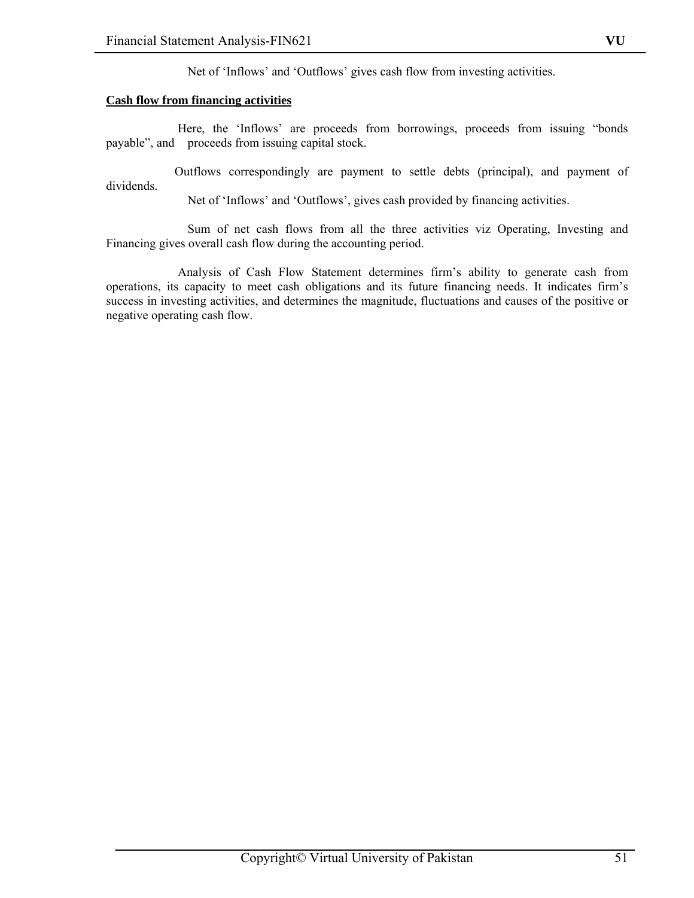Net of 'Inflows' and 'Outflows' gives cash flow from investing activities.

**Cash flow from financing activities**

Here, the 'Inflows' are proceeds from borrowings, proceeds from issuing "bonds payable", and proceeds from issuing capital stock.

Outflows correspondingly are payment to settle debts (principal), and payment of dividends.

Net of 'Inflows' and 'Outflows', gives cash provided by financing activities.

Sum of net cash flows from all the three activities viz Operating, Investing and Financing gives overall cash flow during the accounting period.

Analysis of Cash Flow Statement determines firm's ability to generate cash from operations, its capacity to meet cash obligations and its future financing needs. It indicates firm's success in investing activities, and determines the magnitude, fluctuations and causes of the positive or negative operating cash flow.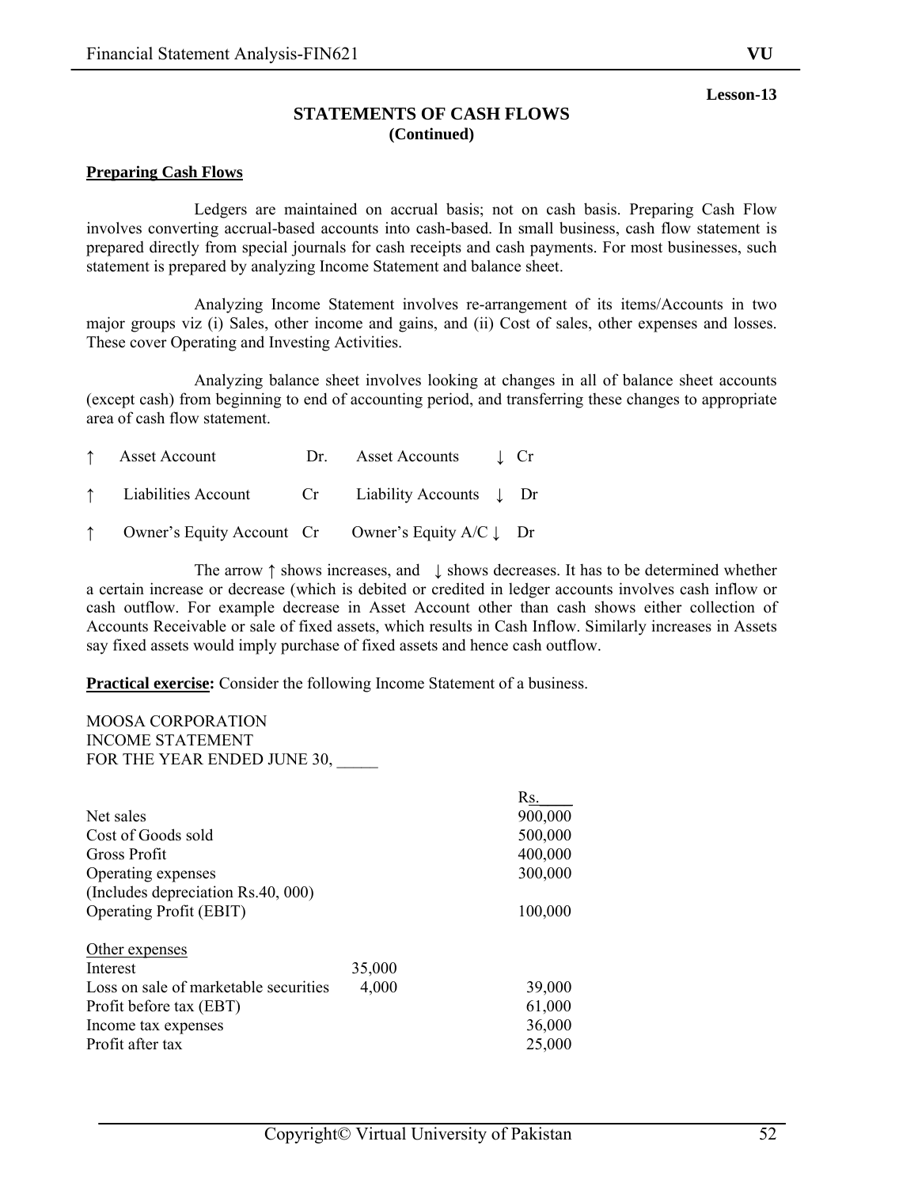Lesson-13

## STATEMENTS OF CASH FLOWS
### (Continued)

**Preparing Cash Flows**

Ledgers are maintained on accrual basis; not on cash basis. Preparing Cash Flow involves converting accrual-based accounts into cash-based. In small business, cash flow statement is prepared directly from special journals for cash receipts and cash payments. For most businesses, such statement is prepared by analyzing Income Statement and balance sheet.

Analyzing Income Statement involves re-arrangement of its items/Accounts in two major groups viz (i) Sales, other income and gains, and (ii) Cost of sales, other expenses and losses. These cover Operating and Investing Activities.

Analyzing balance sheet involves looking at changes in all of balance sheet accounts (except cash) from beginning to end of accounting period, and transferring these changes to appropriate area of cash flow statement.

| | | | | | |
|---|---|---|---|---|---|
| ↑ | Asset Account | Dr. | Asset Accounts | ↓ | Cr |
| ↑ | Liabilities Account | Cr | Liability Accounts | ↓ | Dr |
| ↑ | Owner's Equity Account | Cr | Owner's Equity A/C | ↓ | Dr |

The arrow ↑ shows increases, and ↓ shows decreases. It has to be determined whether a certain increase or decrease (which is debited or credited in ledger accounts involves cash inflow or cash outflow. For example decrease in Asset Account other than cash shows either collection of Accounts Receivable or sale of fixed assets, which results in Cash Inflow. Similarly increases in Assets say fixed assets would imply purchase of fixed assets and hence cash outflow.

**Practical exercise:** Consider the following Income Statement of a business.

MOOSA CORPORATION
INCOME STATEMENT
FOR THE YEAR ENDED JUNE 30, _____

| | | Rs. |
|---|---|---|
| Net sales | | 900,000 |
| Cost of Goods sold | | 500,000 |
| Gross Profit | | 400,000 |
| Operating expenses | | 300,000 |
| (Includes depreciation Rs.40, 000) | | |
| Operating Profit (EBIT) | | 100,000 |
| Other expenses | | |
| Interest | 35,000 | |
| Loss on sale of marketable securities | 4,000 | 39,000 |
| Profit before tax (EBT) | | 61,000 |
| Income tax expenses | | 36,000 |
| Profit after tax | | 25,000 |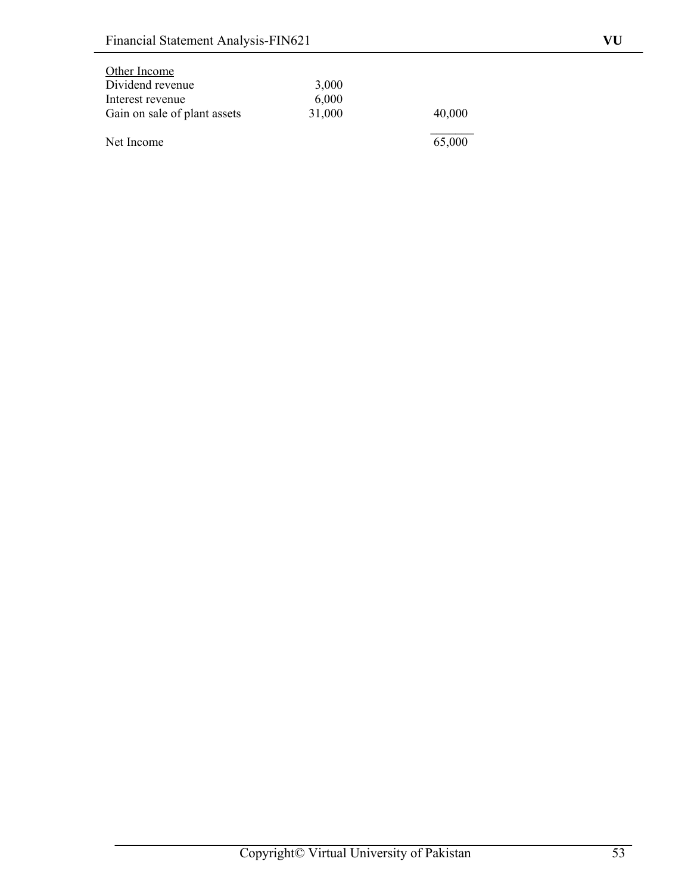| Other Income | | |
| --- | --- | --- |
| Dividend revenue | 3,000 | |
| Interest revenue | 6,000 | |
| Gain on sale of plant assets | 31,000 | 40,000 |
| Net Income | | 65,000 |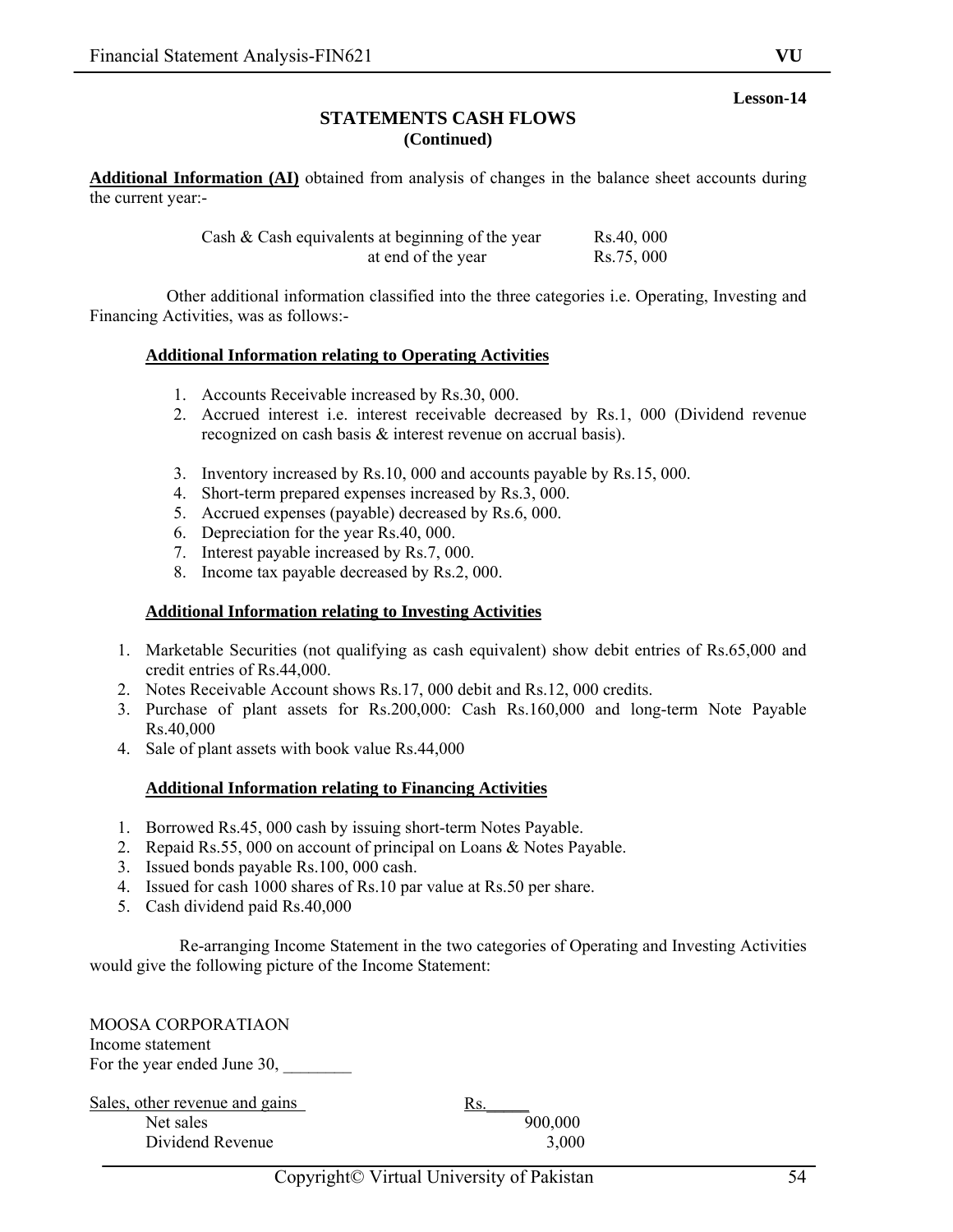**Lesson-14**

## STATEMENTS CASH FLOWS
### (Continued)

**Additional Information (AI)** obtained from analysis of changes in the balance sheet accounts during the current year:-

| | |
|---|---|
| Cash & Cash equivalents at beginning of the year | Rs.40, 000 |
| at end of the year | Rs.75, 000 |

Other additional information classified into the three categories i.e. Operating, Investing and Financing Activities, was as follows:-

**Additional Information relating to Operating Activities**

1. Accounts Receivable increased by Rs.30, 000.
2. Accrued interest i.e. interest receivable decreased by Rs.1, 000 (Dividend revenue recognized on cash basis & interest revenue on accrual basis).
3. Inventory increased by Rs.10, 000 and accounts payable by Rs.15, 000.
4. Short-term prepared expenses increased by Rs.3, 000.
5. Accrued expenses (payable) decreased by Rs.6, 000.
6. Depreciation for the year Rs.40, 000.
7. Interest payable increased by Rs.7, 000.
8. Income tax payable decreased by Rs.2, 000.

**Additional Information relating to Investing Activities**

1. Marketable Securities (not qualifying as cash equivalent) show debit entries of Rs.65,000 and credit entries of Rs.44,000.
2. Notes Receivable Account shows Rs.17, 000 debit and Rs.12, 000 credits.
3. Purchase of plant assets for Rs.200,000: Cash Rs.160,000 and long-term Note Payable Rs.40,000
4. Sale of plant assets with book value Rs.44,000

**Additional Information relating to Financing Activities**

1. Borrowed Rs.45, 000 cash by issuing short-term Notes Payable.
2. Repaid Rs.55, 000 on account of principal on Loans & Notes Payable.
3. Issued bonds payable Rs.100, 000 cash.
4. Issued for cash 1000 shares of Rs.10 par value at Rs.50 per share.
5. Cash dividend paid Rs.40,000

Re-arranging Income Statement in the two categories of Operating and Investing Activities would give the following picture of the Income Statement:

MOOSA CORPORATIAON
Income statement
For the year ended June 30, ________

| Sales, other revenue and gains | Rs.\_\_\_\_\_ |
|---|---|
| Net sales | 900,000 |
| Dividend Revenue | 3,000 |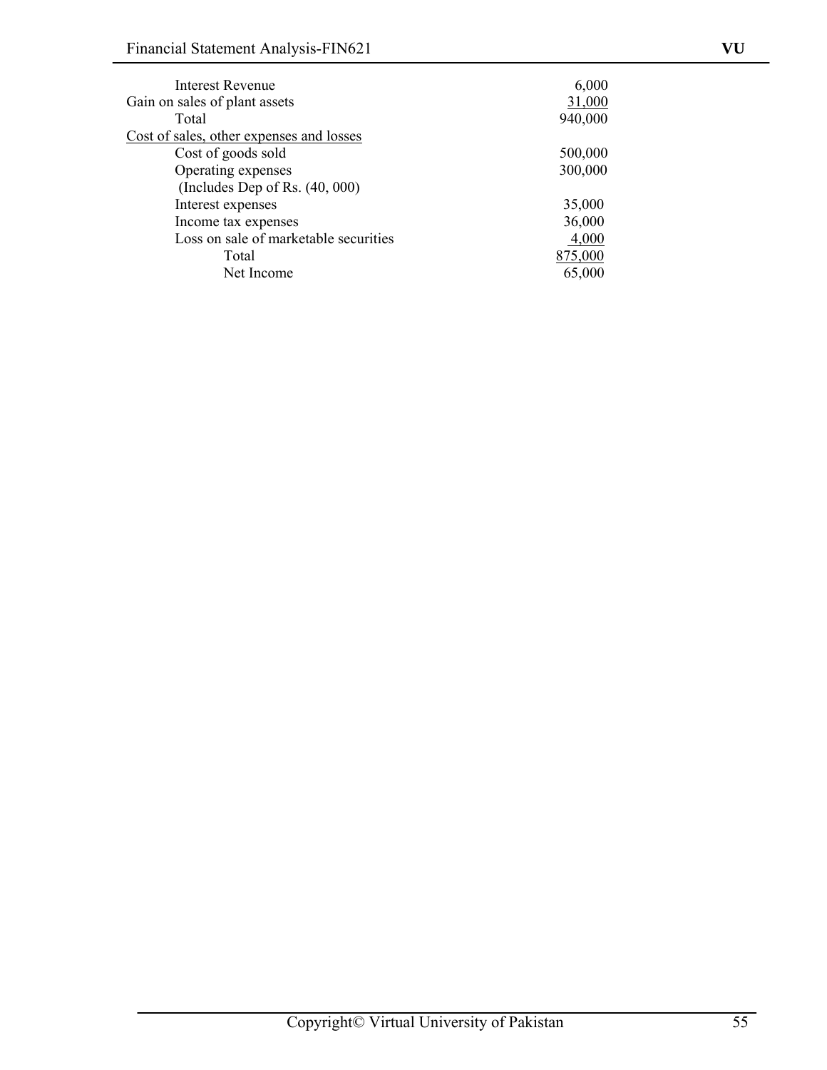| | |
|---|---|
| Interest Revenue | 6,000 |
| Gain on sales of plant assets | 31,000 |
| Total | 940,000 |
| Cost of sales, other expenses and losses | |
| Cost of goods sold | 500,000 |
| Operating expenses | 300,000 |
| (Includes Dep of Rs. (40, 000) | |
| Interest expenses | 35,000 |
| Income tax expenses | 36,000 |
| Loss on sale of marketable securities | 4,000 |
| Total | 875,000 |
| Net Income | 65,000 |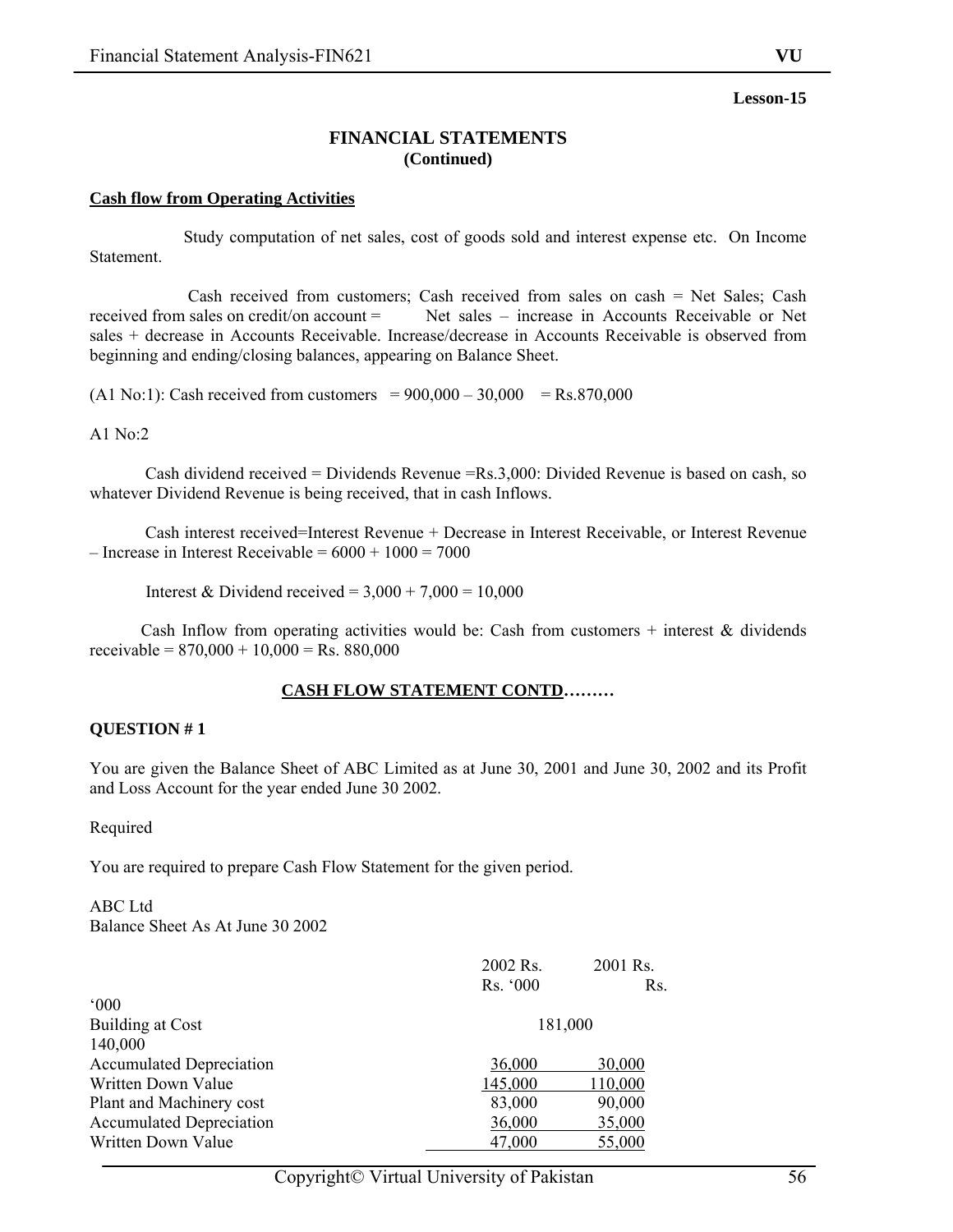**Lesson-15**

# FINANCIAL STATEMENTS
**(Continued)**

**Cash flow from Operating Activities**

Study computation of net sales, cost of goods sold and interest expense etc. On Income Statement.

Cash received from customers; Cash received from sales on cash = Net Sales; Cash received from sales on credit/on account = Net sales – increase in Accounts Receivable or Net sales + decrease in Accounts Receivable. Increase/decrease in Accounts Receivable is observed from beginning and ending/closing balances, appearing on Balance Sheet.

(A1 No:1): Cash received from customers = 900,000 – 30,000 = Rs.870,000

A1 No:2

Cash dividend received = Dividends Revenue =Rs.3,000: Divided Revenue is based on cash, so whatever Dividend Revenue is being received, that in cash Inflows.

Cash interest received=Interest Revenue + Decrease in Interest Receivable, or Interest Revenue – Increase in Interest Receivable = 6000 + 1000 = 7000

Interest & Dividend received = 3,000 + 7,000 = 10,000

Cash Inflow from operating activities would be: Cash from customers + interest & dividends receivable = 870,000 + 10,000 = Rs. 880,000

**CASH FLOW STATEMENT CONTD………**

**QUESTION # 1**

You are given the Balance Sheet of ABC Limited as at June 30, 2001 and June 30, 2002 and its Profit and Loss Account for the year ended June 30 2002.

Required

You are required to prepare Cash Flow Statement for the given period.

ABC Ltd
Balance Sheet As At June 30 2002

| | 2002 Rs. Rs. '000 | 2001 Rs. Rs. '000 |
|---|---|---|
| Building at Cost | 181,000 | 140,000 |
| Accumulated Depreciation | 36,000 | 30,000 |
| Written Down Value | 145,000 | 110,000 |
| Plant and Machinery cost | 83,000 | 90,000 |
| Accumulated Depreciation | 36,000 | 35,000 |
| Written Down Value | 47,000 | 55,000 |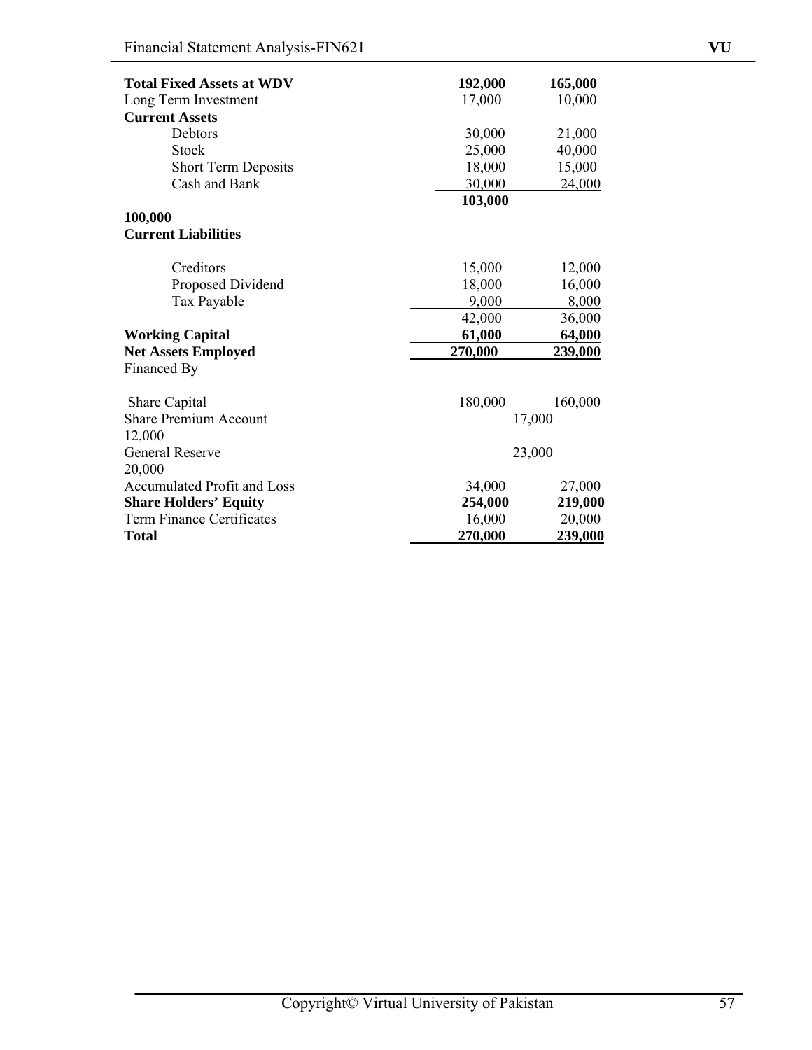| | | |
|---|---|---|
| **Total Fixed Assets at WDV** | **192,000** | **165,000** |
| Long Term Investment | 17,000 | 10,000 |
| **Current Assets** | | |
| Debtors | 30,000 | 21,000 |
| Stock | 25,000 | 40,000 |
| Short Term Deposits | 18,000 | 15,000 |
| Cash and Bank | 30,000 | 24,000 |
| | **103,000** | **100,000** |
| **Current Liabilities** | | |
| Creditors | 15,000 | 12,000 |
| Proposed Dividend | 18,000 | 16,000 |
| Tax Payable | 9,000 | 8,000 |
| | 42,000 | 36,000 |
| **Working Capital** | **61,000** | **64,000** |
| **Net Assets Employed** | **270,000** | **239,000** |
| Financed By | | |
| Share Capital | 180,000 | 160,000 |
| Share Premium Account | 17,000 | 12,000 |
| General Reserve | 23,000 | 20,000 |
| Accumulated Profit and Loss | 34,000 | 27,000 |
| **Share Holders' Equity** | **254,000** | **219,000** |
| Term Finance Certificates | 16,000 | 20,000 |
| **Total** | **270,000** | **239,000** |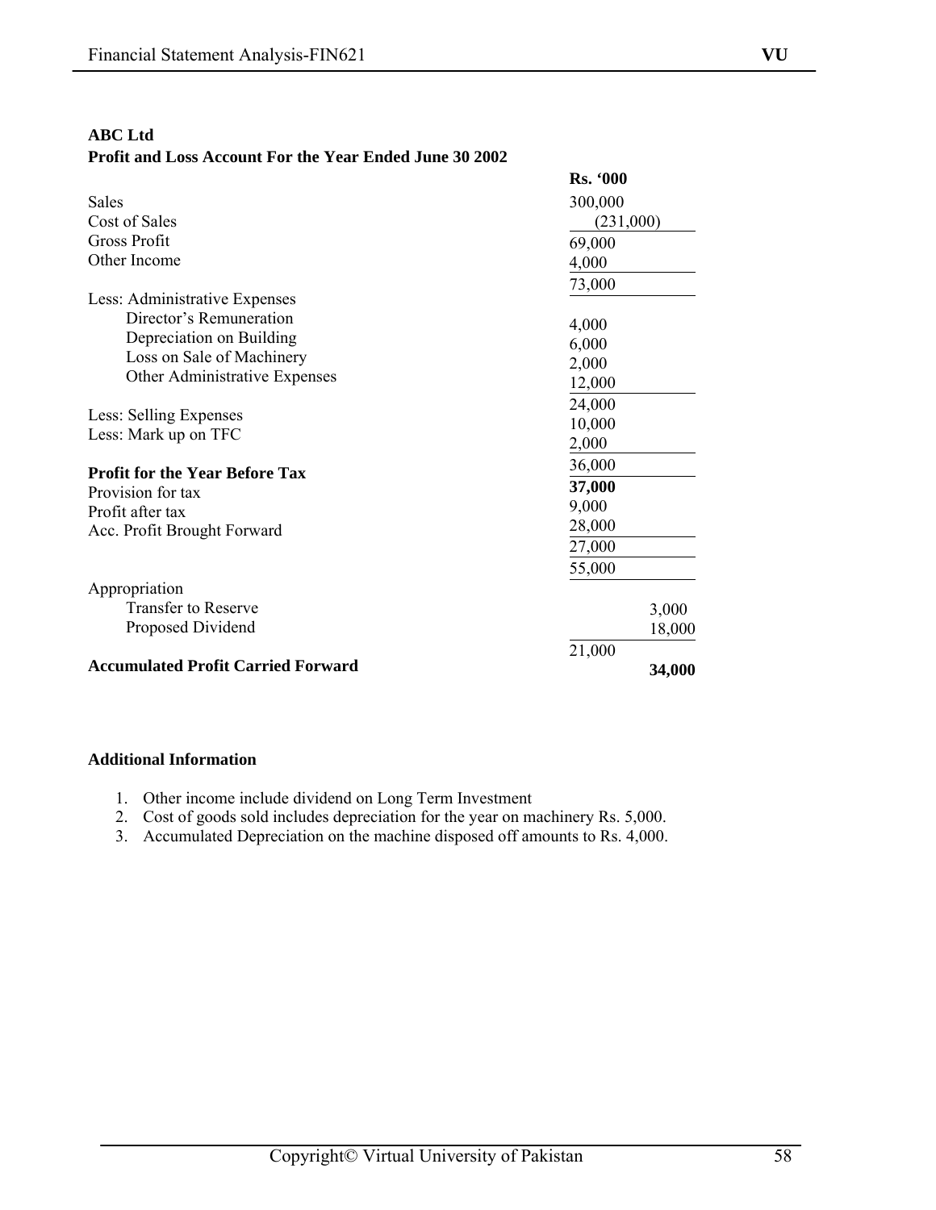**ABC Ltd**
**Profit and Loss Account For the Year Ended June 30 2002**

| | **Rs. '000** | |
|---|---|---|
| Sales | 300,000 | |
| Cost of Sales | (231,000) | |
| Gross Profit | 69,000 | |
| Other Income | 4,000 | |
| | 73,000 | |
| Less: Administrative Expenses | | |
| Director's Remuneration | 4,000 | |
| Depreciation on Building | 6,000 | |
| Loss on Sale of Machinery | 2,000 | |
| Other Administrative Expenses | 12,000 | |
| | 24,000 | |
| Less: Selling Expenses | 10,000 | |
| Less: Mark up on TFC | 2,000 | |
| | 36,000 | |
| **Profit for the Year Before Tax** | **37,000** | |
| Provision for tax | 9,000 | |
| Profit after tax | 28,000 | |
| Acc. Profit Brought Forward | 27,000 | |
| | 55,000 | |
| Appropriation | | |
| Transfer to Reserve | | 3,000 |
| Proposed Dividend | | 18,000 |
| | 21,000 | |
| **Accumulated Profit Carried Forward** | | **34,000** |

**Additional Information**

1. Other income include dividend on Long Term Investment
2. Cost of goods sold includes depreciation for the year on machinery Rs. 5,000.
3. Accumulated Depreciation on the machine disposed off amounts to Rs. 4,000.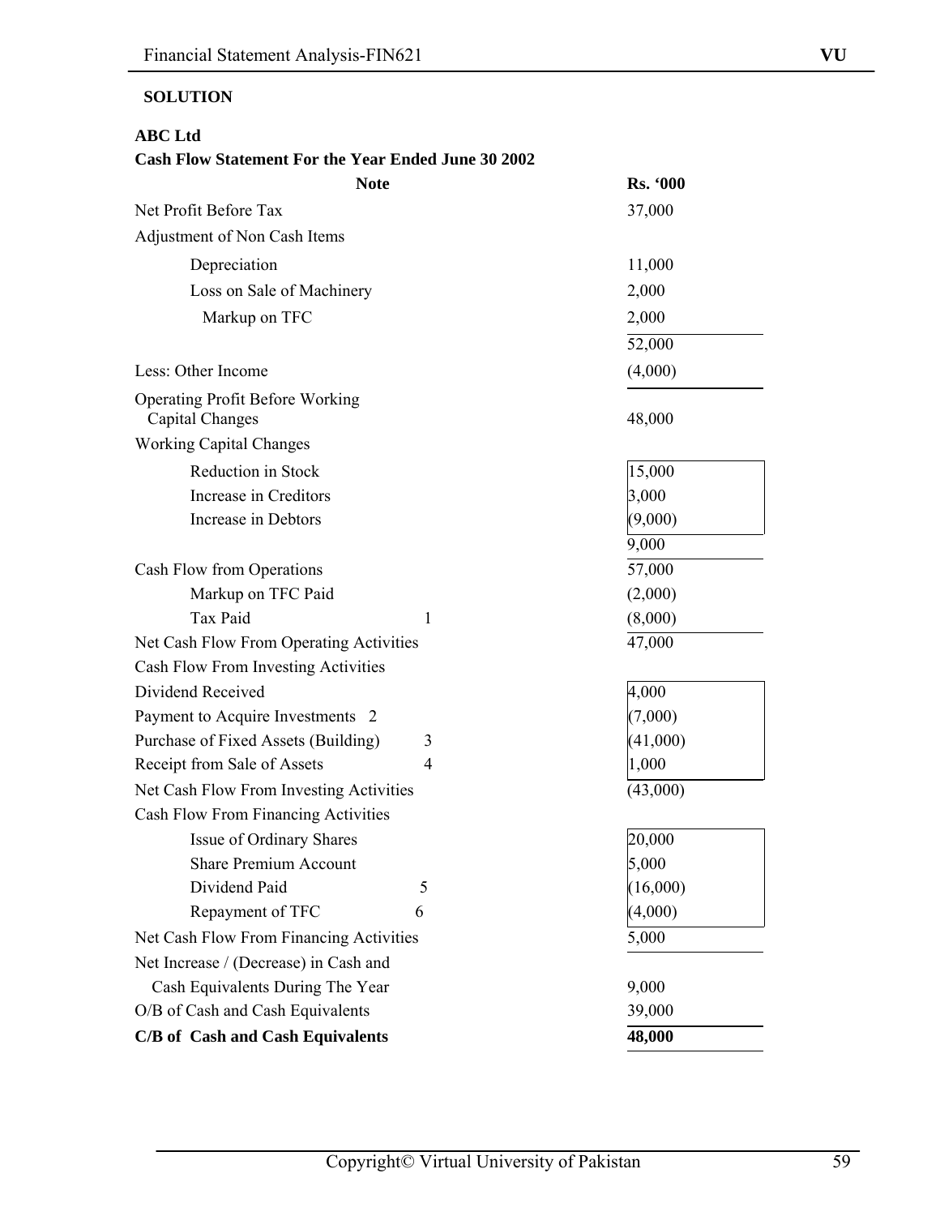**SOLUTION**

**ABC Ltd**

**Cash Flow Statement For the Year Ended June 30 2002**

| | Note | Rs. '000 |
|---|---|---|
| Net Profit Before Tax | | 37,000 |
| Adjustment of Non Cash Items | | |
| Depreciation | | 11,000 |
| Loss on Sale of Machinery | | 2,000 |
| Markup on TFC | | 2,000 |
| | | 52,000 |
| Less: Other Income | | (4,000) |
| Operating Profit Before Working Capital Changes | | 48,000 |
| Working Capital Changes | | |
| Reduction in Stock | | 15,000 |
| Increase in Creditors | | 3,000 |
| Increase in Debtors | | (9,000) |
| | | 9,000 |
| Cash Flow from Operations | | 57,000 |
| Markup on TFC Paid | | (2,000) |
| Tax Paid | 1 | (8,000) |
| Net Cash Flow From Operating Activities | | 47,000 |
| Cash Flow From Investing Activities | | |
| Dividend Received | | 4,000 |
| Payment to Acquire Investments | 2 | (7,000) |
| Purchase of Fixed Assets (Building) | 3 | (41,000) |
| Receipt from Sale of Assets | 4 | 1,000 |
| Net Cash Flow From Investing Activities | | (43,000) |
| Cash Flow From Financing Activities | | |
| Issue of Ordinary Shares | | 20,000 |
| Share Premium Account | | 5,000 |
| Dividend Paid | 5 | (16,000) |
| Repayment of TFC | 6 | (4,000) |
| Net Cash Flow From Financing Activities | | 5,000 |
| Net Increase / (Decrease) in Cash and Cash Equivalents During The Year | | 9,000 |
| O/B of Cash and Cash Equivalents | | 39,000 |
| **C/B of Cash and Cash Equivalents** | | **48,000** |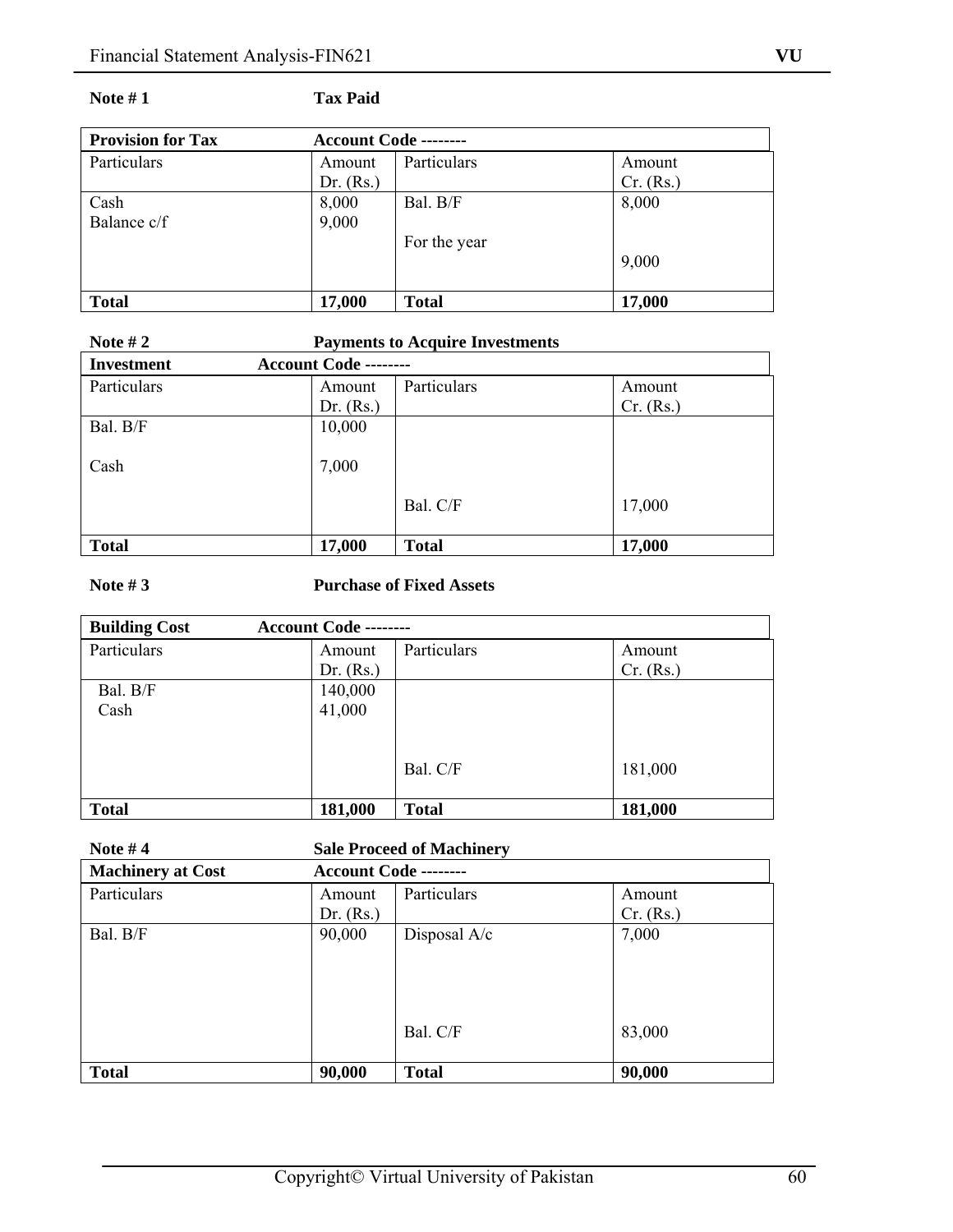**Note # 1** **Tax Paid**

| **Provision for Tax** | **Account Code --------** | | |
|---|---|---|---|
| Particulars | Amount Dr. (Rs.) | Particulars | Amount Cr. (Rs.) |
| Cash<br>Balance c/f | 8,000<br>9,000 | Bal. B/F<br>For the year | 8,000<br>9,000 |
| **Total** | **17,000** | **Total** | **17,000** |

**Note # 2** **Payments to Acquire Investments**

| **Investment** | **Account Code --------** | | |
|---|---|---|---|
| Particulars | Amount Dr. (Rs.) | Particulars | Amount Cr. (Rs.) |
| Bal. B/F<br>Cash | 10,000<br>7,000 | Bal. C/F | 17,000 |
| **Total** | **17,000** | **Total** | **17,000** |

**Note # 3** **Purchase of Fixed Assets**

| **Building Cost** | **Account Code --------** | | |
|---|---|---|---|
| Particulars | Amount Dr. (Rs.) | Particulars | Amount Cr. (Rs.) |
| Bal. B/F<br>Cash | 140,000<br>41,000 | Bal. C/F | 181,000 |
| **Total** | **181,000** | **Total** | **181,000** |

**Note # 4** **Sale Proceed of Machinery**

| **Machinery at Cost** | **Account Code --------** | | |
|---|---|---|---|
| Particulars | Amount Dr. (Rs.) | Particulars | Amount Cr. (Rs.) |
| Bal. B/F | 90,000 | Disposal A/c<br>Bal. C/F | 7,000<br>83,000 |
| **Total** | **90,000** | **Total** | **90,000** |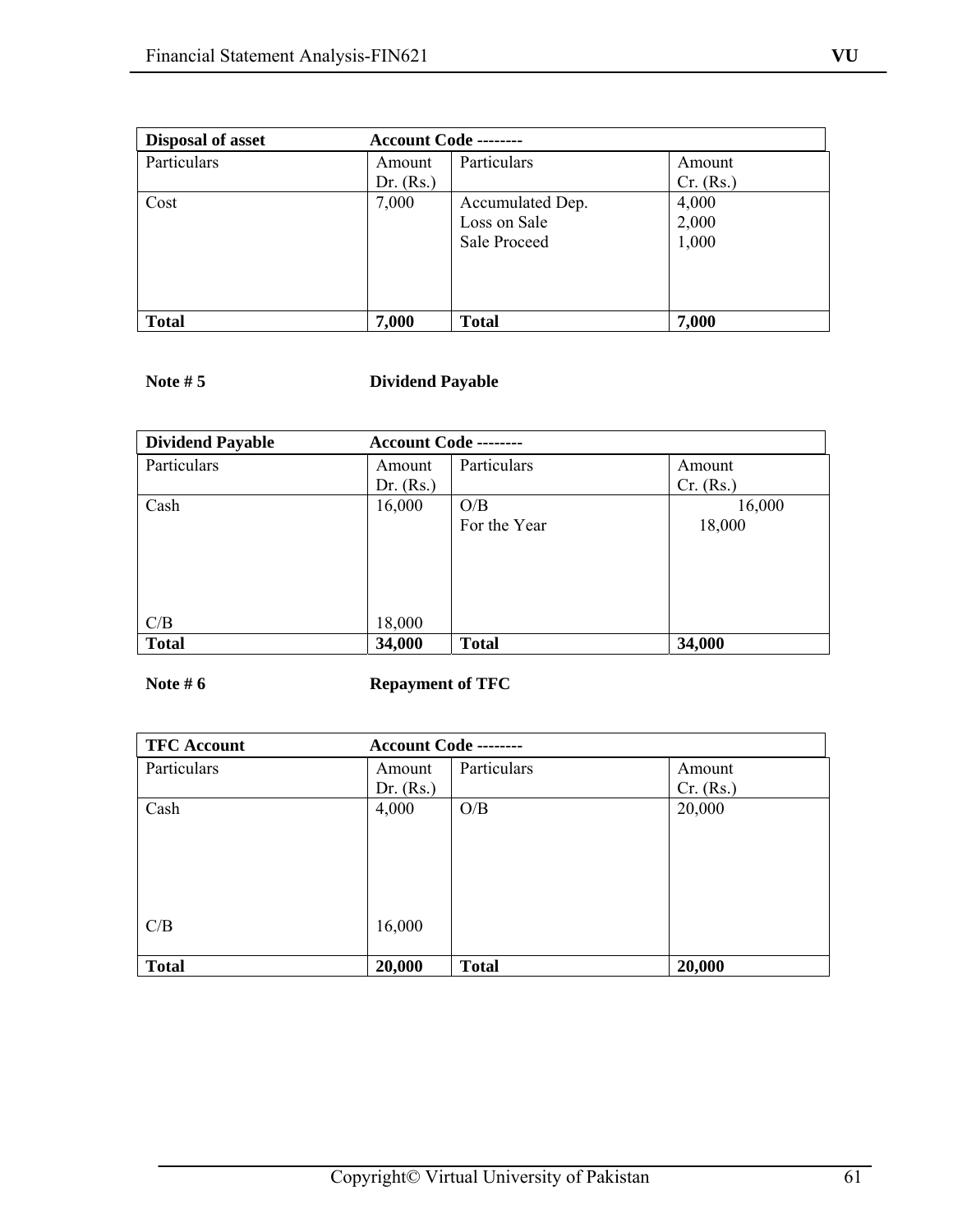| **Disposal of asset** | **Account Code --------** | | |
|---|---|---|---|
| Particulars | Amount Dr. (Rs.) | Particulars | Amount Cr. (Rs.) |
| Cost | 7,000 | Accumulated Dep.<br>Loss on Sale<br>Sale Proceed | 4,000<br>2,000<br>1,000 |
| **Total** | **7,000** | **Total** | **7,000** |

**Note # 5** **Dividend Payable**

| **Dividend Payable** | **Account Code --------** | | |
|---|---|---|---|
| Particulars | Amount Dr. (Rs.) | Particulars | Amount Cr. (Rs.) |
| Cash | 16,000 | O/B<br>For the Year | 16,000<br>18,000 |
| C/B | 18,000 | | |
| **Total** | **34,000** | **Total** | **34,000** |

**Note # 6** **Repayment of TFC**

| **TFC Account** | **Account Code --------** | | |
|---|---|---|---|
| Particulars | Amount Dr. (Rs.) | Particulars | Amount Cr. (Rs.) |
| Cash | 4,000 | O/B | 20,000 |
| C/B | 16,000 | | |
| **Total** | **20,000** | **Total** | **20,000** |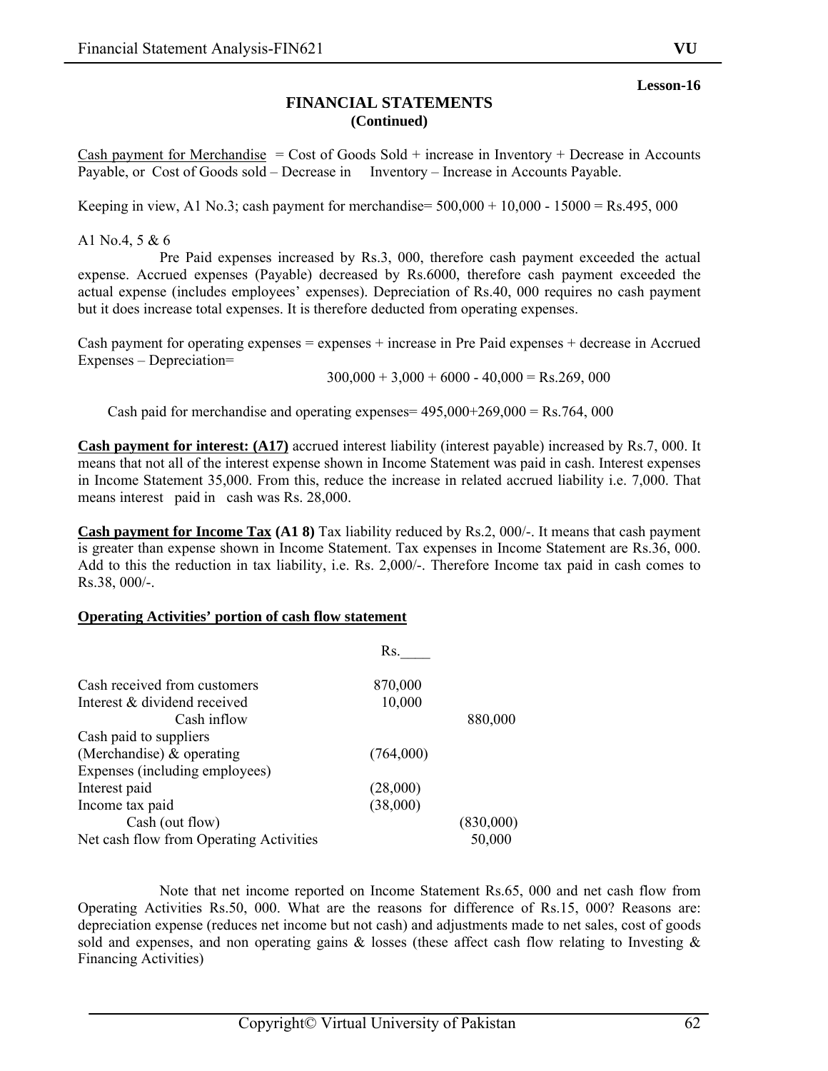**Lesson-16**

## FINANCIAL STATEMENTS
### (Continued)

Cash payment for Merchandise = Cost of Goods Sold + increase in Inventory + Decrease in Accounts Payable, or Cost of Goods sold – Decrease in Inventory – Increase in Accounts Payable.

Keeping in view, A1 No.3; cash payment for merchandise= 500,000 + 10,000 - 15000 = Rs.495, 000

A1 No.4, 5 & 6

Pre Paid expenses increased by Rs.3, 000, therefore cash payment exceeded the actual expense. Accrued expenses (Payable) decreased by Rs.6000, therefore cash payment exceeded the actual expense (includes employees' expenses). Depreciation of Rs.40, 000 requires no cash payment but it does increase total expenses. It is therefore deducted from operating expenses.

Cash payment for operating expenses = expenses + increase in Pre Paid expenses + decrease in Accrued Expenses – Depreciation=

300,000 + 3,000 + 6000 - 40,000 = Rs.269, 000

Cash paid for merchandise and operating expenses= 495,000+269,000 = Rs.764, 000

**Cash payment for interest: (A17)** accrued interest liability (interest payable) increased by Rs.7, 000. It means that not all of the interest expense shown in Income Statement was paid in cash. Interest expenses in Income Statement 35,000. From this, reduce the increase in related accrued liability i.e. 7,000. That means interest paid in cash was Rs. 28,000.

**Cash payment for Income Tax (A1 8)** Tax liability reduced by Rs.2, 000/-. It means that cash payment is greater than expense shown in Income Statement. Tax expenses in Income Statement are Rs.36, 000. Add to this the reduction in tax liability, i.e. Rs. 2,000/-. Therefore Income tax paid in cash comes to Rs.38, 000/-.

**Operating Activities' portion of cash flow statement**

| | Rs.____ | |
|---|---|---|
| Cash received from customers | 870,000 | |
| Interest & dividend received | 10,000 | |
| Cash inflow | | 880,000 |
| Cash paid to suppliers (Merchandise) & operating Expenses (including employees) | (764,000) | |
| Interest paid | (28,000) | |
| Income tax paid | (38,000) | |
| Cash (out flow) | | (830,000) |
| Net cash flow from Operating Activities | | 50,000 |

Note that net income reported on Income Statement Rs.65, 000 and net cash flow from Operating Activities Rs.50, 000. What are the reasons for difference of Rs.15, 000? Reasons are: depreciation expense (reduces net income but not cash) and adjustments made to net sales, cost of goods sold and expenses, and non operating gains & losses (these affect cash flow relating to Investing & Financing Activities)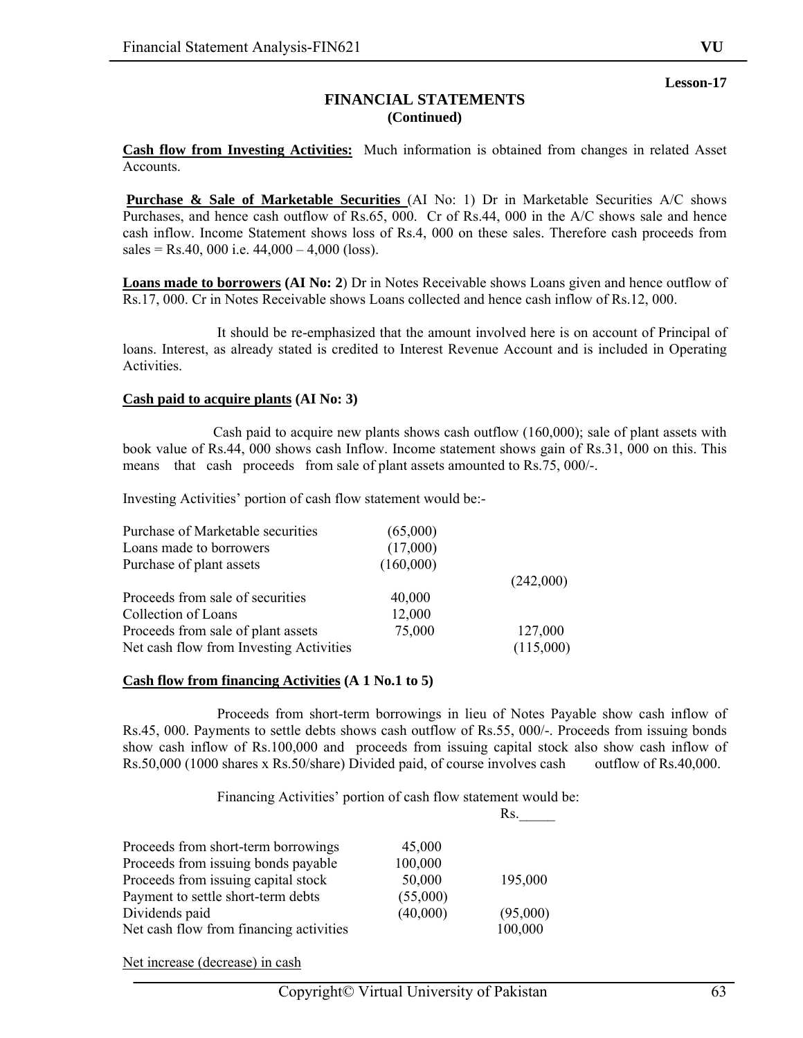**Lesson-17**

## FINANCIAL STATEMENTS
### (Continued)

**Cash flow from Investing Activities:** Much information is obtained from changes in related Asset Accounts.

**Purchase & Sale of Marketable Securities** (AI No: 1) Dr in Marketable Securities A/C shows Purchases, and hence cash outflow of Rs.65, 000. Cr of Rs.44, 000 in the A/C shows sale and hence cash inflow. Income Statement shows loss of Rs.4, 000 on these sales. Therefore cash proceeds from sales = Rs.40, 000 i.e. 44,000 – 4,000 (loss).

**Loans made to borrowers (AI No: 2**) Dr in Notes Receivable shows Loans given and hence outflow of Rs.17, 000. Cr in Notes Receivable shows Loans collected and hence cash inflow of Rs.12, 000.

It should be re-emphasized that the amount involved here is on account of Principal of loans. Interest, as already stated is credited to Interest Revenue Account and is included in Operating Activities.

**Cash paid to acquire plants (AI No: 3)**

Cash paid to acquire new plants shows cash outflow (160,000); sale of plant assets with book value of Rs.44, 000 shows cash Inflow. Income statement shows gain of Rs.31, 000 on this. This means that cash proceeds from sale of plant assets amounted to Rs.75, 000/-.

Investing Activities' portion of cash flow statement would be:-

| | | |
|---|---|---|
| Purchase of Marketable securities | (65,000) | |
| Loans made to borrowers | (17,000) | |
| Purchase of plant assets | (160,000) | |
| | | (242,000) |
| Proceeds from sale of securities | 40,000 | |
| Collection of Loans | 12,000 | |
| Proceeds from sale of plant assets | 75,000 | 127,000 |
| Net cash flow from Investing Activities | | (115,000) |

**Cash flow from financing Activities (A 1 No.1 to 5)**

Proceeds from short-term borrowings in lieu of Notes Payable show cash inflow of Rs.45, 000. Payments to settle debts shows cash outflow of Rs.55, 000/-. Proceeds from issuing bonds show cash inflow of Rs.100,000 and proceeds from issuing capital stock also show cash inflow of Rs.50,000 (1000 shares x Rs.50/share) Divided paid, of course involves cash outflow of Rs.40,000.

Financing Activities' portion of cash flow statement would be:

| | | Rs. |
|---|---|---|
| Proceeds from short-term borrowings | 45,000 | |
| Proceeds from issuing bonds payable | 100,000 | |
| Proceeds from issuing capital stock | 50,000 | 195,000 |
| Payment to settle short-term debts | (55,000) | |
| Dividends paid | (40,000) | (95,000) |
| Net cash flow from financing activities | | 100,000 |

Net increase (decrease) in cash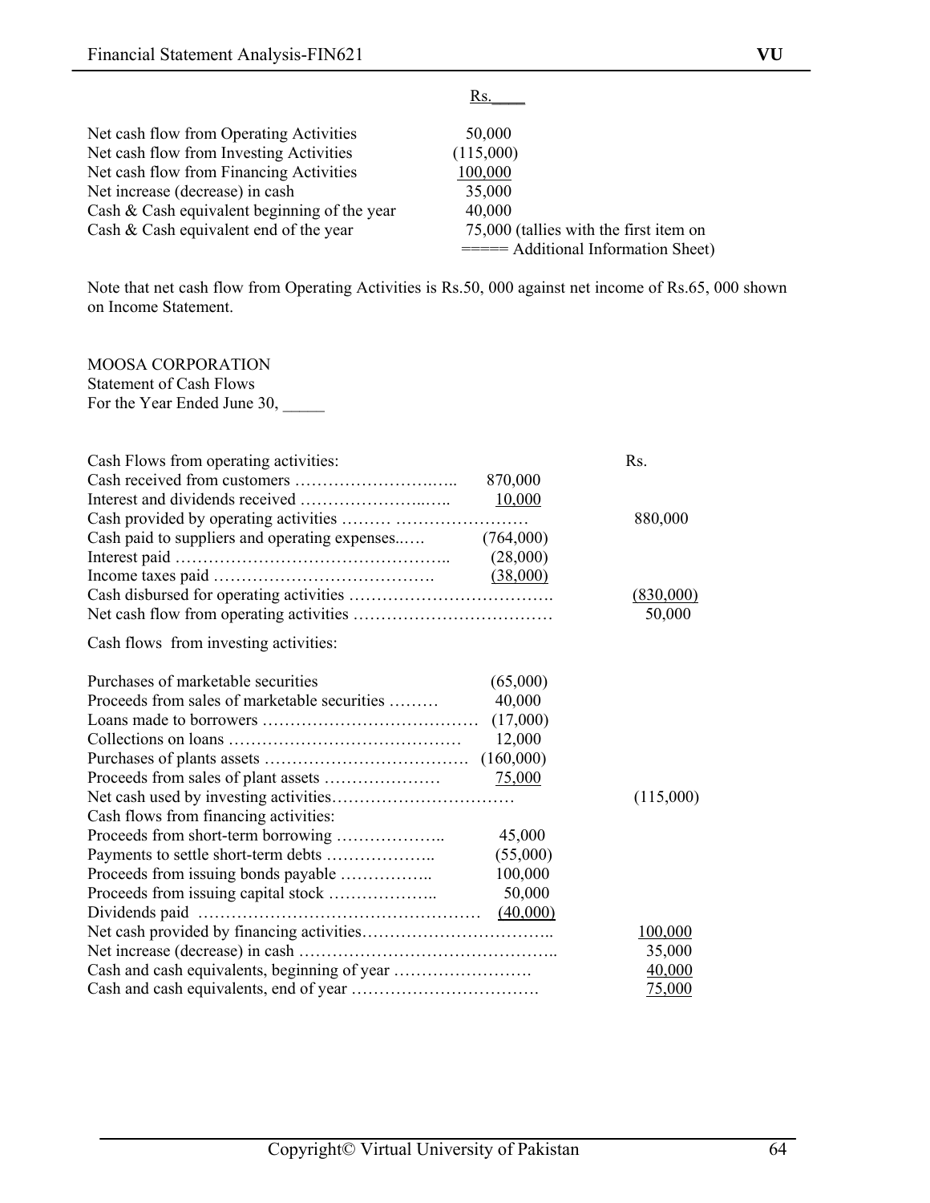| | Rs.____ |
|---|---|
| Net cash flow from Operating Activities | 50,000 |
| Net cash flow from Investing Activities | (115,000) |
| Net cash flow from Financing Activities | 100,000 |
| Net increase (decrease) in cash | 35,000 |
| Cash & Cash equivalent beginning of the year | 40,000 |
| Cash & Cash equivalent end of the year | 75,000 (tallies with the first item on ===== Additional Information Sheet) |

Note that net cash flow from Operating Activities is Rs.50, 000 against net income of Rs.65, 000 shown on Income Statement.

MOOSA CORPORATION
Statement of Cash Flows
For the Year Ended June 30, _____

| | | Rs. |
|---|---|---|
| Cash Flows from operating activities: | | |
| Cash received from customers ……………………….. | 870,000 | |
| Interest and dividends received ……………………….. | 10,000 | |
| Cash provided by operating activities ……… …………………… | | 880,000 |
| Cash paid to suppliers and operating expenses..…. | (764,000) | |
| Interest paid ……………………………………….. | (28,000) | |
| Income taxes paid ………………………………. | (38,000) | |
| Cash disbursed for operating activities ………………………………. | | (830,000) |
| Net cash flow from operating activities ……………………………… | | 50,000 |
| Cash flows from investing activities: | | |
| Purchases of marketable securities | (65,000) | |
| Proceeds from sales of marketable securities ……… | 40,000 | |
| Loans made to borrowers ………………………………… | (17,000) | |
| Collections on loans …………………………………… | 12,000 | |
| Purchases of plants assets ………………………………. | (160,000) | |
| Proceeds from sales of plant assets ………………… | 75,000 | |
| Net cash used by investing activities…………………………… | | (115,000) |
| Cash flows from financing activities: | | |
| Proceeds from short-term borrowing ……………….. | 45,000 | |
| Payments to settle short-term debts ……………….. | (55,000) | |
| Proceeds from issuing bonds payable …………….. | 100,000 | |
| Proceeds from issuing capital stock ……………….. | 50,000 | |
| Dividends paid …………………………………………… | (40,000) | |
| Net cash provided by financing activities…………………………….. | | 100,000 |
| Net increase (decrease) in cash ……………………………………….. | | 35,000 |
| Cash and cash equivalents, beginning of year ……………………. | | 40,000 |
| Cash and cash equivalents, end of year ……………………………. | | 75,000 |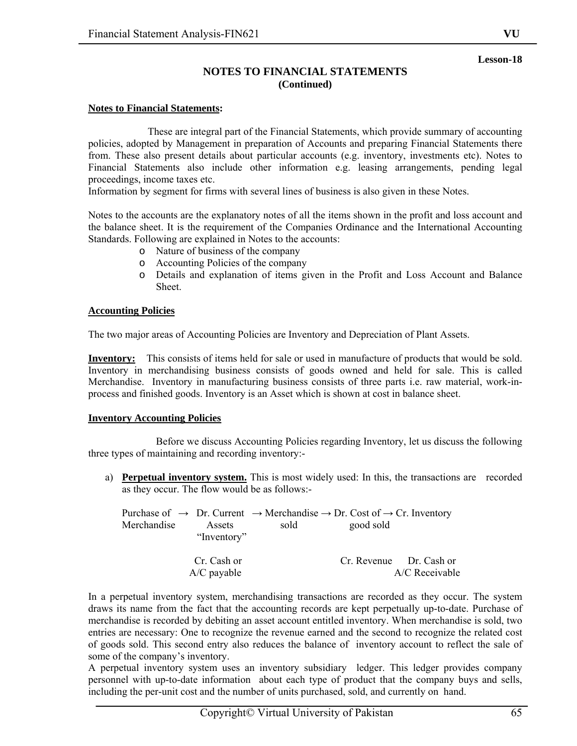**Lesson-18**

## NOTES TO FINANCIAL STATEMENTS
**(Continued)**

### Notes to Financial Statements:

These are integral part of the Financial Statements, which provide summary of accounting policies, adopted by Management in preparation of Accounts and preparing Financial Statements there from. These also present details about particular accounts (e.g. inventory, investments etc). Notes to Financial Statements also include other information e.g. leasing arrangements, pending legal proceedings, income taxes etc.
Information by segment for firms with several lines of business is also given in these Notes.

Notes to the accounts are the explanatory notes of all the items shown in the profit and loss account and the balance sheet. It is the requirement of the Companies Ordinance and the International Accounting Standards. Following are explained in Notes to the accounts:

- Nature of business of the company
- Accounting Policies of the company
- Details and explanation of items given in the Profit and Loss Account and Balance Sheet.

### Accounting Policies

The two major areas of Accounting Policies are Inventory and Depreciation of Plant Assets.

**Inventory:** This consists of items held for sale or used in manufacture of products that would be sold. Inventory in merchandising business consists of goods owned and held for sale. This is called Merchandise. Inventory in manufacturing business consists of three parts i.e. raw material, work-in-process and finished goods. Inventory is an Asset which is shown at cost in balance sheet.

### Inventory Accounting Policies

Before we discuss Accounting Policies regarding Inventory, let us discuss the following three types of maintaining and recording inventory:-

a) **Perpetual inventory system.** This is most widely used: In this, the transactions are recorded as they occur. The flow would be as follows:-

Purchase of Merchandise → Dr. Current Assets "Inventory" → Merchandise sold → Dr. Cost of good sold → Cr. Inventory

Cr. Cash or A/C payable &nbsp;&nbsp;&nbsp;&nbsp; Cr. Revenue &nbsp;&nbsp;&nbsp;&nbsp; Dr. Cash or A/C Receivable

In a perpetual inventory system, merchandising transactions are recorded as they occur. The system draws its name from the fact that the accounting records are kept perpetually up-to-date. Purchase of merchandise is recorded by debiting an asset account entitled inventory. When merchandise is sold, two entries are necessary: One to recognize the revenue earned and the second to recognize the related cost of goods sold. This second entry also reduces the balance of inventory account to reflect the sale of some of the company's inventory.
A perpetual inventory system uses an inventory subsidiary ledger. This ledger provides company personnel with up-to-date information about each type of product that the company buys and sells, including the per-unit cost and the number of units purchased, sold, and currently on hand.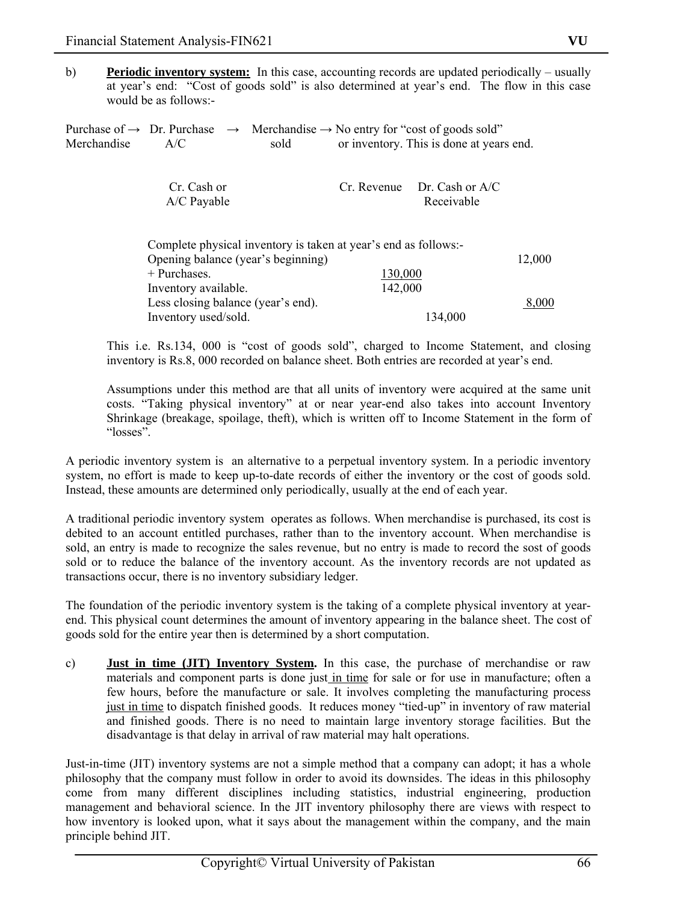b) **Periodic inventory system:** In this case, accounting records are updated periodically – usually at year's end: "Cost of goods sold" is also determined at year's end. The flow in this case would be as follows:-

| Purchase of Merchandise → | Dr. Purchase A/C → | Merchandise sold → | No entry for "cost of goods sold" or inventory. This is done at years end. |
|---|---|---|---|
| | Cr. Cash or A/C Payable | Cr. Revenue | Dr. Cash or A/C Receivable |

Complete physical inventory is taken at year's end as follows:-

| | | | |
|---|---|---|---|
| Opening balance (year's beginning) | | | 12,000 |
| + Purchases. | 130,000 | | |
| Inventory available. | 142,000 | | |
| Less closing balance (year's end). | | | 8,000 |
| Inventory used/sold. | | 134,000 | |

This i.e. Rs.134, 000 is "cost of goods sold", charged to Income Statement, and closing inventory is Rs.8, 000 recorded on balance sheet. Both entries are recorded at year's end.

Assumptions under this method are that all units of inventory were acquired at the same unit costs. "Taking physical inventory" at or near year-end also takes into account Inventory Shrinkage (breakage, spoilage, theft), which is written off to Income Statement in the form of "losses".

A periodic inventory system is an alternative to a perpetual inventory system. In a periodic inventory system, no effort is made to keep up-to-date records of either the inventory or the cost of goods sold. Instead, these amounts are determined only periodically, usually at the end of each year.

A traditional periodic inventory system operates as follows. When merchandise is purchased, its cost is debited to an account entitled purchases, rather than to the inventory account. When merchandise is sold, an entry is made to recognize the sales revenue, but no entry is made to record the sost of goods sold or to reduce the balance of the inventory account. As the inventory records are not updated as transactions occur, there is no inventory subsidiary ledger.

The foundation of the periodic inventory system is the taking of a complete physical inventory at year-end. This physical count determines the amount of inventory appearing in the balance sheet. The cost of goods sold for the entire year then is determined by a short computation.

c) **Just in time (JIT) Inventory System.** In this case, the purchase of merchandise or raw materials and component parts is done just in time for sale or for use in manufacture; often a few hours, before the manufacture or sale. It involves completing the manufacturing process just in time to dispatch finished goods. It reduces money "tied-up" in inventory of raw material and finished goods. There is no need to maintain large inventory storage facilities. But the disadvantage is that delay in arrival of raw material may halt operations.

Just-in-time (JIT) inventory systems are not a simple method that a company can adopt; it has a whole philosophy that the company must follow in order to avoid its downsides. The ideas in this philosophy come from many different disciplines including statistics, industrial engineering, production management and behavioral science. In the JIT inventory philosophy there are views with respect to how inventory is looked upon, what it says about the management within the company, and the main principle behind JIT.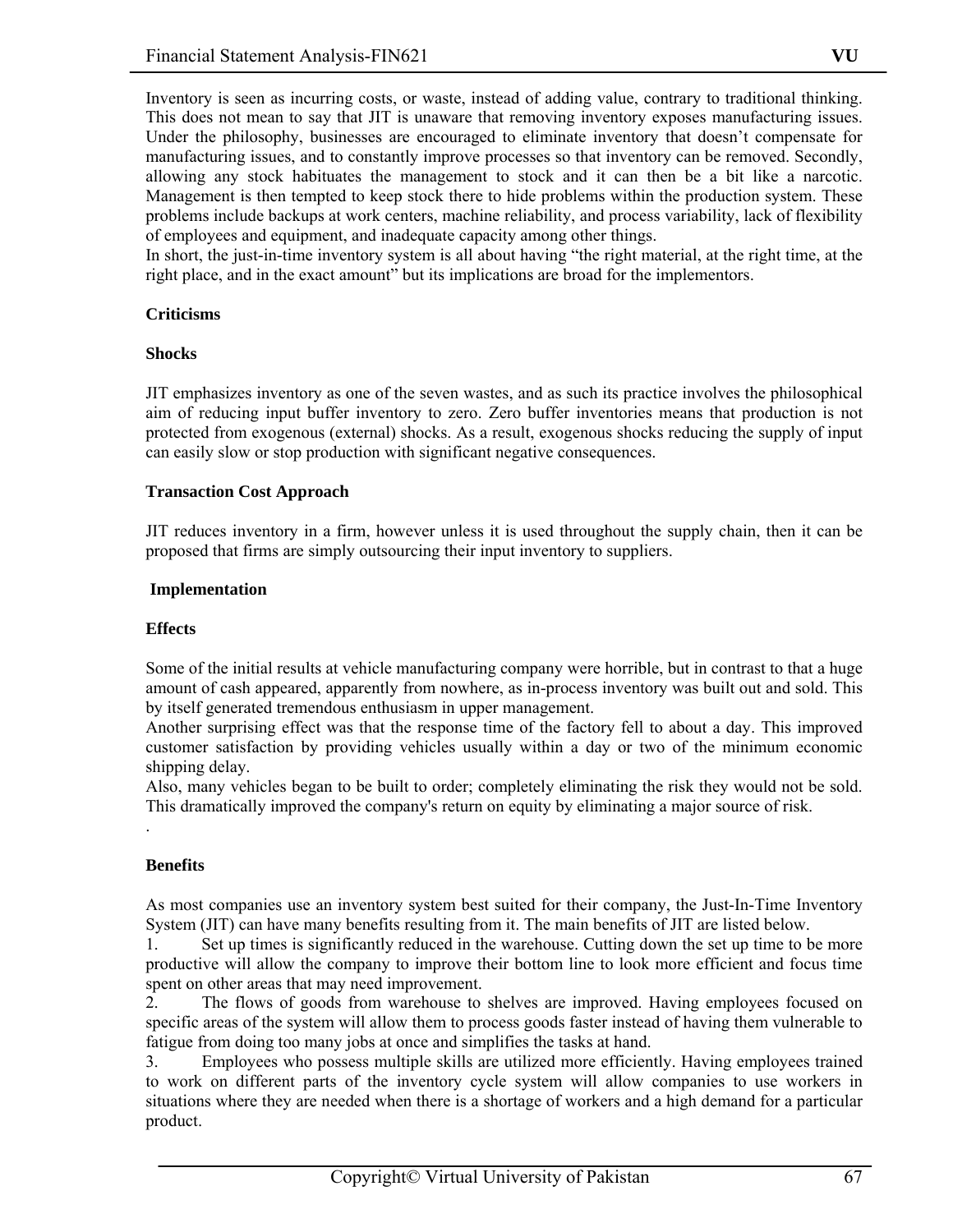Inventory is seen as incurring costs, or waste, instead of adding value, contrary to traditional thinking. This does not mean to say that JIT is unaware that removing inventory exposes manufacturing issues. Under the philosophy, businesses are encouraged to eliminate inventory that doesn't compensate for manufacturing issues, and to constantly improve processes so that inventory can be removed. Secondly, allowing any stock habituates the management to stock and it can then be a bit like a narcotic. Management is then tempted to keep stock there to hide problems within the production system. These problems include backups at work centers, machine reliability, and process variability, lack of flexibility of employees and equipment, and inadequate capacity among other things.
In short, the just-in-time inventory system is all about having "the right material, at the right time, at the right place, and in the exact amount" but its implications are broad for the implementors.

**Criticisms**

**Shocks**

JIT emphasizes inventory as one of the seven wastes, and as such its practice involves the philosophical aim of reducing input buffer inventory to zero. Zero buffer inventories means that production is not protected from exogenous (external) shocks. As a result, exogenous shocks reducing the supply of input can easily slow or stop production with significant negative consequences.

**Transaction Cost Approach**

JIT reduces inventory in a firm, however unless it is used throughout the supply chain, then it can be proposed that firms are simply outsourcing their input inventory to suppliers.

**Implementation**

**Effects**

Some of the initial results at vehicle manufacturing company were horrible, but in contrast to that a huge amount of cash appeared, apparently from nowhere, as in-process inventory was built out and sold. This by itself generated tremendous enthusiasm in upper management.
Another surprising effect was that the response time of the factory fell to about a day. This improved customer satisfaction by providing vehicles usually within a day or two of the minimum economic shipping delay.
Also, many vehicles began to be built to order; completely eliminating the risk they would not be sold. This dramatically improved the company's return on equity by eliminating a major source of risk.
.

**Benefits**

As most companies use an inventory system best suited for their company, the Just-In-Time Inventory System (JIT) can have many benefits resulting from it. The main benefits of JIT are listed below.

1. Set up times is significantly reduced in the warehouse. Cutting down the set up time to be more productive will allow the company to improve their bottom line to look more efficient and focus time spent on other areas that may need improvement.
2. The flows of goods from warehouse to shelves are improved. Having employees focused on specific areas of the system will allow them to process goods faster instead of having them vulnerable to fatigue from doing too many jobs at once and simplifies the tasks at hand.
3. Employees who possess multiple skills are utilized more efficiently. Having employees trained to work on different parts of the inventory cycle system will allow companies to use workers in situations where they are needed when there is a shortage of workers and a high demand for a particular product.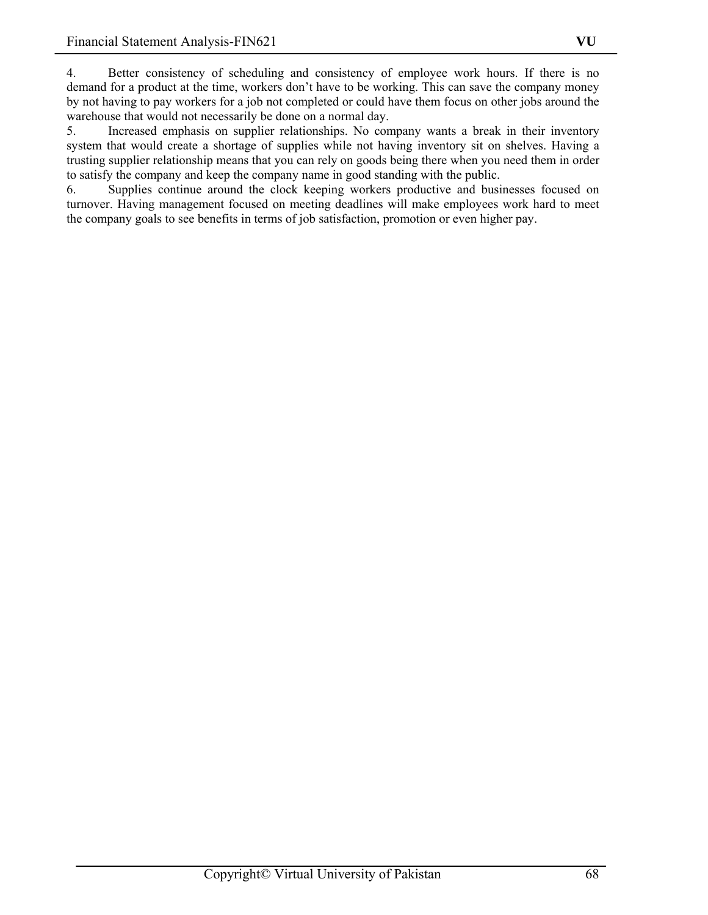4. Better consistency of scheduling and consistency of employee work hours. If there is no demand for a product at the time, workers don't have to be working. This can save the company money by not having to pay workers for a job not completed or could have them focus on other jobs around the warehouse that would not necessarily be done on a normal day.
5. Increased emphasis on supplier relationships. No company wants a break in their inventory system that would create a shortage of supplies while not having inventory sit on shelves. Having a trusting supplier relationship means that you can rely on goods being there when you need them in order to satisfy the company and keep the company name in good standing with the public.
6. Supplies continue around the clock keeping workers productive and businesses focused on turnover. Having management focused on meeting deadlines will make employees work hard to meet the company goals to see benefits in terms of job satisfaction, promotion or even higher pay.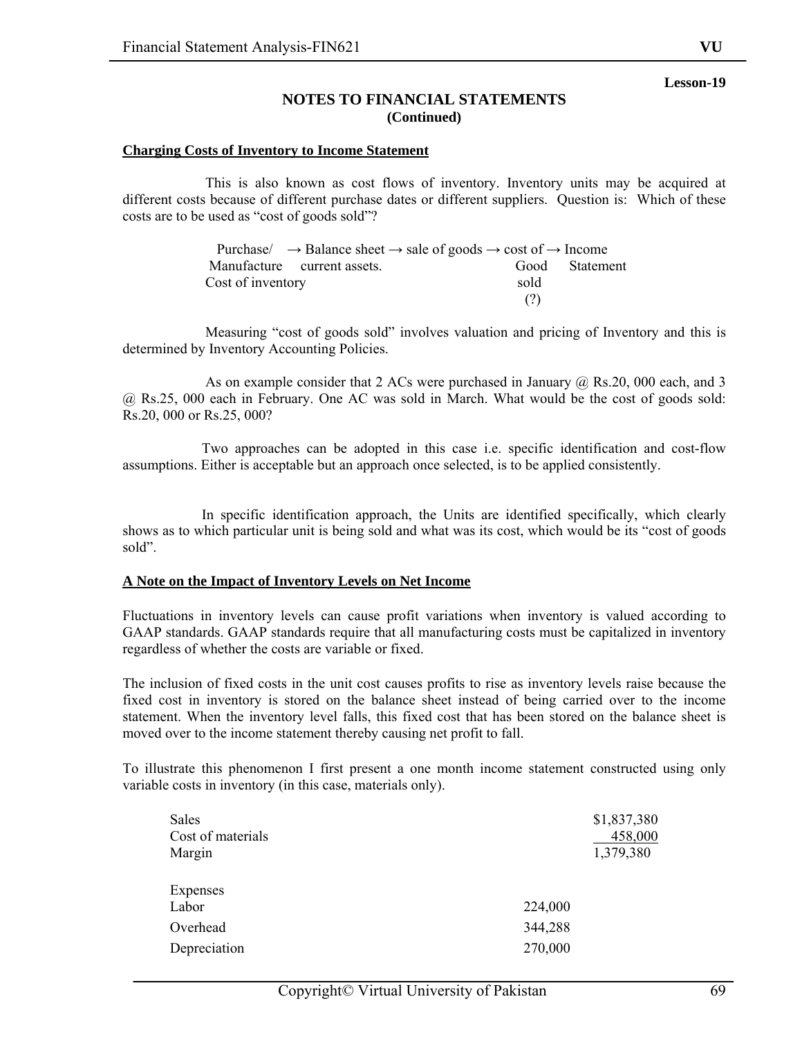**Lesson-19**

## NOTES TO FINANCIAL STATEMENTS
### (Continued)

**Charging Costs of Inventory to Income Statement**

This is also known as cost flows of inventory. Inventory units may be acquired at different costs because of different purchase dates or different suppliers. Question is: Which of these costs are to be used as "cost of goods sold"?

Purchase/ Manufacture Cost of inventory → Balance sheet current assets. → sale of goods → cost of Good sold (?) → Income Statement

Measuring "cost of goods sold" involves valuation and pricing of Inventory and this is determined by Inventory Accounting Policies.

As on example consider that 2 ACs were purchased in January @ Rs.20, 000 each, and 3 @ Rs.25, 000 each in February. One AC was sold in March. What would be the cost of goods sold: Rs.20, 000 or Rs.25, 000?

Two approaches can be adopted in this case i.e. specific identification and cost-flow assumptions. Either is acceptable but an approach once selected, is to be applied consistently.

In specific identification approach, the Units are identified specifically, which clearly shows as to which particular unit is being sold and what was its cost, which would be its "cost of goods sold".

**A Note on the Impact of Inventory Levels on Net Income**

Fluctuations in inventory levels can cause profit variations when inventory is valued according to GAAP standards. GAAP standards require that all manufacturing costs must be capitalized in inventory regardless of whether the costs are variable or fixed.

The inclusion of fixed costs in the unit cost causes profits to rise as inventory levels raise because the fixed cost in inventory is stored on the balance sheet instead of being carried over to the income statement. When the inventory level falls, this fixed cost that has been stored on the balance sheet is moved over to the income statement thereby causing net profit to fall.

To illustrate this phenomenon I first present a one month income statement constructed using only variable costs in inventory (in this case, materials only).

| | | |
|---|---|---|
| Sales | | $1,837,380 |
| Cost of materials | | 458,000 |
| Margin | | 1,379,380 |
| | | |
| Expenses | | |
| Labor | 224,000 | |
| Overhead | 344,288 | |
| Depreciation | 270,000 | |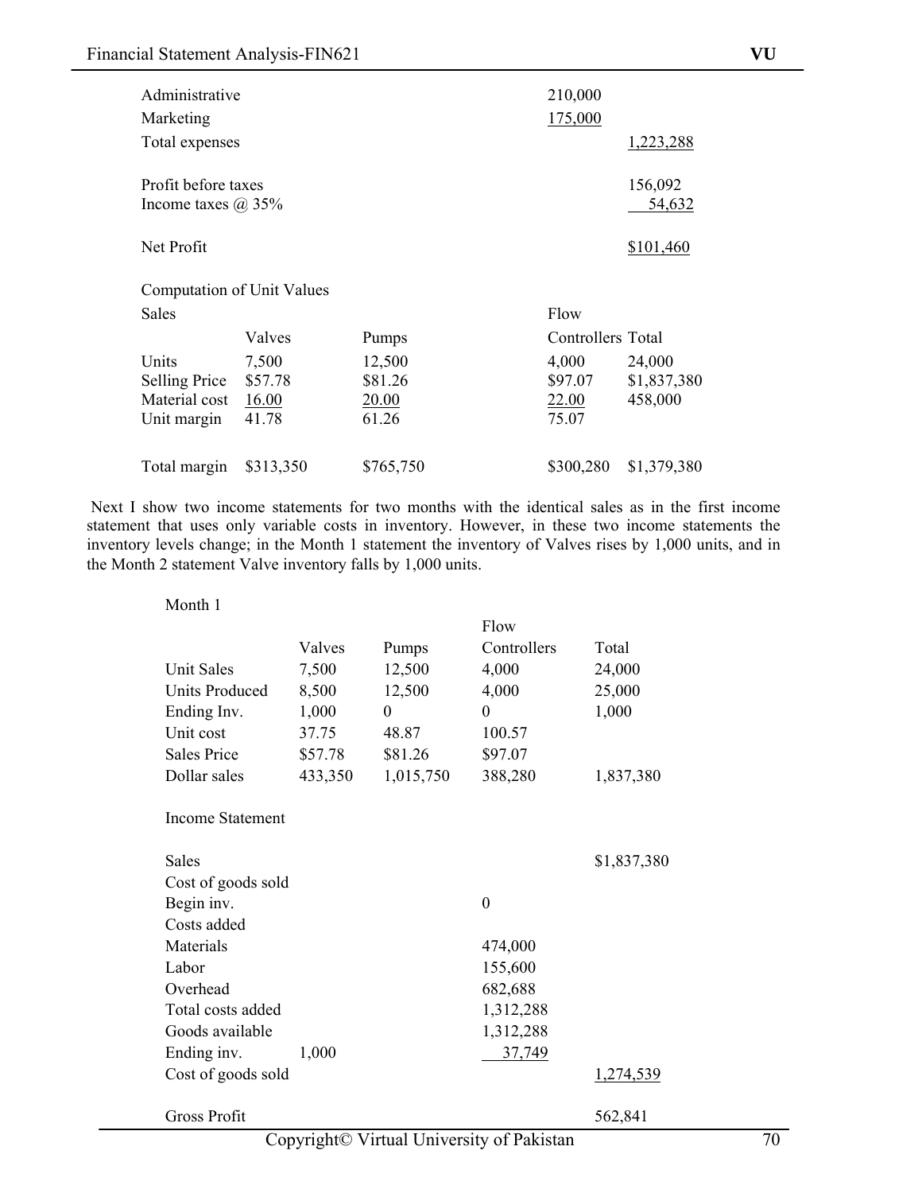| | | | | |
|---|---|---|---|---|
| Administrative | | | 210,000 | |
| Marketing | | | 175,000 | |
| Total expenses | | | | 1,223,288 |
| | | | | |
| Profit before taxes | | | | 156,092 |
| Income taxes @ 35% | | | | 54,632 |
| | | | | |
| Net Profit | | | | $101,460 |

Computation of Unit Values

| Sales | Valves | Pumps | Flow Controllers | Total |
|---|---|---|---|---|
| Units | 7,500 | 12,500 | 4,000 | 24,000 |
| Selling Price | $57.78 | $81.26 | $97.07 | $1,837,380 |
| Material cost | 16.00 | 20.00 | 22.00 | 458,000 |
| Unit margin | 41.78 | 61.26 | 75.07 | |
| | | | | |
| Total margin | $313,350 | $765,750 | $300,280 | $1,379,380 |

Next I show two income statements for two months with the identical sales as in the first income statement that uses only variable costs in inventory. However, in these two income statements the inventory levels change; in the Month 1 statement the inventory of Valves rises by 1,000 units, and in the Month 2 statement Valve inventory falls by 1,000 units.

Month 1

| | Valves | Pumps | Flow Controllers | Total |
|---|---|---|---|---|
| Unit Sales | 7,500 | 12,500 | 4,000 | 24,000 |
| Units Produced | 8,500 | 12,500 | 4,000 | 25,000 |
| Ending Inv. | 1,000 | 0 | 0 | 1,000 |
| Unit cost | 37.75 | 48.87 | 100.57 | |
| Sales Price | $57.78 | $81.26 | $97.07 | |
| Dollar sales | 433,350 | 1,015,750 | 388,280 | 1,837,380 |

Income Statement

| | | | | |
|---|---|---|---|---|
| Sales | | | | $1,837,380 |
| Cost of goods sold | | | | |
| Begin inv. | | | 0 | |
| Costs added | | | | |
| Materials | | | 474,000 | |
| Labor | | | 155,600 | |
| Overhead | | | 682,688 | |
| Total costs added | | | 1,312,288 | |
| Goods available | | | 1,312,288 | |
| Ending inv. | 1,000 | | 37,749 | |
| Cost of goods sold | | | | 1,274,539 |
| | | | | |
| Gross Profit | | | | 562,841 |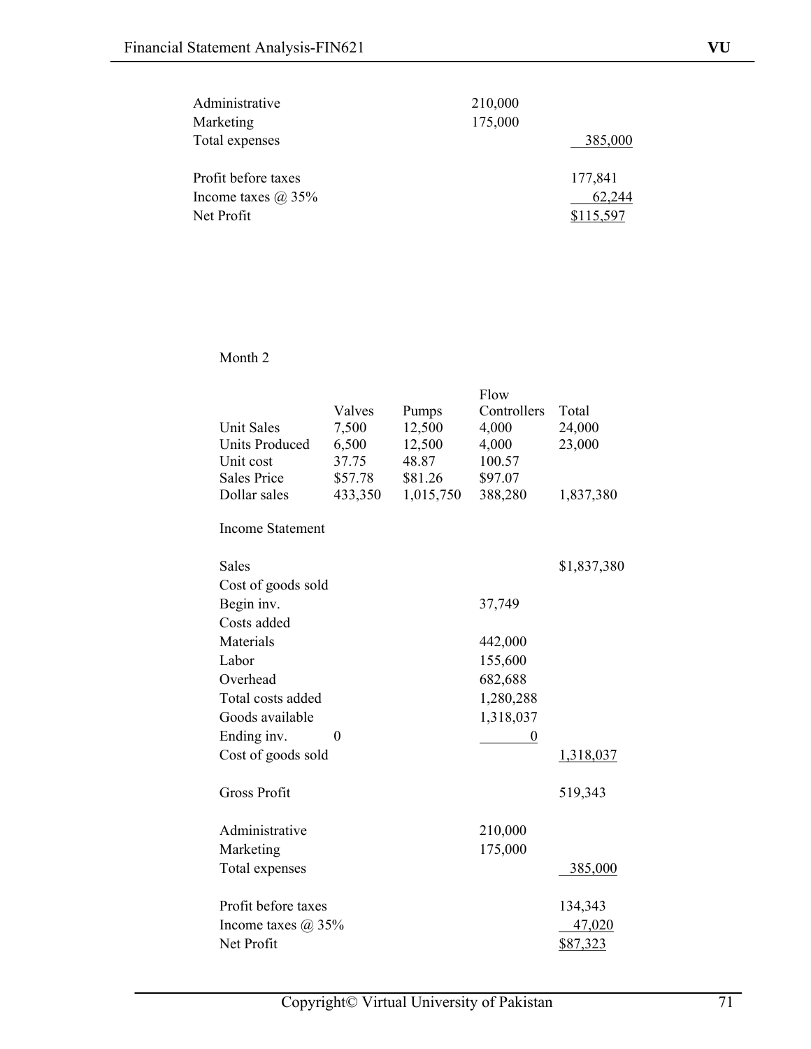| | | |
|---|---|---|
| Administrative | 210,000 | |
| Marketing | 175,000 | |
| Total expenses | | 385,000 |
| | | |
| Profit before taxes | | 177,841 |
| Income taxes @ 35% | | 62,244 |
| Net Profit | | $115,597 |

Month 2

| | Valves | Pumps | Flow Controllers | Total |
|---|---|---|---|---|
| Unit Sales | 7,500 | 12,500 | 4,000 | 24,000 |
| Units Produced | 6,500 | 12,500 | 4,000 | 23,000 |
| Unit cost | 37.75 | 48.87 | 100.57 | |
| Sales Price | $57.78 | $81.26 | $97.07 | |
| Dollar sales | 433,350 | 1,015,750 | 388,280 | 1,837,380 |

Income Statement

| | | | | |
|---|---|---|---|---|
| Sales | | | | $1,837,380 |
| Cost of goods sold | | | | |
| Begin inv. | | | 37,749 | |
| Costs added | | | | |
| Materials | | | 442,000 | |
| Labor | | | 155,600 | |
| Overhead | | | 682,688 | |
| Total costs added | | | 1,280,288 | |
| Goods available | | | 1,318,037 | |
| Ending inv. | 0 | | 0 | |
| Cost of goods sold | | | | 1,318,037 |
| | | | | |
| Gross Profit | | | | 519,343 |
| | | | | |
| Administrative | | | 210,000 | |
| Marketing | | | 175,000 | |
| Total expenses | | | | 385,000 |
| | | | | |
| Profit before taxes | | | | 134,343 |
| Income taxes @ 35% | | | | 47,020 |
| Net Profit | | | | $87,323 |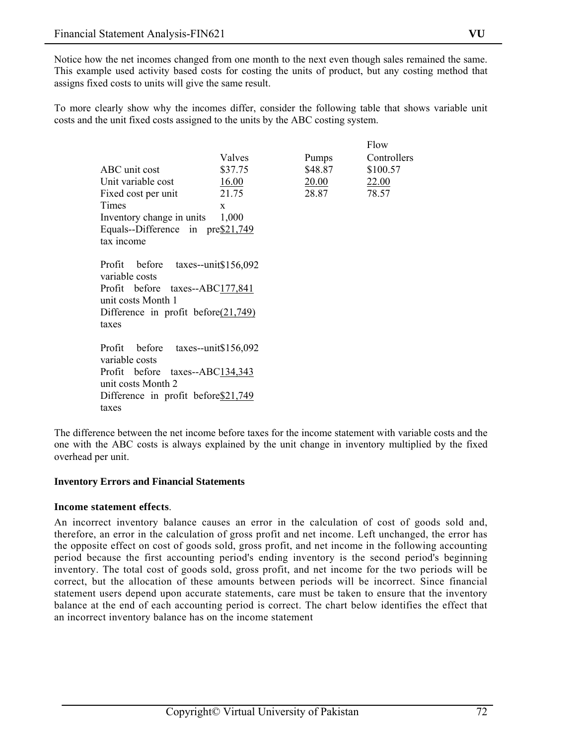Notice how the net incomes changed from one month to the next even though sales remained the same. This example used activity based costs for costing the units of product, but any costing method that assigns fixed costs to units will give the same result.

To more clearly show why the incomes differ, consider the following table that shows variable unit costs and the unit fixed costs assigned to the units by the ABC costing system.

| | Valves | Pumps | Flow Controllers |
|---|---|---|---|
| ABC unit cost | $37.75 | $48.87 | $100.57 |
| Unit variable cost | 16.00 | 20.00 | 22.00 |
| Fixed cost per unit | 21.75 | 28.87 | 78.57 |
| Times | x | | |
| Inventory change in units | 1,000 | | |
| Equals--Difference in pre tax income | $21,749 | | |
| | | | |
| Profit before taxes--unit variable costs | $156,092 | | |
| Profit before taxes--ABC unit costs Month 1 | 177,841 | | |
| Difference in profit before taxes | (21,749) | | |
| | | | |
| Profit before taxes--unit variable costs | $156,092 | | |
| Profit before taxes--ABC unit costs Month 2 | 134,343 | | |
| Difference in profit before taxes | $21,749 | | |

The difference between the net income before taxes for the income statement with variable costs and the one with the ABC costs is always explained by the unit change in inventory multiplied by the fixed overhead per unit.

**Inventory Errors and Financial Statements**

**Income statement effects**.

An incorrect inventory balance causes an error in the calculation of cost of goods sold and, therefore, an error in the calculation of gross profit and net income. Left unchanged, the error has the opposite effect on cost of goods sold, gross profit, and net income in the following accounting period because the first accounting period's ending inventory is the second period's beginning inventory. The total cost of goods sold, gross profit, and net income for the two periods will be correct, but the allocation of these amounts between periods will be incorrect. Since financial statement users depend upon accurate statements, care must be taken to ensure that the inventory balance at the end of each accounting period is correct. The chart below identifies the effect that an incorrect inventory balance has on the income statement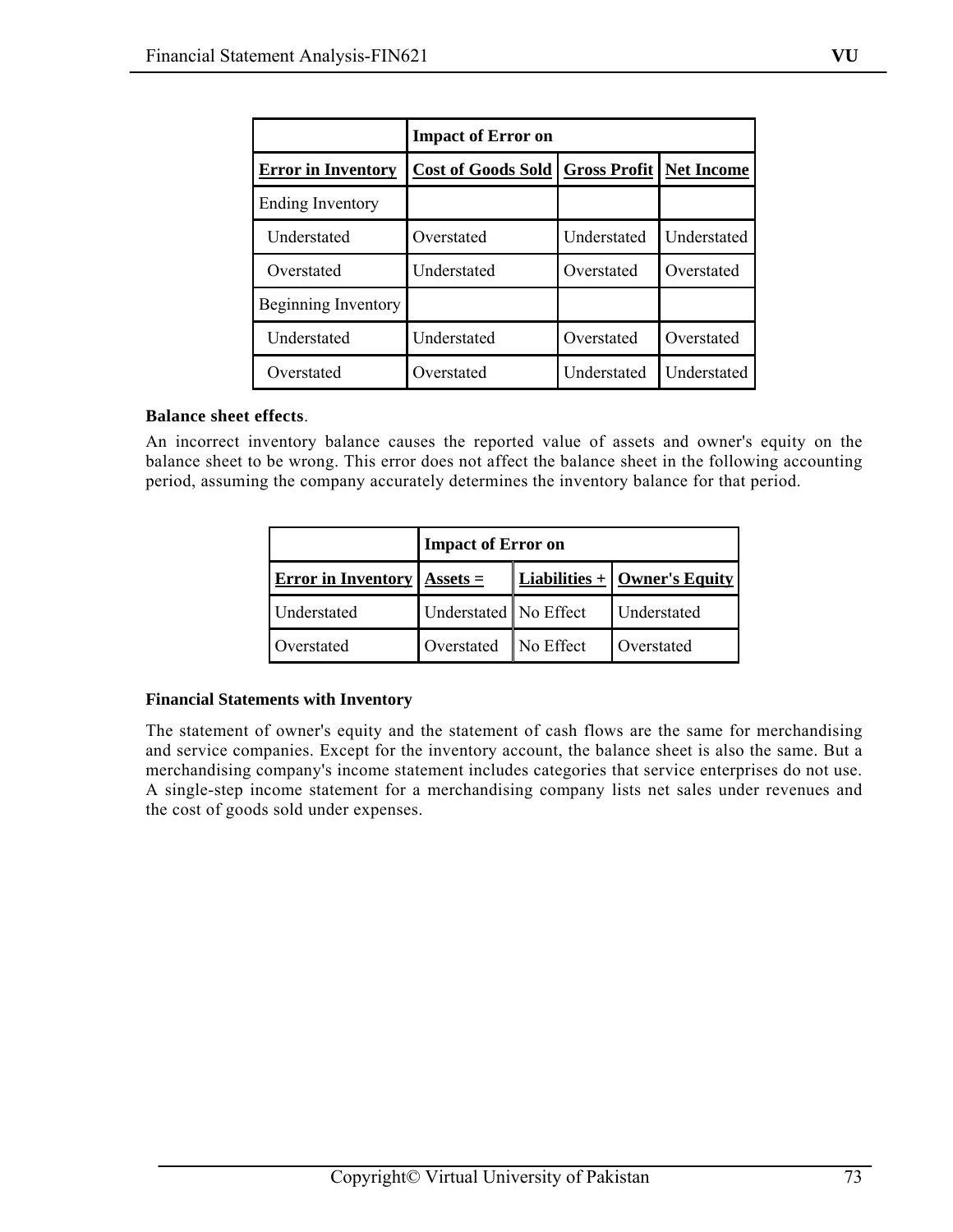| | **Impact of Error on** | | |
|---|---|---|---|
| **Error in Inventory** | **Cost of Goods Sold** | **Gross Profit** | **Net Income** |
| Ending Inventory | | | |
| Understated | Overstated | Understated | Understated |
| Overstated | Understated | Overstated | Overstated |
| Beginning Inventory | | | |
| Understated | Understated | Overstated | Overstated |
| Overstated | Overstated | Understated | Understated |

**Balance sheet effects**.

An incorrect inventory balance causes the reported value of assets and owner's equity on the balance sheet to be wrong. This error does not affect the balance sheet in the following accounting period, assuming the company accurately determines the inventory balance for that period.

| | **Impact of Error on** | | |
|---|---|---|---|
| **Error in Inventory** | **Assets =** | **Liabilities +** | **Owner's Equity** |
| Understated | Understated | No Effect | Understated |
| Overstated | Overstated | No Effect | Overstated |

**Financial Statements with Inventory**

The statement of owner's equity and the statement of cash flows are the same for merchandising and service companies. Except for the inventory account, the balance sheet is also the same. But a merchandising company's income statement includes categories that service enterprises do not use. A single-step income statement for a merchandising company lists net sales under revenues and the cost of goods sold under expenses.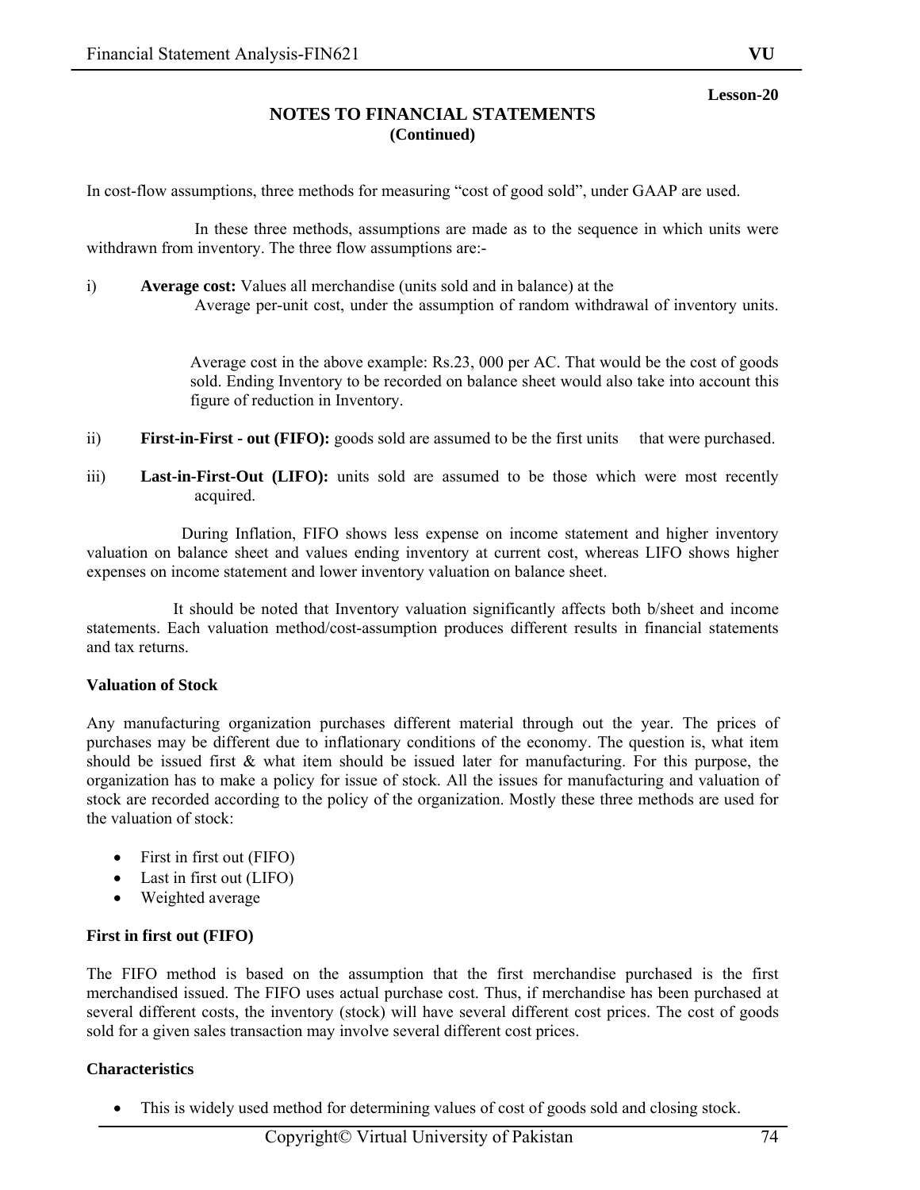Lesson-20

## NOTES TO FINANCIAL STATEMENTS
### (Continued)

In cost-flow assumptions, three methods for measuring "cost of good sold", under GAAP are used.

In these three methods, assumptions are made as to the sequence in which units were withdrawn from inventory. The three flow assumptions are:-

i) **Average cost:** Values all merchandise (units sold and in balance) at the Average per-unit cost, under the assumption of random withdrawal of inventory units.

   Average cost in the above example: Rs.23, 000 per AC. That would be the cost of goods sold. Ending Inventory to be recorded on balance sheet would also take into account this figure of reduction in Inventory.

ii) **First-in-First - out (FIFO):** goods sold are assumed to be the first units that were purchased.

iii) **Last-in-First-Out (LIFO):** units sold are assumed to be those which were most recently acquired.

During Inflation, FIFO shows less expense on income statement and higher inventory valuation on balance sheet and values ending inventory at current cost, whereas LIFO shows higher expenses on income statement and lower inventory valuation on balance sheet.

It should be noted that Inventory valuation significantly affects both b/sheet and income statements. Each valuation method/cost-assumption produces different results in financial statements and tax returns.

**Valuation of Stock**

Any manufacturing organization purchases different material through out the year. The prices of purchases may be different due to inflationary conditions of the economy. The question is, what item should be issued first & what item should be issued later for manufacturing. For this purpose, the organization has to make a policy for issue of stock. All the issues for manufacturing and valuation of stock are recorded according to the policy of the organization. Mostly these three methods are used for the valuation of stock:

- First in first out (FIFO)
- Last in first out (LIFO)
- Weighted average

**First in first out (FIFO)**

The FIFO method is based on the assumption that the first merchandise purchased is the first merchandised issued. The FIFO uses actual purchase cost. Thus, if merchandise has been purchased at several different costs, the inventory (stock) will have several different cost prices. The cost of goods sold for a given sales transaction may involve several different cost prices.

**Characteristics**

- This is widely used method for determining values of cost of goods sold and closing stock.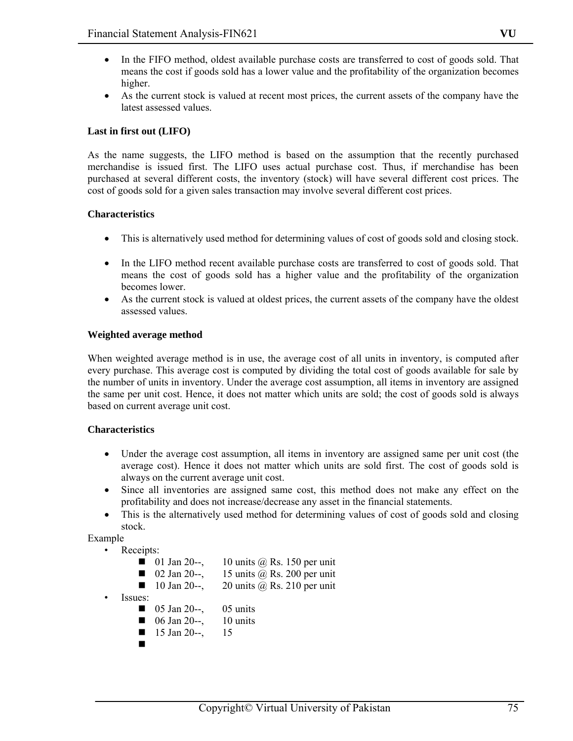- In the FIFO method, oldest available purchase costs are transferred to cost of goods sold. That means the cost if goods sold has a lower value and the profitability of the organization becomes higher.
- As the current stock is valued at recent most prices, the current assets of the company have the latest assessed values.

**Last in first out (LIFO)**

As the name suggests, the LIFO method is based on the assumption that the recently purchased merchandise is issued first. The LIFO uses actual purchase cost. Thus, if merchandise has been purchased at several different costs, the inventory (stock) will have several different cost prices. The cost of goods sold for a given sales transaction may involve several different cost prices.

**Characteristics**

- This is alternatively used method for determining values of cost of goods sold and closing stock.

- In the LIFO method recent available purchase costs are transferred to cost of goods sold. That means the cost of goods sold has a higher value and the profitability of the organization becomes lower.
- As the current stock is valued at oldest prices, the current assets of the company have the oldest assessed values.

**Weighted average method**

When weighted average method is in use, the average cost of all units in inventory, is computed after every purchase. This average cost is computed by dividing the total cost of goods available for sale by the number of units in inventory. Under the average cost assumption, all items in inventory are assigned the same per unit cost. Hence, it does not matter which units are sold; the cost of goods sold is always based on current average unit cost.

**Characteristics**

- Under the average cost assumption, all items in inventory are assigned same per unit cost (the average cost). Hence it does not matter which units are sold first. The cost of goods sold is always on the current average unit cost.
- Since all inventories are assigned same cost, this method does not make any effect on the profitability and does not increase/decrease any asset in the financial statements.
- This is the alternatively used method for determining values of cost of goods sold and closing stock.

Example

- Receipts:
  - 01 Jan 20--, 10 units @ Rs. 150 per unit
  - 02 Jan 20--, 15 units @ Rs. 200 per unit
  - 10 Jan 20--, 20 units @ Rs. 210 per unit
- Issues:
  - 05 Jan 20--, 05 units
  - 06 Jan 20--, 10 units
  - 15 Jan 20--, 15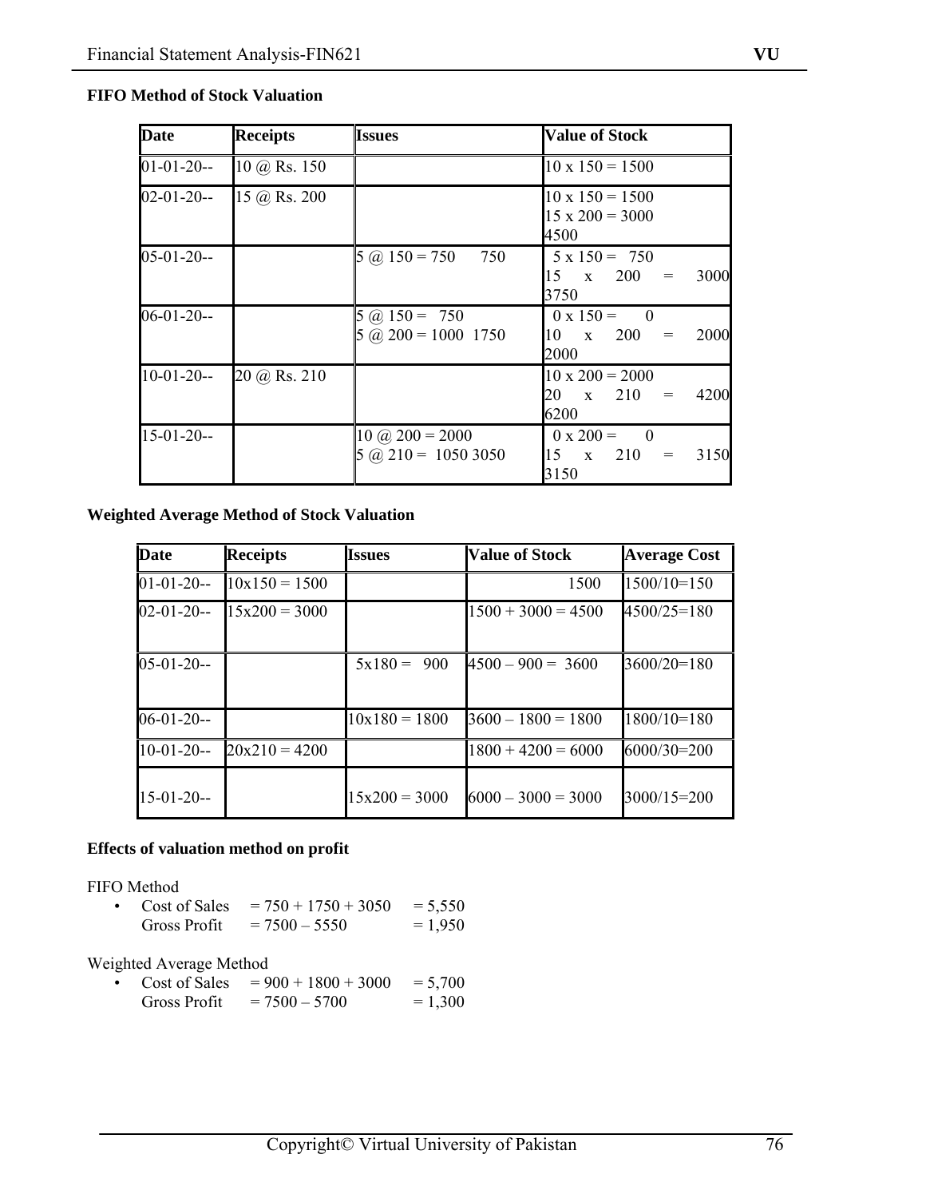**FIFO Method of Stock Valuation**

| Date | Receipts | Issues | Value of Stock |
|---|---|---|---|
| 01-01-20-- | 10 @ Rs. 150 | | 10 x 150 = 1500 |
| 02-01-20-- | 15 @ Rs. 200 | | 10 x 150 = 1500<br>15 x 200 = 3000<br>4500 |
| 05-01-20-- | | 5 @ 150 = 750 750 | 5 x 150 = 750<br>15 x 200 = 3000<br>3750 |
| 06-01-20-- | | 5 @ 150 = 750<br>5 @ 200 = 1000 1750 | 0 x 150 = 0<br>10 x 200 = 2000<br>2000 |
| 10-01-20-- | 20 @ Rs. 210 | | 10 x 200 = 2000<br>20 x 210 = 4200<br>6200 |
| 15-01-20-- | | 10 @ 200 = 2000<br>5 @ 210 = 1050 3050 | 0 x 200 = 0<br>15 x 210 = 3150<br>3150 |

**Weighted Average Method of Stock Valuation**

| Date | Receipts | Issues | Value of Stock | Average Cost |
|---|---|---|---|---|
| 01-01-20-- | 10x150 = 1500 | | 1500 | 1500/10=150 |
| 02-01-20-- | 15x200 = 3000 | | 1500 + 3000 = 4500 | 4500/25=180 |
| 05-01-20-- | | 5x180 = 900 | 4500 – 900 = 3600 | 3600/20=180 |
| 06-01-20-- | | 10x180 = 1800 | 3600 – 1800 = 1800 | 1800/10=180 |
| 10-01-20-- | 20x210 = 4200 | | 1800 + 4200 = 6000 | 6000/30=200 |
| 15-01-20-- | | 15x200 = 3000 | 6000 – 3000 = 3000 | 3000/15=200 |

**Effects of valuation method on profit**

FIFO Method

- Cost of Sales = 750 + 1750 + 3050 = 5,550
  Gross Profit = 7500 – 5550 = 1,950

Weighted Average Method

- Cost of Sales = 900 + 1800 + 3000 = 5,700
  Gross Profit = 7500 – 5700 = 1,300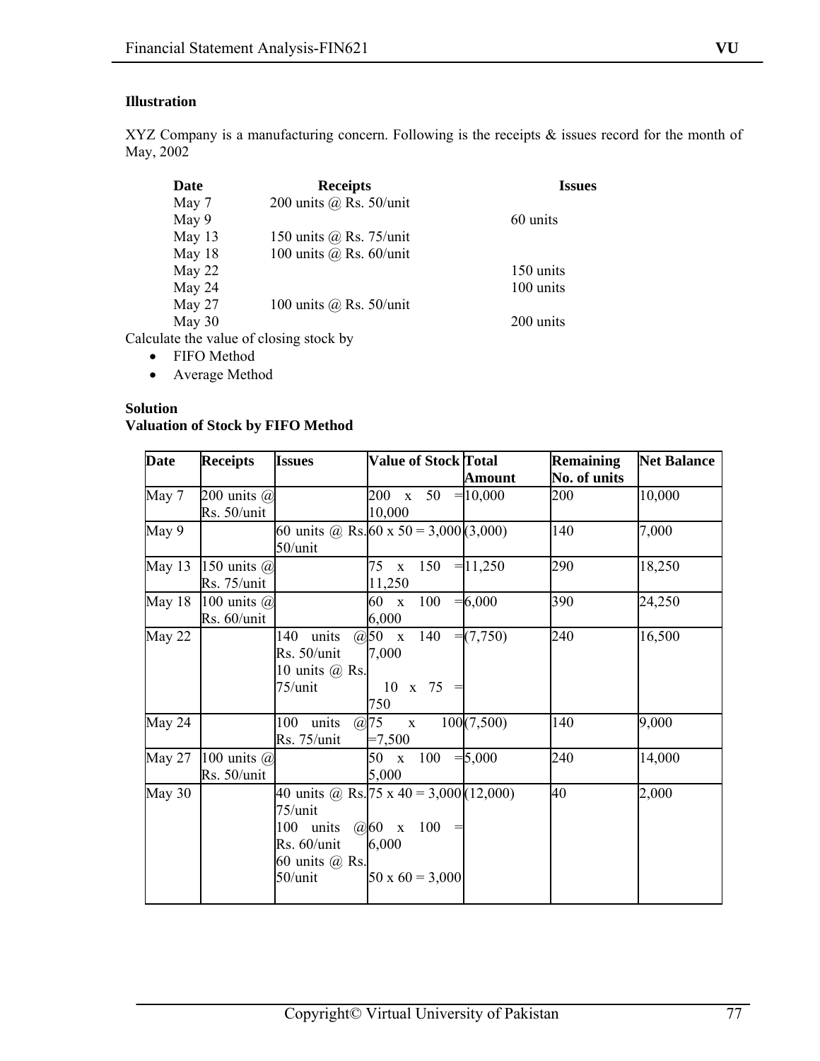**Illustration**

XYZ Company is a manufacturing concern. Following is the receipts & issues record for the month of May, 2002

| Date | Receipts | Issues |
|---|---|---|
| May 7 | 200 units @ Rs. 50/unit | |
| May 9 | | 60 units |
| May 13 | 150 units @ Rs. 75/unit | |
| May 18 | 100 units @ Rs. 60/unit | |
| May 22 | | 150 units |
| May 24 | | 100 units |
| May 27 | 100 units @ Rs. 50/unit | |
| May 30 | | 200 units |

Calculate the value of closing stock by

- FIFO Method
- Average Method

**Solution**
**Valuation of Stock by FIFO Method**

| Date | Receipts | Issues | Value of Stock | Total Amount | Remaining No. of units | Net Balance |
|---|---|---|---|---|---|---|
| May 7 | 200 units @ Rs. 50/unit | | 200 x 50 = 10,000 | 10,000 | 200 | 10,000 |
| May 9 | | 60 units @ Rs. 50/unit | 60 x 50 = 3,000 | (3,000) | 140 | 7,000 |
| May 13 | 150 units @ Rs. 75/unit | | 75 x 150 = 11,250 | 11,250 | 290 | 18,250 |
| May 18 | 100 units @ Rs. 60/unit | | 60 x 100 = 6,000 | 6,000 | 390 | 24,250 |
| May 22 | | 140 units @ Rs. 50/unit<br>10 units @ Rs. 75/unit | 50 x 140 = 7,000<br>10 x 75 = 750 | (7,750) | 240 | 16,500 |
| May 24 | | 100 units @ Rs. 75/unit | 75 x 100 =7,500 | (7,500) | 140 | 9,000 |
| May 27 | 100 units @ Rs. 50/unit | | 50 x 100 = 5,000 | 5,000 | 240 | 14,000 |
| May 30 | | 40 units @ Rs. 75/unit<br>100 units @ Rs. 60/unit<br>60 units @ Rs. 50/unit | 75 x 40 = 3,000<br>60 x 100 = 6,000<br>50 x 60 = 3,000 | (12,000) | 40 | 2,000 |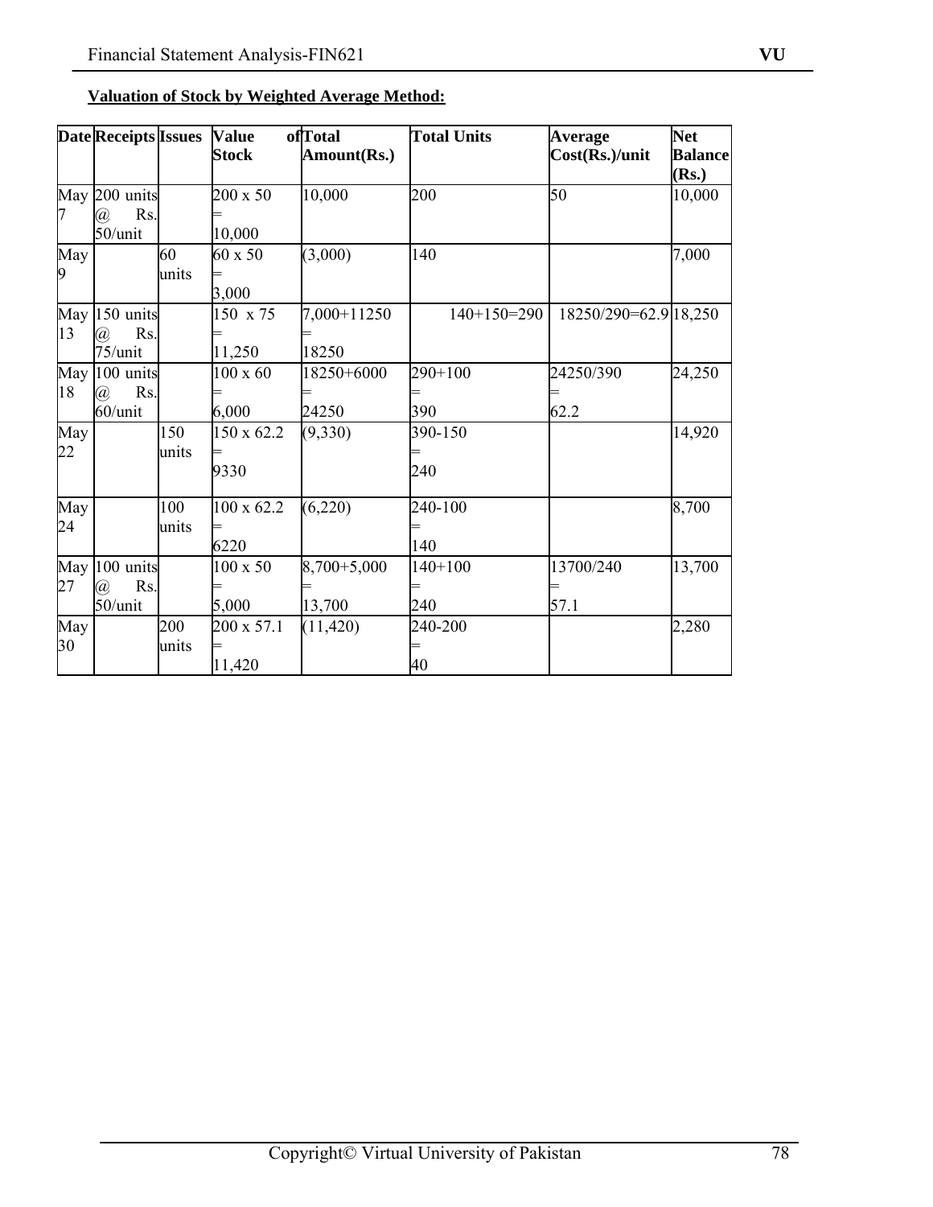**Valuation of Stock by Weighted Average Method:**

| Date | Receipts | Issues | Value of Stock | Total Amount(Rs.) | Total Units | Average Cost(Rs.)/unit | Net Balance (Rs.) |
|---|---|---|---|---|---|---|---|
| May 7 | 200 units @ Rs. 50/unit | | 200 x 50 = 10,000 | 10,000 | 200 | 50 | 10,000 |
| May 9 | | 60 units | 60 x 50 = 3,000 | (3,000) | 140 | | 7,000 |
| May 13 | 150 units @ Rs. 75/unit | | 150 x 75 = 11,250 | 7,000+11250 = 18250 | 140+150=290 | 18250/290=62.9 | 18,250 |
| May 18 | 100 units @ Rs. 60/unit | | 100 x 60 = 6,000 | 18250+6000 = 24250 | 290+100 = 390 | 24250/390 = 62.2 | 24,250 |
| May 22 | | 150 units | 150 x 62.2 = 9330 | (9,330) | 390-150 = 240 | | 14,920 |
| May 24 | | 100 units | 100 x 62.2 = 6220 | (6,220) | 240-100 = 140 | | 8,700 |
| May 27 | 100 units @ Rs. 50/unit | | 100 x 50 = 5,000 | 8,700+5,000 = 13,700 | 140+100 = 240 | 13700/240 = 57.1 | 13,700 |
| May 30 | | 200 units | 200 x 57.1 = 11,420 | (11,420) | 240-200 = 40 | | 2,280 |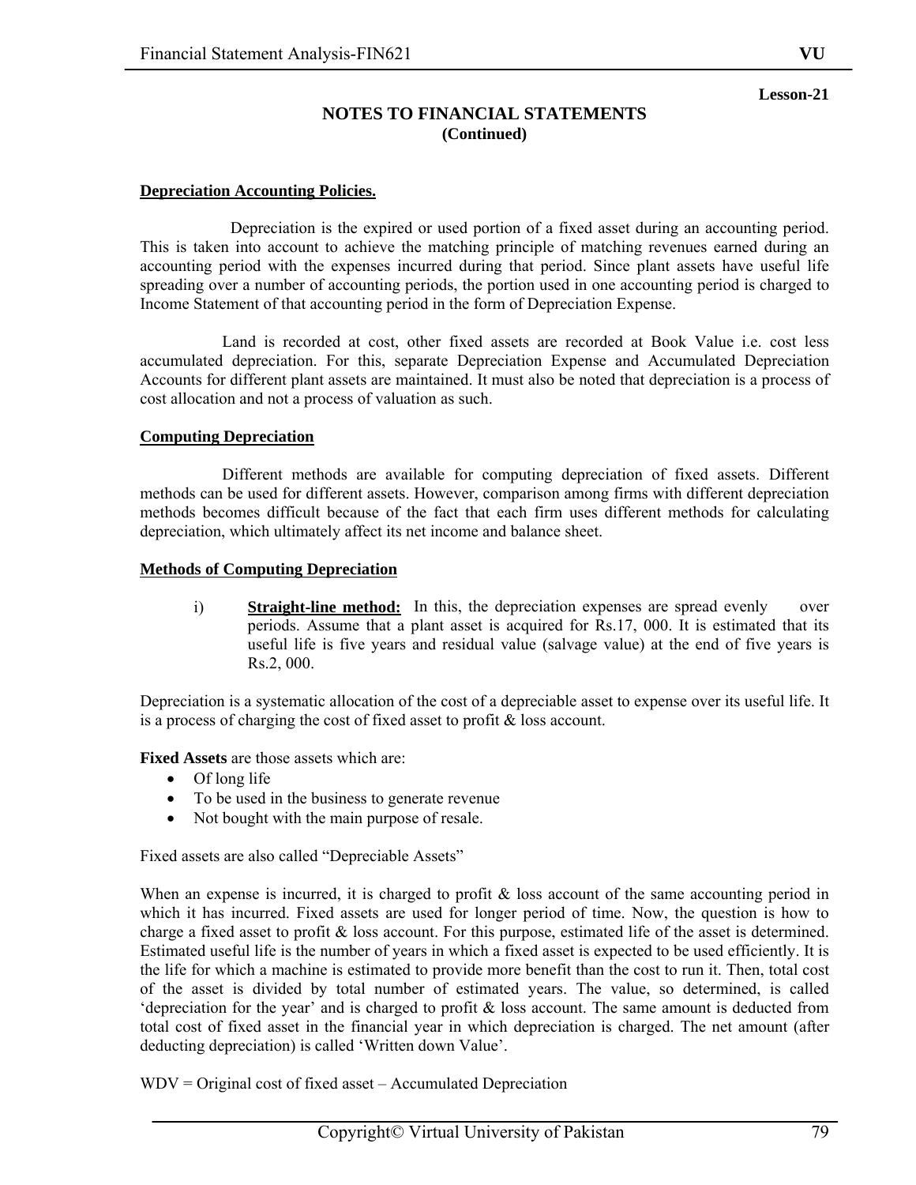Lesson-21

# NOTES TO FINANCIAL STATEMENTS
**(Continued)**

## Depreciation Accounting Policies.

Depreciation is the expired or used portion of a fixed asset during an accounting period. This is taken into account to achieve the matching principle of matching revenues earned during an accounting period with the expenses incurred during that period. Since plant assets have useful life spreading over a number of accounting periods, the portion used in one accounting period is charged to Income Statement of that accounting period in the form of Depreciation Expense.

Land is recorded at cost, other fixed assets are recorded at Book Value i.e. cost less accumulated depreciation. For this, separate Depreciation Expense and Accumulated Depreciation Accounts for different plant assets are maintained. It must also be noted that depreciation is a process of cost allocation and not a process of valuation as such.

## Computing Depreciation

Different methods are available for computing depreciation of fixed assets. Different methods can be used for different assets. However, comparison among firms with different depreciation methods becomes difficult because of the fact that each firm uses different methods for calculating depreciation, which ultimately affect its net income and balance sheet.

## Methods of Computing Depreciation

i) **Straight-line method:** In this, the depreciation expenses are spread evenly over periods. Assume that a plant asset is acquired for Rs.17, 000. It is estimated that its useful life is five years and residual value (salvage value) at the end of five years is Rs.2, 000.

Depreciation is a systematic allocation of the cost of a depreciable asset to expense over its useful life. It is a process of charging the cost of fixed asset to profit & loss account.

**Fixed Assets** are those assets which are:

- Of long life
- To be used in the business to generate revenue
- Not bought with the main purpose of resale.

Fixed assets are also called "Depreciable Assets"

When an expense is incurred, it is charged to profit & loss account of the same accounting period in which it has incurred. Fixed assets are used for longer period of time. Now, the question is how to charge a fixed asset to profit & loss account. For this purpose, estimated life of the asset is determined. Estimated useful life is the number of years in which a fixed asset is expected to be used efficiently. It is the life for which a machine is estimated to provide more benefit than the cost to run it. Then, total cost of the asset is divided by total number of estimated years. The value, so determined, is called 'depreciation for the year' and is charged to profit & loss account. The same amount is deducted from total cost of fixed asset in the financial year in which depreciation is charged. The net amount (after deducting depreciation) is called 'Written down Value'.

WDV = Original cost of fixed asset – Accumulated Depreciation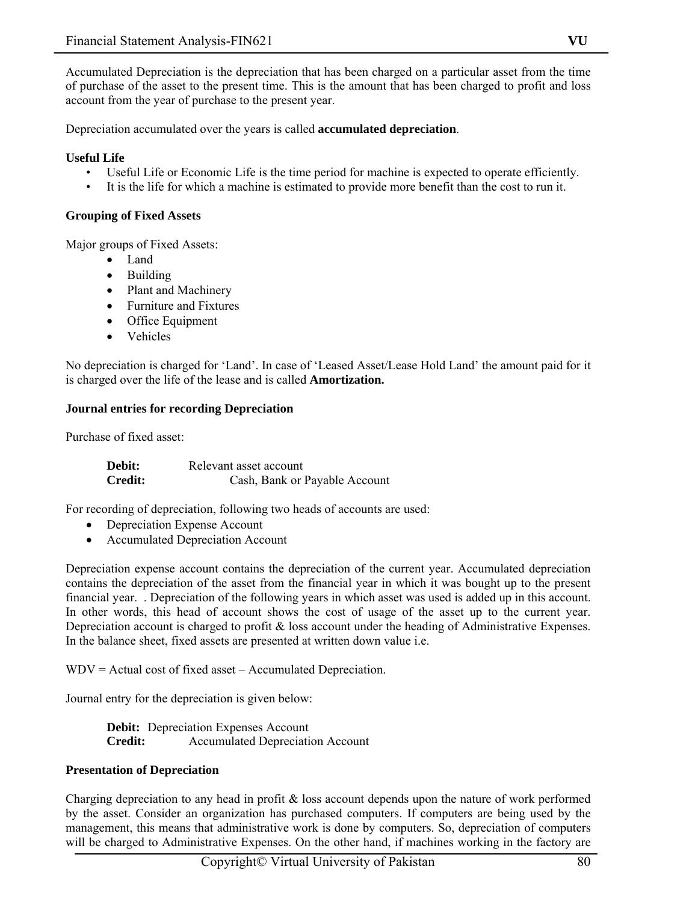Accumulated Depreciation is the depreciation that has been charged on a particular asset from the time of purchase of the asset to the present time. This is the amount that has been charged to profit and loss account from the year of purchase to the present year.

Depreciation accumulated over the years is called **accumulated depreciation**.

**Useful Life**

- Useful Life or Economic Life is the time period for machine is expected to operate efficiently.
- It is the life for which a machine is estimated to provide more benefit than the cost to run it.

**Grouping of Fixed Assets**

Major groups of Fixed Assets:

- Land
- Building
- Plant and Machinery
- Furniture and Fixtures
- Office Equipment
- Vehicles

No depreciation is charged for 'Land'. In case of 'Leased Asset/Lease Hold Land' the amount paid for it is charged over the life of the lease and is called **Amortization.**

**Journal entries for recording Depreciation**

Purchase of fixed asset:

**Debit:** Relevant asset account
**Credit:** Cash, Bank or Payable Account

For recording of depreciation, following two heads of accounts are used:

- Depreciation Expense Account
- Accumulated Depreciation Account

Depreciation expense account contains the depreciation of the current year. Accumulated depreciation contains the depreciation of the asset from the financial year in which it was bought up to the present financial year. . Depreciation of the following years in which asset was used is added up in this account. In other words, this head of account shows the cost of usage of the asset up to the current year. Depreciation account is charged to profit & loss account under the heading of Administrative Expenses. In the balance sheet, fixed assets are presented at written down value i.e.

WDV = Actual cost of fixed asset – Accumulated Depreciation.

Journal entry for the depreciation is given below:

**Debit:** Depreciation Expenses Account
**Credit:** Accumulated Depreciation Account

**Presentation of Depreciation**

Charging depreciation to any head in profit & loss account depends upon the nature of work performed by the asset. Consider an organization has purchased computers. If computers are being used by the management, this means that administrative work is done by computers. So, depreciation of computers will be charged to Administrative Expenses. On the other hand, if machines working in the factory are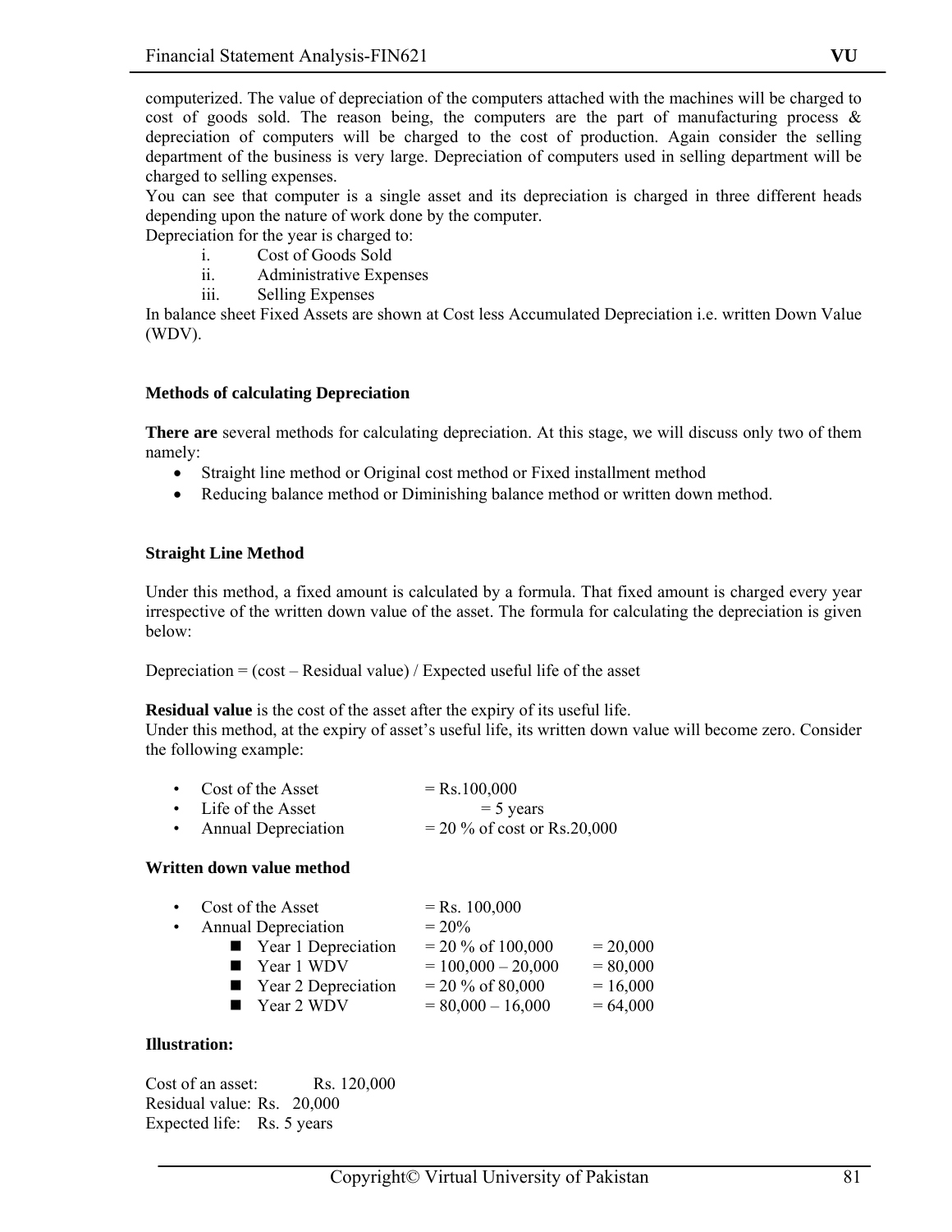computerized. The value of depreciation of the computers attached with the machines will be charged to cost of goods sold. The reason being, the computers are the part of manufacturing process & depreciation of computers will be charged to the cost of production. Again consider the selling department of the business is very large. Depreciation of computers used in selling department will be charged to selling expenses.

You can see that computer is a single asset and its depreciation is charged in three different heads depending upon the nature of work done by the computer.

Depreciation for the year is charged to:

- i. Cost of Goods Sold
- ii. Administrative Expenses
- iii. Selling Expenses

In balance sheet Fixed Assets are shown at Cost less Accumulated Depreciation i.e. written Down Value (WDV).

### Methods of calculating Depreciation

**There are** several methods for calculating depreciation. At this stage, we will discuss only two of them namely:

- Straight line method or Original cost method or Fixed installment method
- Reducing balance method or Diminishing balance method or written down method.

### Straight Line Method

Under this method, a fixed amount is calculated by a formula. That fixed amount is charged every year irrespective of the written down value of the asset. The formula for calculating the depreciation is given below:

Depreciation = (cost – Residual value) / Expected useful life of the asset

**Residual value** is the cost of the asset after the expiry of its useful life.

Under this method, at the expiry of asset's useful life, its written down value will become zero. Consider the following example:

- Cost of the Asset = Rs.100,000
- Life of the Asset = 5 years
- Annual Depreciation = 20 % of cost or Rs.20,000

### Written down value method

- Cost of the Asset = Rs. 100,000
- Annual Depreciation = 20%
  - Year 1 Depreciation = 20 % of 100,000 = 20,000
  - Year 1 WDV = 100,000 – 20,000 = 80,000
  - Year 2 Depreciation = 20 % of 80,000 = 16,000
  - Year 2 WDV = 80,000 – 16,000 = 64,000

### Illustration:

Cost of an asset: Rs. 120,000
Residual value: Rs. 20,000
Expected life: Rs. 5 years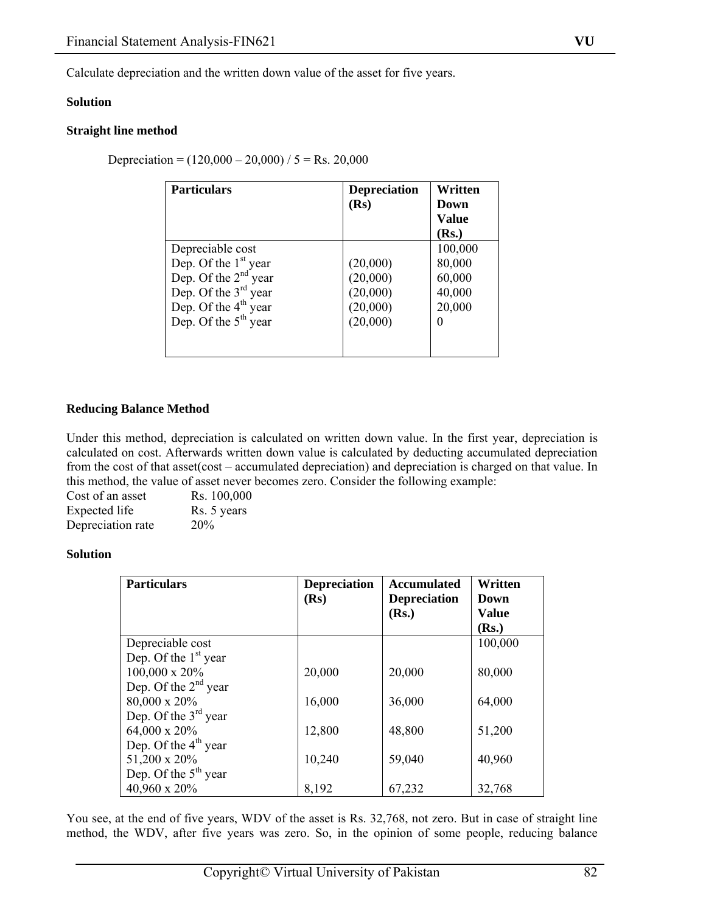Calculate depreciation and the written down value of the asset for five years.

**Solution**

**Straight line method**

Depreciation = (120,000 – 20,000) / 5 = Rs. 20,000

| Particulars | Depreciation (Rs) | Written Down Value (Rs.) |
|---|---|---|
| Depreciable cost | | 100,000 |
| Dep. Of the 1st year | (20,000) | 80,000 |
| Dep. Of the 2nd year | (20,000) | 60,000 |
| Dep. Of the 3rd year | (20,000) | 40,000 |
| Dep. Of the 4th year | (20,000) | 20,000 |
| Dep. Of the 5th year | (20,000) | 0 |

**Reducing Balance Method**

Under this method, depreciation is calculated on written down value. In the first year, depreciation is calculated on cost. Afterwards written down value is calculated by deducting accumulated depreciation from the cost of that asset(cost – accumulated depreciation) and depreciation is charged on that value. In this method, the value of asset never becomes zero. Consider the following example:

Cost of an asset Rs. 100,000
Expected life Rs. 5 years
Depreciation rate 20%

**Solution**

| Particulars | Depreciation (Rs) | Accumulated Depreciation (Rs.) | Written Down Value (Rs.) |
|---|---|---|---|
| Depreciable cost | | | 100,000 |
| Dep. Of the 1st year 100,000 x 20% | 20,000 | 20,000 | 80,000 |
| Dep. Of the 2nd year 80,000 x 20% | 16,000 | 36,000 | 64,000 |
| Dep. Of the 3rd year 64,000 x 20% | 12,800 | 48,800 | 51,200 |
| Dep. Of the 4th year 51,200 x 20% | 10,240 | 59,040 | 40,960 |
| Dep. Of the 5th year 40,960 x 20% | 8,192 | 67,232 | 32,768 |

You see, at the end of five years, WDV of the asset is Rs. 32,768, not zero. But in case of straight line method, the WDV, after five years was zero. So, in the opinion of some people, reducing balance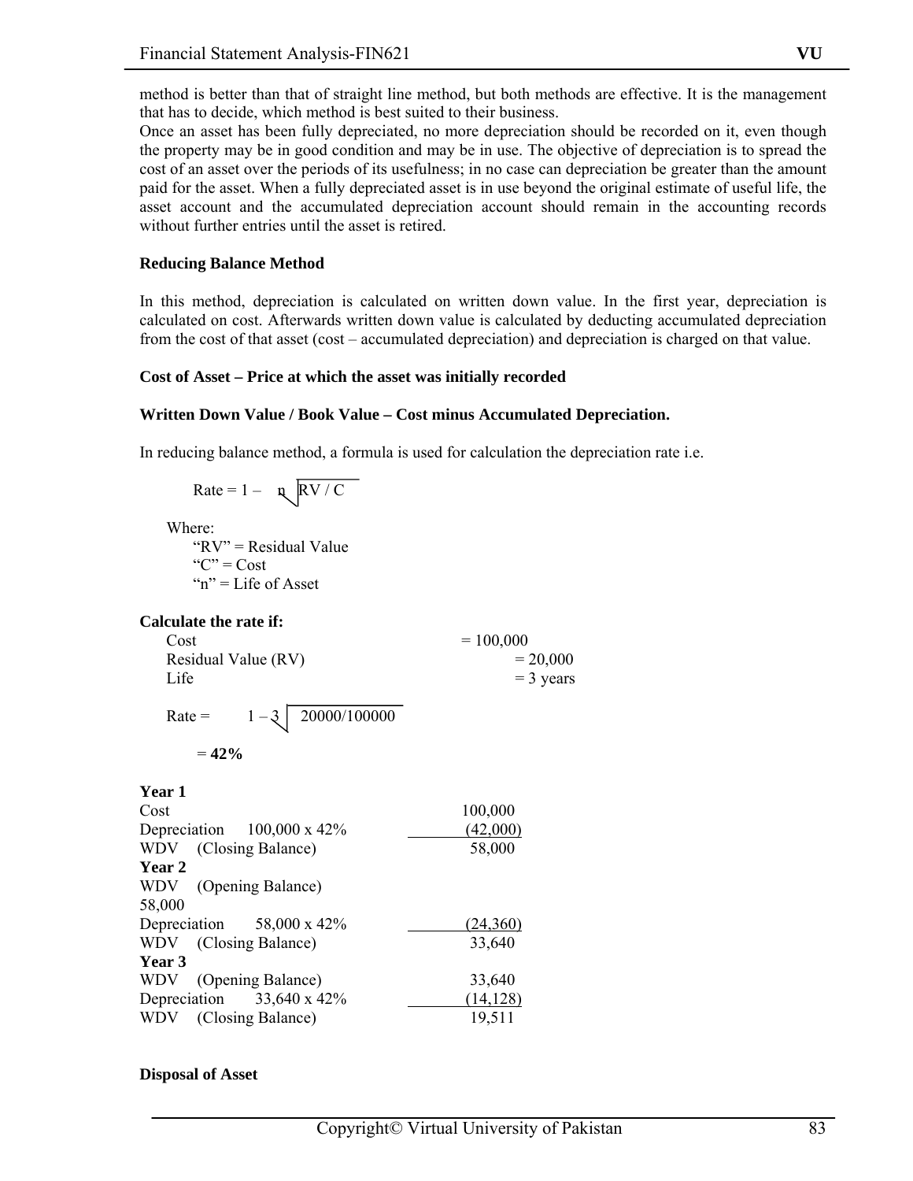method is better than that of straight line method, but both methods are effective. It is the management that has to decide, which method is best suited to their business.

Once an asset has been fully depreciated, no more depreciation should be recorded on it, even though the property may be in good condition and may be in use. The objective of depreciation is to spread the cost of an asset over the periods of its usefulness; in no case can depreciation be greater than the amount paid for the asset. When a fully depreciated asset is in use beyond the original estimate of useful life, the asset account and the accumulated depreciation account should remain in the accounting records without further entries until the asset is retired.

**Reducing Balance Method**

In this method, depreciation is calculated on written down value. In the first year, depreciation is calculated on cost. Afterwards written down value is calculated by deducting accumulated depreciation from the cost of that asset (cost – accumulated depreciation) and depreciation is charged on that value.

**Cost of Asset – Price at which the asset was initially recorded**

**Written Down Value / Book Value – Cost minus Accumulated Depreciation.**

In reducing balance method, a formula is used for calculation the depreciation rate i.e.

$$\text{Rate} = 1 - \sqrt[n]{RV / C}$$

Where:
- "RV" = Residual Value
- "C" = Cost
- "n" = Life of Asset

**Calculate the rate if:**

| | |
|---|---|
| Cost | = 100,000 |
| Residual Value (RV) | = 20,000 |
| Life | = 3 years |

$$\text{Rate} = 1 - \sqrt[3]{20000/100000}$$

$= \mathbf{42\%}$

| | |
|---|---|
| **Year 1** | |
| Cost | 100,000 |
| Depreciation 100,000 x 42% | (42,000) |
| WDV (Closing Balance) | 58,000 |
| **Year 2** | |
| WDV (Opening Balance) 58,000 | |
| Depreciation 58,000 x 42% | (24,360) |
| WDV (Closing Balance) | 33,640 |
| **Year 3** | |
| WDV (Opening Balance) | 33,640 |
| Depreciation 33,640 x 42% | (14,128) |
| WDV (Closing Balance) | 19,511 |

**Disposal of Asset**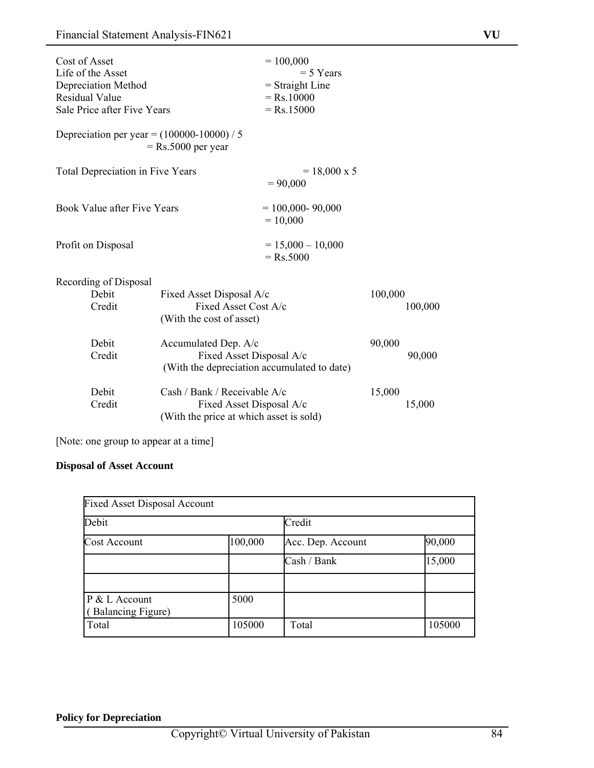Cost of Asset = 100,000
Life of the Asset = 5 Years
Depreciation Method = Straight Line
Residual Value = Rs.10000
Sale Price after Five Years = Rs.15000

Depreciation per year = (100000-10000) / 5
= Rs.5000 per year

Total Depreciation in Five Years = 18,000 x 5
= 90,000

Book Value after Five Years = 100,000- 90,000
= 10,000

Profit on Disposal = 15,000 – 10,000
= Rs.5000

Recording of Disposal

| | | | |
|---|---|---|---|
| Debit | Fixed Asset Disposal A/c | 100,000 | |
| Credit | Fixed Asset Cost A/c | | 100,000 |
| | (With the cost of asset) | | |
| Debit | Accumulated Dep. A/c | 90,000 | |
| Credit | Fixed Asset Disposal A/c | | 90,000 |
| | (With the depreciation accumulated to date) | | |
| Debit | Cash / Bank / Receivable A/c | 15,000 | |
| Credit | Fixed Asset Disposal A/c | | 15,000 |
| | (With the price at which asset is sold) | | |

[Note: one group to appear at a time]

**Disposal of Asset Account**

| Fixed Asset Disposal Account | | | |
|---|---|---|---|
| Debit | | Credit | |
| Cost Account | 100,000 | Acc. Dep. Account | 90,000 |
| | | Cash / Bank | 15,000 |
| | | | |
| P & L Account ( Balancing Figure) | 5000 | | |
| Total | 105000 | Total | 105000 |

**Policy for Depreciation**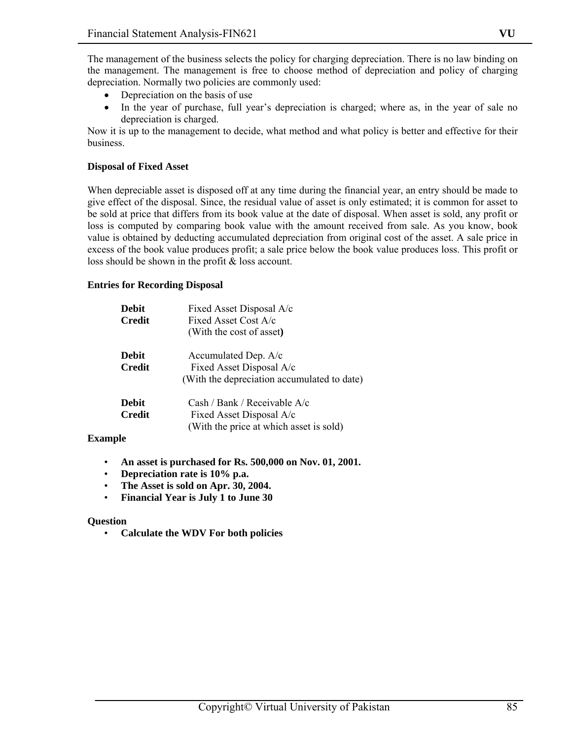The management of the business selects the policy for charging depreciation. There is no law binding on the management. The management is free to choose method of depreciation and policy of charging depreciation. Normally two policies are commonly used:

- Depreciation on the basis of use
- In the year of purchase, full year's depreciation is charged; where as, in the year of sale no depreciation is charged.

Now it is up to the management to decide, what method and what policy is better and effective for their business.

**Disposal of Fixed Asset**

When depreciable asset is disposed off at any time during the financial year, an entry should be made to give effect of the disposal. Since, the residual value of asset is only estimated; it is common for asset to be sold at price that differs from its book value at the date of disposal. When asset is sold, any profit or loss is computed by comparing book value with the amount received from sale. As you know, book value is obtained by deducting accumulated depreciation from original cost of the asset. A sale price in excess of the book value produces profit; a sale price below the book value produces loss. This profit or loss should be shown in the profit & loss account.

**Entries for Recording Disposal**

**Debit** Fixed Asset Disposal A/c
**Credit** Fixed Asset Cost A/c
(With the cost of asset)

**Debit** Accumulated Dep. A/c
**Credit** Fixed Asset Disposal A/c
(With the depreciation accumulated to date)

**Debit** Cash / Bank / Receivable A/c
**Credit** Fixed Asset Disposal A/c
(With the price at which asset is sold)

**Example**

- **An asset is purchased for Rs. 500,000 on Nov. 01, 2001.**
- **Depreciation rate is 10% p.a.**
- **The Asset is sold on Apr. 30, 2004.**
- **Financial Year is July 1 to June 30**

**Question**

- **Calculate the WDV For both policies**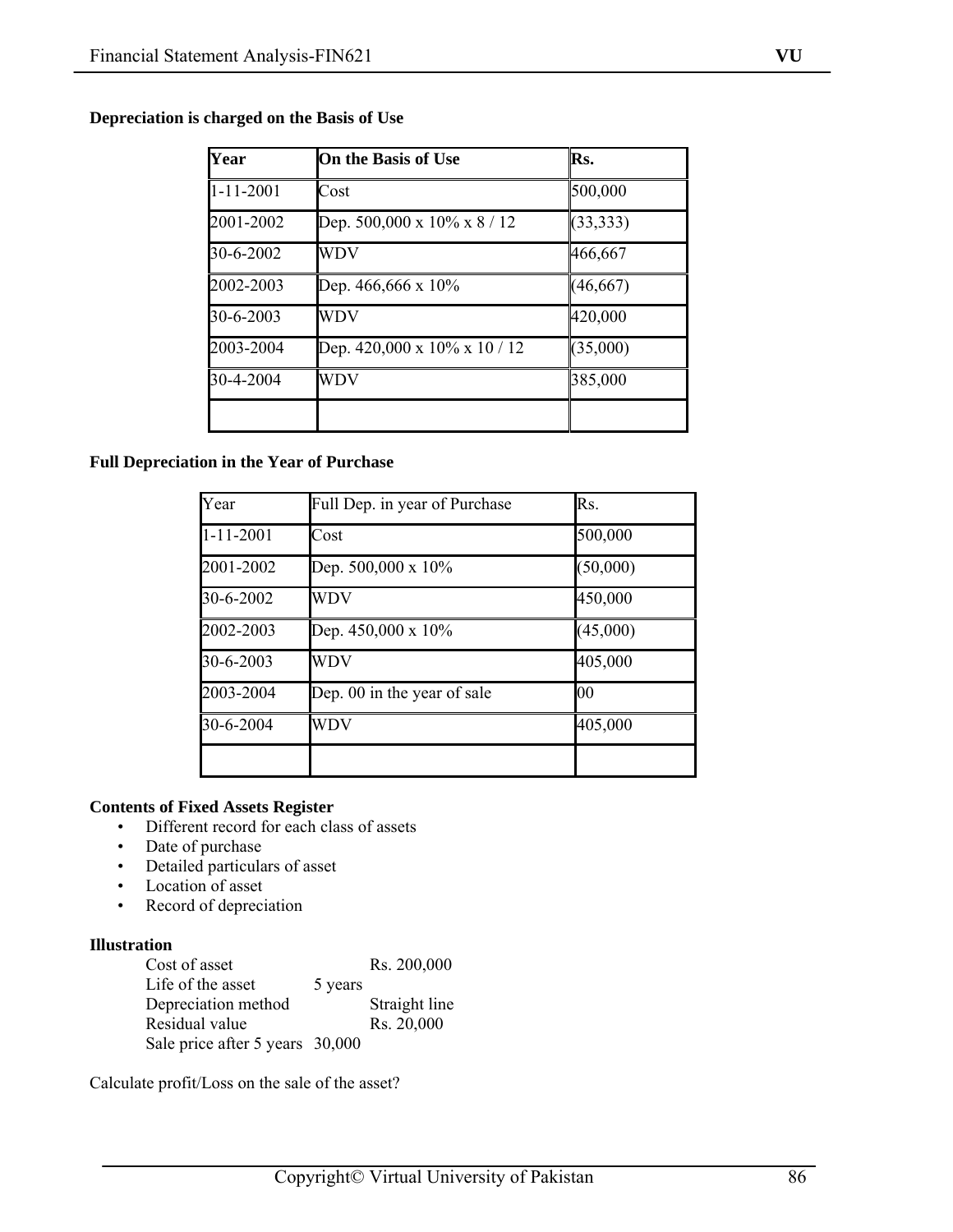**Depreciation is charged on the Basis of Use**

| Year | On the Basis of Use | Rs. |
|---|---|---|
| 1-11-2001 | Cost | 500,000 |
| 2001-2002 | Dep. 500,000 x 10% x 8 / 12 | (33,333) |
| 30-6-2002 | WDV | 466,667 |
| 2002-2003 | Dep. 466,666 x 10% | (46,667) |
| 30-6-2003 | WDV | 420,000 |
| 2003-2004 | Dep. 420,000 x 10% x 10 / 12 | (35,000) |
| 30-4-2004 | WDV | 385,000 |
| | | |

**Full Depreciation in the Year of Purchase**

| Year | Full Dep. in year of Purchase | Rs. |
|---|---|---|
| 1-11-2001 | Cost | 500,000 |
| 2001-2002 | Dep. 500,000 x 10% | (50,000) |
| 30-6-2002 | WDV | 450,000 |
| 2002-2003 | Dep. 450,000 x 10% | (45,000) |
| 30-6-2003 | WDV | 405,000 |
| 2003-2004 | Dep. 00 in the year of sale | 00 |
| 30-6-2004 | WDV | 405,000 |
| | | |

**Contents of Fixed Assets Register**

- Different record for each class of assets
- Date of purchase
- Detailed particulars of asset
- Location of asset
- Record of depreciation

**Illustration**

| | |
|---|---|
| Cost of asset | Rs. 200,000 |
| Life of the asset | 5 years |
| Depreciation method | Straight line |
| Residual value | Rs. 20,000 |
| Sale price after 5 years | 30,000 |

Calculate profit/Loss on the sale of the asset?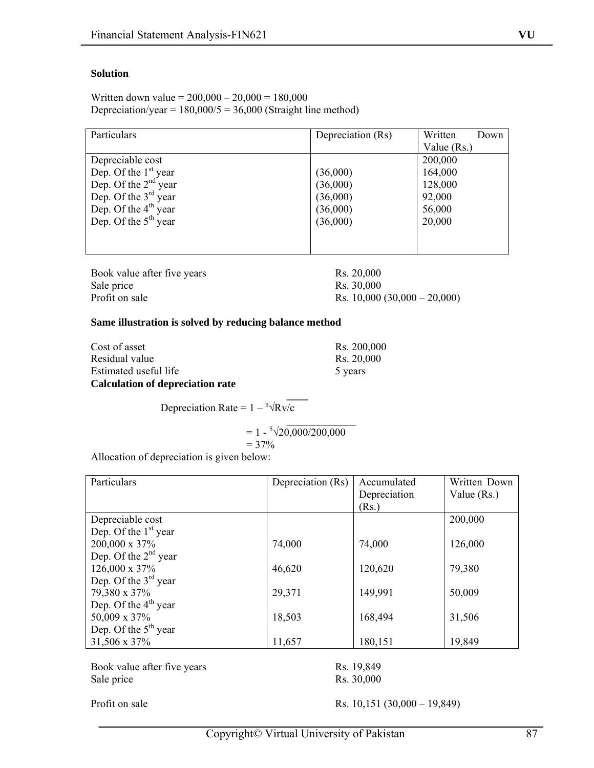**Solution**

Written down value = 200,000 – 20,000 = 180,000
Depreciation/year = 180,000/5 = 36,000 (Straight line method)

| Particulars | Depreciation (Rs) | Written Down Value (Rs.) |
|---|---|---|
| Depreciable cost | | 200,000 |
| Dep. Of the 1st year | (36,000) | 164,000 |
| Dep. Of the 2nd year | (36,000) | 128,000 |
| Dep. Of the 3rd year | (36,000) | 92,000 |
| Dep. Of the 4th year | (36,000) | 56,000 |
| Dep. Of the 5th year | (36,000) | 20,000 |

| | |
|---|---|
| Book value after five years | Rs. 20,000 |
| Sale price | Rs. 30,000 |
| Profit on sale | Rs. 10,000 (30,000 – 20,000) |

**Same illustration is solved by reducing balance method**

| | |
|---|---|
| Cost of asset | Rs. 200,000 |
| Residual value | Rs. 20,000 |
| Estimated useful life | 5 years |

**Calculation of depreciation rate**

$$\text{Depreciation Rate} = 1 - \sqrt[n]{Rv/c}$$

$$= 1 - \sqrt[5]{20,000/200,000}$$

$$= 37\%$$

Allocation of depreciation is given below:

| Particulars | Depreciation (Rs) | Accumulated Depreciation (Rs.) | Written Down Value (Rs.) |
|---|---|---|---|
| Depreciable cost | | | 200,000 |
| Dep. Of the 1st year 200,000 x 37% | 74,000 | 74,000 | 126,000 |
| Dep. Of the 2nd year 126,000 x 37% | 46,620 | 120,620 | 79,380 |
| Dep. Of the 3rd year 79,380 x 37% | 29,371 | 149,991 | 50,009 |
| Dep. Of the 4th year 50,009 x 37% | 18,503 | 168,494 | 31,506 |
| Dep. Of the 5th year 31,506 x 37% | 11,657 | 180,151 | 19,849 |

| | |
|---|---|
| Book value after five years | Rs. 19,849 |
| Sale price | Rs. 30,000 |
| Profit on sale | Rs. 10,151 (30,000 – 19,849) |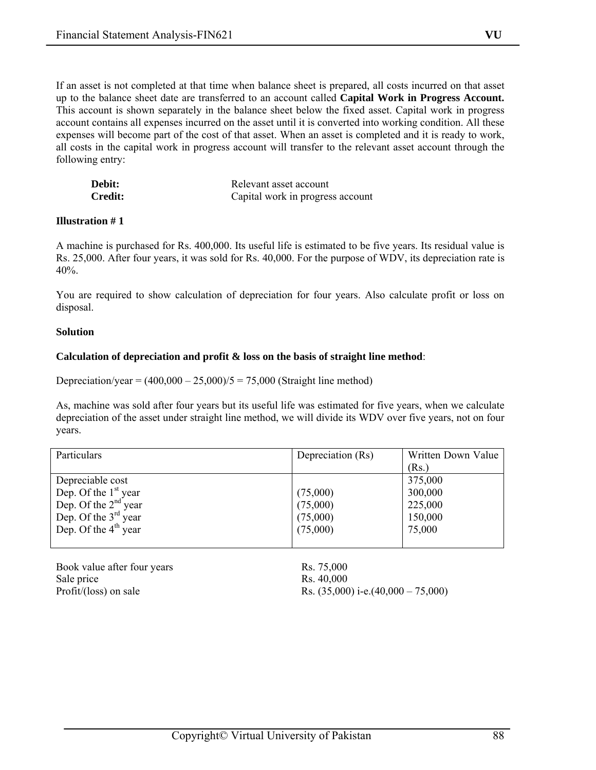If an asset is not completed at that time when balance sheet is prepared, all costs incurred on that asset up to the balance sheet date are transferred to an account called **Capital Work in Progress Account.** This account is shown separately in the balance sheet below the fixed asset. Capital work in progress account contains all expenses incurred on the asset until it is converted into working condition. All these expenses will become part of the cost of that asset. When an asset is completed and it is ready to work, all costs in the capital work in progress account will transfer to the relevant asset account through the following entry:

| | |
|---|---|
| **Debit:** | Relevant asset account |
| **Credit:** | Capital work in progress account |

**Illustration # 1**

A machine is purchased for Rs. 400,000. Its useful life is estimated to be five years. Its residual value is Rs. 25,000. After four years, it was sold for Rs. 40,000. For the purpose of WDV, its depreciation rate is 40%.

You are required to show calculation of depreciation for four years. Also calculate profit or loss on disposal.

**Solution**

**Calculation of depreciation and profit & loss on the basis of straight line method**:

Depreciation/year = (400,000 – 25,000)/5 = 75,000 (Straight line method)

As, machine was sold after four years but its useful life was estimated for five years, when we calculate depreciation of the asset under straight line method, we will divide its WDV over five years, not on four years.

| Particulars | Depreciation (Rs) | Written Down Value (Rs.) |
|---|---|---|
| Depreciable cost | | 375,000 |
| Dep. Of the 1st year | (75,000) | 300,000 |
| Dep. Of the 2nd year | (75,000) | 225,000 |
| Dep. Of the 3rd year | (75,000) | 150,000 |
| Dep. Of the 4th year | (75,000) | 75,000 |

| | |
|---|---|
| Book value after four years | Rs. 75,000 |
| Sale price | Rs. 40,000 |
| Profit/(loss) on sale | Rs. (35,000) i-e.(40,000 – 75,000) |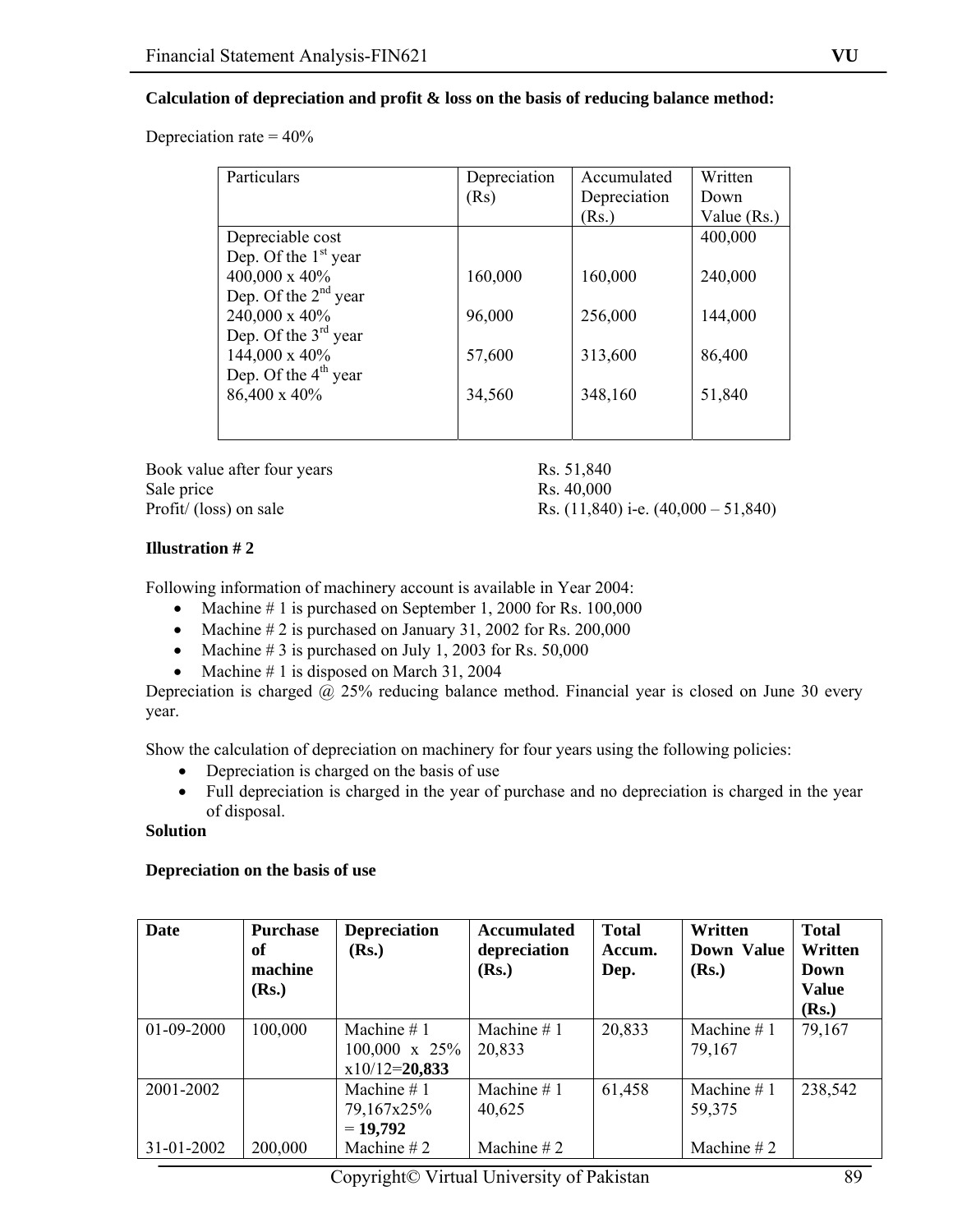**Calculation of depreciation and profit & loss on the basis of reducing balance method:**

Depreciation rate = 40%

| Particulars | Depreciation (Rs) | Accumulated Depreciation (Rs.) | Written Down Value (Rs.) |
|---|---|---|---|
| Depreciable cost | | | 400,000 |
| Dep. Of the 1st year 400,000 x 40% | 160,000 | 160,000 | 240,000 |
| Dep. Of the 2nd year 240,000 x 40% | 96,000 | 256,000 | 144,000 |
| Dep. Of the 3rd year 144,000 x 40% | 57,600 | 313,600 | 86,400 |
| Dep. Of the 4th year 86,400 x 40% | 34,560 | 348,160 | 51,840 |

Book value after four years — Rs. 51,840
Sale price — Rs. 40,000
Profit/ (loss) on sale — Rs. (11,840) i-e. (40,000 – 51,840)

**Illustration # 2**

Following information of machinery account is available in Year 2004:

- Machine # 1 is purchased on September 1, 2000 for Rs. 100,000
- Machine # 2 is purchased on January 31, 2002 for Rs. 200,000
- Machine # 3 is purchased on July 1, 2003 for Rs. 50,000
- Machine # 1 is disposed on March 31, 2004

Depreciation is charged @ 25% reducing balance method. Financial year is closed on June 30 every year.

Show the calculation of depreciation on machinery for four years using the following policies:

- Depreciation is charged on the basis of use
- Full depreciation is charged in the year of purchase and no depreciation is charged in the year of disposal.

**Solution**

**Depreciation on the basis of use**

| Date | Purchase of machine (Rs.) | Depreciation (Rs.) | Accumulated depreciation (Rs.) | Total Accum. Dep. | Written Down Value (Rs.) | Total Written Down Value (Rs.) |
|---|---|---|---|---|---|---|
| 01-09-2000 | 100,000 | Machine # 1 100,000 x 25% x10/12=**20,833** | Machine # 1 20,833 | 20,833 | Machine # 1 79,167 | 79,167 |
| 2001-2002 | | Machine # 1 79,167x25% = **19,792** | Machine # 1 40,625 | 61,458 | Machine # 1 59,375 | 238,542 |
| 31-01-2002 | 200,000 | Machine # 2 | Machine # 2 | | Machine # 2 | |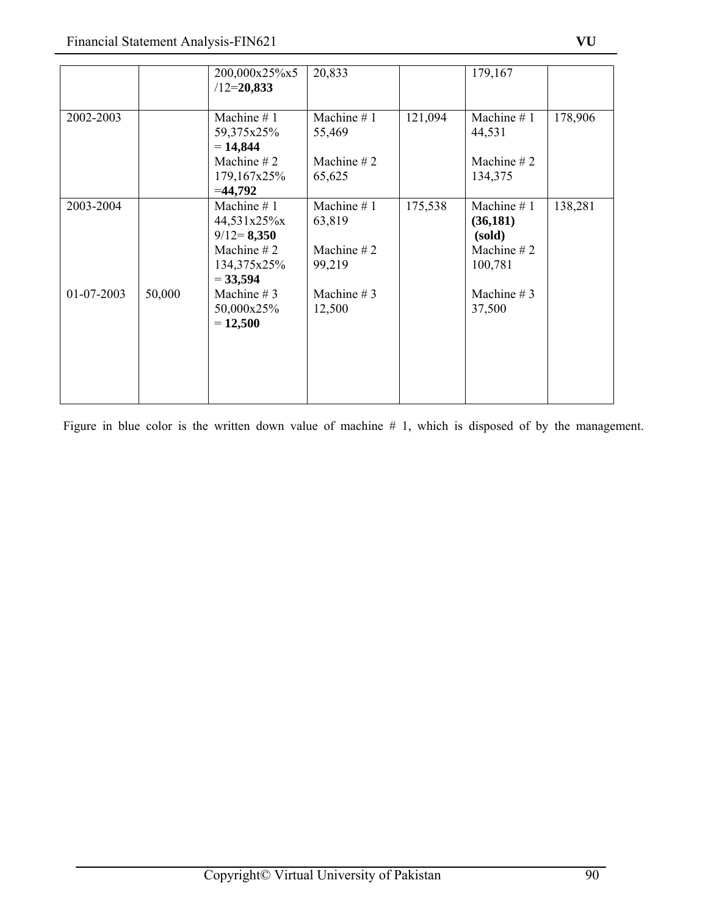| | | | | | | |
|---|---|---|---|---|---|---|
| | | 200,000x25%x5/12=**20,833** | 20,833 | | 179,167 | |
| 2002-2003 | | Machine # 1<br>59,375x25% = **14,844**<br>Machine # 2<br>179,167x25% =**44,792** | Machine # 1<br>55,469<br><br>Machine # 2<br>65,625 | 121,094 | Machine # 1<br>44,531<br><br>Machine # 2<br>134,375 | 178,906 |
| 2003-2004<br><br><br><br><br>01-07-2003 | <br><br><br><br><br>50,000 | Machine # 1<br>44,531x25%x 9/12= **8,350**<br>Machine # 2<br>134,375x25% = **33,594**<br>Machine # 3<br>50,000x25% = **12,500** | Machine # 1<br>63,819<br><br>Machine # 2<br>99,219<br><br>Machine # 3<br>12,500 | 175,538 | Machine # 1<br>**(36,181) (sold)**<br>Machine # 2<br>100,781<br><br>Machine # 3<br>37,500 | 138,281 |

Figure in blue color is the written down value of machine # 1, which is disposed of by the management.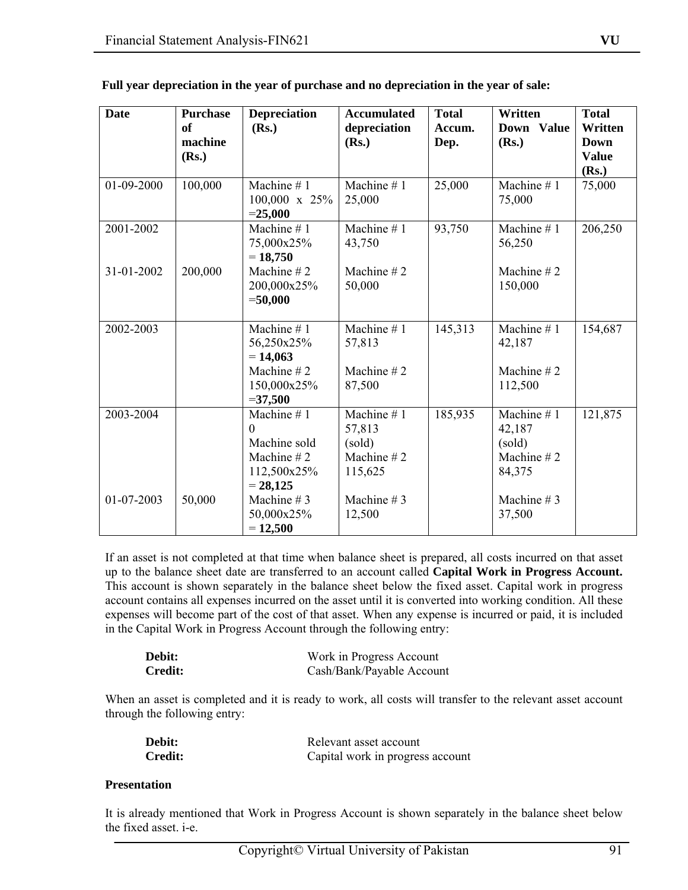**Full year depreciation in the year of purchase and no depreciation in the year of sale:**

| Date | Purchase of machine (Rs.) | Depreciation (Rs.) | Accumulated depreciation (Rs.) | Total Accum. Dep. | Written Down Value (Rs.) | Total Written Down Value (Rs.) |
|---|---|---|---|---|---|---|
| 01-09-2000 | 100,000 | Machine # 1 100,000 x 25% =**25,000** | Machine # 1 25,000 | 25,000 | Machine # 1 75,000 | 75,000 |
| 2001-2002 | | Machine # 1 75,000x25% = **18,750** | Machine # 1 43,750 | 93,750 | Machine # 1 56,250 | 206,250 |
| 31-01-2002 | 200,000 | Machine # 2 200,000x25% =**50,000** | Machine # 2 50,000 | | Machine # 2 150,000 | |
| 2002-2003 | | Machine # 1 56,250x25% = **14,063** Machine # 2 150,000x25% =**37,500** | Machine # 1 57,813 Machine # 2 87,500 | 145,313 | Machine # 1 42,187 Machine # 2 112,500 | 154,687 |
| 2003-2004 | | Machine # 1 0 Machine sold Machine # 2 112,500x25% = **28,125** | Machine # 1 57,813 (sold) Machine # 2 115,625 | 185,935 | Machine # 1 42,187 (sold) Machine # 2 84,375 | 121,875 |
| 01-07-2003 | 50,000 | Machine # 3 50,000x25% = **12,500** | Machine # 3 12,500 | | Machine # 3 37,500 | |

If an asset is not completed at that time when balance sheet is prepared, all costs incurred on that asset up to the balance sheet date are transferred to an account called **Capital Work in Progress Account.** This account is shown separately in the balance sheet below the fixed asset. Capital work in progress account contains all expenses incurred on the asset until it is converted into working condition. All these expenses will become part of the cost of that asset. When any expense is incurred or paid, it is included in the Capital Work in Progress Account through the following entry:

| | |
|---|---|
| **Debit:** | Work in Progress Account |
| **Credit:** | Cash/Bank/Payable Account |

When an asset is completed and it is ready to work, all costs will transfer to the relevant asset account through the following entry:

| | |
|---|---|
| **Debit:** | Relevant asset account |
| **Credit:** | Capital work in progress account |

**Presentation**

It is already mentioned that Work in Progress Account is shown separately in the balance sheet below the fixed asset. i-e.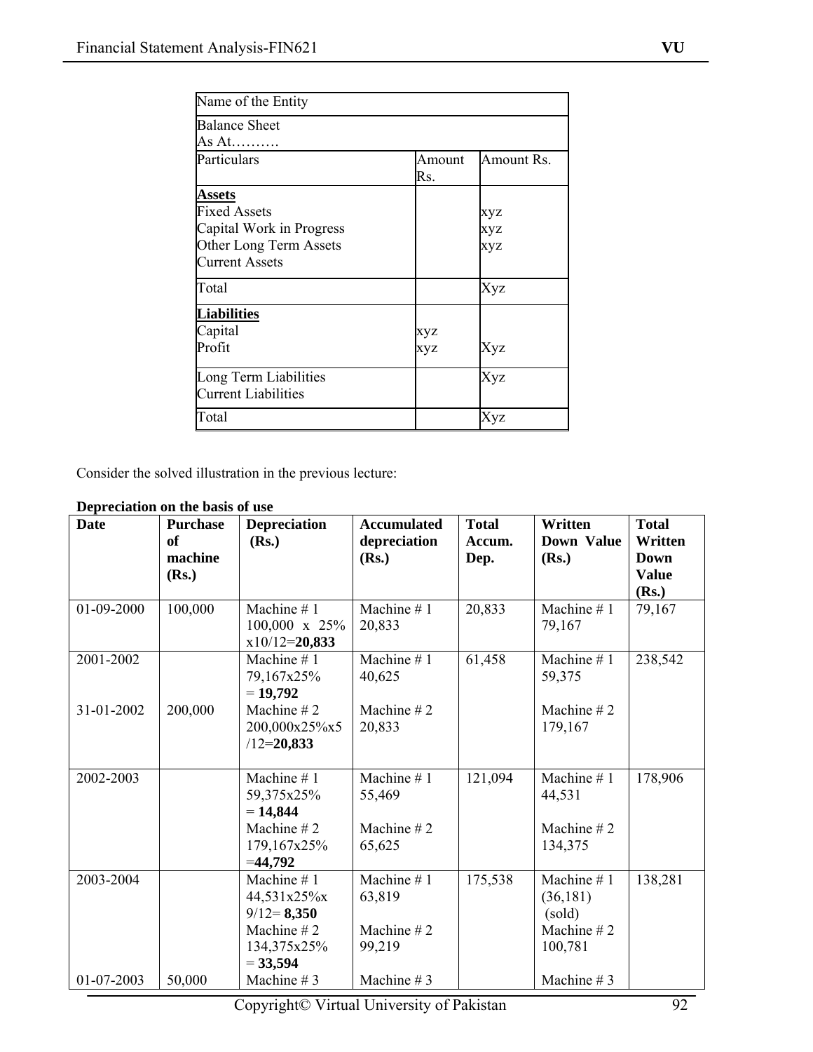| Name of the Entity | | |
|---|---|---|
| Balance Sheet<br>As At………. | | |
| Particulars | Amount Rs. | Amount Rs. |
| **Assets**<br>Fixed Assets<br>Capital Work in Progress<br>Other Long Term Assets<br>Current Assets | | <br>xyz<br>xyz<br>xyz |
| Total | | Xyz |
| **Liabilities**<br>Capital<br>Profit | <br>xyz<br>xyz | <br><br>Xyz |
| Long Term Liabilities<br>Current Liabilities | | Xyz |
| Total | | Xyz |

Consider the solved illustration in the previous lecture:

**Depreciation on the basis of use**

| Date | Purchase of machine (Rs.) | Depreciation (Rs.) | Accumulated depreciation (Rs.) | Total Accum. Dep. | Written Down Value (Rs.) | Total Written Down Value (Rs.) |
|---|---|---|---|---|---|---|
| 01-09-2000 | 100,000 | Machine # 1<br>100,000 x 25% x10/12=**20,833** | Machine # 1<br>20,833 | 20,833 | Machine # 1<br>79,167 | 79,167 |
| 2001-2002<br><br>31-01-2002 | <br><br>200,000 | Machine # 1<br>79,167x25% = **19,792**<br>Machine # 2<br>200,000x25%x5/12=**20,833** | Machine # 1<br>40,625<br>Machine # 2<br>20,833 | 61,458 | Machine # 1<br>59,375<br>Machine # 2<br>179,167 | 238,542 |
| 2002-2003 | | Machine # 1<br>59,375x25% = **14,844**<br>Machine # 2<br>179,167x25% =**44,792** | Machine # 1<br>55,469<br>Machine # 2<br>65,625 | 121,094 | Machine # 1<br>44,531<br>Machine # 2<br>134,375 | 178,906 |
| 2003-2004<br><br><br>01-07-2003 | <br><br><br>50,000 | Machine # 1<br>44,531x25%x 9/12= **8,350**<br>Machine # 2<br>134,375x25% = **33,594**<br>Machine # 3 | Machine # 1<br>63,819<br>Machine # 2<br>99,219<br>Machine # 3 | 175,538 | Machine # 1<br>(36,181) (sold)<br>Machine # 2<br>100,781<br>Machine # 3 | 138,281 |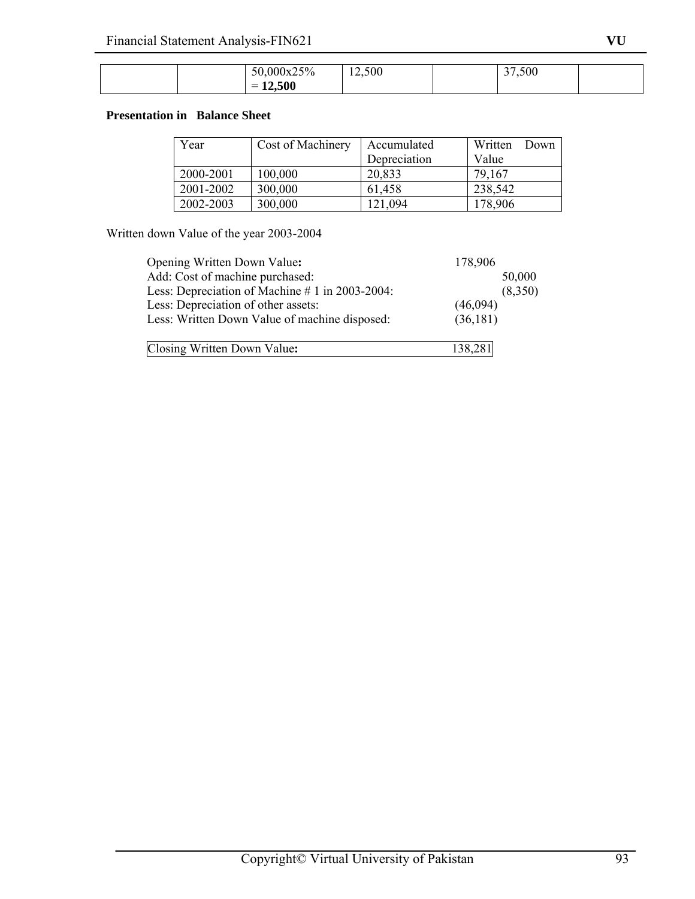|  |  | 50,000x25% = **12,500** | 12,500 |  | 37,500 |  |
|---|---|---|---|---|---|---|

**Presentation in Balance Sheet**

| Year | Cost of Machinery | Accumulated Depreciation | Written Down Value |
|---|---|---|---|
| 2000-2001 | 100,000 | 20,833 | 79,167 |
| 2001-2002 | 300,000 | 61,458 | 238,542 |
| 2002-2003 | 300,000 | 121,094 | 178,906 |

Written down Value of the year 2003-2004

|  |  |  |
|---|---|---|
| Opening Written Down Value**:** | 178,906 |  |
| Add: Cost of machine purchased: |  | 50,000 |
| Less: Depreciation of Machine # 1 in 2003-2004: |  | (8,350) |
| Less: Depreciation of other assets: | (46,094) |  |
| Less: Written Down Value of machine disposed: | (36,181) |  |
| Closing Written Down Value**:** | 138,281 |  |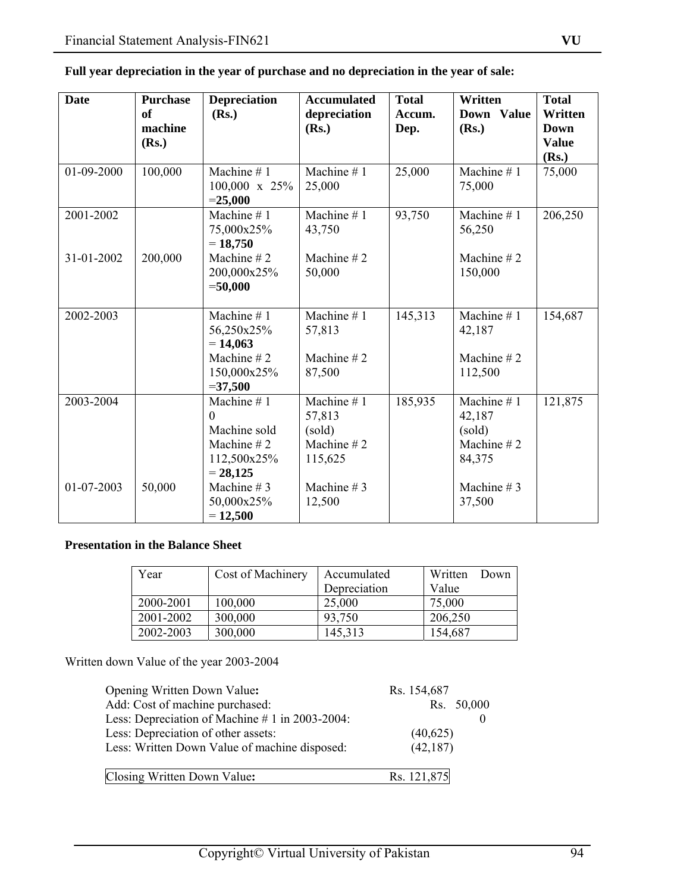**Full year depreciation in the year of purchase and no depreciation in the year of sale:**

| Date | Purchase of machine (Rs.) | Depreciation (Rs.) | Accumulated depreciation (Rs.) | Total Accum. Dep. | Written Down Value (Rs.) | Total Written Down Value (Rs.) |
|---|---|---|---|---|---|---|
| 01-09-2000 | 100,000 | Machine # 1<br>100,000 x 25% =**25,000** | Machine # 1<br>25,000 | 25,000 | Machine # 1<br>75,000 | 75,000 |
| 2001-2002<br><br>31-01-2002 | <br><br>200,000 | Machine # 1<br>75,000x25% = **18,750**<br>Machine # 2<br>200,000x25% =**50,000** | Machine # 1<br>43,750<br>Machine # 2<br>50,000 | 93,750 | Machine # 1<br>56,250<br>Machine # 2<br>150,000 | 206,250 |
| 2002-2003 | | Machine # 1<br>56,250x25% = **14,063**<br>Machine # 2<br>150,000x25% =**37,500** | Machine # 1<br>57,813<br>Machine # 2<br>87,500 | 145,313 | Machine # 1<br>42,187<br>Machine # 2<br>112,500 | 154,687 |
| 2003-2004<br><br>01-07-2003 | <br><br>50,000 | Machine # 1<br>0<br>Machine sold<br>Machine # 2<br>112,500x25% = **28,125**<br>Machine # 3<br>50,000x25% = **12,500** | Machine # 1<br>57,813<br>(sold)<br>Machine # 2<br>115,625<br>Machine # 3<br>12,500 | 185,935 | Machine # 1<br>42,187<br>(sold)<br>Machine # 2<br>84,375<br>Machine # 3<br>37,500 | 121,875 |

**Presentation in the Balance Sheet**

| Year | Cost of Machinery | Accumulated Depreciation | Written Down Value |
|---|---|---|---|
| 2000-2001 | 100,000 | 25,000 | 75,000 |
| 2001-2002 | 300,000 | 93,750 | 206,250 |
| 2002-2003 | 300,000 | 145,313 | 154,687 |

Written down Value of the year 2003-2004

| | |
|---|---|
| Opening Written Down Value**:** | Rs. 154,687 |
| Add: Cost of machine purchased: | Rs. 50,000 |
| Less: Depreciation of Machine # 1 in 2003-2004: | 0 |
| Less: Depreciation of other assets: | (40,625) |
| Less: Written Down Value of machine disposed: | (42,187) |
| Closing Written Down Value**:** | Rs. 121,875 |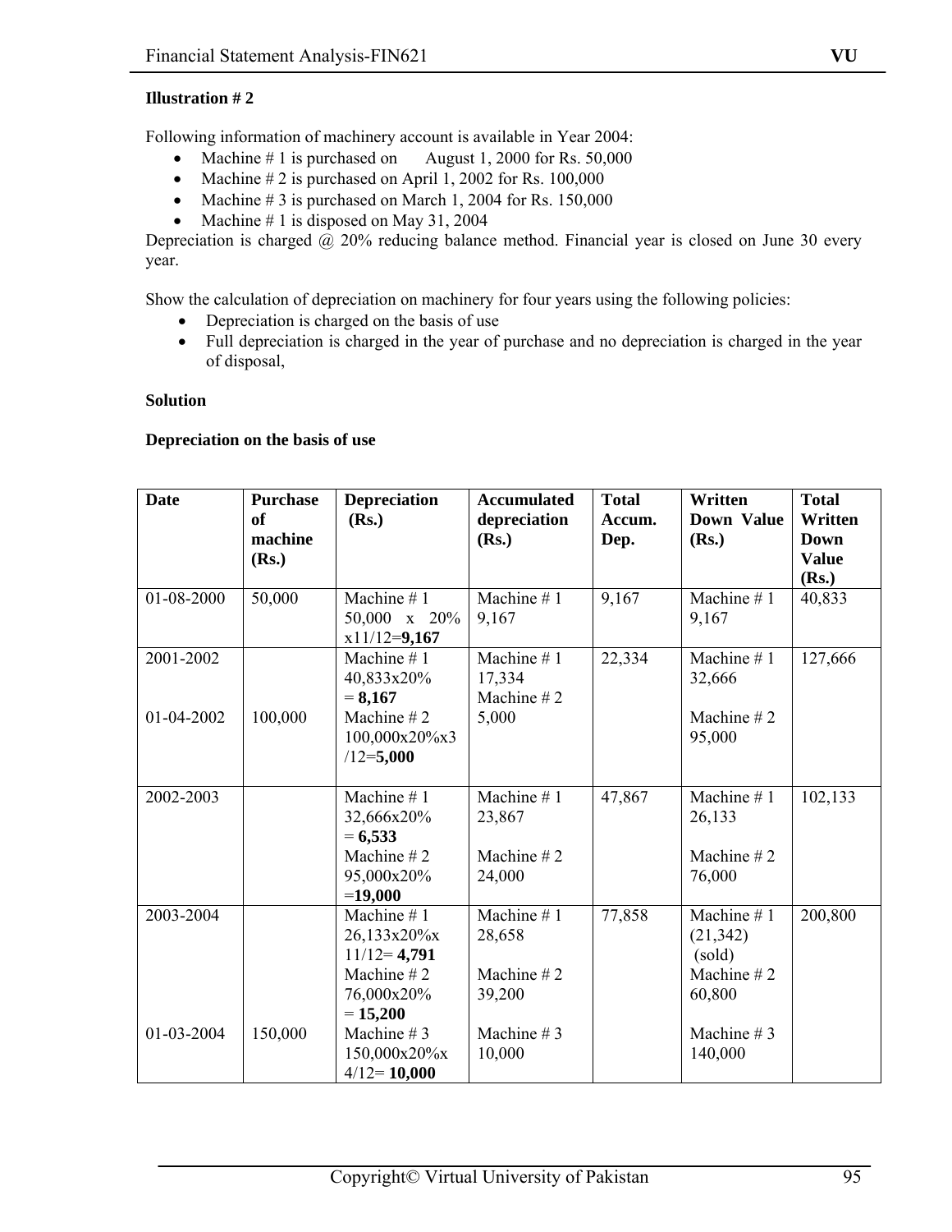**Illustration # 2**

Following information of machinery account is available in Year 2004:

- Machine # 1 is purchased on August 1, 2000 for Rs. 50,000
- Machine # 2 is purchased on April 1, 2002 for Rs. 100,000
- Machine # 3 is purchased on March 1, 2004 for Rs. 150,000
- Machine # 1 is disposed on May 31, 2004

Depreciation is charged @ 20% reducing balance method. Financial year is closed on June 30 every year.

Show the calculation of depreciation on machinery for four years using the following policies:

- Depreciation is charged on the basis of use
- Full depreciation is charged in the year of purchase and no depreciation is charged in the year of disposal,

**Solution**

**Depreciation on the basis of use**

| Date | Purchase of machine (Rs.) | Depreciation (Rs.) | Accumulated depreciation (Rs.) | Total Accum. Dep. | Written Down Value (Rs.) | Total Written Down Value (Rs.) |
|---|---|---|---|---|---|---|
| 01-08-2000 | 50,000 | Machine # 1 50,000 x 20% x11/12=**9,167** | Machine # 1 9,167 | 9,167 | Machine # 1 9,167 | 40,833 |
| 2001-2002<br><br>01-04-2002 | <br><br>100,000 | Machine # 1 40,833x20% = **8,167**<br>Machine # 2 100,000x20%x3/12=**5,000** | Machine # 1 17,334<br>Machine # 2 5,000 | 22,334 | Machine # 1 32,666<br><br>Machine # 2 95,000 | 127,666 |
| 2002-2003 | | Machine # 1 32,666x20% = **6,533**<br>Machine # 2 95,000x20% =**19,000** | Machine # 1 23,867<br><br>Machine # 2 24,000 | 47,867 | Machine # 1 26,133<br><br>Machine # 2 76,000 | 102,133 |
| 2003-2004<br><br>01-03-2004 | <br><br>150,000 | Machine # 1 26,133x20%x 11/12= **4,791**<br>Machine # 2 76,000x20% = **15,200**<br>Machine # 3 150,000x20%x 4/12= **10,000** | Machine # 1 28,658<br><br>Machine # 2 39,200<br><br>Machine # 3 10,000 | 77,858 | Machine # 1 (21,342) (sold)<br>Machine # 2 60,800<br><br>Machine # 3 140,000 | 200,800 |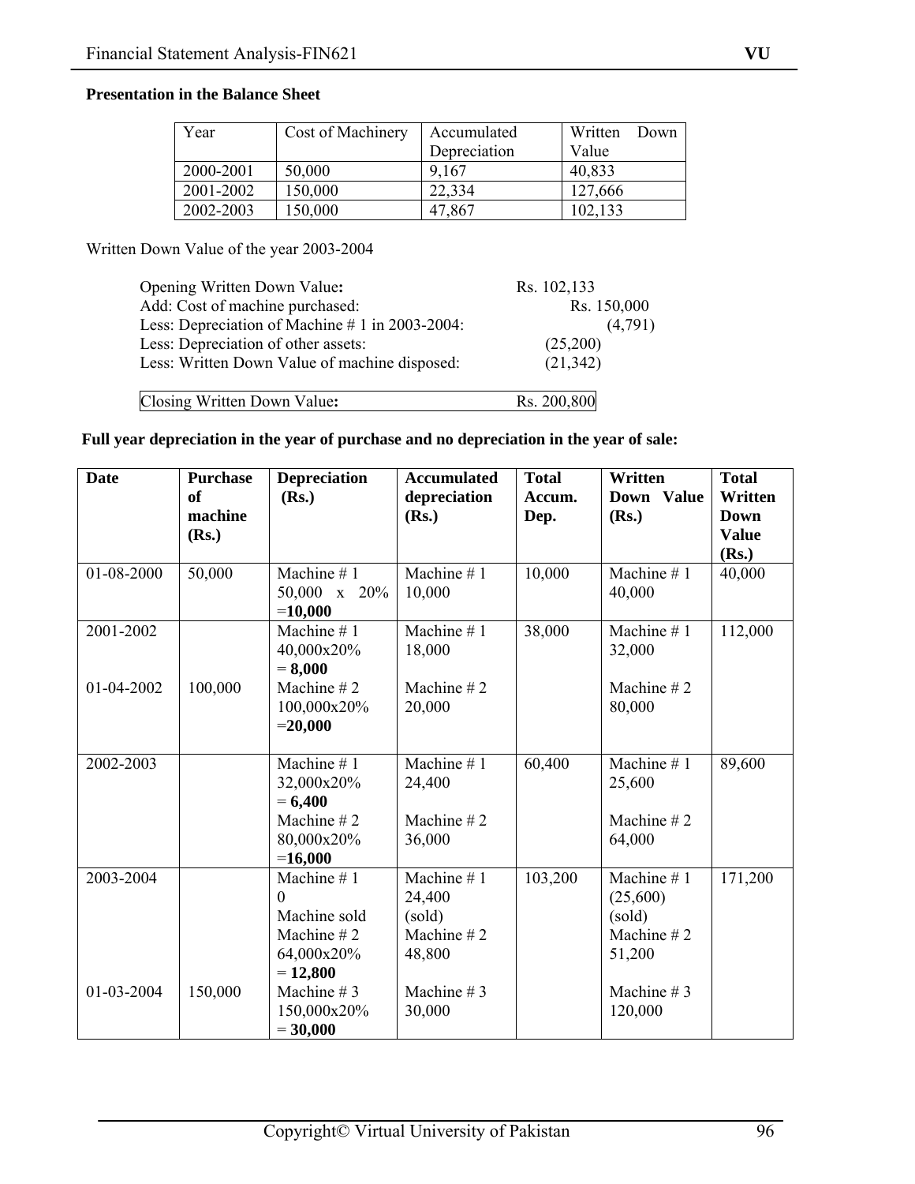**Presentation in the Balance Sheet**

| Year | Cost of Machinery | Accumulated Depreciation | Written Down Value |
|---|---|---|---|
| 2000-2001 | 50,000 | 9,167 | 40,833 |
| 2001-2002 | 150,000 | 22,334 | 127,666 |
| 2002-2003 | 150,000 | 47,867 | 102,133 |

Written Down Value of the year 2003-2004

| | |
|---|---|
| Opening Written Down Value**:** | Rs. 102,133 |
| Add: Cost of machine purchased: | Rs. 150,000 |
| Less: Depreciation of Machine # 1 in 2003-2004: | (4,791) |
| Less: Depreciation of other assets: | (25,200) |
| Less: Written Down Value of machine disposed: | (21,342) |
| Closing Written Down Value**:** | Rs. 200,800 |

**Full year depreciation in the year of purchase and no depreciation in the year of sale:**

| **Date** | **Purchase of machine (Rs.)** | **Depreciation (Rs.)** | **Accumulated depreciation (Rs.)** | **Total Accum. Dep.** | **Written Down Value (Rs.)** | **Total Written Down Value (Rs.)** |
|---|---|---|---|---|---|---|
| 01-08-2000 | 50,000 | Machine # 1<br>50,000 x 20% =**10,000** | Machine # 1<br>10,000 | 10,000 | Machine # 1<br>40,000 | 40,000 |
| 2001-2002<br><br>01-04-2002 | <br><br>100,000 | Machine # 1<br>40,000x20% = **8,000**<br>Machine # 2<br>100,000x20% =**20,000** | Machine # 1<br>18,000<br><br>Machine # 2<br>20,000 | 38,000 | Machine # 1<br>32,000<br><br>Machine # 2<br>80,000 | 112,000 |
| 2002-2003 | | Machine # 1<br>32,000x20% = **6,400**<br>Machine # 2<br>80,000x20% =**16,000** | Machine # 1<br>24,400<br><br>Machine # 2<br>36,000 | 60,400 | Machine # 1<br>25,600<br><br>Machine # 2<br>64,000 | 89,600 |
| 2003-2004<br><br><br><br><br>01-03-2004 | <br><br><br><br><br>150,000 | Machine # 1<br>0<br>Machine sold<br>Machine # 2<br>64,000x20% = **12,800**<br>Machine # 3<br>150,000x20% = **30,000** | Machine # 1<br>24,400<br>(sold)<br>Machine # 2<br>48,800<br><br>Machine # 3<br>30,000 | 103,200 | Machine # 1<br>(25,600)<br>(sold)<br>Machine # 2<br>51,200<br><br>Machine # 3<br>120,000 | 171,200 |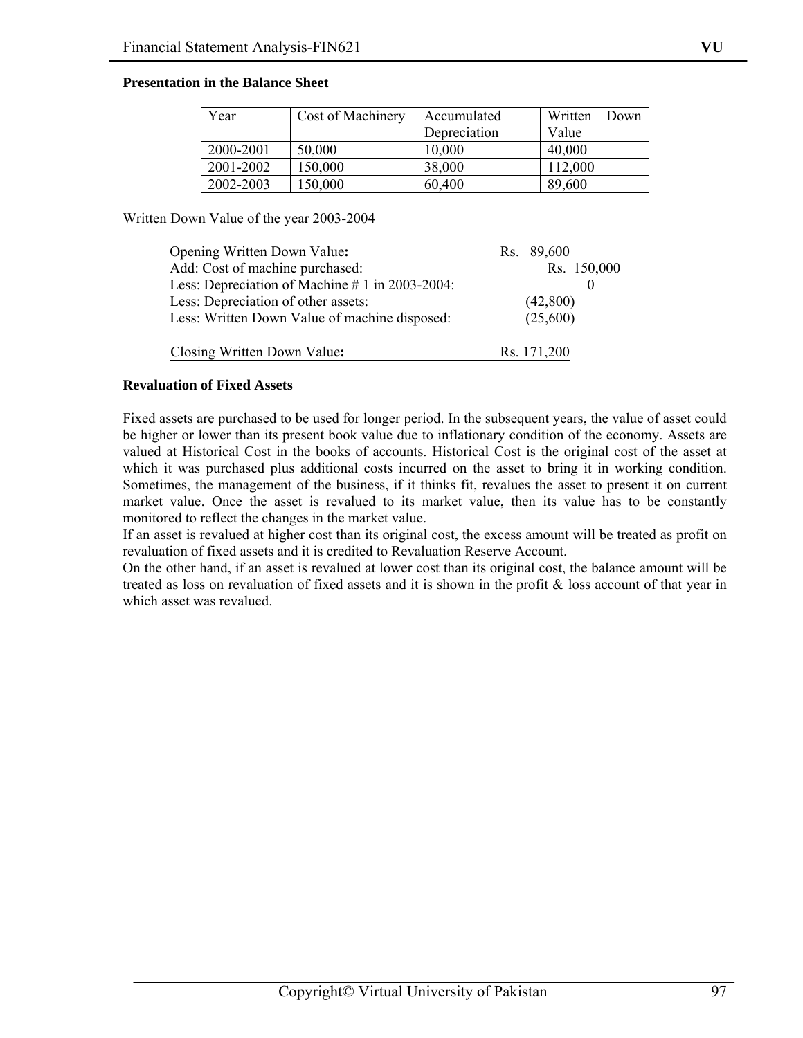**Presentation in the Balance Sheet**

| Year | Cost of Machinery | Accumulated Depreciation | Written Down Value |
|---|---|---|---|
| 2000-2001 | 50,000 | 10,000 | 40,000 |
| 2001-2002 | 150,000 | 38,000 | 112,000 |
| 2002-2003 | 150,000 | 60,400 | 89,600 |

Written Down Value of the year 2003-2004

| | |
|---|---|
| Opening Written Down Value**:** | Rs. 89,600 |
| Add: Cost of machine purchased: | Rs. 150,000 |
| Less: Depreciation of Machine # 1 in 2003-2004: | 0 |
| Less: Depreciation of other assets: | (42,800) |
| Less: Written Down Value of machine disposed: | (25,600) |
| Closing Written Down Value**:** | Rs. 171,200 |

**Revaluation of Fixed Assets**

Fixed assets are purchased to be used for longer period. In the subsequent years, the value of asset could be higher or lower than its present book value due to inflationary condition of the economy. Assets are valued at Historical Cost in the books of accounts. Historical Cost is the original cost of the asset at which it was purchased plus additional costs incurred on the asset to bring it in working condition. Sometimes, the management of the business, if it thinks fit, revalues the asset to present it on current market value. Once the asset is revalued to its market value, then its value has to be constantly monitored to reflect the changes in the market value.

If an asset is revalued at higher cost than its original cost, the excess amount will be treated as profit on revaluation of fixed assets and it is credited to Revaluation Reserve Account.

On the other hand, if an asset is revalued at lower cost than its original cost, the balance amount will be treated as loss on revaluation of fixed assets and it is shown in the profit & loss account of that year in which asset was revalued.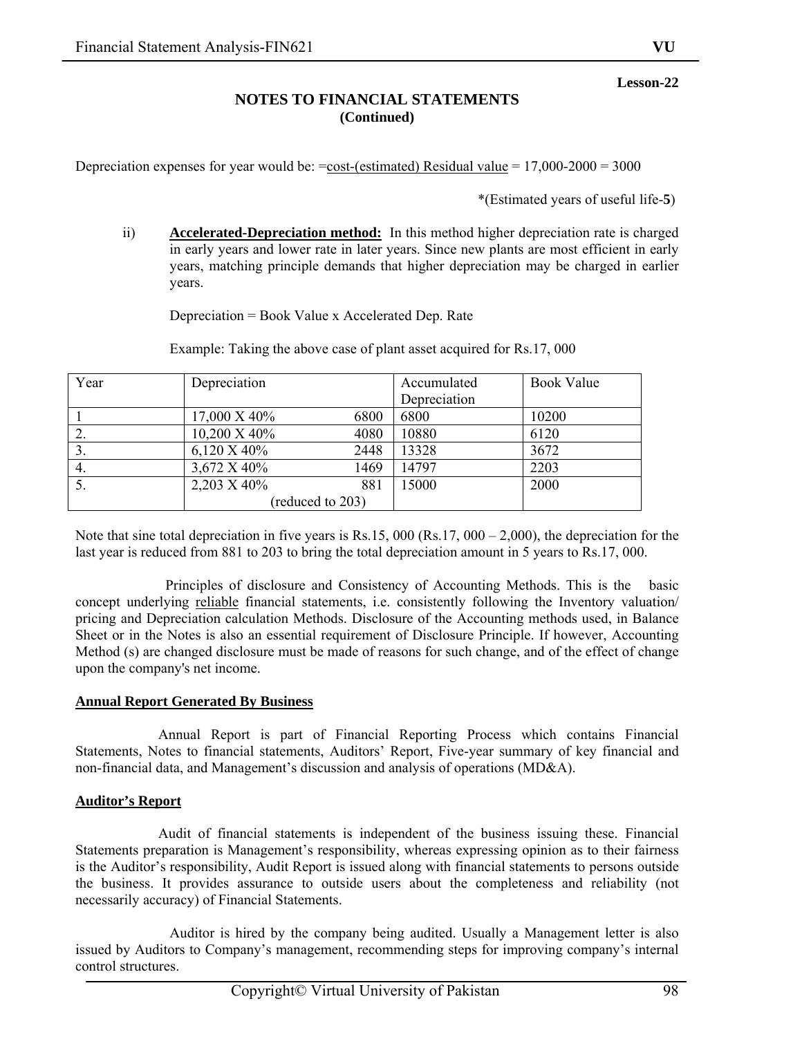**Lesson-22**

## NOTES TO FINANCIAL STATEMENTS
**(Continued)**

Depreciation expenses for year would be: =<u>cost-(estimated) Residual value</u> = 17,000-2000 = 3000

*(Estimated years of useful life-**5**)

ii) **<u>Accelerated-Depreciation method:</u>** In this method higher depreciation rate is charged in early years and lower rate in later years. Since new plants are most efficient in early years, matching principle demands that higher depreciation may be charged in earlier years.

Depreciation = Book Value x Accelerated Dep. Rate

Example: Taking the above case of plant asset acquired for Rs.17, 000

| Year | Depreciation | Accumulated Depreciation | Book Value |
|---|---|---|---|
| 1 | 17,000 X 40% 6800 | 6800 | 10200 |
| 2. | 10,200 X 40% 4080 | 10880 | 6120 |
| 3. | 6,120 X 40% 2448 | 13328 | 3672 |
| 4. | 3,672 X 40% 1469 | 14797 | 2203 |
| 5. | 2,203 X 40% 881 (reduced to 203) | 15000 | 2000 |

Note that sine total depreciation in five years is Rs.15, 000 (Rs.17, 000 – 2,000), the depreciation for the last year is reduced from 881 to 203 to bring the total depreciation amount in 5 years to Rs.17, 000.

Principles of disclosure and Consistency of Accounting Methods. This is the basic concept underlying <u>reliable</u> financial statements, i.e. consistently following the Inventory valuation/ pricing and Depreciation calculation Methods. Disclosure of the Accounting methods used, in Balance Sheet or in the Notes is also an essential requirement of Disclosure Principle. If however, Accounting Method (s) are changed disclosure must be made of reasons for such change, and of the effect of change upon the company's net income.

### Annual Report Generated By Business

Annual Report is part of Financial Reporting Process which contains Financial Statements, Notes to financial statements, Auditors' Report, Five-year summary of key financial and non-financial data, and Management's discussion and analysis of operations (MD&A).

### Auditor's Report

Audit of financial statements is independent of the business issuing these. Financial Statements preparation is Management's responsibility, whereas expressing opinion as to their fairness is the Auditor's responsibility, Audit Report is issued along with financial statements to persons outside the business. It provides assurance to outside users about the completeness and reliability (not necessarily accuracy) of Financial Statements.

Auditor is hired by the company being audited. Usually a Management letter is also issued by Auditors to Company's management, recommending steps for improving company's internal control structures.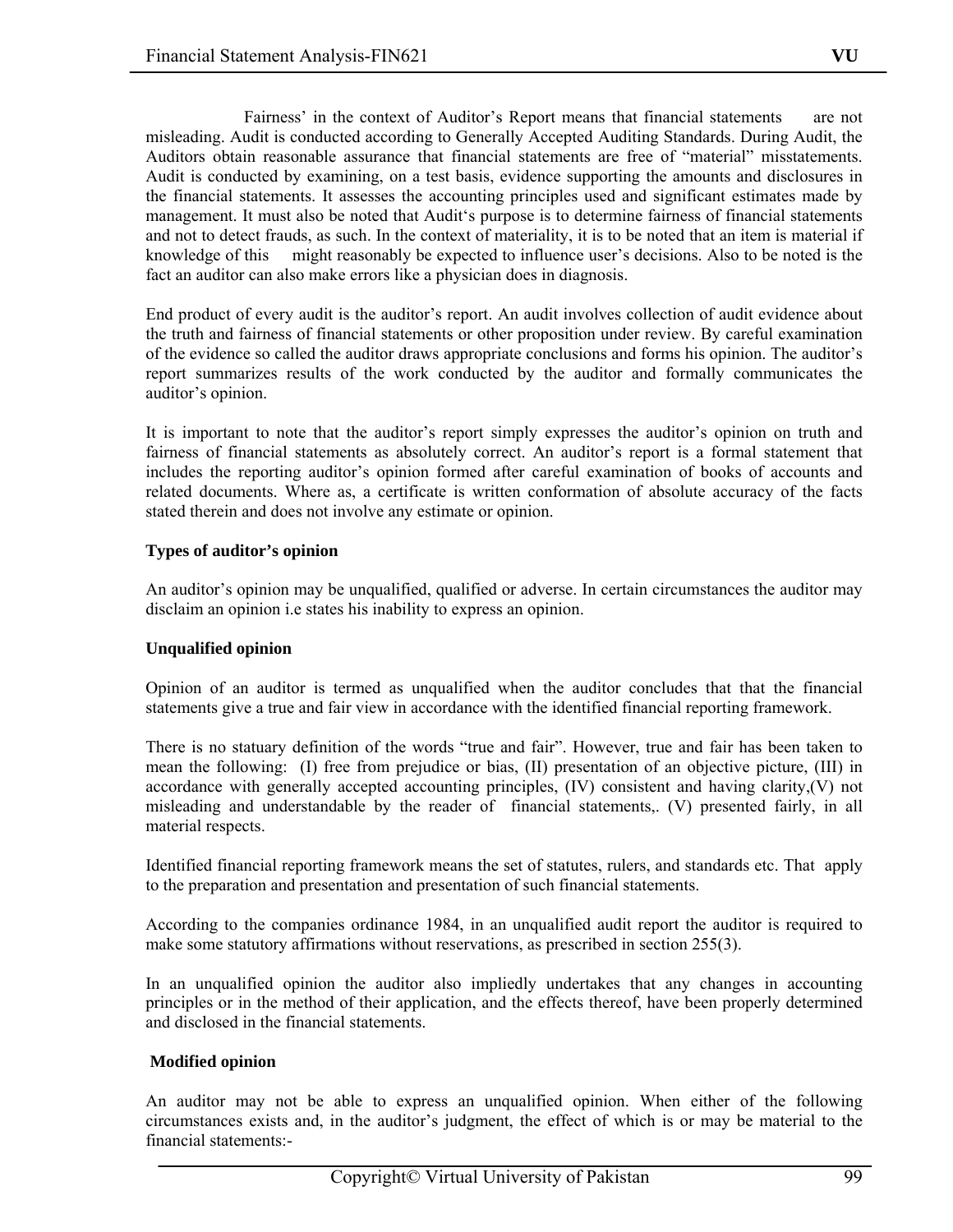Fairness' in the context of Auditor's Report means that financial statements are not misleading. Audit is conducted according to Generally Accepted Auditing Standards. During Audit, the Auditors obtain reasonable assurance that financial statements are free of "material" misstatements. Audit is conducted by examining, on a test basis, evidence supporting the amounts and disclosures in the financial statements. It assesses the accounting principles used and significant estimates made by management. It must also be noted that Audit's purpose is to determine fairness of financial statements and not to detect frauds, as such. In the context of materiality, it is to be noted that an item is material if knowledge of this might reasonably be expected to influence user's decisions. Also to be noted is the fact an auditor can also make errors like a physician does in diagnosis.

End product of every audit is the auditor's report. An audit involves collection of audit evidence about the truth and fairness of financial statements or other proposition under review. By careful examination of the evidence so called the auditor draws appropriate conclusions and forms his opinion. The auditor's report summarizes results of the work conducted by the auditor and formally communicates the auditor's opinion.

It is important to note that the auditor's report simply expresses the auditor's opinion on truth and fairness of financial statements as absolutely correct. An auditor's report is a formal statement that includes the reporting auditor's opinion formed after careful examination of books of accounts and related documents. Where as, a certificate is written conformation of absolute accuracy of the facts stated therein and does not involve any estimate or opinion.

**Types of auditor's opinion**

An auditor's opinion may be unqualified, qualified or adverse. In certain circumstances the auditor may disclaim an opinion i.e states his inability to express an opinion.

**Unqualified opinion**

Opinion of an auditor is termed as unqualified when the auditor concludes that that the financial statements give a true and fair view in accordance with the identified financial reporting framework.

There is no statuary definition of the words "true and fair". However, true and fair has been taken to mean the following: (I) free from prejudice or bias, (II) presentation of an objective picture, (III) in accordance with generally accepted accounting principles, (IV) consistent and having clarity,(V) not misleading and understandable by the reader of financial statements,. (V) presented fairly, in all material respects.

Identified financial reporting framework means the set of statutes, rulers, and standards etc. That apply to the preparation and presentation and presentation of such financial statements.

According to the companies ordinance 1984, in an unqualified audit report the auditor is required to make some statutory affirmations without reservations, as prescribed in section 255(3).

In an unqualified opinion the auditor also impliedly undertakes that any changes in accounting principles or in the method of their application, and the effects thereof, have been properly determined and disclosed in the financial statements.

**Modified opinion**

An auditor may not be able to express an unqualified opinion. When either of the following circumstances exists and, in the auditor's judgment, the effect of which is or may be material to the financial statements:-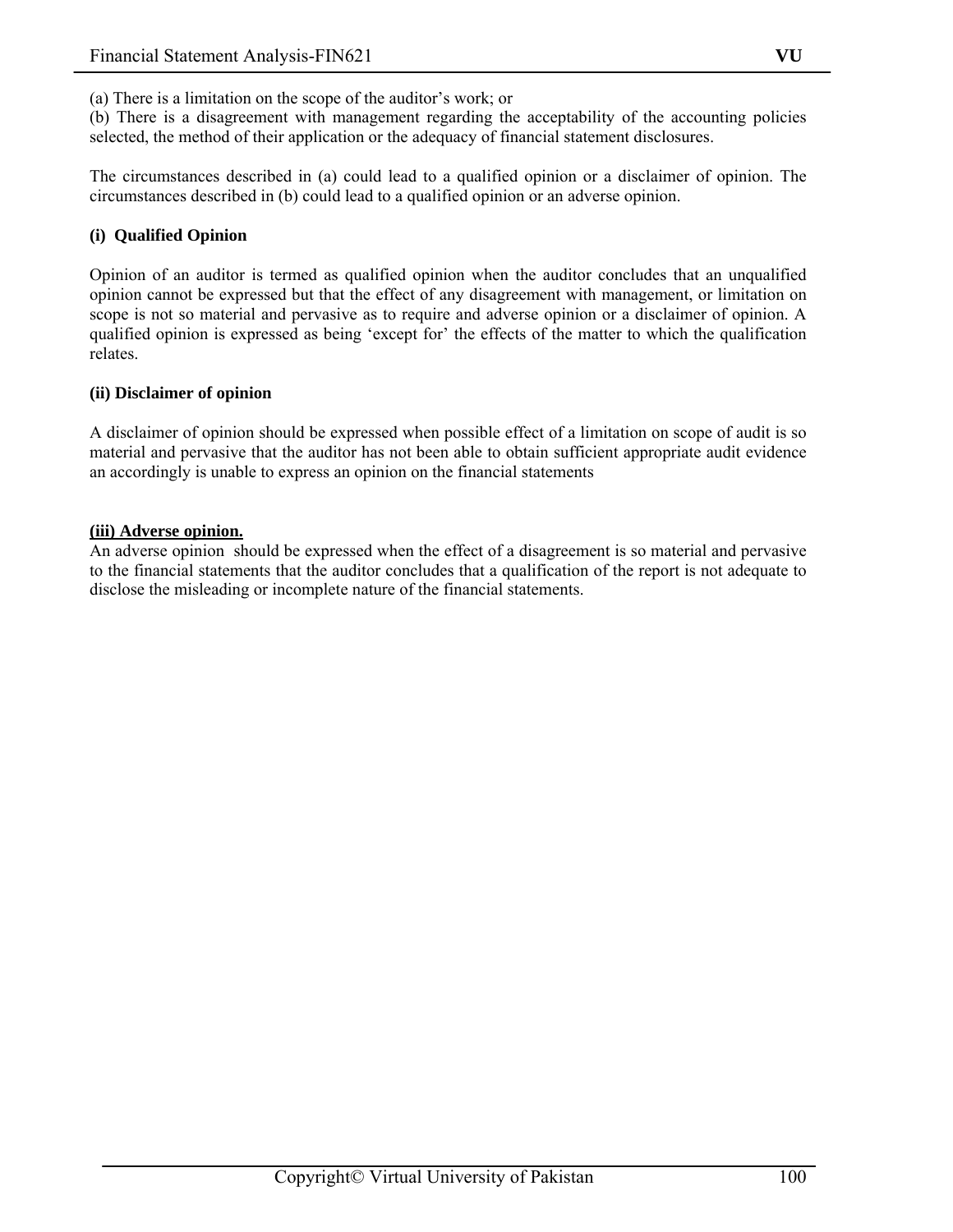(a) There is a limitation on the scope of the auditor's work; or
(b) There is a disagreement with management regarding the acceptability of the accounting policies selected, the method of their application or the adequacy of financial statement disclosures.

The circumstances described in (a) could lead to a qualified opinion or a disclaimer of opinion. The circumstances described in (b) could lead to a qualified opinion or an adverse opinion.

**(i) Qualified Opinion**

Opinion of an auditor is termed as qualified opinion when the auditor concludes that an unqualified opinion cannot be expressed but that the effect of any disagreement with management, or limitation on scope is not so material and pervasive as to require and adverse opinion or a disclaimer of opinion. A qualified opinion is expressed as being 'except for' the effects of the matter to which the qualification relates.

**(ii) Disclaimer of opinion**

A disclaimer of opinion should be expressed when possible effect of a limitation on scope of audit is so material and pervasive that the auditor has not been able to obtain sufficient appropriate audit evidence an accordingly is unable to express an opinion on the financial statements

**(iii) Adverse opinion.**

An adverse opinion should be expressed when the effect of a disagreement is so material and pervasive to the financial statements that the auditor concludes that a qualification of the report is not adequate to disclose the misleading or incomplete nature of the financial statements.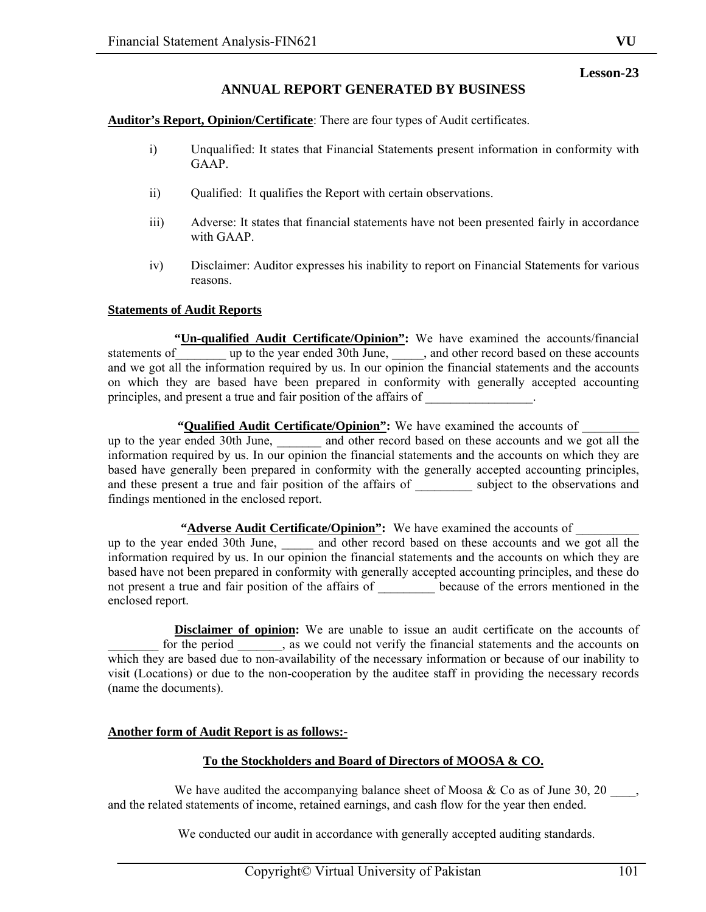**Lesson-23**

# ANNUAL REPORT GENERATED BY BUSINESS

**Auditor's Report, Opinion/Certificate**: There are four types of Audit certificates.

i) Unqualified: It states that Financial Statements present information in conformity with GAAP.

ii) Qualified: It qualifies the Report with certain observations.

iii) Adverse: It states that financial statements have not been presented fairly in accordance with GAAP.

iv) Disclaimer: Auditor expresses his inability to report on Financial Statements for various reasons.

**Statements of Audit Reports**

**"Un-qualified Audit Certificate/Opinion":** We have examined the accounts/financial statements of________ up to the year ended 30th June, _____, and other record based on these accounts and we got all the information required by us. In our opinion the financial statements and the accounts on which they are based have been prepared in conformity with generally accepted accounting principles, and present a true and fair position of the affairs of _________________.

**"Qualified Audit Certificate/Opinion":** We have examined the accounts of _________ up to the year ended 30th June, _______ and other record based on these accounts and we got all the information required by us. In our opinion the financial statements and the accounts on which they are based have generally been prepared in conformity with the generally accepted accounting principles, and these present a true and fair position of the affairs of _________ subject to the observations and findings mentioned in the enclosed report.

**"Adverse Audit Certificate/Opinion":** We have examined the accounts of __________ up to the year ended 30th June, _____ and other record based on these accounts and we got all the information required by us. In our opinion the financial statements and the accounts on which they are based have not been prepared in conformity with generally accepted accounting principles, and these do not present a true and fair position of the affairs of _________ because of the errors mentioned in the enclosed report.

**Disclaimer of opinion:** We are unable to issue an audit certificate on the accounts of ________ for the period _______, as we could not verify the financial statements and the accounts on which they are based due to non-availability of the necessary information or because of our inability to visit (Locations) or due to the non-cooperation by the auditee staff in providing the necessary records (name the documents).

**Another form of Audit Report is as follows:-**

**To the Stockholders and Board of Directors of MOOSA & CO.**

We have audited the accompanying balance sheet of Moosa & Co as of June 30, 20 ____, and the related statements of income, retained earnings, and cash flow for the year then ended.

We conducted our audit in accordance with generally accepted auditing standards.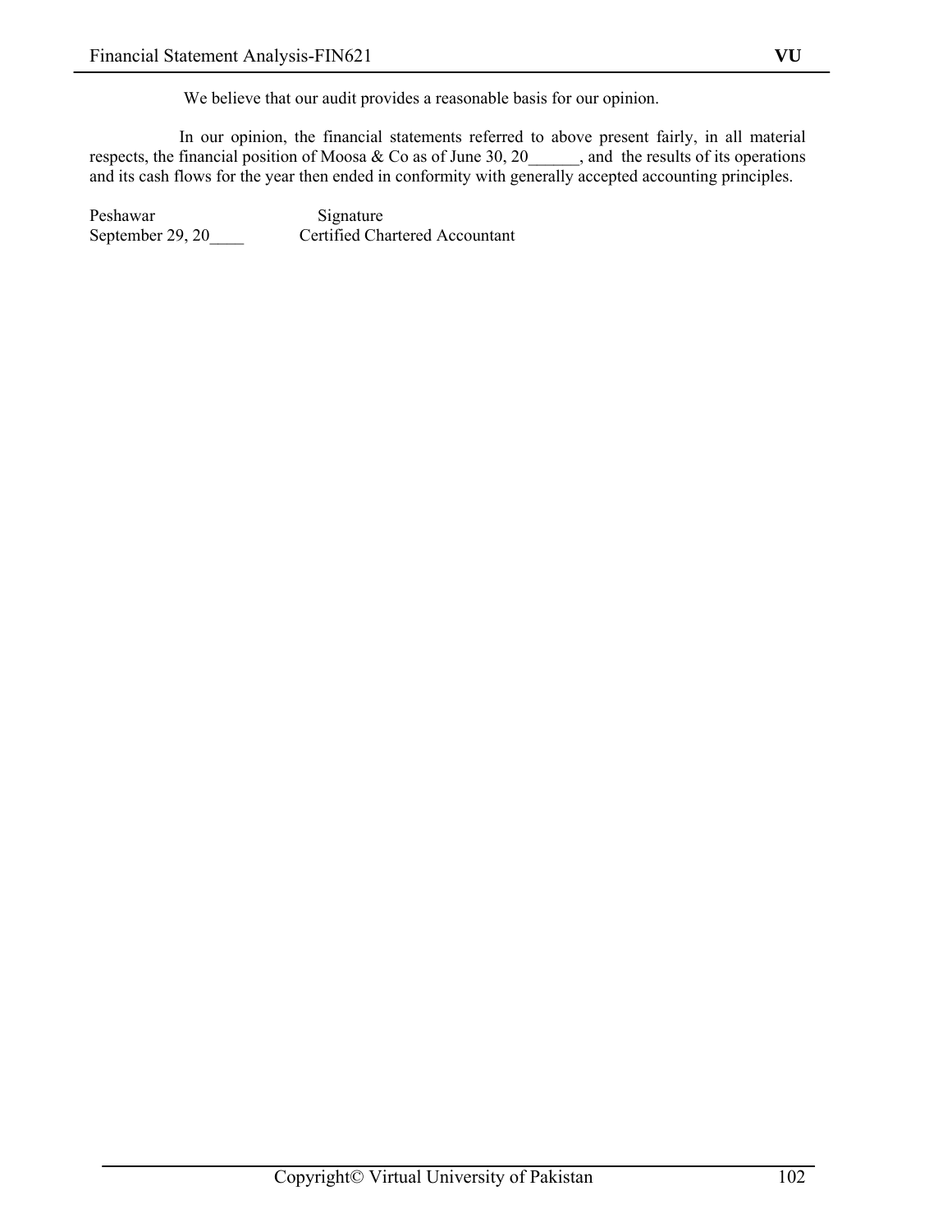We believe that our audit provides a reasonable basis for our opinion.

In our opinion, the financial statements referred to above present fairly, in all material respects, the financial position of Moosa & Co as of June 30, 20______, and the results of its operations and its cash flows for the year then ended in conformity with generally accepted accounting principles.

Peshawar Signature
September 29, 20____ Certified Chartered Accountant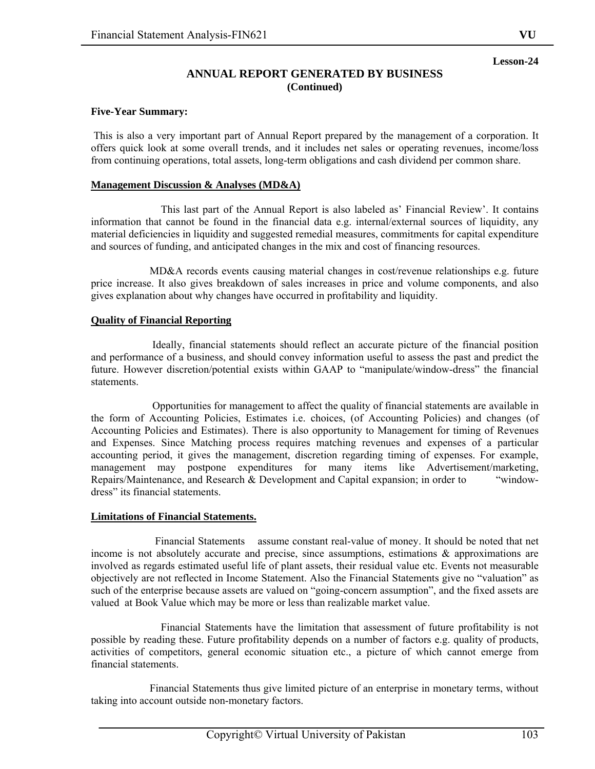Lesson-24

# ANNUAL REPORT GENERATED BY BUSINESS
**(Continued)**

**Five-Year Summary:**

This is also a very important part of Annual Report prepared by the management of a corporation. It offers quick look at some overall trends, and it includes net sales or operating revenues, income/loss from continuing operations, total assets, long-term obligations and cash dividend per common share.

**Management Discussion & Analyses (MD&A)**

This last part of the Annual Report is also labeled as' Financial Review'. It contains information that cannot be found in the financial data e.g. internal/external sources of liquidity, any material deficiencies in liquidity and suggested remedial measures, commitments for capital expenditure and sources of funding, and anticipated changes in the mix and cost of financing resources.

MD&A records events causing material changes in cost/revenue relationships e.g. future price increase. It also gives breakdown of sales increases in price and volume components, and also gives explanation about why changes have occurred in profitability and liquidity.

**Quality of Financial Reporting**

Ideally, financial statements should reflect an accurate picture of the financial position and performance of a business, and should convey information useful to assess the past and predict the future. However discretion/potential exists within GAAP to "manipulate/window-dress" the financial statements.

Opportunities for management to affect the quality of financial statements are available in the form of Accounting Policies, Estimates i.e. choices, (of Accounting Policies) and changes (of Accounting Policies and Estimates). There is also opportunity to Management for timing of Revenues and Expenses. Since Matching process requires matching revenues and expenses of a particular accounting period, it gives the management, discretion regarding timing of expenses. For example, management may postpone expenditures for many items like Advertisement/marketing, Repairs/Maintenance, and Research & Development and Capital expansion; in order to "window-dress" its financial statements.

**Limitations of Financial Statements.**

Financial Statements assume constant real-value of money. It should be noted that net income is not absolutely accurate and precise, since assumptions, estimations & approximations are involved as regards estimated useful life of plant assets, their residual value etc. Events not measurable objectively are not reflected in Income Statement. Also the Financial Statements give no "valuation" as such of the enterprise because assets are valued on "going-concern assumption", and the fixed assets are valued at Book Value which may be more or less than realizable market value.

Financial Statements have the limitation that assessment of future profitability is not possible by reading these. Future profitability depends on a number of factors e.g. quality of products, activities of competitors, general economic situation etc., a picture of which cannot emerge from financial statements.

Financial Statements thus give limited picture of an enterprise in monetary terms, without taking into account outside non-monetary factors.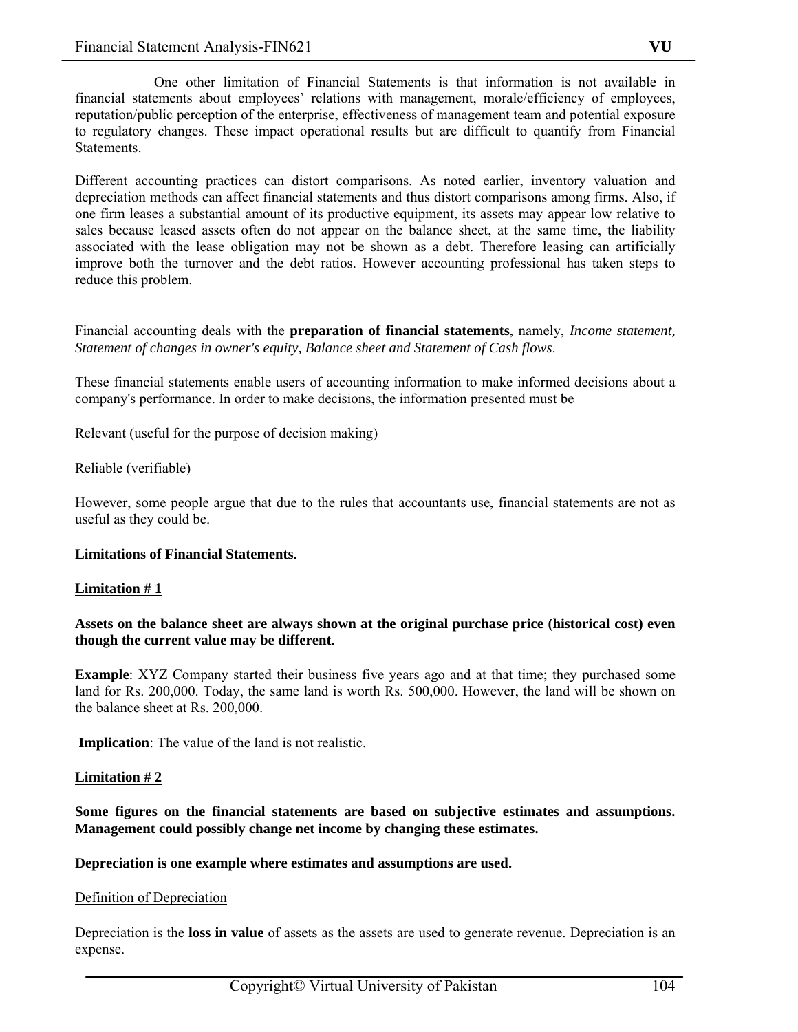One other limitation of Financial Statements is that information is not available in financial statements about employees' relations with management, morale/efficiency of employees, reputation/public perception of the enterprise, effectiveness of management team and potential exposure to regulatory changes. These impact operational results but are difficult to quantify from Financial Statements.

Different accounting practices can distort comparisons. As noted earlier, inventory valuation and depreciation methods can affect financial statements and thus distort comparisons among firms. Also, if one firm leases a substantial amount of its productive equipment, its assets may appear low relative to sales because leased assets often do not appear on the balance sheet, at the same time, the liability associated with the lease obligation may not be shown as a debt. Therefore leasing can artificially improve both the turnover and the debt ratios. However accounting professional has taken steps to reduce this problem.

Financial accounting deals with the **preparation of financial statements**, namely, *Income statement, Statement of changes in owner's equity, Balance sheet and Statement of Cash flows*.

These financial statements enable users of accounting information to make informed decisions about a company's performance. In order to make decisions, the information presented must be

Relevant (useful for the purpose of decision making)

Reliable (verifiable)

However, some people argue that due to the rules that accountants use, financial statements are not as useful as they could be.

**Limitations of Financial Statements.**

**<u>Limitation # 1</u>**

**Assets on the balance sheet are always shown at the original purchase price (historical cost) even though the current value may be different.**

**Example**: XYZ Company started their business five years ago and at that time; they purchased some land for Rs. 200,000. Today, the same land is worth Rs. 500,000. However, the land will be shown on the balance sheet at Rs. 200,000.

**Implication**: The value of the land is not realistic.

**<u>Limitation # 2</u>**

**Some figures on the financial statements are based on subjective estimates and assumptions. Management could possibly change net income by changing these estimates.**

**Depreciation is one example where estimates and assumptions are used.**

<u>Definition of Depreciation</u>

Depreciation is the **loss in value** of assets as the assets are used to generate revenue. Depreciation is an expense.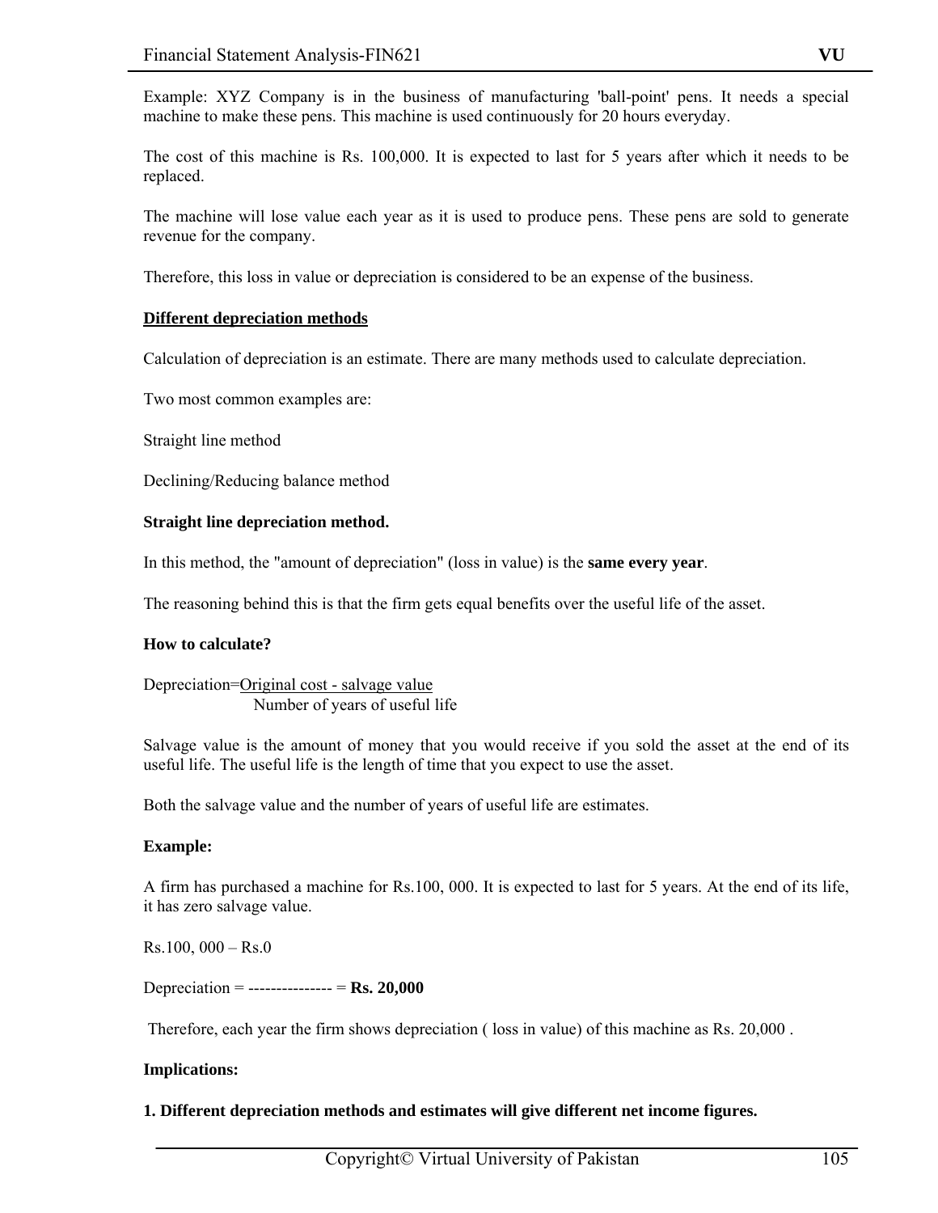Example: XYZ Company is in the business of manufacturing 'ball-point' pens. It needs a special machine to make these pens. This machine is used continuously for 20 hours everyday.

The cost of this machine is Rs. 100,000. It is expected to last for 5 years after which it needs to be replaced.

The machine will lose value each year as it is used to produce pens. These pens are sold to generate revenue for the company.

Therefore, this loss in value or depreciation is considered to be an expense of the business.

**Different depreciation methods**

Calculation of depreciation is an estimate. There are many methods used to calculate depreciation.

Two most common examples are:

Straight line method

Declining/Reducing balance method

**Straight line depreciation method.**

In this method, the "amount of depreciation" (loss in value) is the **same every year**.

The reasoning behind this is that the firm gets equal benefits over the useful life of the asset.

**How to calculate?**

$$\text{Depreciation} = \frac{\text{Original cost - salvage value}}{\text{Number of years of useful life}}$$

Salvage value is the amount of money that you would receive if you sold the asset at the end of its useful life. The useful life is the length of time that you expect to use the asset.

Both the salvage value and the number of years of useful life are estimates.

**Example:**

A firm has purchased a machine for Rs.100, 000. It is expected to last for 5 years. At the end of its life, it has zero salvage value.

Rs.100, 000 – Rs.0

Depreciation = --------------- = **Rs. 20,000**

Therefore, each year the firm shows depreciation ( loss in value) of this machine as Rs. 20,000 .

**Implications:**

**1. Different depreciation methods and estimates will give different net income figures.**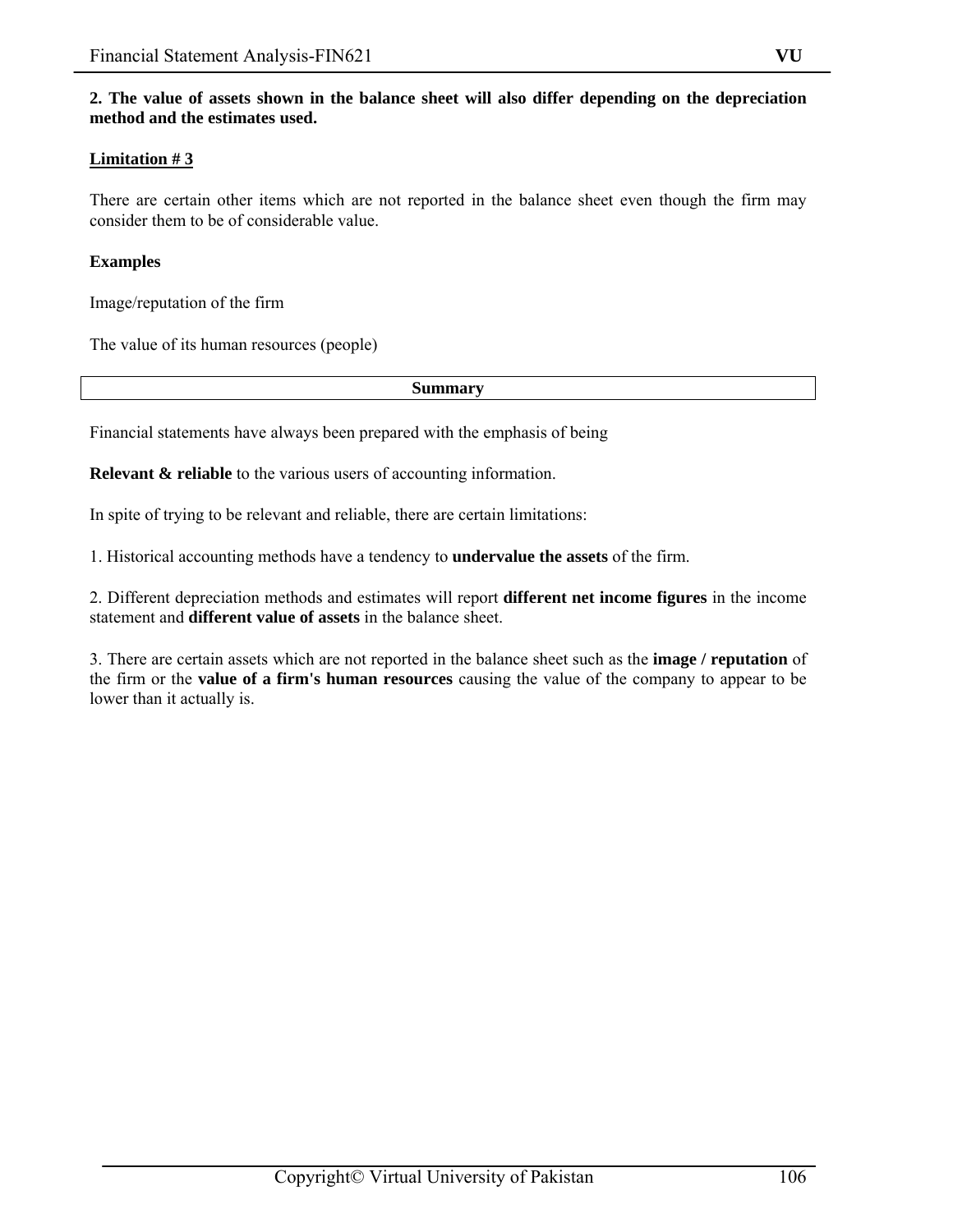**2. The value of assets shown in the balance sheet will also differ depending on the depreciation method and the estimates used.**

**Limitation # 3**

There are certain other items which are not reported in the balance sheet even though the firm may consider them to be of considerable value.

**Examples**

Image/reputation of the firm

The value of its human resources (people)

## Summary

Financial statements have always been prepared with the emphasis of being

**Relevant & reliable** to the various users of accounting information.

In spite of trying to be relevant and reliable, there are certain limitations:

1. Historical accounting methods have a tendency to **undervalue the assets** of the firm.

2. Different depreciation methods and estimates will report **different net income figures** in the income statement and **different value of assets** in the balance sheet.

3. There are certain assets which are not reported in the balance sheet such as the **image / reputation** of the firm or the **value of a firm's human resources** causing the value of the company to appear to be lower than it actually is.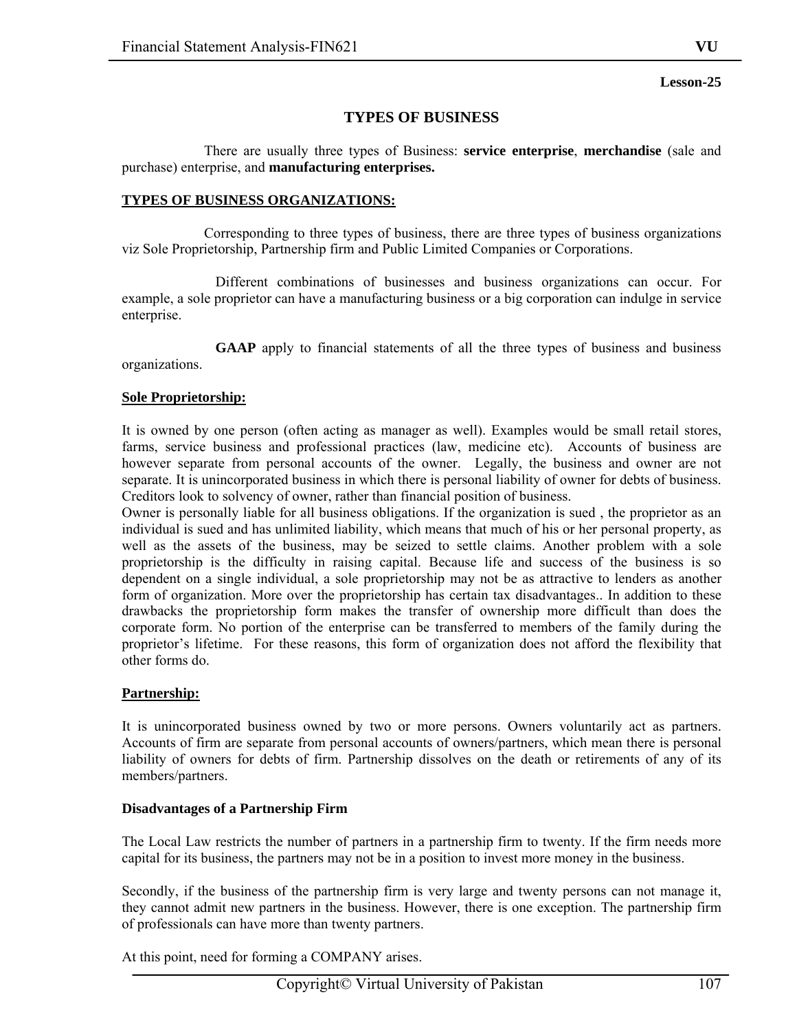Lesson-25

# TYPES OF BUSINESS

There are usually three types of Business: **service enterprise**, **merchandise** (sale and purchase) enterprise, and **manufacturing enterprises.**

## TYPES OF BUSINESS ORGANIZATIONS:

Corresponding to three types of business, there are three types of business organizations viz Sole Proprietorship, Partnership firm and Public Limited Companies or Corporations.

Different combinations of businesses and business organizations can occur. For example, a sole proprietor can have a manufacturing business or a big corporation can indulge in service enterprise.

**GAAP** apply to financial statements of all the three types of business and business organizations.

### Sole Proprietorship:

It is owned by one person (often acting as manager as well). Examples would be small retail stores, farms, service business and professional practices (law, medicine etc). Accounts of business are however separate from personal accounts of the owner. Legally, the business and owner are not separate. It is unincorporated business in which there is personal liability of owner for debts of business. Creditors look to solvency of owner, rather than financial position of business.
Owner is personally liable for all business obligations. If the organization is sued , the proprietor as an individual is sued and has unlimited liability, which means that much of his or her personal property, as well as the assets of the business, may be seized to settle claims. Another problem with a sole proprietorship is the difficulty in raising capital. Because life and success of the business is so dependent on a single individual, a sole proprietorship may not be as attractive to lenders as another form of organization. More over the proprietorship has certain tax disadvantages.. In addition to these drawbacks the proprietorship form makes the transfer of ownership more difficult than does the corporate form. No portion of the enterprise can be transferred to members of the family during the proprietor's lifetime. For these reasons, this form of organization does not afford the flexibility that other forms do.

### Partnership:

It is unincorporated business owned by two or more persons. Owners voluntarily act as partners. Accounts of firm are separate from personal accounts of owners/partners, which mean there is personal liability of owners for debts of firm. Partnership dissolves on the death or retirements of any of its members/partners.

**Disadvantages of a Partnership Firm**

The Local Law restricts the number of partners in a partnership firm to twenty. If the firm needs more capital for its business, the partners may not be in a position to invest more money in the business.

Secondly, if the business of the partnership firm is very large and twenty persons can not manage it, they cannot admit new partners in the business. However, there is one exception. The partnership firm of professionals can have more than twenty partners.

At this point, need for forming a COMPANY arises.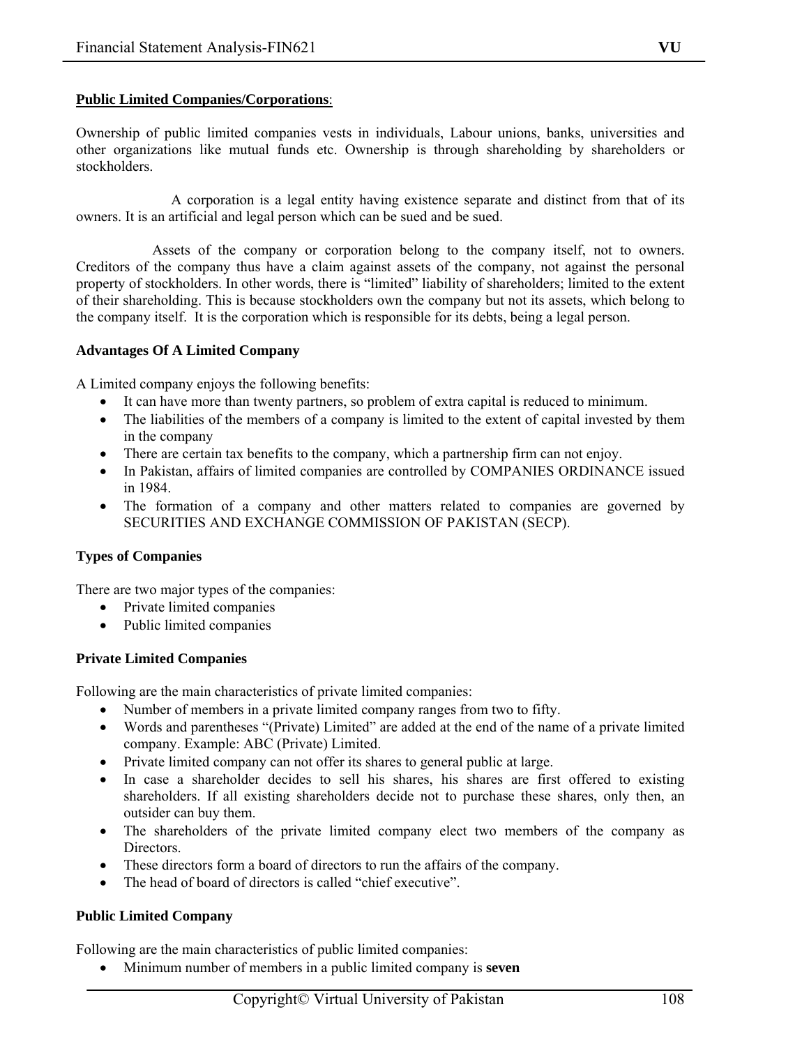**Public Limited Companies/Corporations**:

Ownership of public limited companies vests in individuals, Labour unions, banks, universities and other organizations like mutual funds etc. Ownership is through shareholding by shareholders or stockholders.

A corporation is a legal entity having existence separate and distinct from that of its owners. It is an artificial and legal person which can be sued and be sued.

Assets of the company or corporation belong to the company itself, not to owners. Creditors of the company thus have a claim against assets of the company, not against the personal property of stockholders. In other words, there is "limited" liability of shareholders; limited to the extent of their shareholding. This is because stockholders own the company but not its assets, which belong to the company itself. It is the corporation which is responsible for its debts, being a legal person.

**Advantages Of A Limited Company**

A Limited company enjoys the following benefits:

- It can have more than twenty partners, so problem of extra capital is reduced to minimum.
- The liabilities of the members of a company is limited to the extent of capital invested by them in the company
- There are certain tax benefits to the company, which a partnership firm can not enjoy.
- In Pakistan, affairs of limited companies are controlled by COMPANIES ORDINANCE issued in 1984.
- The formation of a company and other matters related to companies are governed by SECURITIES AND EXCHANGE COMMISSION OF PAKISTAN (SECP).

**Types of Companies**

There are two major types of the companies:

- Private limited companies
- Public limited companies

**Private Limited Companies**

Following are the main characteristics of private limited companies:

- Number of members in a private limited company ranges from two to fifty.
- Words and parentheses "(Private) Limited" are added at the end of the name of a private limited company. Example: ABC (Private) Limited.
- Private limited company can not offer its shares to general public at large.
- In case a shareholder decides to sell his shares, his shares are first offered to existing shareholders. If all existing shareholders decide not to purchase these shares, only then, an outsider can buy them.
- The shareholders of the private limited company elect two members of the company as Directors.
- These directors form a board of directors to run the affairs of the company.
- The head of board of directors is called "chief executive".

**Public Limited Company**

Following are the main characteristics of public limited companies:

- Minimum number of members in a public limited company is **seven**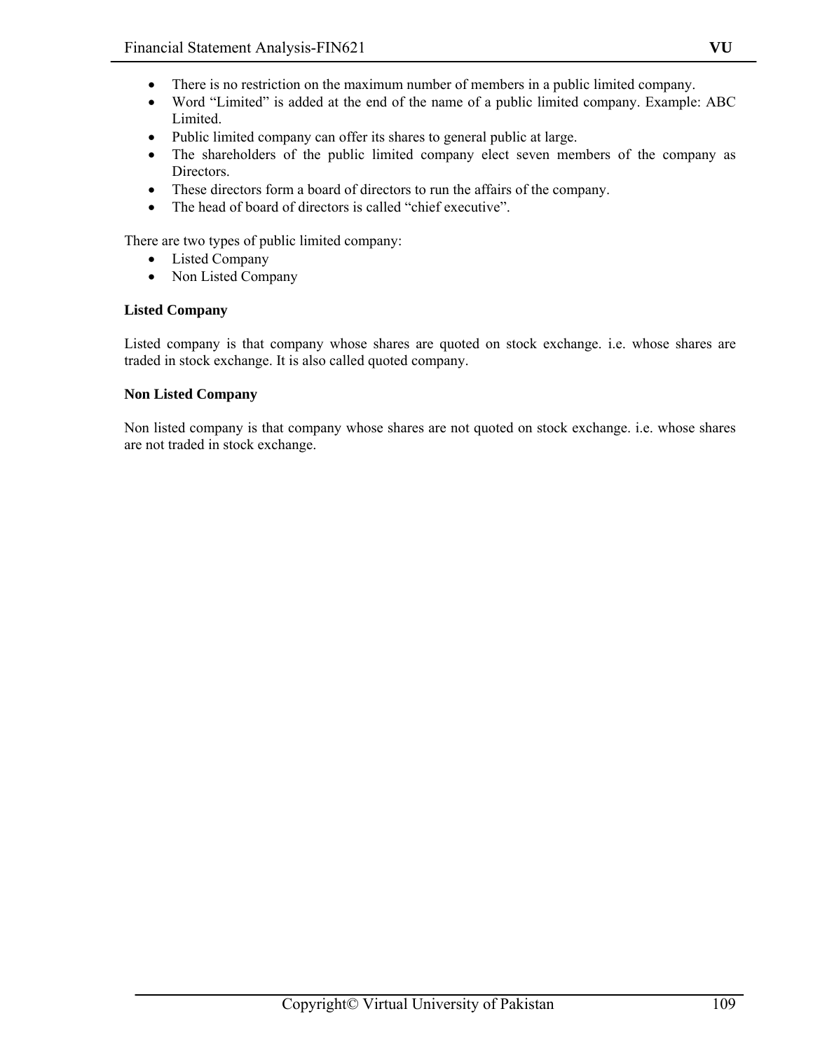- There is no restriction on the maximum number of members in a public limited company.
- Word "Limited" is added at the end of the name of a public limited company. Example: ABC Limited.
- Public limited company can offer its shares to general public at large.
- The shareholders of the public limited company elect seven members of the company as Directors.
- These directors form a board of directors to run the affairs of the company.
- The head of board of directors is called "chief executive".

There are two types of public limited company:

- Listed Company
- Non Listed Company

**Listed Company**

Listed company is that company whose shares are quoted on stock exchange. i.e. whose shares are traded in stock exchange. It is also called quoted company.

**Non Listed Company**

Non listed company is that company whose shares are not quoted on stock exchange. i.e. whose shares are not traded in stock exchange.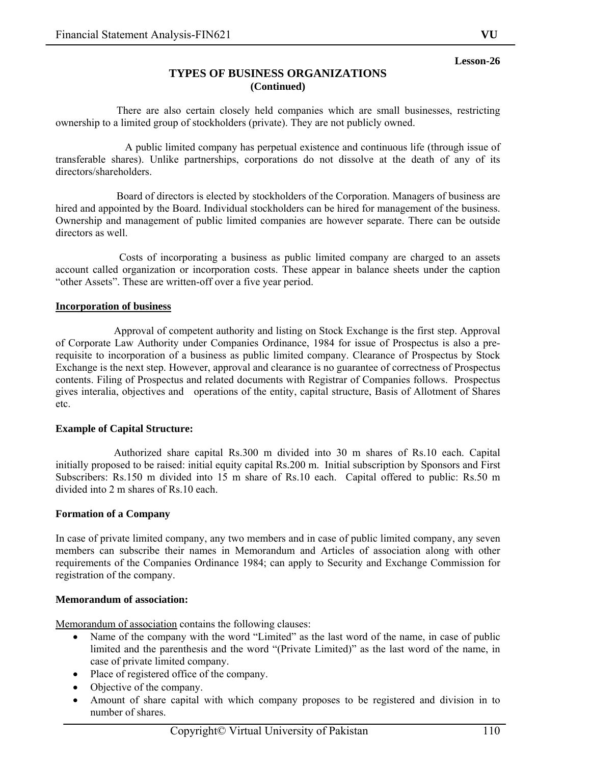**Lesson-26**

# TYPES OF BUSINESS ORGANIZATIONS
**(Continued)**

There are also certain closely held companies which are small businesses, restricting ownership to a limited group of stockholders (private). They are not publicly owned.

A public limited company has perpetual existence and continuous life (through issue of transferable shares). Unlike partnerships, corporations do not dissolve at the death of any of its directors/shareholders.

Board of directors is elected by stockholders of the Corporation. Managers of business are hired and appointed by the Board. Individual stockholders can be hired for management of the business. Ownership and management of public limited companies are however separate. There can be outside directors as well.

Costs of incorporating a business as public limited company are charged to an assets account called organization or incorporation costs. These appear in balance sheets under the caption "other Assets". These are written-off over a five year period.

<u>**Incorporation of business**</u>

Approval of competent authority and listing on Stock Exchange is the first step. Approval of Corporate Law Authority under Companies Ordinance, 1984 for issue of Prospectus is also a pre-requisite to incorporation of a business as public limited company. Clearance of Prospectus by Stock Exchange is the next step. However, approval and clearance is no guarantee of correctness of Prospectus contents. Filing of Prospectus and related documents with Registrar of Companies follows. Prospectus gives interalia, objectives and operations of the entity, capital structure, Basis of Allotment of Shares etc.

**Example of Capital Structure:**

Authorized share capital Rs.300 m divided into 30 m shares of Rs.10 each. Capital initially proposed to be raised: initial equity capital Rs.200 m. Initial subscription by Sponsors and First Subscribers: Rs.150 m divided into 15 m share of Rs.10 each. Capital offered to public: Rs.50 m divided into 2 m shares of Rs.10 each.

**Formation of a Company**

In case of private limited company, any two members and in case of public limited company, any seven members can subscribe their names in Memorandum and Articles of association along with other requirements of the Companies Ordinance 1984; can apply to Security and Exchange Commission for registration of the company.

**Memorandum of association:**

<u>Memorandum of association</u> contains the following clauses:

- Name of the company with the word "Limited" as the last word of the name, in case of public limited and the parenthesis and the word "(Private Limited)" as the last word of the name, in case of private limited company.
- Place of registered office of the company.
- Objective of the company.
- Amount of share capital with which company proposes to be registered and division in to number of shares.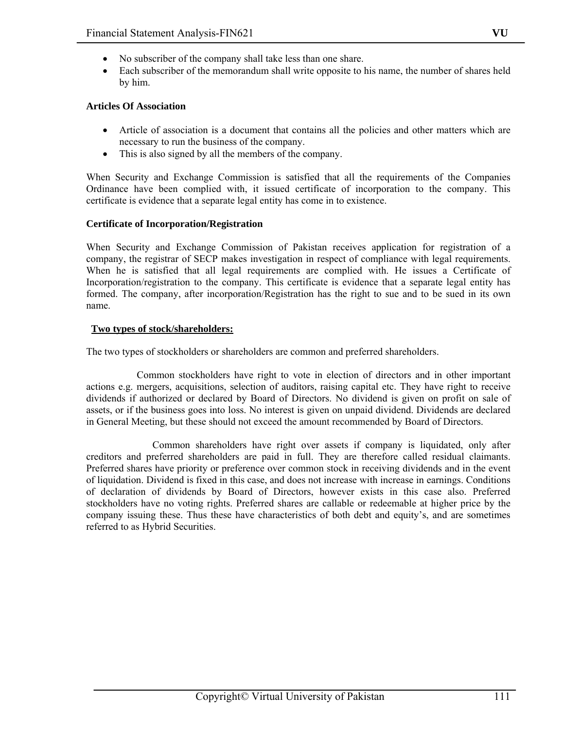- No subscriber of the company shall take less than one share.
- Each subscriber of the memorandum shall write opposite to his name, the number of shares held by him.

**Articles Of Association**

- Article of association is a document that contains all the policies and other matters which are necessary to run the business of the company.
- This is also signed by all the members of the company.

When Security and Exchange Commission is satisfied that all the requirements of the Companies Ordinance have been complied with, it issued certificate of incorporation to the company. This certificate is evidence that a separate legal entity has come in to existence.

**Certificate of Incorporation/Registration**

When Security and Exchange Commission of Pakistan receives application for registration of a company, the registrar of SECP makes investigation in respect of compliance with legal requirements. When he is satisfied that all legal requirements are complied with. He issues a Certificate of Incorporation/registration to the company. This certificate is evidence that a separate legal entity has formed. The company, after incorporation/Registration has the right to sue and to be sued in its own name.

**Two types of stock/shareholders:**

The two types of stockholders or shareholders are common and preferred shareholders.

Common stockholders have right to vote in election of directors and in other important actions e.g. mergers, acquisitions, selection of auditors, raising capital etc. They have right to receive dividends if authorized or declared by Board of Directors. No dividend is given on profit on sale of assets, or if the business goes into loss. No interest is given on unpaid dividend. Dividends are declared in General Meeting, but these should not exceed the amount recommended by Board of Directors.

Common shareholders have right over assets if company is liquidated, only after creditors and preferred shareholders are paid in full. They are therefore called residual claimants. Preferred shares have priority or preference over common stock in receiving dividends and in the event of liquidation. Dividend is fixed in this case, and does not increase with increase in earnings. Conditions of declaration of dividends by Board of Directors, however exists in this case also. Preferred stockholders have no voting rights. Preferred shares are callable or redeemable at higher price by the company issuing these. Thus these have characteristics of both debt and equity's, and are sometimes referred to as Hybrid Securities.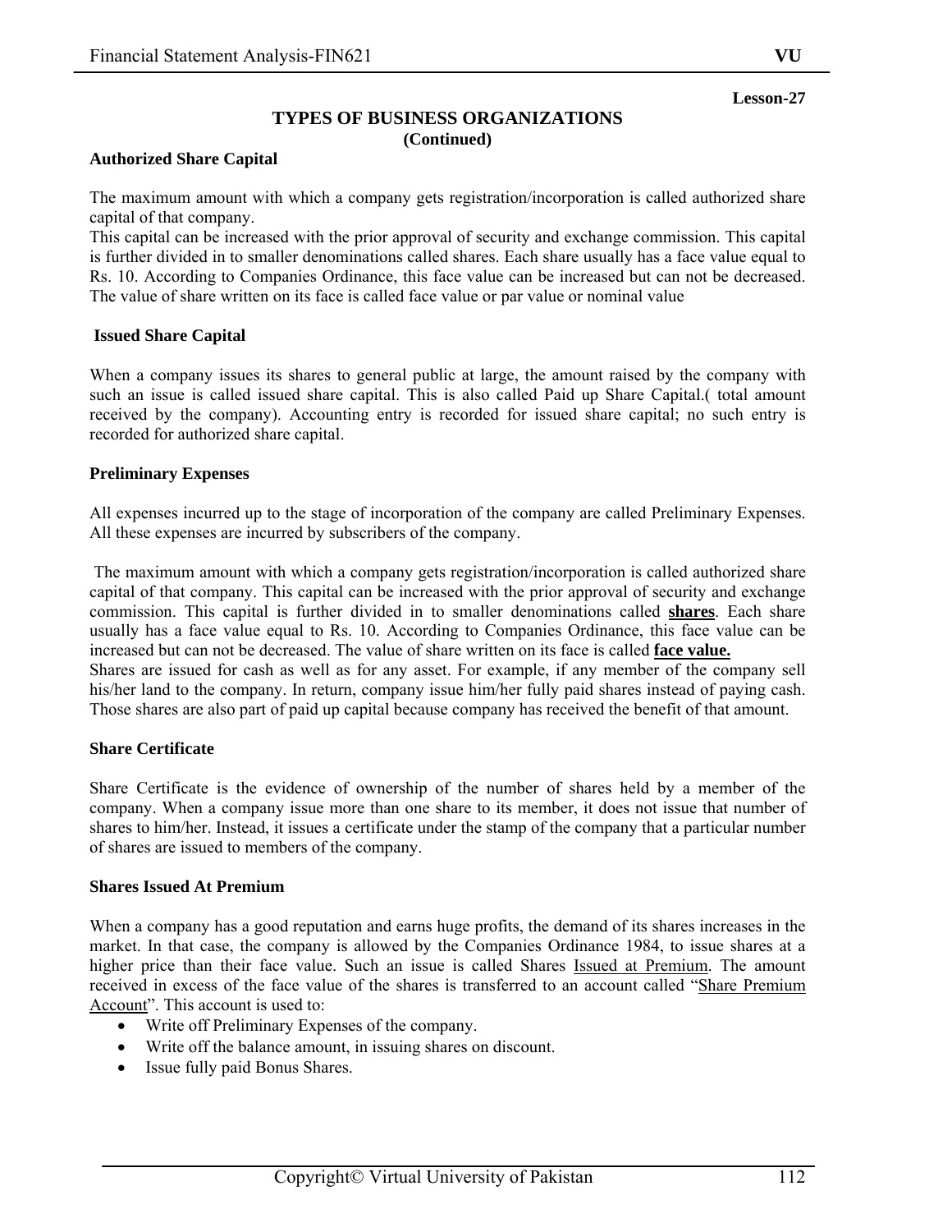Lesson-27

## TYPES OF BUSINESS ORGANIZATIONS
### (Continued)

**Authorized Share Capital**

The maximum amount with which a company gets registration/incorporation is called authorized share capital of that company.
This capital can be increased with the prior approval of security and exchange commission. This capital is further divided in to smaller denominations called shares. Each share usually has a face value equal to Rs. 10. According to Companies Ordinance, this face value can be increased but can not be decreased. The value of share written on its face is called face value or par value or nominal value

**Issued Share Capital**

When a company issues its shares to general public at large, the amount raised by the company with such an issue is called issued share capital. This is also called Paid up Share Capital.( total amount received by the company). Accounting entry is recorded for issued share capital; no such entry is recorded for authorized share capital.

**Preliminary Expenses**

All expenses incurred up to the stage of incorporation of the company are called Preliminary Expenses. All these expenses are incurred by subscribers of the company.

The maximum amount with which a company gets registration/incorporation is called authorized share capital of that company. This capital can be increased with the prior approval of security and exchange commission. This capital is further divided in to smaller denominations called **shares**. Each share usually has a face value equal to Rs. 10. According to Companies Ordinance, this face value can be increased but can not be decreased. The value of share written on its face is called **face value.**
Shares are issued for cash as well as for any asset. For example, if any member of the company sell his/her land to the company. In return, company issue him/her fully paid shares instead of paying cash. Those shares are also part of paid up capital because company has received the benefit of that amount.

**Share Certificate**

Share Certificate is the evidence of ownership of the number of shares held by a member of the company. When a company issue more than one share to its member, it does not issue that number of shares to him/her. Instead, it issues a certificate under the stamp of the company that a particular number of shares are issued to members of the company.

**Shares Issued At Premium**

When a company has a good reputation and earns huge profits, the demand of its shares increases in the market. In that case, the company is allowed by the Companies Ordinance 1984, to issue shares at a higher price than their face value. Such an issue is called Shares Issued at Premium. The amount received in excess of the face value of the shares is transferred to an account called "Share Premium Account". This account is used to:

- Write off Preliminary Expenses of the company.
- Write off the balance amount, in issuing shares on discount.
- Issue fully paid Bonus Shares.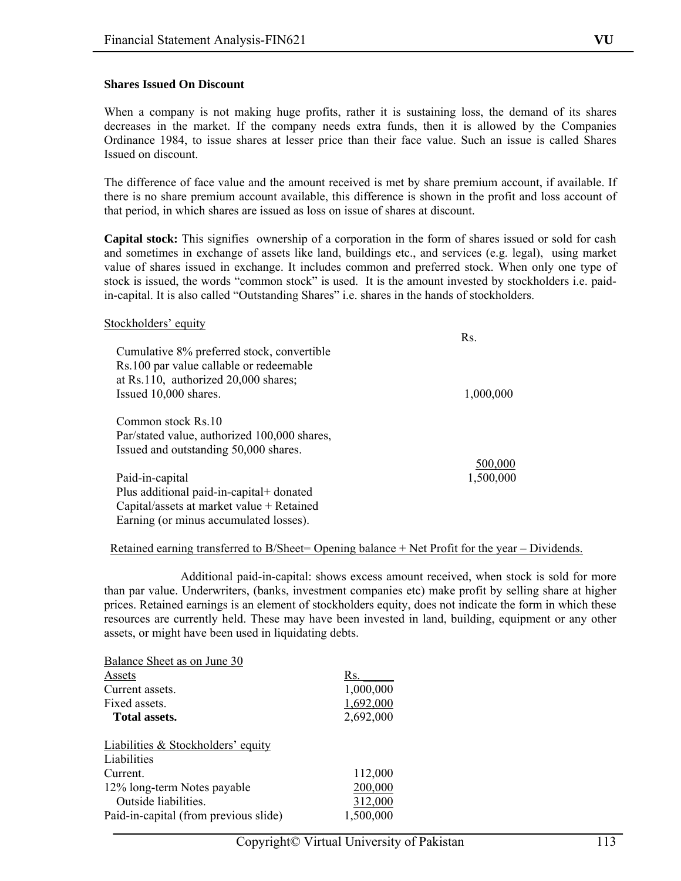**Shares Issued On Discount**

When a company is not making huge profits, rather it is sustaining loss, the demand of its shares decreases in the market. If the company needs extra funds, then it is allowed by the Companies Ordinance 1984, to issue shares at lesser price than their face value. Such an issue is called Shares Issued on discount.

The difference of face value and the amount received is met by share premium account, if available. If there is no share premium account available, this difference is shown in the profit and loss account of that period, in which shares are issued as loss on issue of shares at discount.

**Capital stock:** This signifies ownership of a corporation in the form of shares issued or sold for cash and sometimes in exchange of assets like land, buildings etc., and services (e.g. legal), using market value of shares issued in exchange. It includes common and preferred stock. When only one type of stock is issued, the words "common stock" is used. It is the amount invested by stockholders i.e. paid-in-capital. It is also called "Outstanding Shares" i.e. shares in the hands of stockholders.

Stockholders' equity

| | Rs. |
|---|---|
| Cumulative 8% preferred stock, convertible Rs.100 par value callable or redeemable at Rs.110, authorized 20,000 shares; Issued 10,000 shares. | 1,000,000 |
| Common stock Rs.10 Par/stated value, authorized 100,000 shares, Issued and outstanding 50,000 shares. | 500,000 |
| Paid-in-capital | 1,500,000 |
| Plus additional paid-in-capital+ donated Capital/assets at market value + Retained Earning (or minus accumulated losses). | |

Retained earning transferred to B/Sheet= Opening balance + Net Profit for the year – Dividends.

Additional paid-in-capital: shows excess amount received, when stock is sold for more than par value. Underwriters, (banks, investment companies etc) make profit by selling share at higher prices. Retained earnings is an element of stockholders equity, does not indicate the form in which these resources are currently held. These may have been invested in land, building, equipment or any other assets, or might have been used in liquidating debts.

Balance Sheet as on June 30

| Assets | Rs. |
|---|---|
| Current assets. | 1,000,000 |
| Fixed assets. | 1,692,000 |
| **Total assets.** | 2,692,000 |
| | |
| Liabilities & Stockholders' equity | |
| Liabilities | |
| Current. | 112,000 |
| 12% long-term Notes payable | 200,000 |
| Outside liabilities. | 312,000 |
| Paid-in-capital (from previous slide) | 1,500,000 |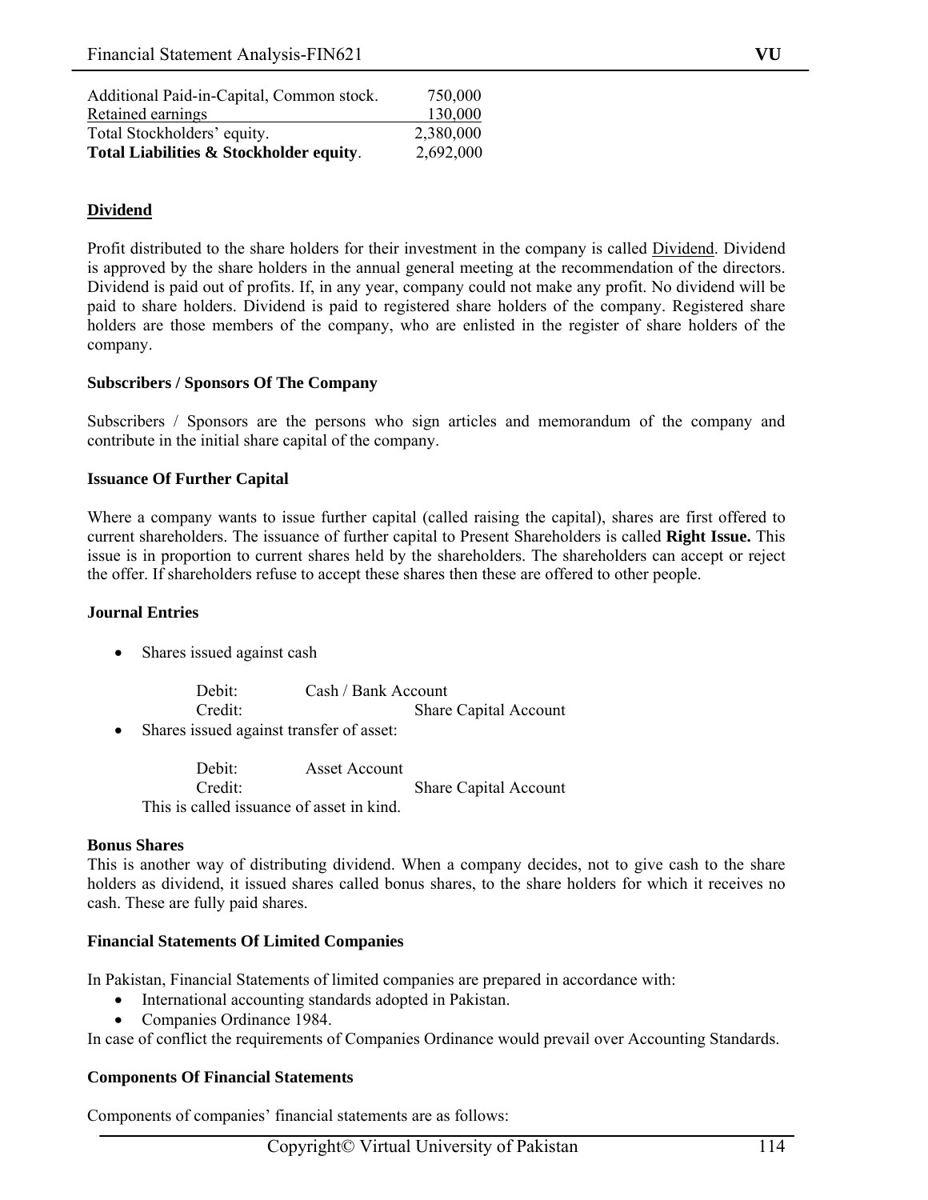| | |
|---|---|
| Additional Paid-in-Capital, Common stock. | 750,000 |
| Retained earnings | 130,000 |
| Total Stockholders' equity. | 2,380,000 |
| **Total Liabilities & Stockholder equity**. | 2,692,000 |

## Dividend

Profit distributed to the share holders for their investment in the company is called Dividend. Dividend is approved by the share holders in the annual general meeting at the recommendation of the directors. Dividend is paid out of profits. If, in any year, company could not make any profit. No dividend will be paid to share holders. Dividend is paid to registered share holders of the company. Registered share holders are those members of the company, who are enlisted in the register of share holders of the company.

### Subscribers / Sponsors Of The Company

Subscribers / Sponsors are the persons who sign articles and memorandum of the company and contribute in the initial share capital of the company.

### Issuance Of Further Capital

Where a company wants to issue further capital (called raising the capital), shares are first offered to current shareholders. The issuance of further capital to Present Shareholders is called **Right Issue.** This issue is in proportion to current shares held by the shareholders. The shareholders can accept or reject the offer. If shareholders refuse to accept these shares then these are offered to other people.

### Journal Entries

- Shares issued against cash

  Debit: Cash / Bank Account
  Credit: Share Capital Account

- Shares issued against transfer of asset:

  Debit: Asset Account
  Credit: Share Capital Account

  This is called issuance of asset in kind.

### Bonus Shares

This is another way of distributing dividend. When a company decides, not to give cash to the share holders as dividend, it issued shares called bonus shares, to the share holders for which it receives no cash. These are fully paid shares.

### Financial Statements Of Limited Companies

In Pakistan, Financial Statements of limited companies are prepared in accordance with:

- International accounting standards adopted in Pakistan.
- Companies Ordinance 1984.

In case of conflict the requirements of Companies Ordinance would prevail over Accounting Standards.

### Components Of Financial Statements

Components of companies' financial statements are as follows: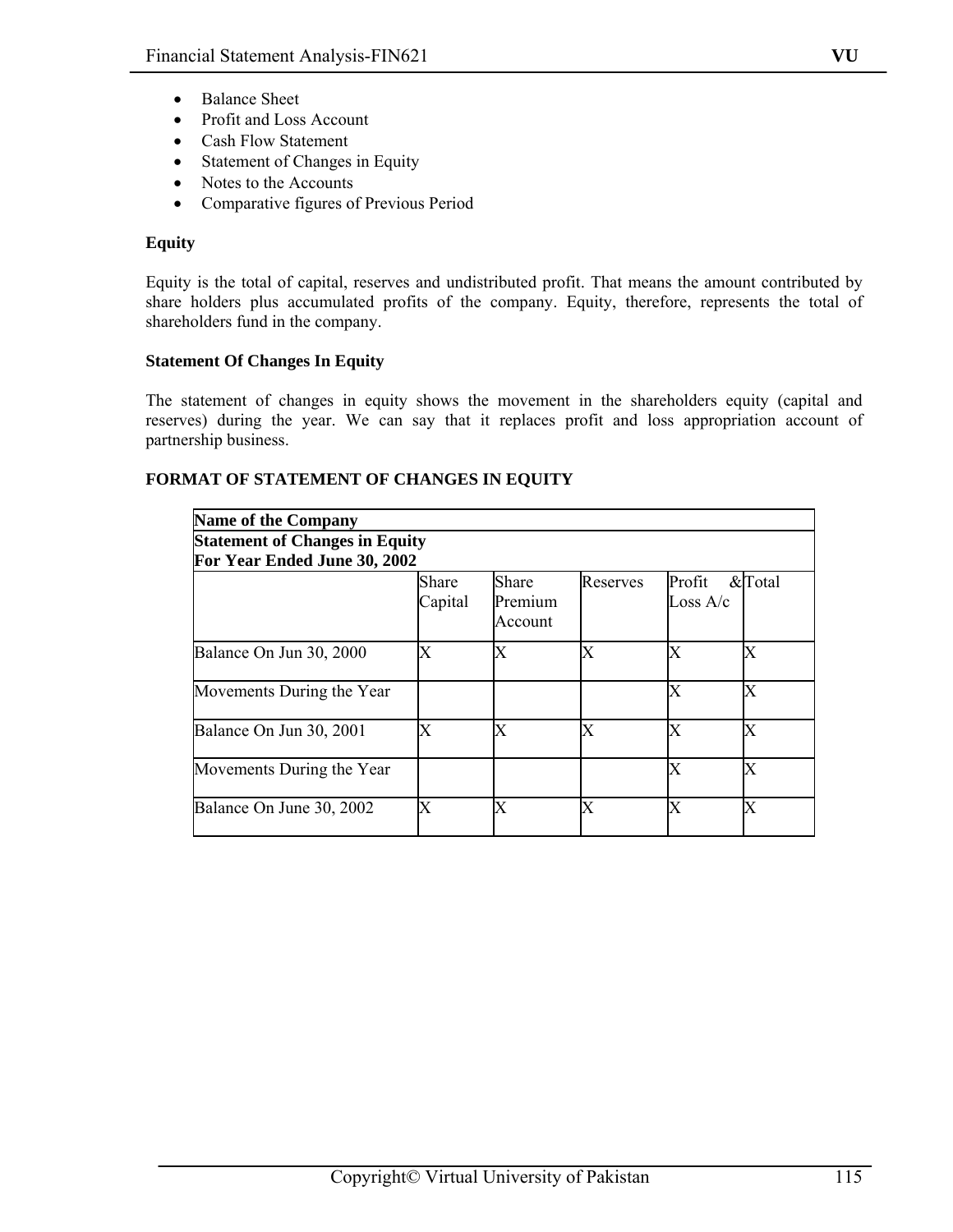- Balance Sheet
- Profit and Loss Account
- Cash Flow Statement
- Statement of Changes in Equity
- Notes to the Accounts
- Comparative figures of Previous Period

**Equity**

Equity is the total of capital, reserves and undistributed profit. That means the amount contributed by share holders plus accumulated profits of the company. Equity, therefore, represents the total of shareholders fund in the company.

**Statement Of Changes In Equity**

The statement of changes in equity shows the movement in the shareholders equity (capital and reserves) during the year. We can say that it replaces profit and loss appropriation account of partnership business.

**FORMAT OF STATEMENT OF CHANGES IN EQUITY**

| **Name of the Company** | | | | | |
|---|---|---|---|---|---|
| **Statement of Changes in Equity**<br>**For Year Ended June 30, 2002** | | | | | |
| | Share Capital | Share Premium Account | Reserves | Profit & Loss A/c | Total |
| Balance On Jun 30, 2000 | X | X | X | X | X |
| Movements During the Year | | | | X | X |
| Balance On Jun 30, 2001 | X | X | X | X | X |
| Movements During the Year | | | | X | X |
| Balance On June 30, 2002 | X | X | X | X | X |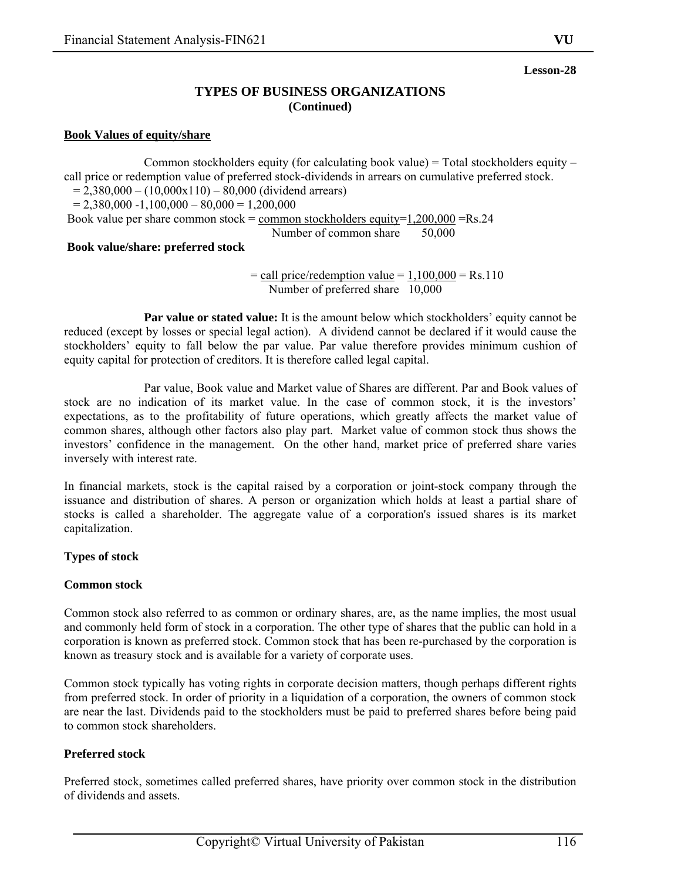Lesson-28

# TYPES OF BUSINESS ORGANIZATIONS
## (Continued)

**Book Values of equity/share**

Common stockholders equity (for calculating book value) = Total stockholders equity – call price or redemption value of preferred stock-dividends in arrears on cumulative preferred stock.

= 2,380,000 – (10,000x110) – 80,000 (dividend arrears)

= 2,380,000 -1,100,000 – 80,000 = 1,200,000

Book value per share common stock = $\frac{\text{common stockholders equity}}{\text{Number of common share}} = \frac{1,200,000}{50,000}$ =Rs.24

**Book value/share: preferred stock**

$= \frac{\text{call price/redemption value}}{\text{Number of preferred share}} = \frac{1,100,000}{10,000}$ = Rs.110

**Par value or stated value:** It is the amount below which stockholders' equity cannot be reduced (except by losses or special legal action). A dividend cannot be declared if it would cause the stockholders' equity to fall below the par value. Par value therefore provides minimum cushion of equity capital for protection of creditors. It is therefore called legal capital.

Par value, Book value and Market value of Shares are different. Par and Book values of stock are no indication of its market value. In the case of common stock, it is the investors' expectations, as to the profitability of future operations, which greatly affects the market value of common shares, although other factors also play part. Market value of common stock thus shows the investors' confidence in the management. On the other hand, market price of preferred share varies inversely with interest rate.

In financial markets, stock is the capital raised by a corporation or joint-stock company through the issuance and distribution of shares. A person or organization which holds at least a partial share of stocks is called a shareholder. The aggregate value of a corporation's issued shares is its market capitalization.

**Types of stock**

**Common stock**

Common stock also referred to as common or ordinary shares, are, as the name implies, the most usual and commonly held form of stock in a corporation. The other type of shares that the public can hold in a corporation is known as preferred stock. Common stock that has been re-purchased by the corporation is known as treasury stock and is available for a variety of corporate uses.

Common stock typically has voting rights in corporate decision matters, though perhaps different rights from preferred stock. In order of priority in a liquidation of a corporation, the owners of common stock are near the last. Dividends paid to the stockholders must be paid to preferred shares before being paid to common stock shareholders.

**Preferred stock**

Preferred stock, sometimes called preferred shares, have priority over common stock in the distribution of dividends and assets.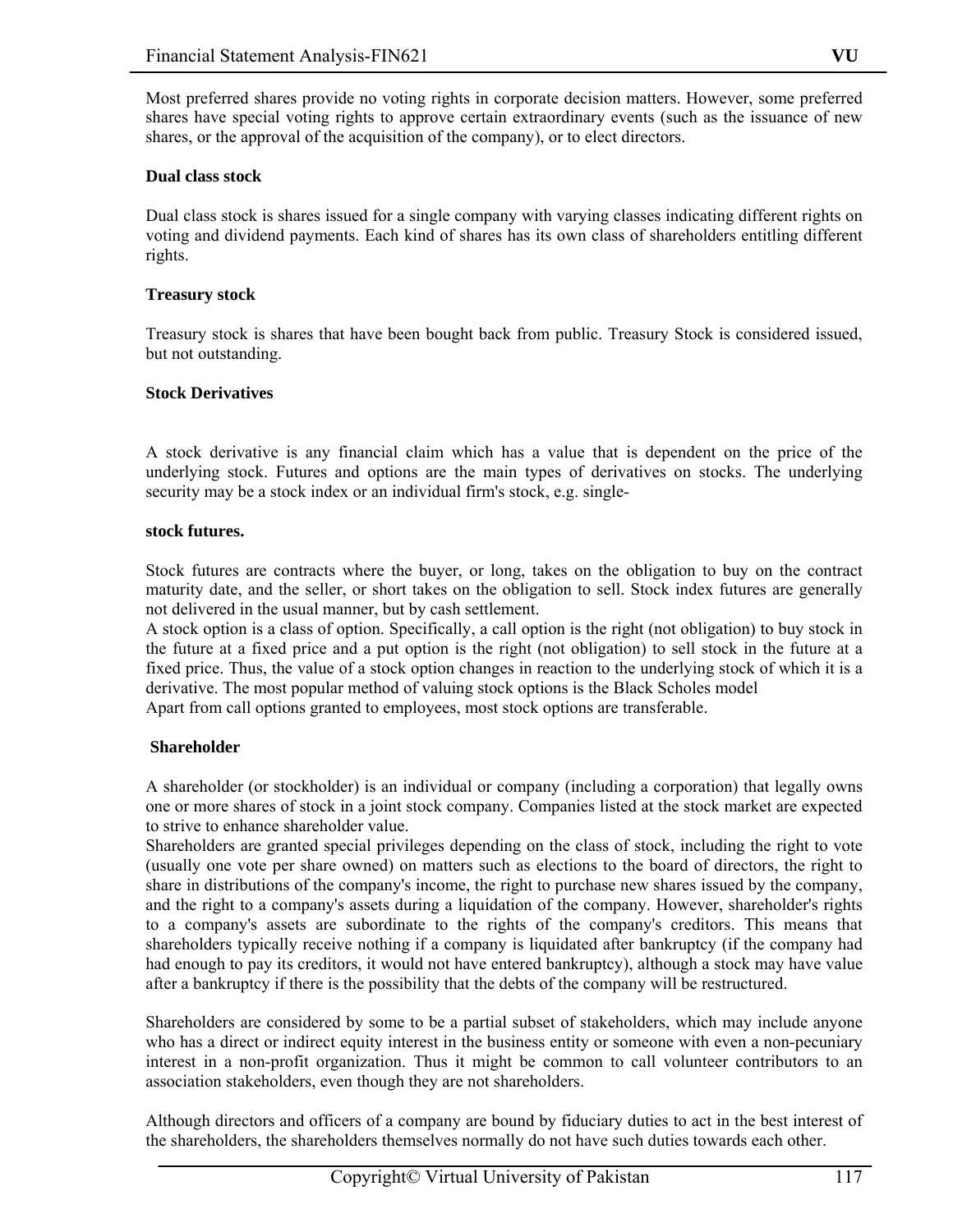Most preferred shares provide no voting rights in corporate decision matters. However, some preferred shares have special voting rights to approve certain extraordinary events (such as the issuance of new shares, or the approval of the acquisition of the company), or to elect directors.

**Dual class stock**

Dual class stock is shares issued for a single company with varying classes indicating different rights on voting and dividend payments. Each kind of shares has its own class of shareholders entitling different rights.

**Treasury stock**

Treasury stock is shares that have been bought back from public. Treasury Stock is considered issued, but not outstanding.

**Stock Derivatives**

A stock derivative is any financial claim which has a value that is dependent on the price of the underlying stock. Futures and options are the main types of derivatives on stocks. The underlying security may be a stock index or an individual firm's stock, e.g. single-

**stock futures.**

Stock futures are contracts where the buyer, or long, takes on the obligation to buy on the contract maturity date, and the seller, or short takes on the obligation to sell. Stock index futures are generally not delivered in the usual manner, but by cash settlement.
A stock option is a class of option. Specifically, a call option is the right (not obligation) to buy stock in the future at a fixed price and a put option is the right (not obligation) to sell stock in the future at a fixed price. Thus, the value of a stock option changes in reaction to the underlying stock of which it is a derivative. The most popular method of valuing stock options is the Black Scholes model
Apart from call options granted to employees, most stock options are transferable.

**Shareholder**

A shareholder (or stockholder) is an individual or company (including a corporation) that legally owns one or more shares of stock in a joint stock company. Companies listed at the stock market are expected to strive to enhance shareholder value.
Shareholders are granted special privileges depending on the class of stock, including the right to vote (usually one vote per share owned) on matters such as elections to the board of directors, the right to share in distributions of the company's income, the right to purchase new shares issued by the company, and the right to a company's assets during a liquidation of the company. However, shareholder's rights to a company's assets are subordinate to the rights of the company's creditors. This means that shareholders typically receive nothing if a company is liquidated after bankruptcy (if the company had had enough to pay its creditors, it would not have entered bankruptcy), although a stock may have value after a bankruptcy if there is the possibility that the debts of the company will be restructured.

Shareholders are considered by some to be a partial subset of stakeholders, which may include anyone who has a direct or indirect equity interest in the business entity or someone with even a non-pecuniary interest in a non-profit organization. Thus it might be common to call volunteer contributors to an association stakeholders, even though they are not shareholders.

Although directors and officers of a company are bound by fiduciary duties to act in the best interest of the shareholders, the shareholders themselves normally do not have such duties towards each other.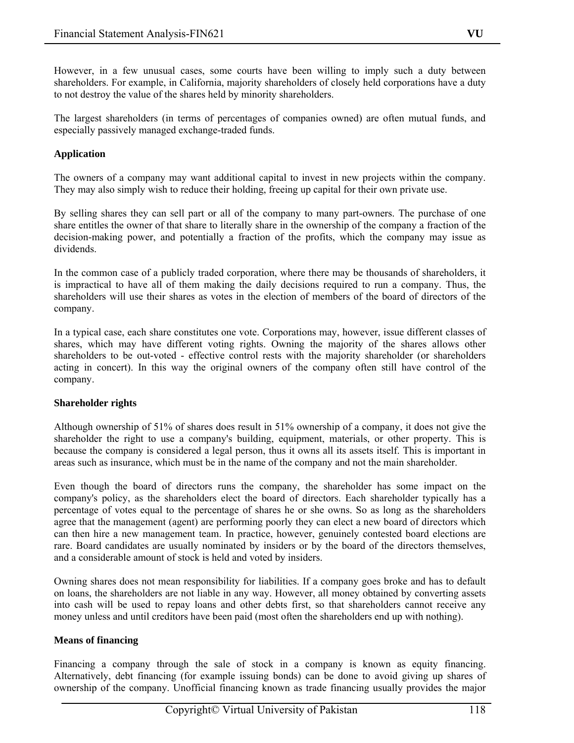However, in a few unusual cases, some courts have been willing to imply such a duty between shareholders. For example, in California, majority shareholders of closely held corporations have a duty to not destroy the value of the shares held by minority shareholders.

The largest shareholders (in terms of percentages of companies owned) are often mutual funds, and especially passively managed exchange-traded funds.

**Application**

The owners of a company may want additional capital to invest in new projects within the company. They may also simply wish to reduce their holding, freeing up capital for their own private use.

By selling shares they can sell part or all of the company to many part-owners. The purchase of one share entitles the owner of that share to literally share in the ownership of the company a fraction of the decision-making power, and potentially a fraction of the profits, which the company may issue as dividends.

In the common case of a publicly traded corporation, where there may be thousands of shareholders, it is impractical to have all of them making the daily decisions required to run a company. Thus, the shareholders will use their shares as votes in the election of members of the board of directors of the company.

In a typical case, each share constitutes one vote. Corporations may, however, issue different classes of shares, which may have different voting rights. Owning the majority of the shares allows other shareholders to be out-voted - effective control rests with the majority shareholder (or shareholders acting in concert). In this way the original owners of the company often still have control of the company.

**Shareholder rights**

Although ownership of 51% of shares does result in 51% ownership of a company, it does not give the shareholder the right to use a company's building, equipment, materials, or other property. This is because the company is considered a legal person, thus it owns all its assets itself. This is important in areas such as insurance, which must be in the name of the company and not the main shareholder.

Even though the board of directors runs the company, the shareholder has some impact on the company's policy, as the shareholders elect the board of directors. Each shareholder typically has a percentage of votes equal to the percentage of shares he or she owns. So as long as the shareholders agree that the management (agent) are performing poorly they can elect a new board of directors which can then hire a new management team. In practice, however, genuinely contested board elections are rare. Board candidates are usually nominated by insiders or by the board of the directors themselves, and a considerable amount of stock is held and voted by insiders.

Owning shares does not mean responsibility for liabilities. If a company goes broke and has to default on loans, the shareholders are not liable in any way. However, all money obtained by converting assets into cash will be used to repay loans and other debts first, so that shareholders cannot receive any money unless and until creditors have been paid (most often the shareholders end up with nothing).

**Means of financing**

Financing a company through the sale of stock in a company is known as equity financing. Alternatively, debt financing (for example issuing bonds) can be done to avoid giving up shares of ownership of the company. Unofficial financing known as trade financing usually provides the major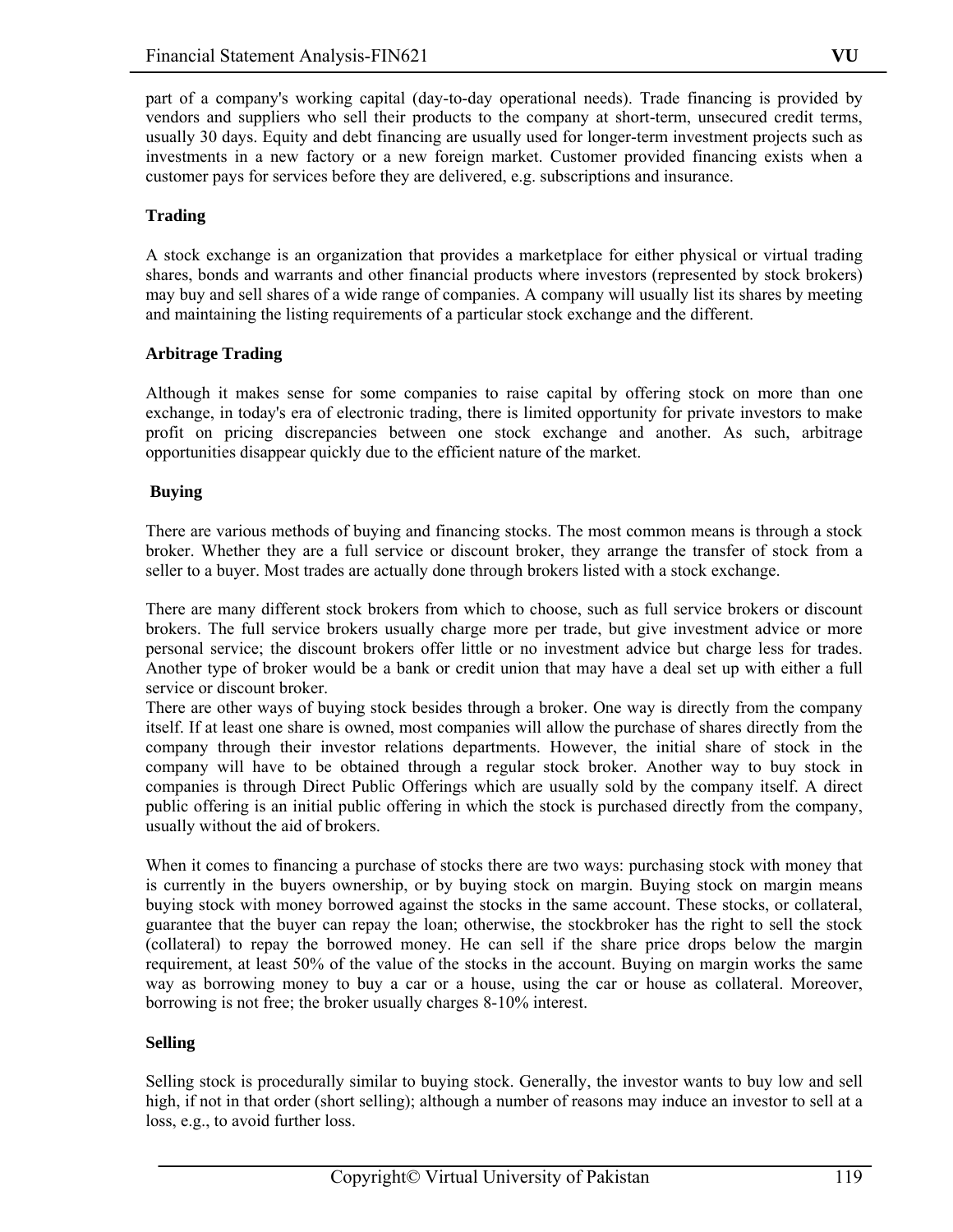part of a company's working capital (day-to-day operational needs). Trade financing is provided by vendors and suppliers who sell their products to the company at short-term, unsecured credit terms, usually 30 days. Equity and debt financing are usually used for longer-term investment projects such as investments in a new factory or a new foreign market. Customer provided financing exists when a customer pays for services before they are delivered, e.g. subscriptions and insurance.

**Trading**

A stock exchange is an organization that provides a marketplace for either physical or virtual trading shares, bonds and warrants and other financial products where investors (represented by stock brokers) may buy and sell shares of a wide range of companies. A company will usually list its shares by meeting and maintaining the listing requirements of a particular stock exchange and the different.

**Arbitrage Trading**

Although it makes sense for some companies to raise capital by offering stock on more than one exchange, in today's era of electronic trading, there is limited opportunity for private investors to make profit on pricing discrepancies between one stock exchange and another. As such, arbitrage opportunities disappear quickly due to the efficient nature of the market.

**Buying**

There are various methods of buying and financing stocks. The most common means is through a stock broker. Whether they are a full service or discount broker, they arrange the transfer of stock from a seller to a buyer. Most trades are actually done through brokers listed with a stock exchange.

There are many different stock brokers from which to choose, such as full service brokers or discount brokers. The full service brokers usually charge more per trade, but give investment advice or more personal service; the discount brokers offer little or no investment advice but charge less for trades. Another type of broker would be a bank or credit union that may have a deal set up with either a full service or discount broker.
There are other ways of buying stock besides through a broker. One way is directly from the company itself. If at least one share is owned, most companies will allow the purchase of shares directly from the company through their investor relations departments. However, the initial share of stock in the company will have to be obtained through a regular stock broker. Another way to buy stock in companies is through Direct Public Offerings which are usually sold by the company itself. A direct public offering is an initial public offering in which the stock is purchased directly from the company, usually without the aid of brokers.

When it comes to financing a purchase of stocks there are two ways: purchasing stock with money that is currently in the buyers ownership, or by buying stock on margin. Buying stock on margin means buying stock with money borrowed against the stocks in the same account. These stocks, or collateral, guarantee that the buyer can repay the loan; otherwise, the stockbroker has the right to sell the stock (collateral) to repay the borrowed money. He can sell if the share price drops below the margin requirement, at least 50% of the value of the stocks in the account. Buying on margin works the same way as borrowing money to buy a car or a house, using the car or house as collateral. Moreover, borrowing is not free; the broker usually charges 8-10% interest.

**Selling**

Selling stock is procedurally similar to buying stock. Generally, the investor wants to buy low and sell high, if not in that order (short selling); although a number of reasons may induce an investor to sell at a loss, e.g., to avoid further loss.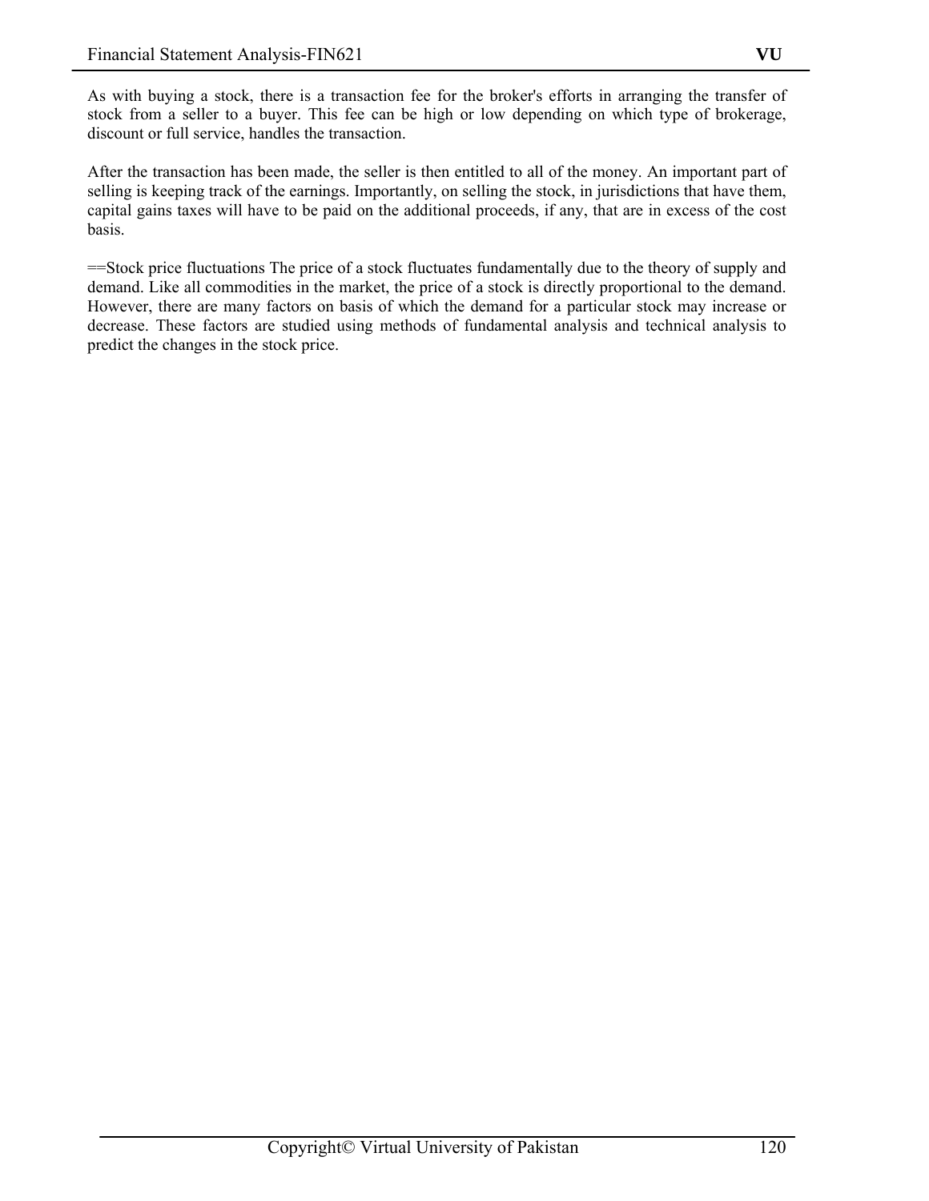As with buying a stock, there is a transaction fee for the broker's efforts in arranging the transfer of stock from a seller to a buyer. This fee can be high or low depending on which type of brokerage, discount or full service, handles the transaction.

After the transaction has been made, the seller is then entitled to all of the money. An important part of selling is keeping track of the earnings. Importantly, on selling the stock, in jurisdictions that have them, capital gains taxes will have to be paid on the additional proceeds, if any, that are in excess of the cost basis.

==Stock price fluctuations The price of a stock fluctuates fundamentally due to the theory of supply and demand. Like all commodities in the market, the price of a stock is directly proportional to the demand. However, there are many factors on basis of which the demand for a particular stock may increase or decrease. These factors are studied using methods of fundamental analysis and technical analysis to predict the changes in the stock price.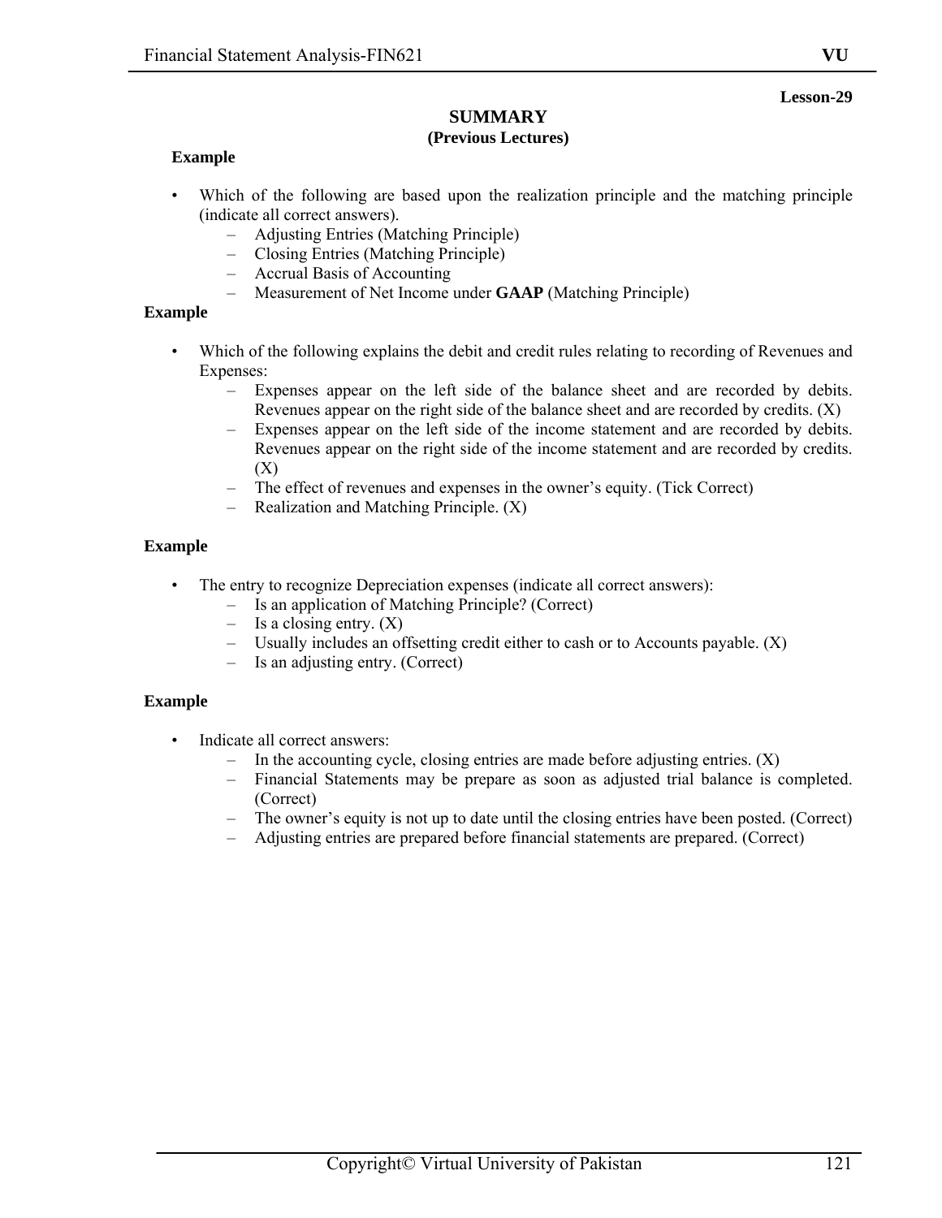**Lesson-29**

## SUMMARY

### (Previous Lectures)

**Example**

- Which of the following are based upon the realization principle and the matching principle (indicate all correct answers).
  - Adjusting Entries (Matching Principle)
  - Closing Entries (Matching Principle)
  - Accrual Basis of Accounting
  - Measurement of Net Income under **GAAP** (Matching Principle)

**Example**

- Which of the following explains the debit and credit rules relating to recording of Revenues and Expenses:
  - Expenses appear on the left side of the balance sheet and are recorded by debits. Revenues appear on the right side of the balance sheet and are recorded by credits. (X)
  - Expenses appear on the left side of the income statement and are recorded by debits. Revenues appear on the right side of the income statement and are recorded by credits. (X)
  - The effect of revenues and expenses in the owner's equity. (Tick Correct)
  - Realization and Matching Principle. (X)

**Example**

- The entry to recognize Depreciation expenses (indicate all correct answers):
  - Is an application of Matching Principle? (Correct)
  - Is a closing entry. (X)
  - Usually includes an offsetting credit either to cash or to Accounts payable. (X)
  - Is an adjusting entry. (Correct)

**Example**

- Indicate all correct answers:
  - In the accounting cycle, closing entries are made before adjusting entries. (X)
  - Financial Statements may be prepare as soon as adjusted trial balance is completed. (Correct)
  - The owner's equity is not up to date until the closing entries have been posted. (Correct)
  - Adjusting entries are prepared before financial statements are prepared. (Correct)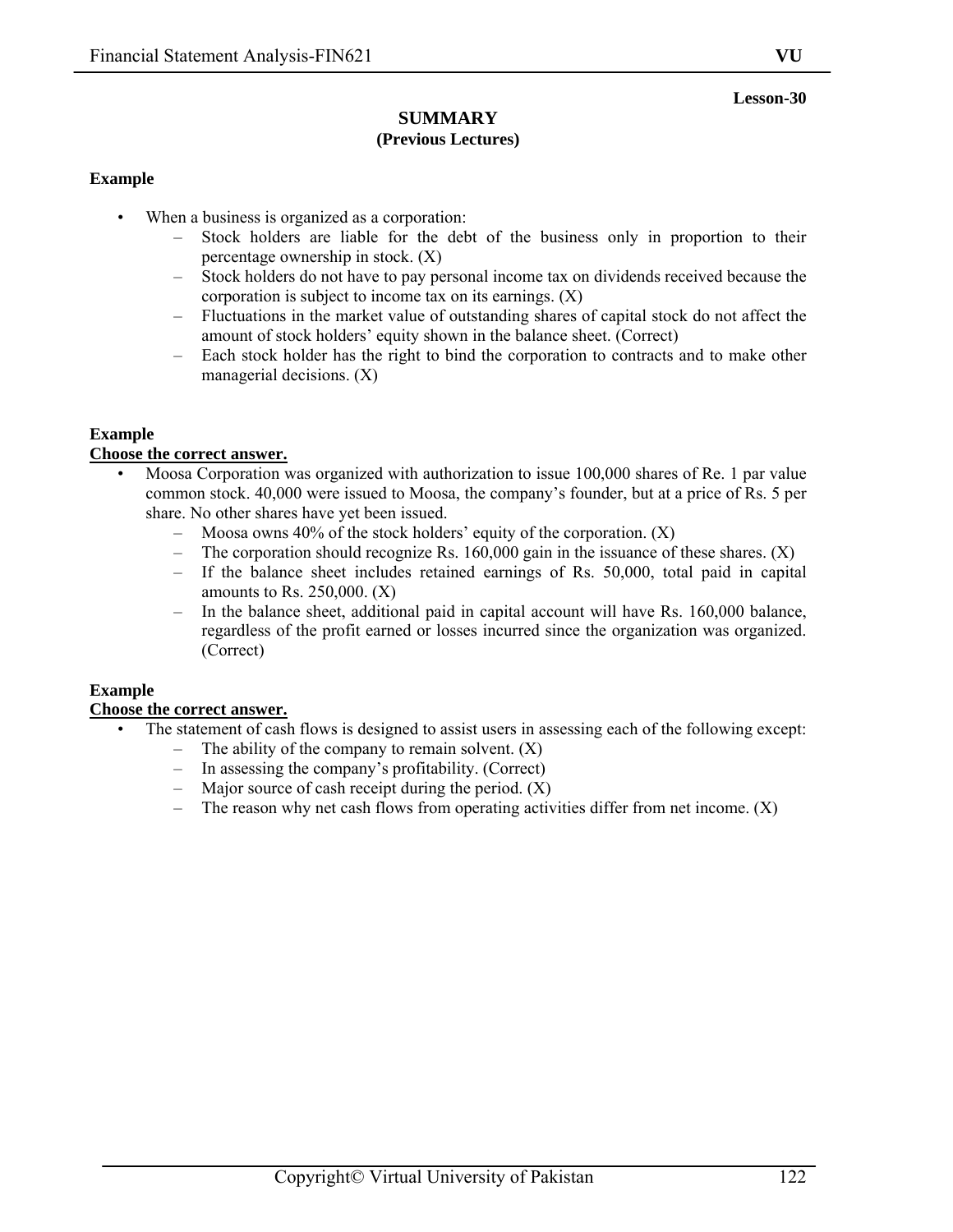**Lesson-30**

## SUMMARY
### (Previous Lectures)

**Example**

- When a business is organized as a corporation:
  - Stock holders are liable for the debt of the business only in proportion to their percentage ownership in stock. (X)
  - Stock holders do not have to pay personal income tax on dividends received because the corporation is subject to income tax on its earnings. (X)
  - Fluctuations in the market value of outstanding shares of capital stock do not affect the amount of stock holders' equity shown in the balance sheet. (Correct)
  - Each stock holder has the right to bind the corporation to contracts and to make other managerial decisions. (X)

**Example**

**<u>Choose the correct answer.</u>**

- Moosa Corporation was organized with authorization to issue 100,000 shares of Re. 1 par value common stock. 40,000 were issued to Moosa, the company's founder, but at a price of Rs. 5 per share. No other shares have yet been issued.
  - Moosa owns 40% of the stock holders' equity of the corporation. (X)
  - The corporation should recognize Rs. 160,000 gain in the issuance of these shares. (X)
  - If the balance sheet includes retained earnings of Rs. 50,000, total paid in capital amounts to Rs. 250,000. (X)
  - In the balance sheet, additional paid in capital account will have Rs. 160,000 balance, regardless of the profit earned or losses incurred since the organization was organized. (Correct)

**Example**

**<u>Choose the correct answer.</u>**

- The statement of cash flows is designed to assist users in assessing each of the following except:
  - The ability of the company to remain solvent. (X)
  - In assessing the company's profitability. (Correct)
  - Major source of cash receipt during the period. (X)
  - The reason why net cash flows from operating activities differ from net income. (X)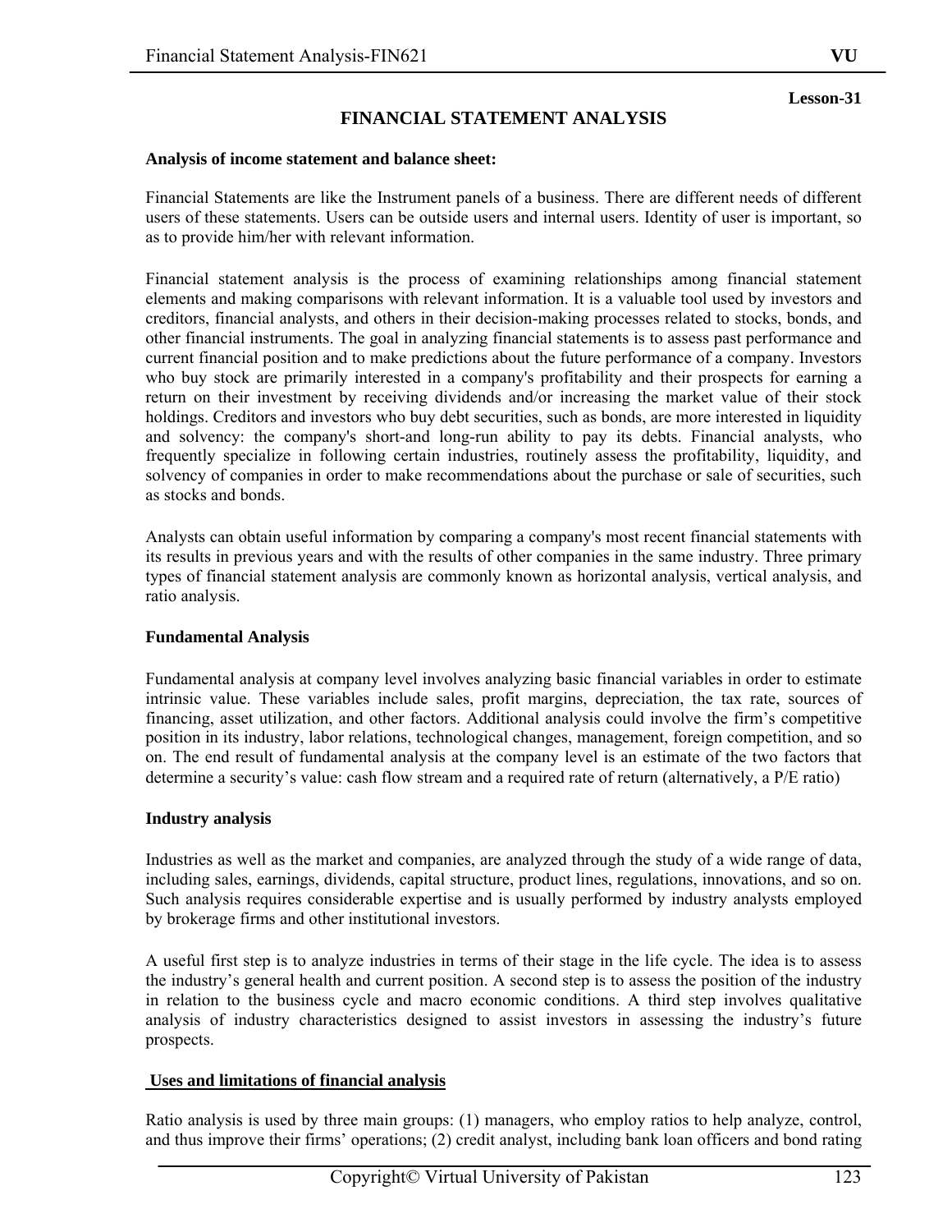Lesson-31

# FINANCIAL STATEMENT ANALYSIS

**Analysis of income statement and balance sheet:**

Financial Statements are like the Instrument panels of a business. There are different needs of different users of these statements. Users can be outside users and internal users. Identity of user is important, so as to provide him/her with relevant information.

Financial statement analysis is the process of examining relationships among financial statement elements and making comparisons with relevant information. It is a valuable tool used by investors and creditors, financial analysts, and others in their decision-making processes related to stocks, bonds, and other financial instruments. The goal in analyzing financial statements is to assess past performance and current financial position and to make predictions about the future performance of a company. Investors who buy stock are primarily interested in a company's profitability and their prospects for earning a return on their investment by receiving dividends and/or increasing the market value of their stock holdings. Creditors and investors who buy debt securities, such as bonds, are more interested in liquidity and solvency: the company's short-and long-run ability to pay its debts. Financial analysts, who frequently specialize in following certain industries, routinely assess the profitability, liquidity, and solvency of companies in order to make recommendations about the purchase or sale of securities, such as stocks and bonds.

Analysts can obtain useful information by comparing a company's most recent financial statements with its results in previous years and with the results of other companies in the same industry. Three primary types of financial statement analysis are commonly known as horizontal analysis, vertical analysis, and ratio analysis.

**Fundamental Analysis**

Fundamental analysis at company level involves analyzing basic financial variables in order to estimate intrinsic value. These variables include sales, profit margins, depreciation, the tax rate, sources of financing, asset utilization, and other factors. Additional analysis could involve the firm's competitive position in its industry, labor relations, technological changes, management, foreign competition, and so on. The end result of fundamental analysis at the company level is an estimate of the two factors that determine a security's value: cash flow stream and a required rate of return (alternatively, a P/E ratio)

**Industry analysis**

Industries as well as the market and companies, are analyzed through the study of a wide range of data, including sales, earnings, dividends, capital structure, product lines, regulations, innovations, and so on. Such analysis requires considerable expertise and is usually performed by industry analysts employed by brokerage firms and other institutional investors.

A useful first step is to analyze industries in terms of their stage in the life cycle. The idea is to assess the industry's general health and current position. A second step is to assess the position of the industry in relation to the business cycle and macro economic conditions. A third step involves qualitative analysis of industry characteristics designed to assist investors in assessing the industry's future prospects.

**Uses and limitations of financial analysis**

Ratio analysis is used by three main groups: (1) managers, who employ ratios to help analyze, control, and thus improve their firms' operations; (2) credit analyst, including bank loan officers and bond rating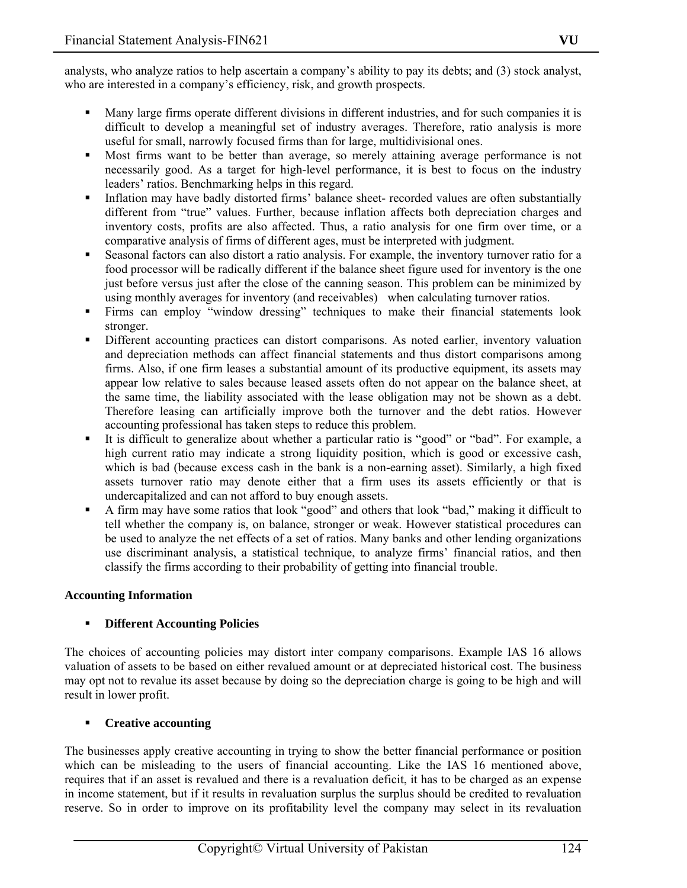analysts, who analyze ratios to help ascertain a company's ability to pay its debts; and (3) stock analyst, who are interested in a company's efficiency, risk, and growth prospects.

- Many large firms operate different divisions in different industries, and for such companies it is difficult to develop a meaningful set of industry averages. Therefore, ratio analysis is more useful for small, narrowly focused firms than for large, multidivisional ones.
- Most firms want to be better than average, so merely attaining average performance is not necessarily good. As a target for high-level performance, it is best to focus on the industry leaders' ratios. Benchmarking helps in this regard.
- Inflation may have badly distorted firms' balance sheet- recorded values are often substantially different from "true" values. Further, because inflation affects both depreciation charges and inventory costs, profits are also affected. Thus, a ratio analysis for one firm over time, or a comparative analysis of firms of different ages, must be interpreted with judgment.
- Seasonal factors can also distort a ratio analysis. For example, the inventory turnover ratio for a food processor will be radically different if the balance sheet figure used for inventory is the one just before versus just after the close of the canning season. This problem can be minimized by using monthly averages for inventory (and receivables) when calculating turnover ratios.
- Firms can employ "window dressing" techniques to make their financial statements look stronger.
- Different accounting practices can distort comparisons. As noted earlier, inventory valuation and depreciation methods can affect financial statements and thus distort comparisons among firms. Also, if one firm leases a substantial amount of its productive equipment, its assets may appear low relative to sales because leased assets often do not appear on the balance sheet, at the same time, the liability associated with the lease obligation may not be shown as a debt. Therefore leasing can artificially improve both the turnover and the debt ratios. However accounting professional has taken steps to reduce this problem.
- It is difficult to generalize about whether a particular ratio is "good" or "bad". For example, a high current ratio may indicate a strong liquidity position, which is good or excessive cash, which is bad (because excess cash in the bank is a non-earning asset). Similarly, a high fixed assets turnover ratio may denote either that a firm uses its assets efficiently or that is undercapitalized and can not afford to buy enough assets.
- A firm may have some ratios that look "good" and others that look "bad," making it difficult to tell whether the company is, on balance, stronger or weak. However statistical procedures can be used to analyze the net effects of a set of ratios. Many banks and other lending organizations use discriminant analysis, a statistical technique, to analyze firms' financial ratios, and then classify the firms according to their probability of getting into financial trouble.

**Accounting Information**

- **Different Accounting Policies**

The choices of accounting policies may distort inter company comparisons. Example IAS 16 allows valuation of assets to be based on either revalued amount or at depreciated historical cost. The business may opt not to revalue its asset because by doing so the depreciation charge is going to be high and will result in lower profit.

- **Creative accounting**

The businesses apply creative accounting in trying to show the better financial performance or position which can be misleading to the users of financial accounting. Like the IAS 16 mentioned above, requires that if an asset is revalued and there is a revaluation deficit, it has to be charged as an expense in income statement, but if it results in revaluation surplus the surplus should be credited to revaluation reserve. So in order to improve on its profitability level the company may select in its revaluation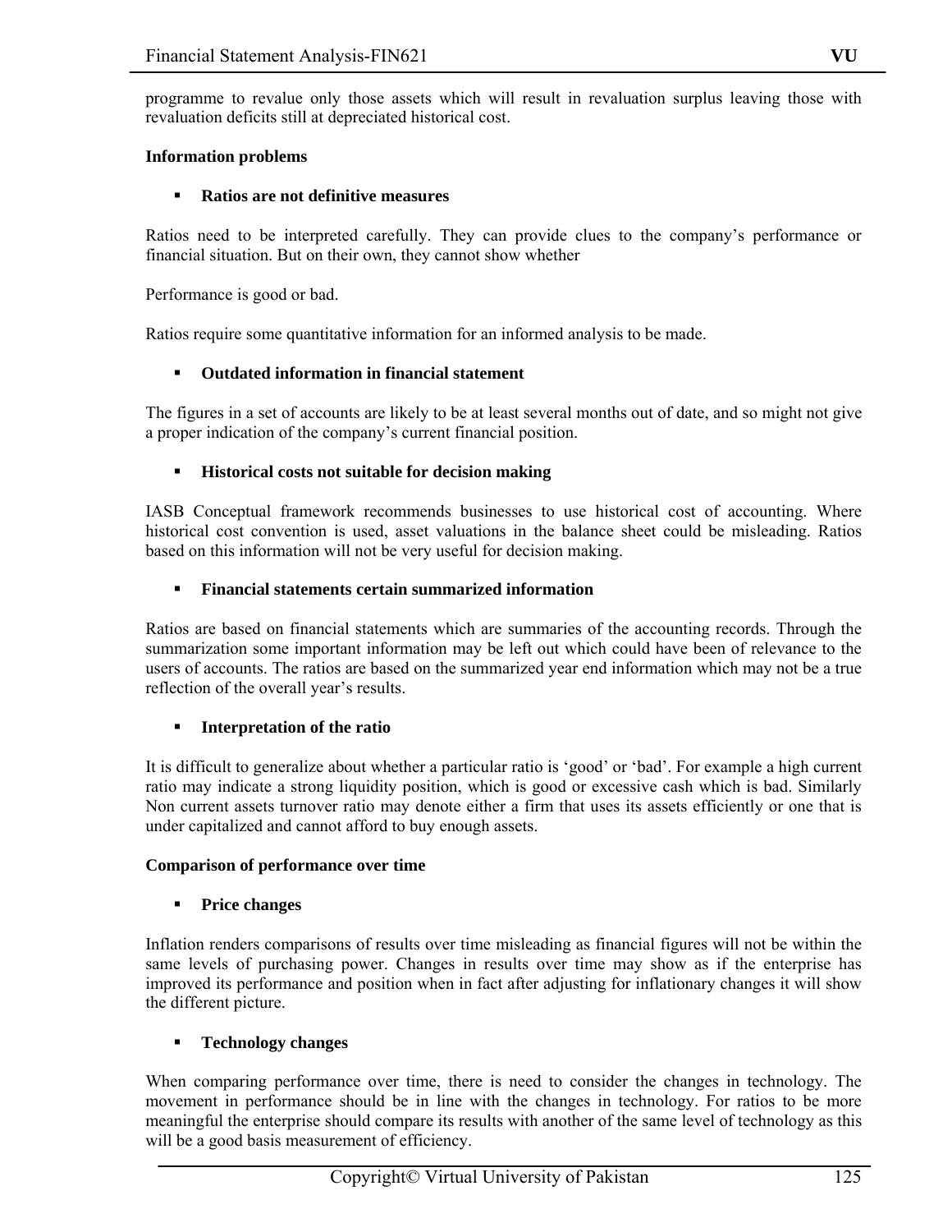programme to revalue only those assets which will result in revaluation surplus leaving those with revaluation deficits still at depreciated historical cost.

**Information problems**

- **Ratios are not definitive measures**

Ratios need to be interpreted carefully. They can provide clues to the company's performance or financial situation. But on their own, they cannot show whether

Performance is good or bad.

Ratios require some quantitative information for an informed analysis to be made.

- **Outdated information in financial statement**

The figures in a set of accounts are likely to be at least several months out of date, and so might not give a proper indication of the company's current financial position.

- **Historical costs not suitable for decision making**

IASB Conceptual framework recommends businesses to use historical cost of accounting. Where historical cost convention is used, asset valuations in the balance sheet could be misleading. Ratios based on this information will not be very useful for decision making.

- **Financial statements certain summarized information**

Ratios are based on financial statements which are summaries of the accounting records. Through the summarization some important information may be left out which could have been of relevance to the users of accounts. The ratios are based on the summarized year end information which may not be a true reflection of the overall year's results.

- **Interpretation of the ratio**

It is difficult to generalize about whether a particular ratio is 'good' or 'bad'. For example a high current ratio may indicate a strong liquidity position, which is good or excessive cash which is bad. Similarly Non current assets turnover ratio may denote either a firm that uses its assets efficiently or one that is under capitalized and cannot afford to buy enough assets.

**Comparison of performance over time**

- **Price changes**

Inflation renders comparisons of results over time misleading as financial figures will not be within the same levels of purchasing power. Changes in results over time may show as if the enterprise has improved its performance and position when in fact after adjusting for inflationary changes it will show the different picture.

- **Technology changes**

When comparing performance over time, there is need to consider the changes in technology. The movement in performance should be in line with the changes in technology. For ratios to be more meaningful the enterprise should compare its results with another of the same level of technology as this will be a good basis measurement of efficiency.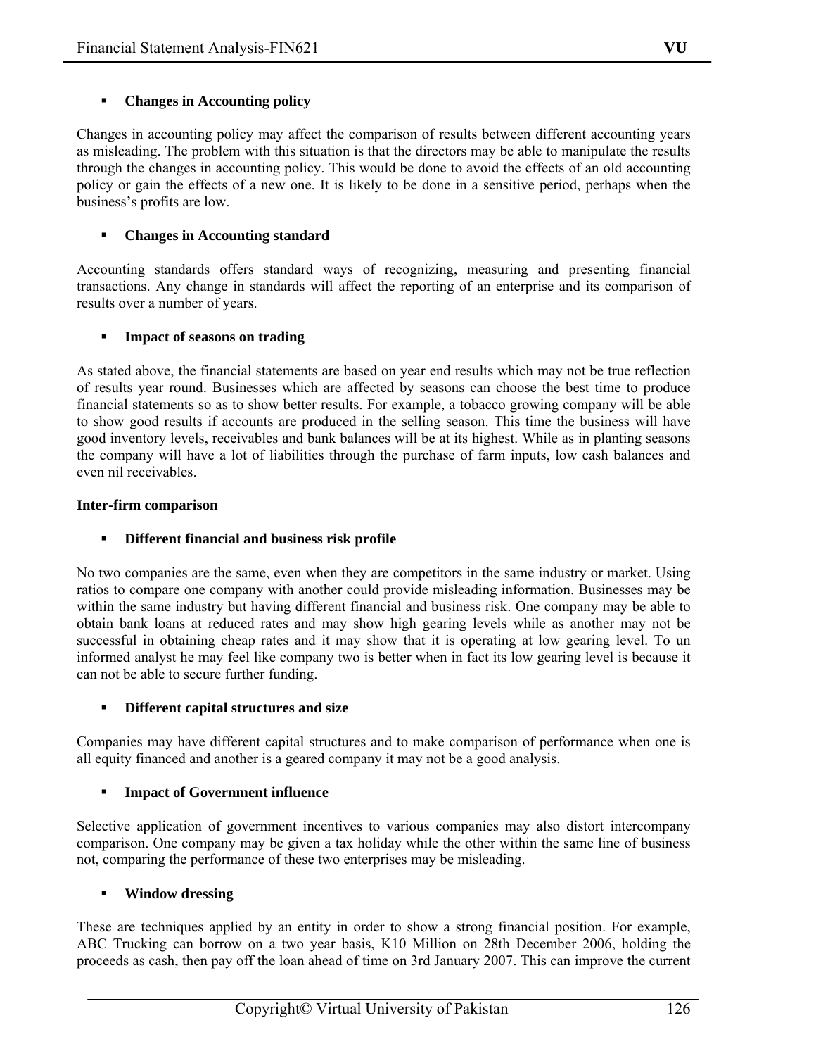- **Changes in Accounting policy**

Changes in accounting policy may affect the comparison of results between different accounting years as misleading. The problem with this situation is that the directors may be able to manipulate the results through the changes in accounting policy. This would be done to avoid the effects of an old accounting policy or gain the effects of a new one. It is likely to be done in a sensitive period, perhaps when the business's profits are low.

- **Changes in Accounting standard**

Accounting standards offers standard ways of recognizing, measuring and presenting financial transactions. Any change in standards will affect the reporting of an enterprise and its comparison of results over a number of years.

- **Impact of seasons on trading**

As stated above, the financial statements are based on year end results which may not be true reflection of results year round. Businesses which are affected by seasons can choose the best time to produce financial statements so as to show better results. For example, a tobacco growing company will be able to show good results if accounts are produced in the selling season. This time the business will have good inventory levels, receivables and bank balances will be at its highest. While as in planting seasons the company will have a lot of liabilities through the purchase of farm inputs, low cash balances and even nil receivables.

**Inter-firm comparison**

- **Different financial and business risk profile**

No two companies are the same, even when they are competitors in the same industry or market. Using ratios to compare one company with another could provide misleading information. Businesses may be within the same industry but having different financial and business risk. One company may be able to obtain bank loans at reduced rates and may show high gearing levels while as another may not be successful in obtaining cheap rates and it may show that it is operating at low gearing level. To un informed analyst he may feel like company two is better when in fact its low gearing level is because it can not be able to secure further funding.

- **Different capital structures and size**

Companies may have different capital structures and to make comparison of performance when one is all equity financed and another is a geared company it may not be a good analysis.

- **Impact of Government influence**

Selective application of government incentives to various companies may also distort intercompany comparison. One company may be given a tax holiday while the other within the same line of business not, comparing the performance of these two enterprises may be misleading.

- **Window dressing**

These are techniques applied by an entity in order to show a strong financial position. For example, ABC Trucking can borrow on a two year basis, K10 Million on 28th December 2006, holding the proceeds as cash, then pay off the loan ahead of time on 3rd January 2007. This can improve the current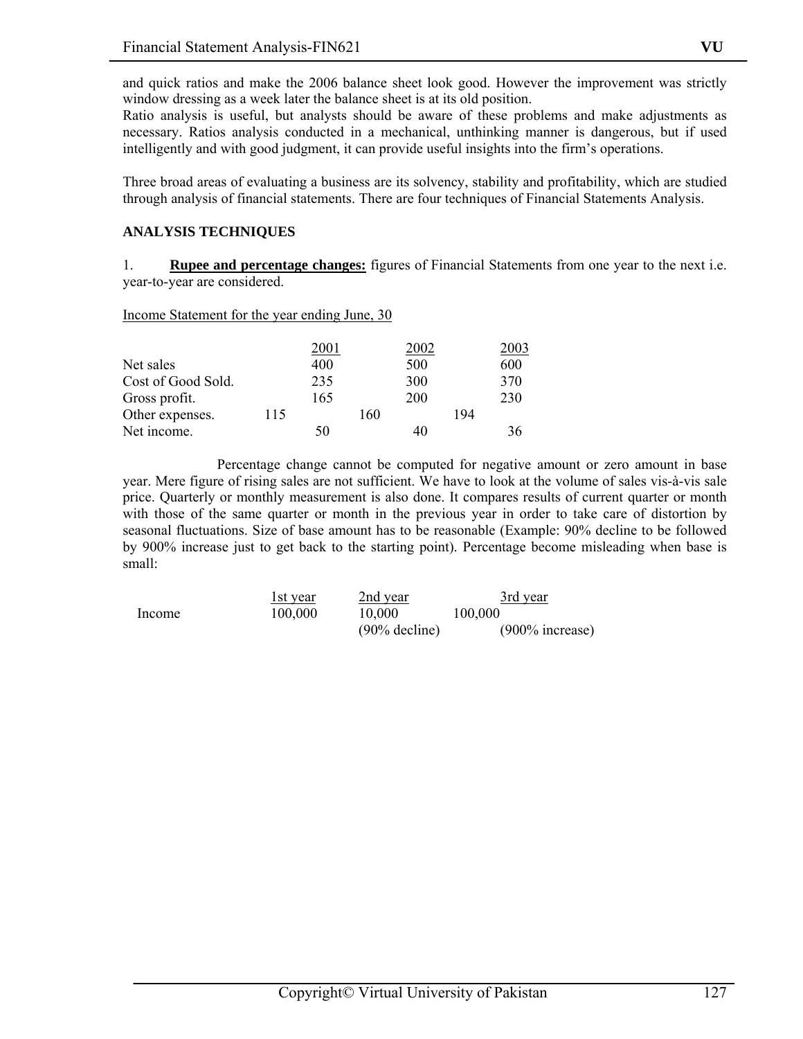and quick ratios and make the 2006 balance sheet look good. However the improvement was strictly window dressing as a week later the balance sheet is at its old position.
Ratio analysis is useful, but analysts should be aware of these problems and make adjustments as necessary. Ratios analysis conducted in a mechanical, unthinking manner is dangerous, but if used intelligently and with good judgment, it can provide useful insights into the firm's operations.

Three broad areas of evaluating a business are its solvency, stability and profitability, which are studied through analysis of financial statements. There are four techniques of Financial Statements Analysis.

**ANALYSIS TECHNIQUES**

1. **Rupee and percentage changes:** figures of Financial Statements from one year to the next i.e. year-to-year are considered.

Income Statement for the year ending June, 30

| | 2001 | 2002 | 2003 |
|---|---|---|---|
| Net sales | 400 | 500 | 600 |
| Cost of Good Sold. | 235 | 300 | 370 |
| Gross profit. | 165 | 200 | 230 |
| Other expenses. | 115 | 160 | 194 |
| Net income. | 50 | 40 | 36 |

Percentage change cannot be computed for negative amount or zero amount in base year. Mere figure of rising sales are not sufficient. We have to look at the volume of sales vis-à-vis sale price. Quarterly or monthly measurement is also done. It compares results of current quarter or month with those of the same quarter or month in the previous year in order to take care of distortion by seasonal fluctuations. Size of base amount has to be reasonable (Example: 90% decline to be followed by 900% increase just to get back to the starting point). Percentage become misleading when base is small:

| | 1st year | 2nd year | 3rd year |
|---|---|---|---|
| Income | 100,000 | 10,000 | 100,000 |
| | | (90% decline) | (900% increase) |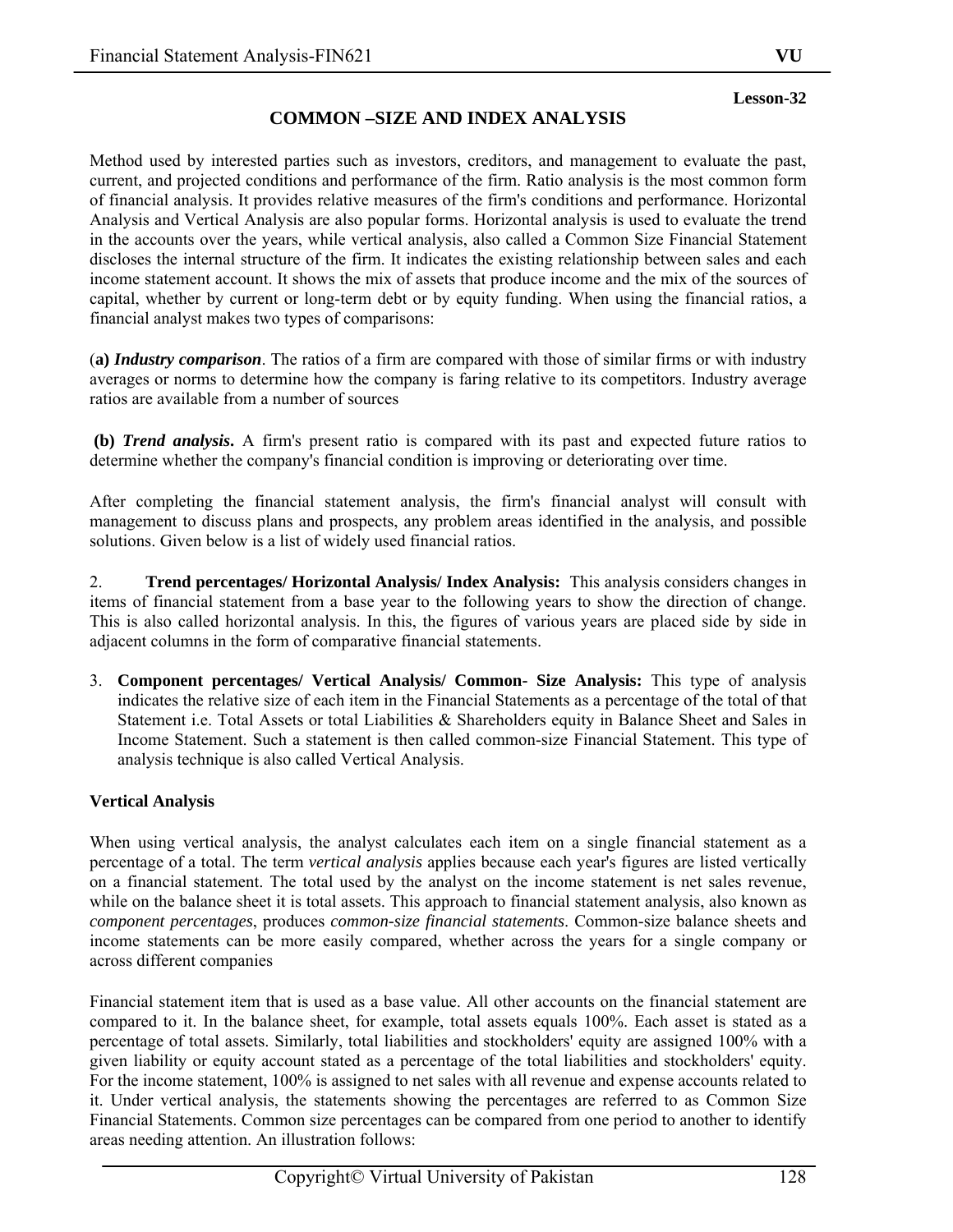**Lesson-32**

## COMMON –SIZE AND INDEX ANALYSIS

Method used by interested parties such as investors, creditors, and management to evaluate the past, current, and projected conditions and performance of the firm. Ratio analysis is the most common form of financial analysis. It provides relative measures of the firm's conditions and performance. Horizontal Analysis and Vertical Analysis are also popular forms. Horizontal analysis is used to evaluate the trend in the accounts over the years, while vertical analysis, also called a Common Size Financial Statement discloses the internal structure of the firm. It indicates the existing relationship between sales and each income statement account. It shows the mix of assets that produce income and the mix of the sources of capital, whether by current or long-term debt or by equity funding. When using the financial ratios, a financial analyst makes two types of comparisons:

(**a)** ***Industry comparison***. The ratios of a firm are compared with those of similar firms or with industry averages or norms to determine how the company is faring relative to its competitors. Industry average ratios are available from a number of sources

**(b)** ***Trend analysis*****.** A firm's present ratio is compared with its past and expected future ratios to determine whether the company's financial condition is improving or deteriorating over time.

After completing the financial statement analysis, the firm's financial analyst will consult with management to discuss plans and prospects, any problem areas identified in the analysis, and possible solutions. Given below is a list of widely used financial ratios.

2. **Trend percentages/ Horizontal Analysis/ Index Analysis:** This analysis considers changes in items of financial statement from a base year to the following years to show the direction of change. This is also called horizontal analysis. In this, the figures of various years are placed side by side in adjacent columns in the form of comparative financial statements.

3. **Component percentages/ Vertical Analysis/ Common- Size Analysis:** This type of analysis indicates the relative size of each item in the Financial Statements as a percentage of the total of that Statement i.e. Total Assets or total Liabilities & Shareholders equity in Balance Sheet and Sales in Income Statement. Such a statement is then called common-size Financial Statement. This type of analysis technique is also called Vertical Analysis.

### Vertical Analysis

When using vertical analysis, the analyst calculates each item on a single financial statement as a percentage of a total. The term *vertical analysis* applies because each year's figures are listed vertically on a financial statement. The total used by the analyst on the income statement is net sales revenue, while on the balance sheet it is total assets. This approach to financial statement analysis, also known as *component percentages*, produces *common-size financial statements*. Common-size balance sheets and income statements can be more easily compared, whether across the years for a single company or across different companies

Financial statement item that is used as a base value. All other accounts on the financial statement are compared to it. In the balance sheet, for example, total assets equals 100%. Each asset is stated as a percentage of total assets. Similarly, total liabilities and stockholders' equity are assigned 100% with a given liability or equity account stated as a percentage of the total liabilities and stockholders' equity. For the income statement, 100% is assigned to net sales with all revenue and expense accounts related to it. Under vertical analysis, the statements showing the percentages are referred to as Common Size Financial Statements. Common size percentages can be compared from one period to another to identify areas needing attention. An illustration follows: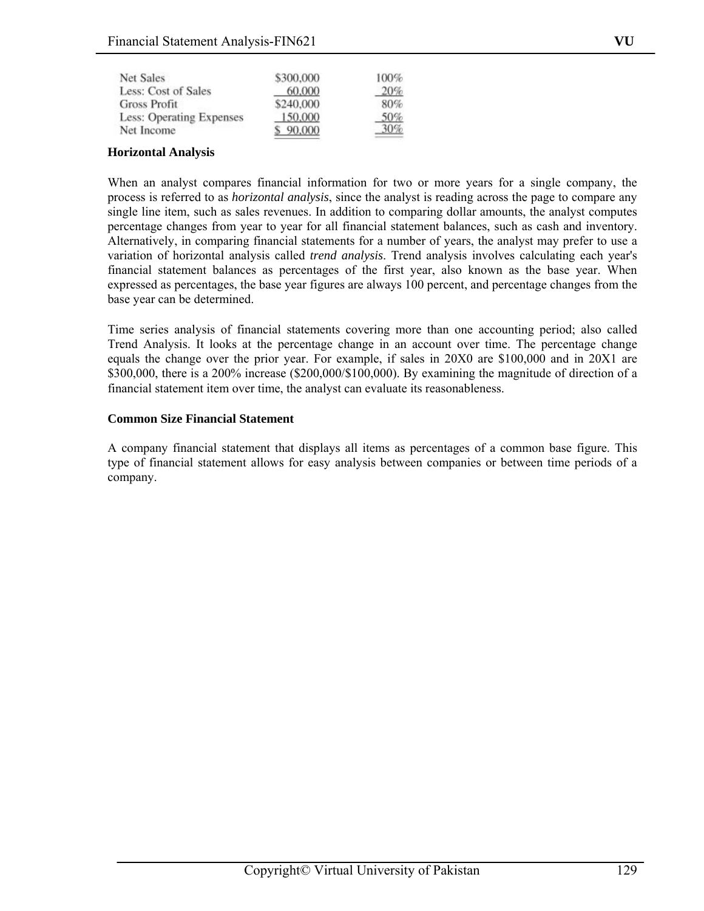| | | |
|---|---|---|
| Net Sales | \$300,000 | 100% |
| Less: Cost of Sales | 60,000 | 20% |
| Gross Profit | \$240,000 | 80% |
| Less: Operating Expenses | 150,000 | 50% |
| Net Income | \$ 90,000 | 30% |

**Horizontal Analysis**

When an analyst compares financial information for two or more years for a single company, the process is referred to as *horizontal analysis*, since the analyst is reading across the page to compare any single line item, such as sales revenues. In addition to comparing dollar amounts, the analyst computes percentage changes from year to year for all financial statement balances, such as cash and inventory. Alternatively, in comparing financial statements for a number of years, the analyst may prefer to use a variation of horizontal analysis called *trend analysis*. Trend analysis involves calculating each year's financial statement balances as percentages of the first year, also known as the base year. When expressed as percentages, the base year figures are always 100 percent, and percentage changes from the base year can be determined.

Time series analysis of financial statements covering more than one accounting period; also called Trend Analysis. It looks at the percentage change in an account over time. The percentage change equals the change over the prior year. For example, if sales in 20X0 are \$100,000 and in 20X1 are \$300,000, there is a 200% increase (\$200,000/\$100,000). By examining the magnitude of direction of a financial statement item over time, the analyst can evaluate its reasonableness.

**Common Size Financial Statement**

A company financial statement that displays all items as percentages of a common base figure. This type of financial statement allows for easy analysis between companies or between time periods of a company.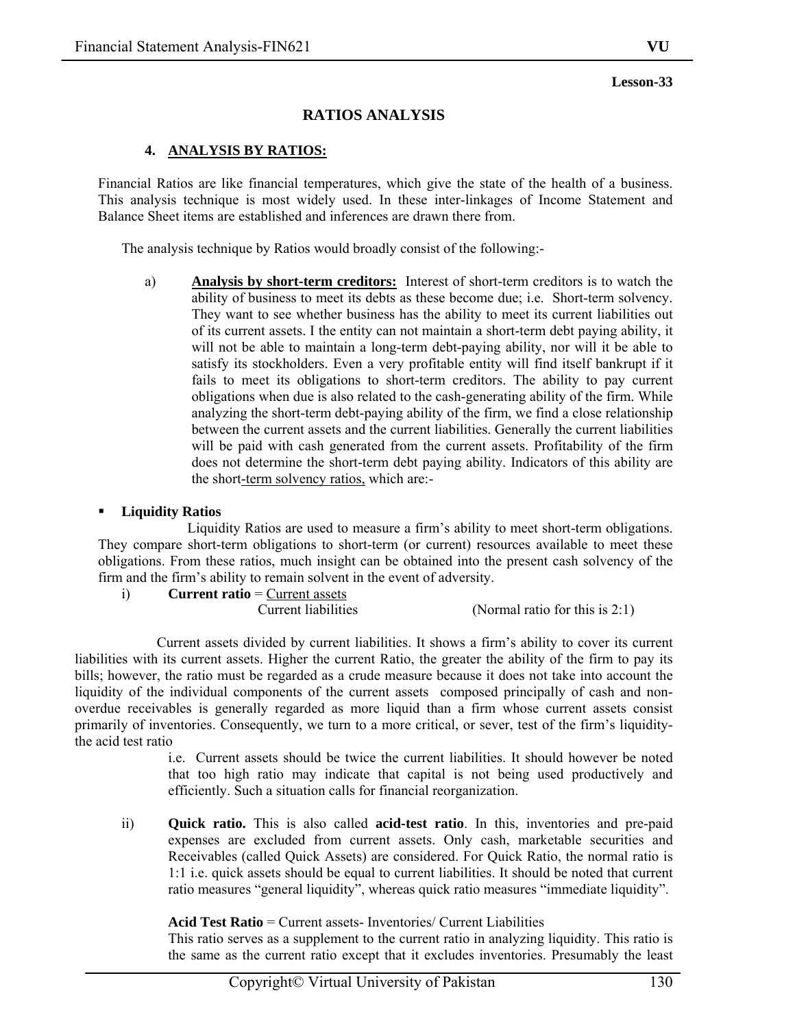**Lesson-33**

# RATIOS ANALYSIS

## 4. ANALYSIS BY RATIOS:

Financial Ratios are like financial temperatures, which give the state of the health of a business. This analysis technique is most widely used. In these inter-linkages of Income Statement and Balance Sheet items are established and inferences are drawn there from.

The analysis technique by Ratios would broadly consist of the following:-

a) **Analysis by short-term creditors:** Interest of short-term creditors is to watch the ability of business to meet its debts as these become due; i.e. Short-term solvency. They want to see whether business has the ability to meet its current liabilities out of its current assets. I the entity can not maintain a short-term debt paying ability, it will not be able to maintain a long-term debt-paying ability, nor will it be able to satisfy its stockholders. Even a very profitable entity will find itself bankrupt if it fails to meet its obligations to short-term creditors. The ability to pay current obligations when due is also related to the cash-generating ability of the firm. While analyzing the short-term debt-paying ability of the firm, we find a close relationship between the current assets and the current liabilities. Generally the current liabilities will be paid with cash generated from the current assets. Profitability of the firm does not determine the short-term debt paying ability. Indicators of this ability are the short-term solvency ratios, which are:-

- **Liquidity Ratios**

Liquidity Ratios are used to measure a firm's ability to meet short-term obligations. They compare short-term obligations to short-term (or current) resources available to meet these obligations. From these ratios, much insight can be obtained into the present cash solvency of the firm and the firm's ability to remain solvent in the event of adversity.

i) **Current ratio** = $\frac{\text{Current assets}}{\text{Current liabilities}}$ (Normal ratio for this is 2:1)

Current assets divided by current liabilities. It shows a firm's ability to cover its current liabilities with its current assets. Higher the current Ratio, the greater the ability of the firm to pay its bills; however, the ratio must be regarded as a crude measure because it does not take into account the liquidity of the individual components of the current assets composed principally of cash and non-overdue receivables is generally regarded as more liquid than a firm whose current assets consist primarily of inventories. Consequently, we turn to a more critical, or sever, test of the firm's liquidity-the acid test ratio

i.e. Current assets should be twice the current liabilities. It should however be noted that too high ratio may indicate that capital is not being used productively and efficiently. Such a situation calls for financial reorganization.

ii) **Quick ratio.** This is also called **acid-test ratio**. In this, inventories and pre-paid expenses are excluded from current assets. Only cash, marketable securities and Receivables (called Quick Assets) are considered. For Quick Ratio, the normal ratio is 1:1 i.e. quick assets should be equal to current liabilities. It should be noted that current ratio measures "general liquidity", whereas quick ratio measures "immediate liquidity".

**Acid Test Ratio** = Current assets- Inventories/ Current Liabilities

This ratio serves as a supplement to the current ratio in analyzing liquidity. This ratio is the same as the current ratio except that it excludes inventories. Presumably the least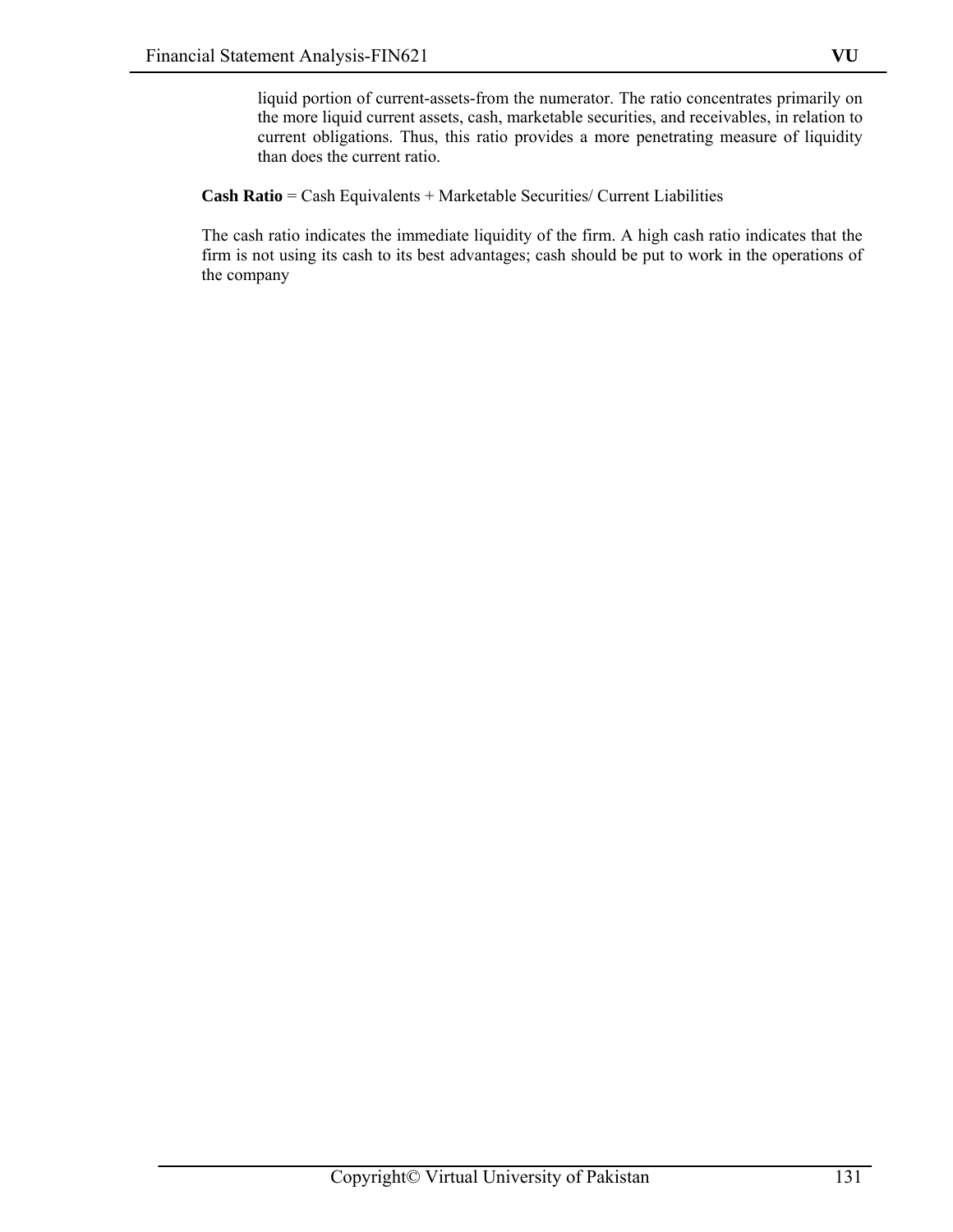liquid portion of current-assets-from the numerator. The ratio concentrates primarily on the more liquid current assets, cash, marketable securities, and receivables, in relation to current obligations. Thus, this ratio provides a more penetrating measure of liquidity than does the current ratio.

**Cash Ratio** = Cash Equivalents + Marketable Securities/ Current Liabilities

The cash ratio indicates the immediate liquidity of the firm. A high cash ratio indicates that the firm is not using its cash to its best advantages; cash should be put to work in the operations of the company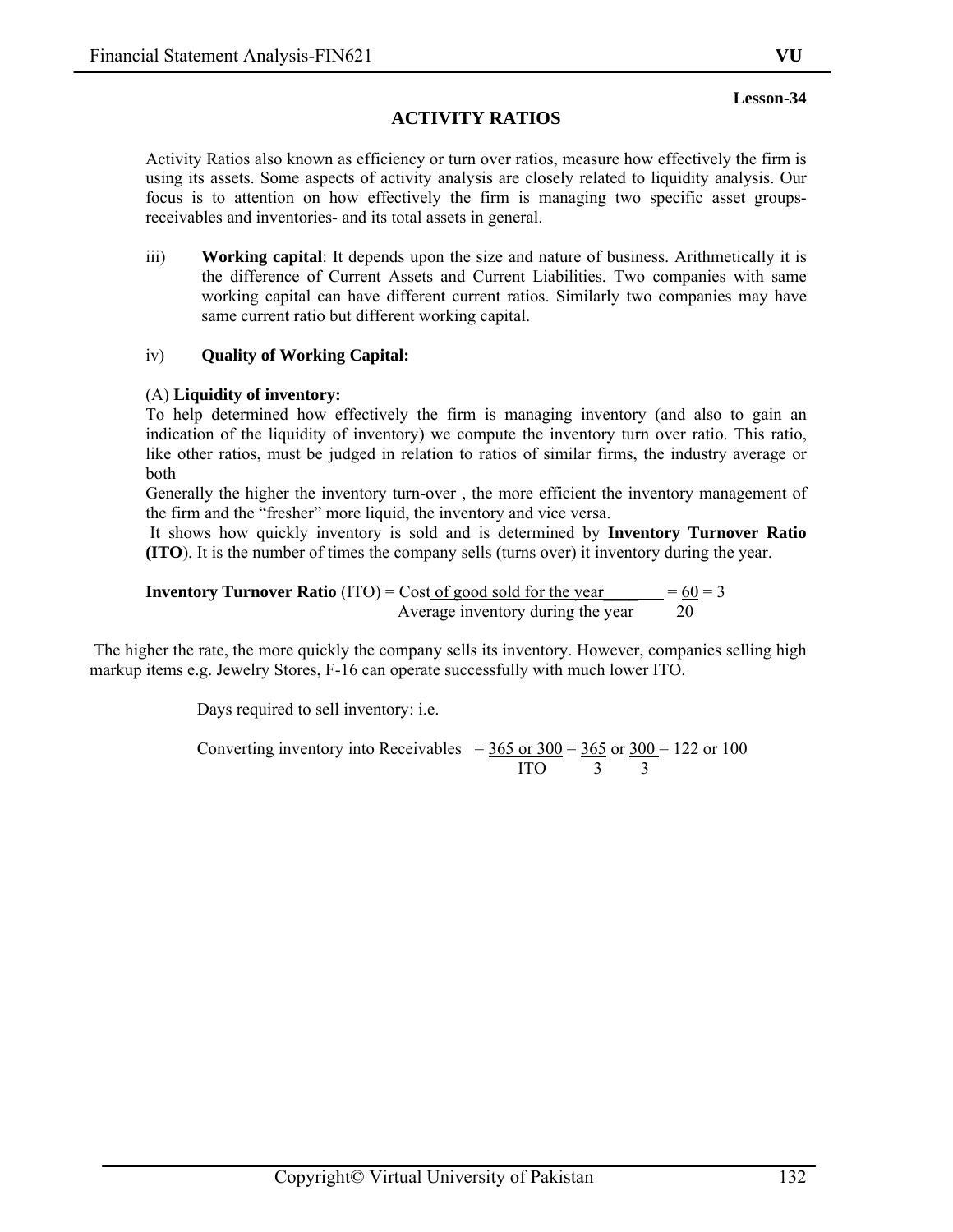**Lesson-34**

# ACTIVITY RATIOS

Activity Ratios also known as efficiency or turn over ratios, measure how effectively the firm is using its assets. Some aspects of activity analysis are closely related to liquidity analysis. Our focus is to attention on how effectively the firm is managing two specific asset groups- receivables and inventories- and its total assets in general.

iii) **Working capital**: It depends upon the size and nature of business. Arithmetically it is the difference of Current Assets and Current Liabilities. Two companies with same working capital can have different current ratios. Similarly two companies may have same current ratio but different working capital.

iv) **Quality of Working Capital:**

(A) **Liquidity of inventory:**

To help determined how effectively the firm is managing inventory (and also to gain an indication of the liquidity of inventory) we compute the inventory turn over ratio. This ratio, like other ratios, must be judged in relation to ratios of similar firms, the industry average or both

Generally the higher the inventory turn-over , the more efficient the inventory management of the firm and the "fresher" more liquid, the inventory and vice versa.

It shows how quickly inventory is sold and is determined by **Inventory Turnover Ratio (ITO**). It is the number of times the company sells (turns over) it inventory during the year.

$$\textbf{Inventory Turnover Ratio (ITO)} = \frac{\text{Cost of good sold for the year}}{\text{Average inventory during the year}} = \frac{60}{20} = 3$$

The higher the rate, the more quickly the company sells its inventory. However, companies selling high markup items e.g. Jewelry Stores, F-16 can operate successfully with much lower ITO.

Days required to sell inventory: i.e.

$$\text{Converting inventory into Receivables} = \frac{365 \text{ or } 300}{\text{ITO}} = \frac{365}{3} \text{ or } \frac{300}{3} = 122 \text{ or } 100$$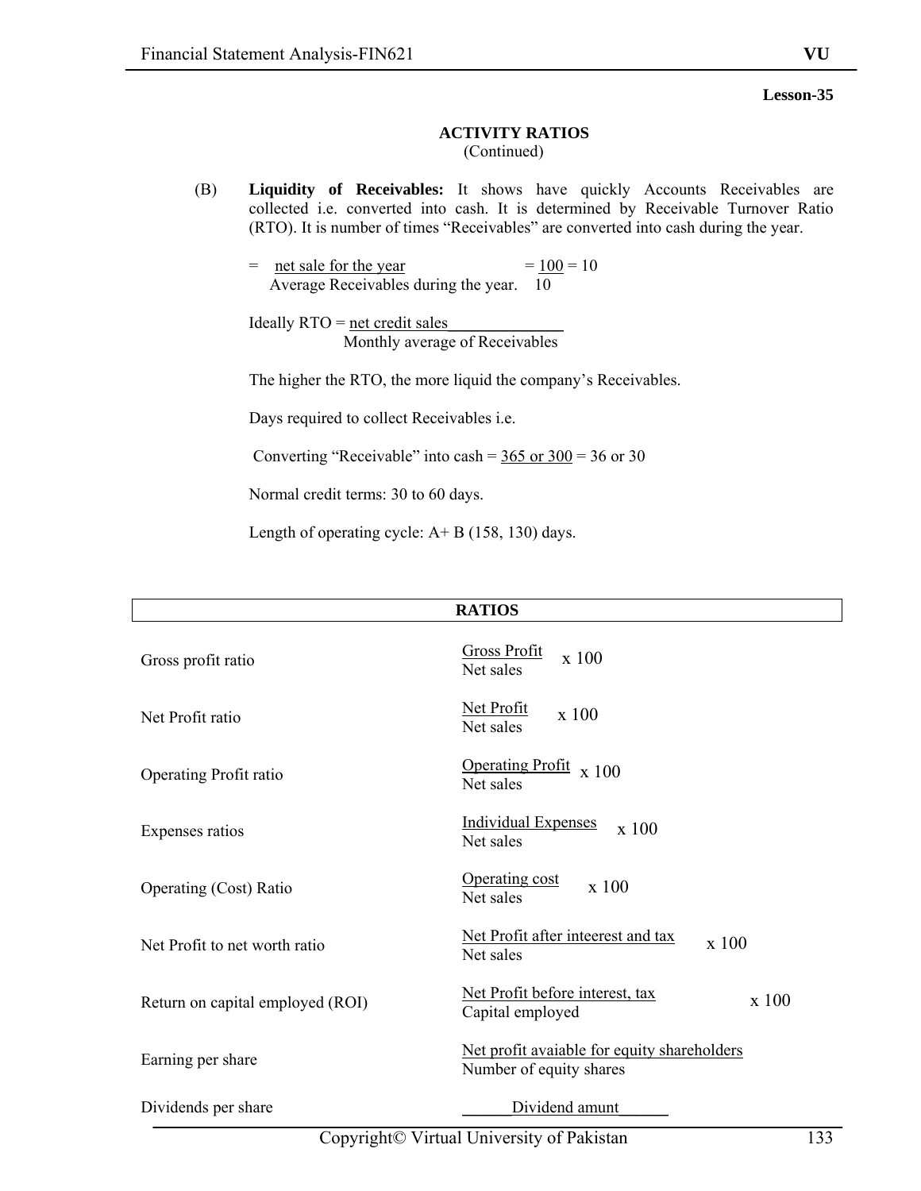**Lesson-35**

## ACTIVITY RATIOS
(Continued)

(B) **Liquidity of Receivables:** It shows have quickly Accounts Receivables are collected i.e. converted into cash. It is determined by Receivable Turnover Ratio (RTO). It is number of times "Receivables" are converted into cash during the year.

$$= \frac{\text{net sale for the year}}{\text{Average Receivables during the year.}} = \frac{100}{10} = 10$$

$$\text{Ideally RTO} = \frac{\text{net credit sales}}{\text{Monthly average of Receivables}}$$

The higher the RTO, the more liquid the company's Receivables.

Days required to collect Receivables i.e.

Converting "Receivable" into cash = 365 or 300 = 36 or 30

Normal credit terms: 30 to 60 days.

Length of operating cycle: A+ B (158, 130) days.

| RATIOS | |
|---|---|
| Gross profit ratio | $\frac{\text{Gross Profit}}{\text{Net sales}} \times 100$ |
| Net Profit ratio | $\frac{\text{Net Profit}}{\text{Net sales}} \times 100$ |
| Operating Profit ratio | $\frac{\text{Operating Profit}}{\text{Net sales}} \times 100$ |
| Expenses ratios | $\frac{\text{Individual Expenses}}{\text{Net sales}} \times 100$ |
| Operating (Cost) Ratio | $\frac{\text{Operating cost}}{\text{Net sales}} \times 100$ |
| Net Profit to net worth ratio | $\frac{\text{Net Profit after inteerest and tax}}{\text{Net sales}} \times 100$ |
| Return on capital employed (ROI) | $\frac{\text{Net Profit before interest, tax}}{\text{Capital employed}} \times 100$ |
| Earning per share | $\frac{\text{Net profit avaiable for equity shareholders}}{\text{Number of equity shares}}$ |
| Dividends per share | Dividend amunt |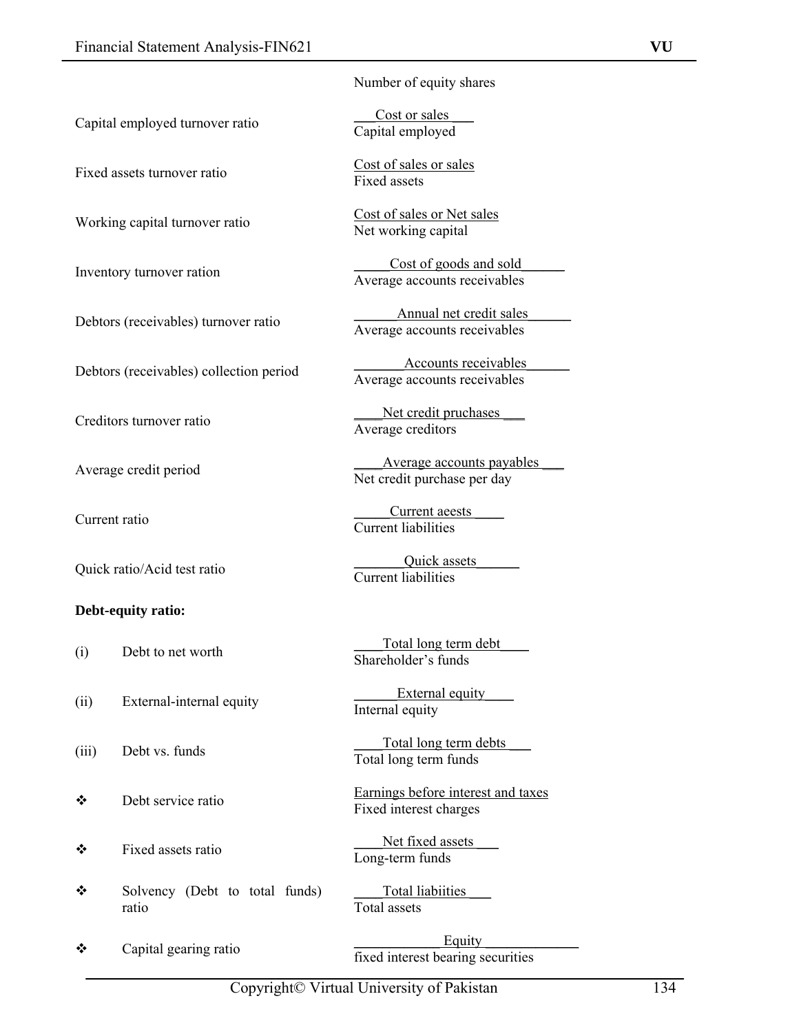| | |
|---|---|
| | Number of equity shares |
| Capital employed turnover ratio | $\frac{\text{Cost or sales}}{\text{Capital employed}}$ |
| Fixed assets turnover ratio | $\frac{\text{Cost of sales or sales}}{\text{Fixed assets}}$ |
| Working capital turnover ratio | $\frac{\text{Cost of sales or Net sales}}{\text{Net working capital}}$ |
| Inventory turnover ration | $\frac{\text{Cost of goods and sold}}{\text{Average accounts receivables}}$ |
| Debtors (receivables) turnover ratio | $\frac{\text{Annual net credit sales}}{\text{Average accounts receivables}}$ |
| Debtors (receivables) collection period | $\frac{\text{Accounts receivables}}{\text{Average accounts receivables}}$ |
| Creditors turnover ratio | $\frac{\text{Net credit pruchases}}{\text{Average creditors}}$ |
| Average credit period | $\frac{\text{Average accounts payables}}{\text{Net credit purchase per day}}$ |
| Current ratio | $\frac{\text{Current aeests}}{\text{Current liabilities}}$ |
| Quick ratio/Acid test ratio | $\frac{\text{Quick assets}}{\text{Current liabilities}}$ |

**Debt-equity ratio:**

| | |
|---|---|
| (i) Debt to net worth | $\frac{\text{Total long term debt}}{\text{Shareholder's funds}}$ |
| (ii) External-internal equity | $\frac{\text{External equity}}{\text{Internal equity}}$ |
| (iii) Debt vs. funds | $\frac{\text{Total long term debts}}{\text{Total long term funds}}$ |
| ❖ Debt service ratio | $\frac{\text{Earnings before interest and taxes}}{\text{Fixed interest charges}}$ |
| ❖ Fixed assets ratio | $\frac{\text{Net fixed assets}}{\text{Long-term funds}}$ |
| ❖ Solvency (Debt to total funds) ratio | $\frac{\text{Total liabiities}}{\text{Total assets}}$ |
| ❖ Capital gearing ratio | $\frac{\text{Equity}}{\text{fixed interest bearing securities}}$ |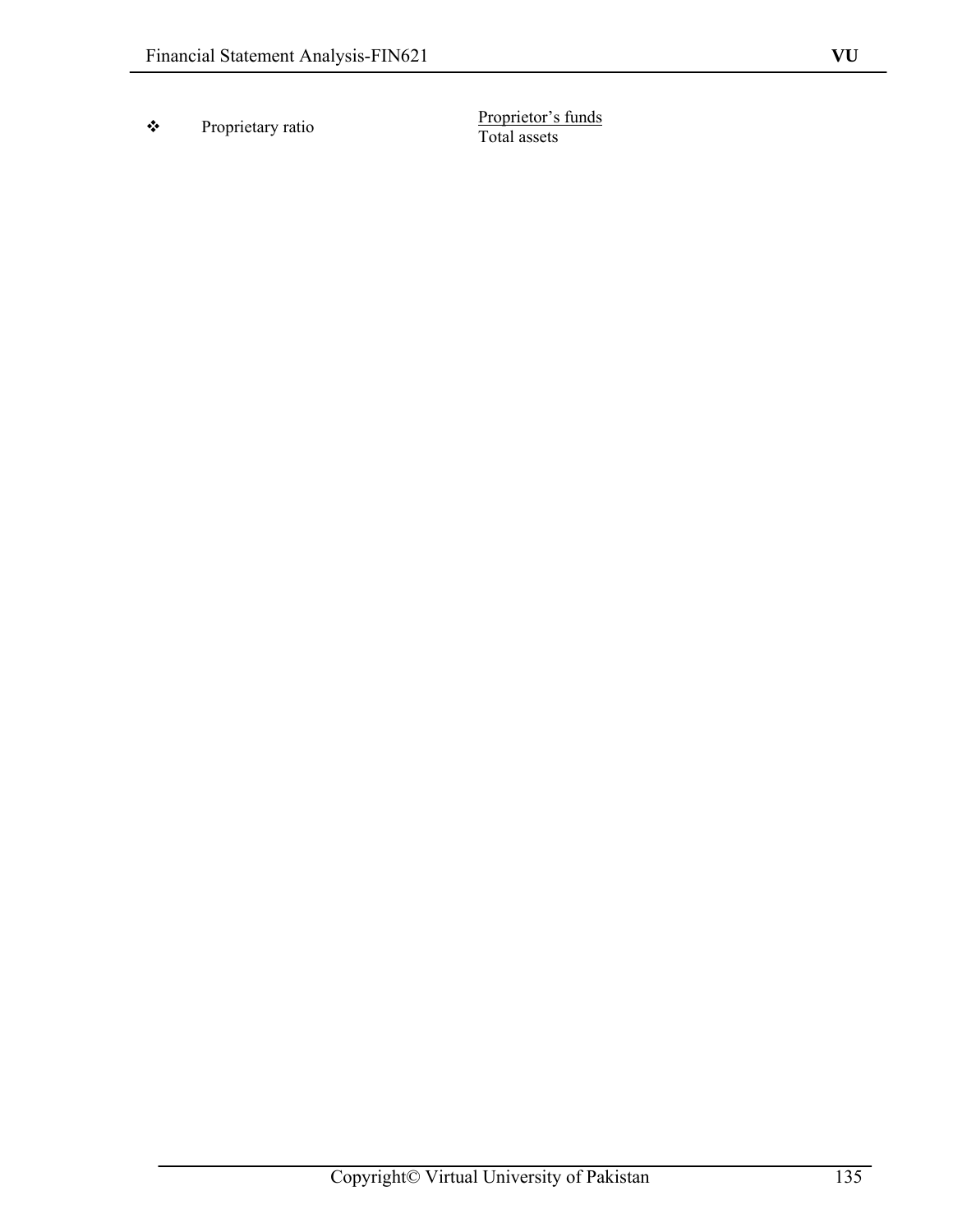- Proprietary ratio $\dfrac{\text{Proprietor's funds}}{\text{Total assets}}$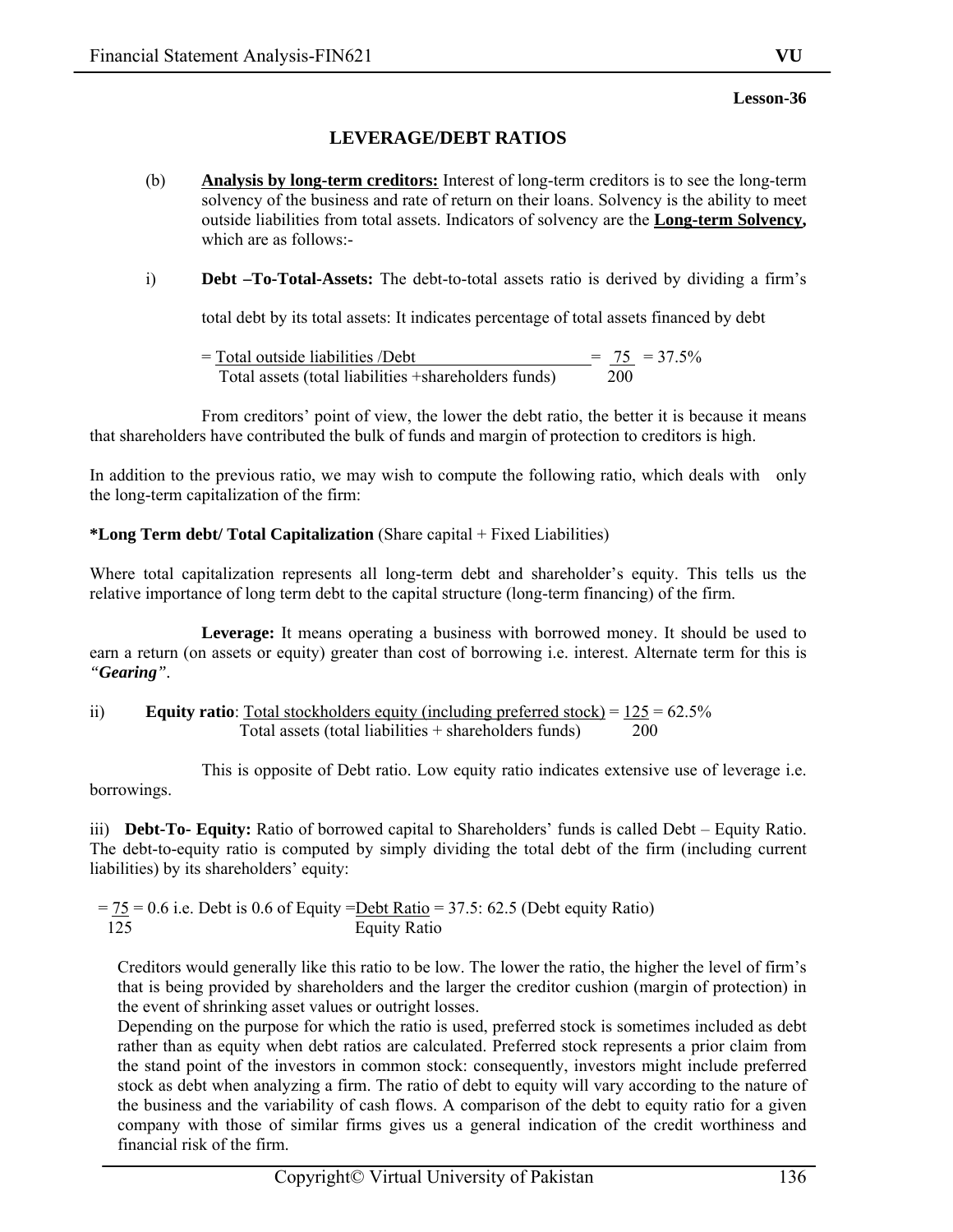**Lesson-36**

## LEVERAGE/DEBT RATIOS

(b) **Analysis by long-term creditors:** Interest of long-term creditors is to see the long-term solvency of the business and rate of return on their loans. Solvency is the ability to meet outside liabilities from total assets. Indicators of solvency are the **Long-term Solvency,** which are as follows:-

i) **Debt –To-Total-Assets:** The debt-to-total assets ratio is derived by dividing a firm's total debt by its total assets: It indicates percentage of total assets financed by debt

$$= \frac{\text{Total outside liabilities /Debt}}{\text{Total assets (total liabilities +shareholders funds)}} = \frac{75}{200} = 37.5\%$$

From creditors' point of view, the lower the debt ratio, the better it is because it means that shareholders have contributed the bulk of funds and margin of protection to creditors is high.

In addition to the previous ratio, we may wish to compute the following ratio, which deals with only the long-term capitalization of the firm:

**\*Long Term debt/ Total Capitalization** (Share capital + Fixed Liabilities)

Where total capitalization represents all long-term debt and shareholder's equity. This tells us the relative importance of long term debt to the capital structure (long-term financing) of the firm.

**Leverage:** It means operating a business with borrowed money. It should be used to earn a return (on assets or equity) greater than cost of borrowing i.e. interest. Alternate term for this is ***"Gearing"***.

ii) **Equity ratio**: $\frac{\text{Total stockholders equity (including preferred stock)}}{\text{Total assets (total liabilities + shareholders funds)}} = \frac{125}{200} = 62.5\%$

This is opposite of Debt ratio. Low equity ratio indicates extensive use of leverage i.e. borrowings.

iii) **Debt-To- Equity:** Ratio of borrowed capital to Shareholders' funds is called Debt – Equity Ratio. The debt-to-equity ratio is computed by simply dividing the total debt of the firm (including current liabilities) by its shareholders' equity:

$= \frac{75}{125} = 0.6$ i.e. Debt is 0.6 of Equity $= \frac{\text{Debt Ratio}}{\text{Equity Ratio}} = 37.5 : 62.5$ (Debt equity Ratio)

Creditors would generally like this ratio to be low. The lower the ratio, the higher the level of firm's that is being provided by shareholders and the larger the creditor cushion (margin of protection) in the event of shrinking asset values or outright losses.

Depending on the purpose for which the ratio is used, preferred stock is sometimes included as debt rather than as equity when debt ratios are calculated. Preferred stock represents a prior claim from the stand point of the investors in common stock: consequently, investors might include preferred stock as debt when analyzing a firm. The ratio of debt to equity will vary according to the nature of the business and the variability of cash flows. A comparison of the debt to equity ratio for a given company with those of similar firms gives us a general indication of the credit worthiness and financial risk of the firm.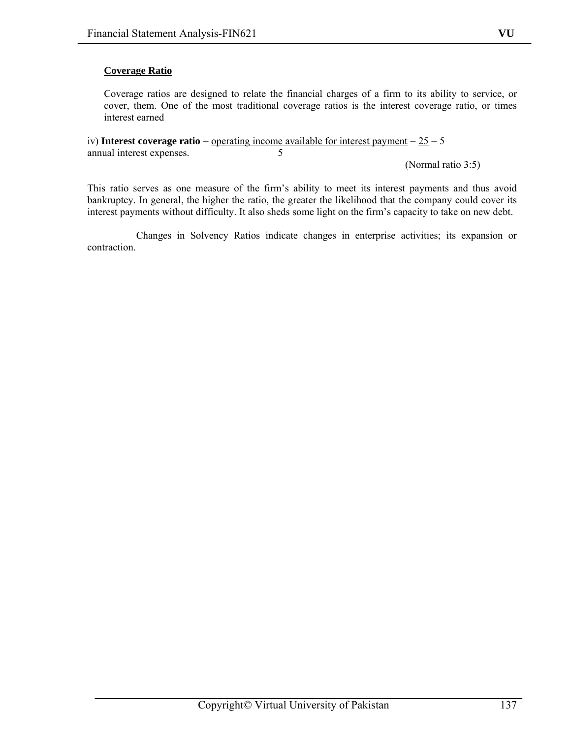**Coverage Ratio**

Coverage ratios are designed to relate the financial charges of a firm to its ability to service, or cover, them. One of the most traditional coverage ratios is the interest coverage ratio, or times interest earned

iv) **Interest coverage ratio** = $\frac{\text{operating income available for interest payment}}{\text{annual interest expenses.}} = \frac{25}{5} = 5$

(Normal ratio 3:5)

This ratio serves as one measure of the firm's ability to meet its interest payments and thus avoid bankruptcy. In general, the higher the ratio, the greater the likelihood that the company could cover its interest payments without difficulty. It also sheds some light on the firm's capacity to take on new debt.

Changes in Solvency Ratios indicate changes in enterprise activities; its expansion or contraction.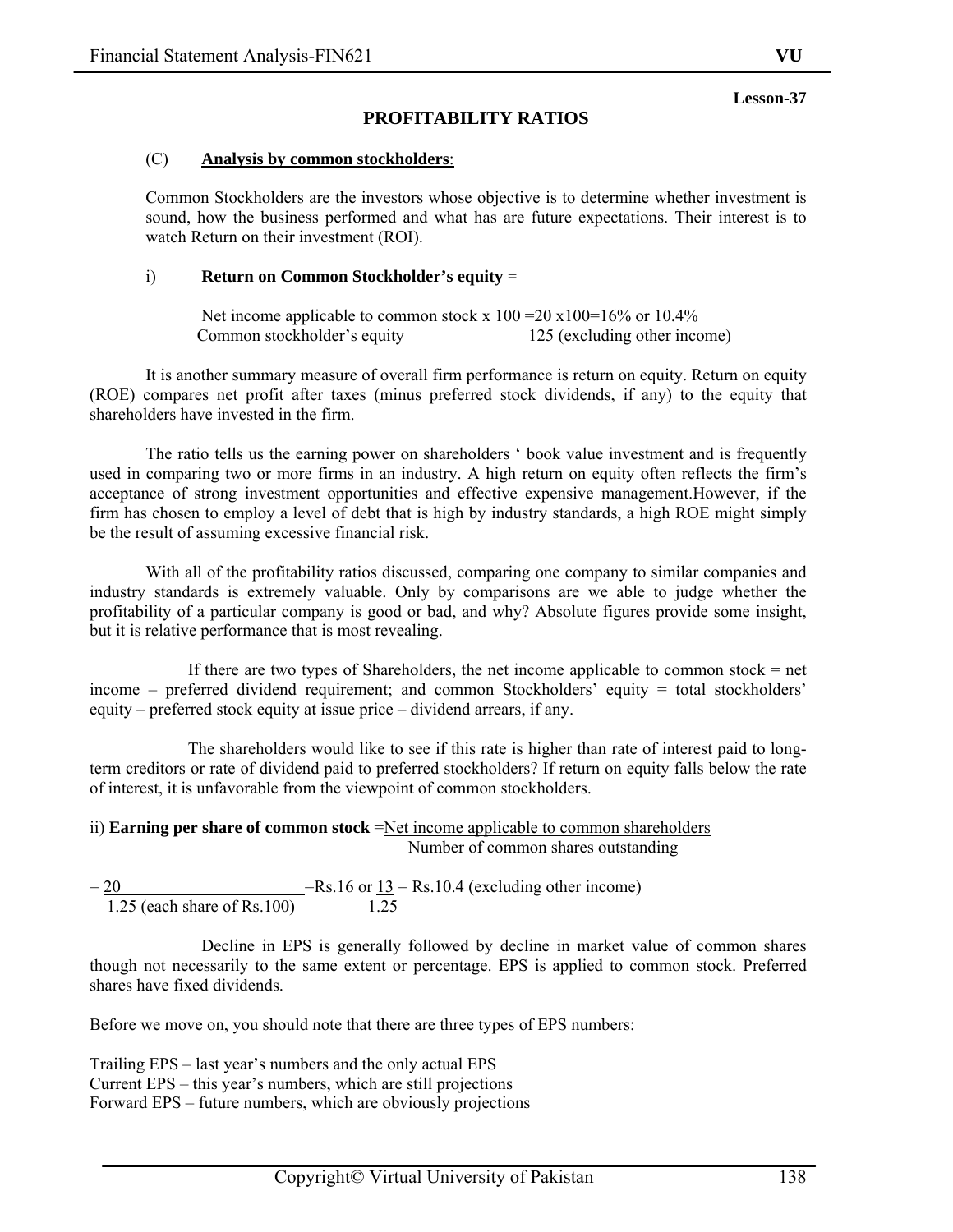**Lesson-37**

# PROFITABILITY RATIOS

(C) **Analysis by common stockholders**:

Common Stockholders are the investors whose objective is to determine whether investment is sound, how the business performed and what has are future expectations. Their interest is to watch Return on their investment (ROI).

i) **Return on Common Stockholder's equity =**

$$\frac{\text{Net income applicable to common stock}}{\text{Common stockholder's equity}} \times 100 = \frac{20}{125} \times 100 = 16\% \text{ or } 10.4\% \text{ (excluding other income)}$$

It is another summary measure of overall firm performance is return on equity. Return on equity (ROE) compares net profit after taxes (minus preferred stock dividends, if any) to the equity that shareholders have invested in the firm.

The ratio tells us the earning power on shareholders ' book value investment and is frequently used in comparing two or more firms in an industry. A high return on equity often reflects the firm's acceptance of strong investment opportunities and effective expensive management.However, if the firm has chosen to employ a level of debt that is high by industry standards, a high ROE might simply be the result of assuming excessive financial risk.

With all of the profitability ratios discussed, comparing one company to similar companies and industry standards is extremely valuable. Only by comparisons are we able to judge whether the profitability of a particular company is good or bad, and why? Absolute figures provide some insight, but it is relative performance that is most revealing.

If there are two types of Shareholders, the net income applicable to common stock = net income – preferred dividend requirement; and common Stockholders' equity = total stockholders' equity – preferred stock equity at issue price – dividend arrears, if any.

The shareholders would like to see if this rate is higher than rate of interest paid to long-term creditors or rate of dividend paid to preferred stockholders? If return on equity falls below the rate of interest, it is unfavorable from the viewpoint of common stockholders.

ii) **Earning per share of common stock** $= \dfrac{\text{Net income applicable to common shareholders}}{\text{Number of common shares outstanding}}$

$$= \frac{20}{1.25 \text{ (each share of Rs.100)}} = \text{Rs.}16 \text{ or } \frac{13}{1.25} = \text{Rs.}10.4 \text{ (excluding other income)}$$

Decline in EPS is generally followed by decline in market value of common shares though not necessarily to the same extent or percentage. EPS is applied to common stock. Preferred shares have fixed dividends.

Before we move on, you should note that there are three types of EPS numbers:

Trailing EPS – last year's numbers and the only actual EPS
Current EPS – this year's numbers, which are still projections
Forward EPS – future numbers, which are obviously projections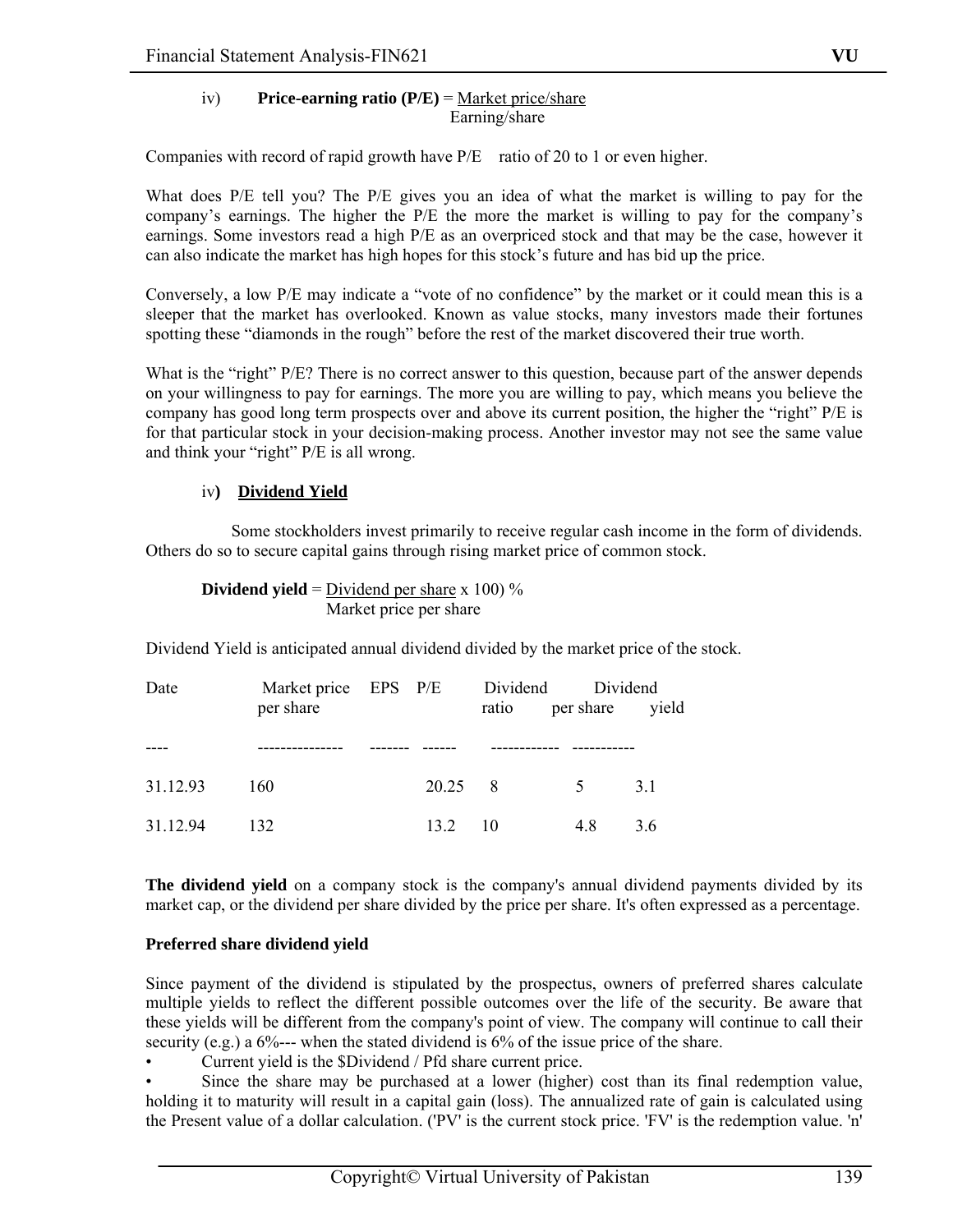iv) **Price-earning ratio (P/E)** = $\frac{\text{Market price/share}}{\text{Earning/share}}$

Companies with record of rapid growth have P/E ratio of 20 to 1 or even higher.

What does P/E tell you? The P/E gives you an idea of what the market is willing to pay for the company's earnings. The higher the P/E the more the market is willing to pay for the company's earnings. Some investors read a high P/E as an overpriced stock and that may be the case, however it can also indicate the market has high hopes for this stock's future and has bid up the price.

Conversely, a low P/E may indicate a "vote of no confidence" by the market or it could mean this is a sleeper that the market has overlooked. Known as value stocks, many investors made their fortunes spotting these "diamonds in the rough" before the rest of the market discovered their true worth.

What is the "right" P/E? There is no correct answer to this question, because part of the answer depends on your willingness to pay for earnings. The more you are willing to pay, which means you believe the company has good long term prospects over and above its current position, the higher the "right" P/E is for that particular stock in your decision-making process. Another investor may not see the same value and think your "right" P/E is all wrong.

iv**)** **Dividend Yield**

Some stockholders invest primarily to receive regular cash income in the form of dividends. Others do so to secure capital gains through rising market price of common stock.

**Dividend yield** = $\frac{\text{Dividend per share}}{\text{Market price per share}}$ x 100) %

Dividend Yield is anticipated annual dividend divided by the market price of the stock.

| Date | Market price per share | EPS | P/E | Dividend ratio | Dividend per share | yield |
|---|---|---|---|---|---|---|
| ---- | --------------- | ------- | ------ | ------------ | ----------- | |
| 31.12.93 | 160 | | 20.25 | 8 | 5 | 3.1 |
| 31.12.94 | 132 | | 13.2 | 10 | 4.8 | 3.6 |

**The dividend yield** on a company stock is the company's annual dividend payments divided by its market cap, or the dividend per share divided by the price per share. It's often expressed as a percentage.

**Preferred share dividend yield**

Since payment of the dividend is stipulated by the prospectus, owners of preferred shares calculate multiple yields to reflect the different possible outcomes over the life of the security. Be aware that these yields will be different from the company's point of view. The company will continue to call their security (e.g.) a 6%--- when the stated dividend is 6% of the issue price of the share.

- Current yield is the $Dividend / Pfd share current price.
- Since the share may be purchased at a lower (higher) cost than its final redemption value, holding it to maturity will result in a capital gain (loss). The annualized rate of gain is calculated using the Present value of a dollar calculation. ('PV' is the current stock price. 'FV' is the redemption value. 'n'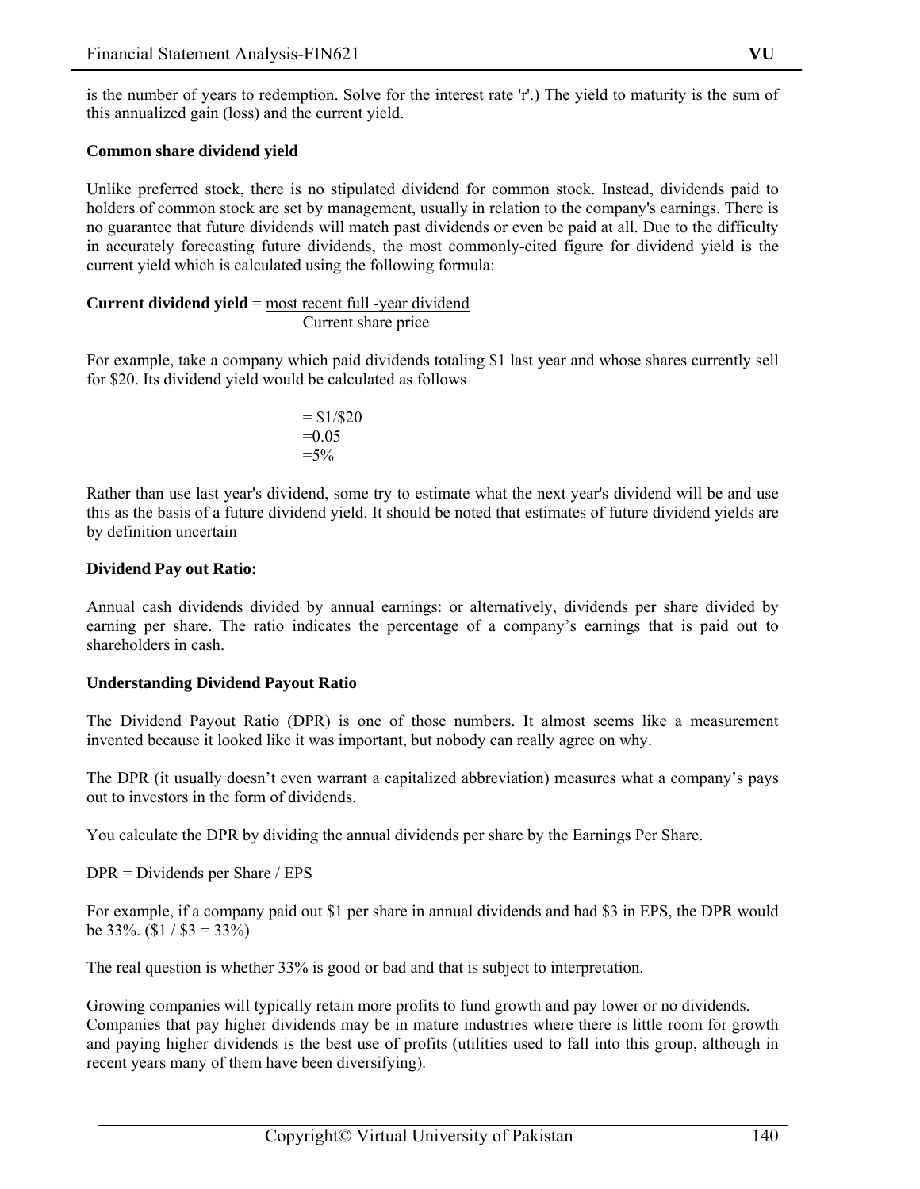is the number of years to redemption. Solve for the interest rate 'r'.) The yield to maturity is the sum of this annualized gain (loss) and the current yield.

**Common share dividend yield**

Unlike preferred stock, there is no stipulated dividend for common stock. Instead, dividends paid to holders of common stock are set by management, usually in relation to the company's earnings. There is no guarantee that future dividends will match past dividends or even be paid at all. Due to the difficulty in accurately forecasting future dividends, the most commonly-cited figure for dividend yield is the current yield which is calculated using the following formula:

$$\textbf{Current dividend yield} = \frac{\text{most recent full -year dividend}}{\text{Current share price}}$$

For example, take a company which paid dividends totaling \$1 last year and whose shares currently sell for \$20. Its dividend yield would be calculated as follows

$$= \$1/\$20$$
$$=0.05$$
$$=5\%$$

Rather than use last year's dividend, some try to estimate what the next year's dividend will be and use this as the basis of a future dividend yield. It should be noted that estimates of future dividend yields are by definition uncertain

**Dividend Pay out Ratio:**

Annual cash dividends divided by annual earnings: or alternatively, dividends per share divided by earning per share. The ratio indicates the percentage of a company's earnings that is paid out to shareholders in cash.

**Understanding Dividend Payout Ratio**

The Dividend Payout Ratio (DPR) is one of those numbers. It almost seems like a measurement invented because it looked like it was important, but nobody can really agree on why.

The DPR (it usually doesn't even warrant a capitalized abbreviation) measures what a company's pays out to investors in the form of dividends.

You calculate the DPR by dividing the annual dividends per share by the Earnings Per Share.

DPR = Dividends per Share / EPS

For example, if a company paid out \$1 per share in annual dividends and had \$3 in EPS, the DPR would be 33%. (\$1 / \$3 = 33%)

The real question is whether 33% is good or bad and that is subject to interpretation.

Growing companies will typically retain more profits to fund growth and pay lower or no dividends. Companies that pay higher dividends may be in mature industries where there is little room for growth and paying higher dividends is the best use of profits (utilities used to fall into this group, although in recent years many of them have been diversifying).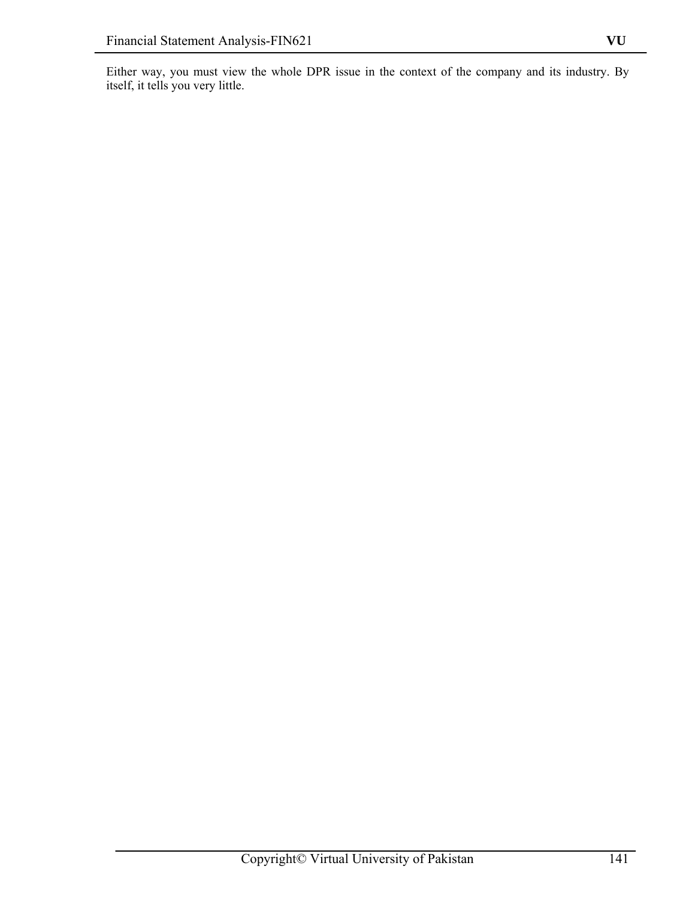Either way, you must view the whole DPR issue in the context of the company and its industry. By itself, it tells you very little.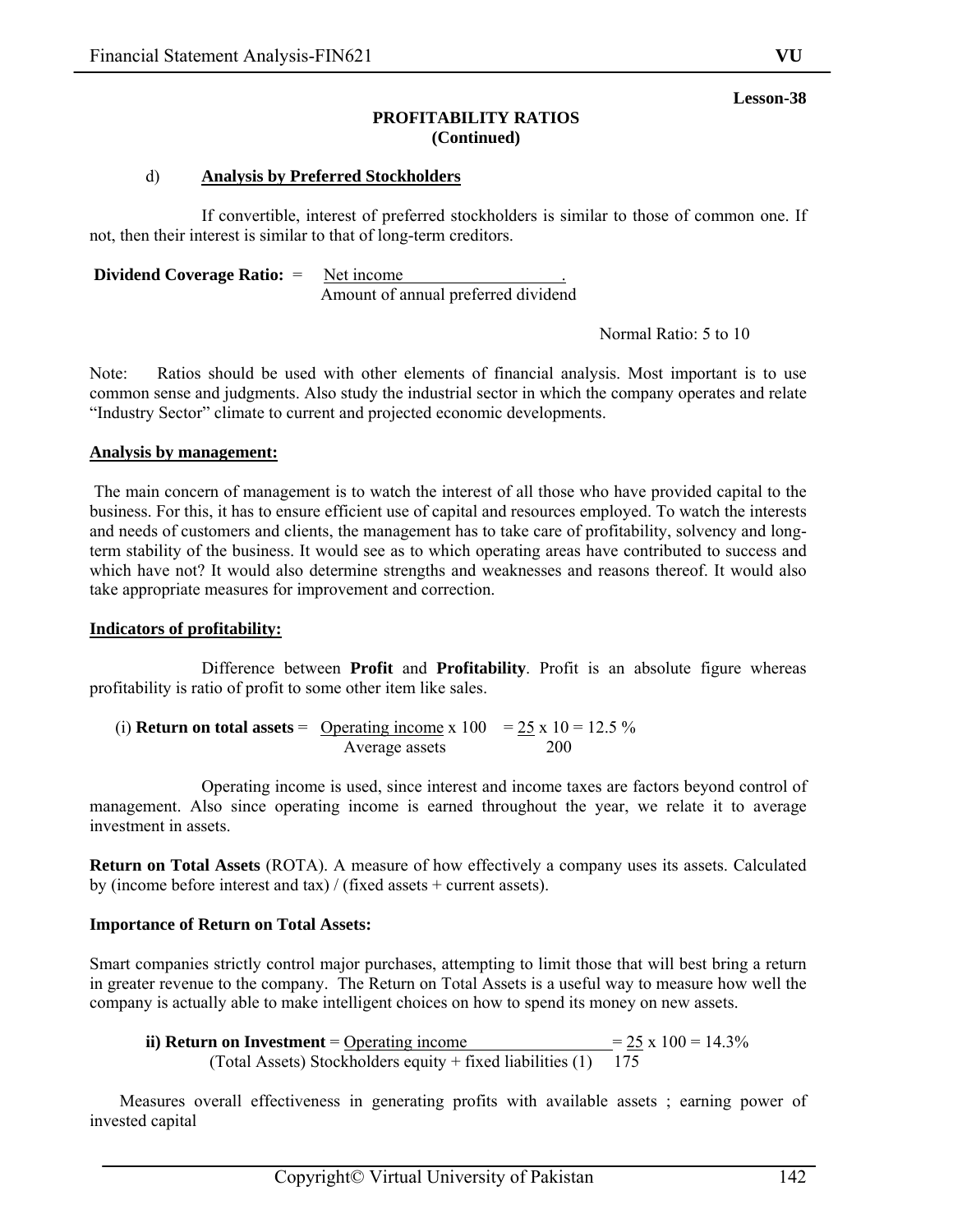Lesson-38

## PROFITABILITY RATIOS (Continued)

d) **Analysis by Preferred Stockholders**

If convertible, interest of preferred stockholders is similar to those of common one. If not, then their interest is similar to that of long-term creditors.

**Dividend Coverage Ratio:** $= \dfrac{\text{Net income}}{\text{Amount of annual preferred dividend}}$

Normal Ratio: 5 to 10

Note: Ratios should be used with other elements of financial analysis. Most important is to use common sense and judgments. Also study the industrial sector in which the company operates and relate "Industry Sector" climate to current and projected economic developments.

**Analysis by management:**

The main concern of management is to watch the interest of all those who have provided capital to the business. For this, it has to ensure efficient use of capital and resources employed. To watch the interests and needs of customers and clients, the management has to take care of profitability, solvency and long-term stability of the business. It would see as to which operating areas have contributed to success and which have not? It would also determine strengths and weaknesses and reasons thereof. It would also take appropriate measures for improvement and correction.

**Indicators of profitability:**

Difference between **Profit** and **Profitability**. Profit is an absolute figure whereas profitability is ratio of profit to some other item like sales.

(i) **Return on total assets** $= \dfrac{\text{Operating income}}{\text{Average assets}} \times 100 = \dfrac{25}{200} \times 10 = 12.5\ \%$

Operating income is used, since interest and income taxes are factors beyond control of management. Also since operating income is earned throughout the year, we relate it to average investment in assets.

**Return on Total Assets** (ROTA). A measure of how effectively a company uses its assets. Calculated by (income before interest and tax) / (fixed assets + current assets).

**Importance of Return on Total Assets:**

Smart companies strictly control major purchases, attempting to limit those that will best bring a return in greater revenue to the company. The Return on Total Assets is a useful way to measure how well the company is actually able to make intelligent choices on how to spend its money on new assets.

**ii) Return on Investment** $= \dfrac{\text{Operating income}}{\text{(Total Assets) Stockholders equity + fixed liabilities (1)}} = \dfrac{25}{175} \times 100 = 14.3\%$

Measures overall effectiveness in generating profits with available assets ; earning power of invested capital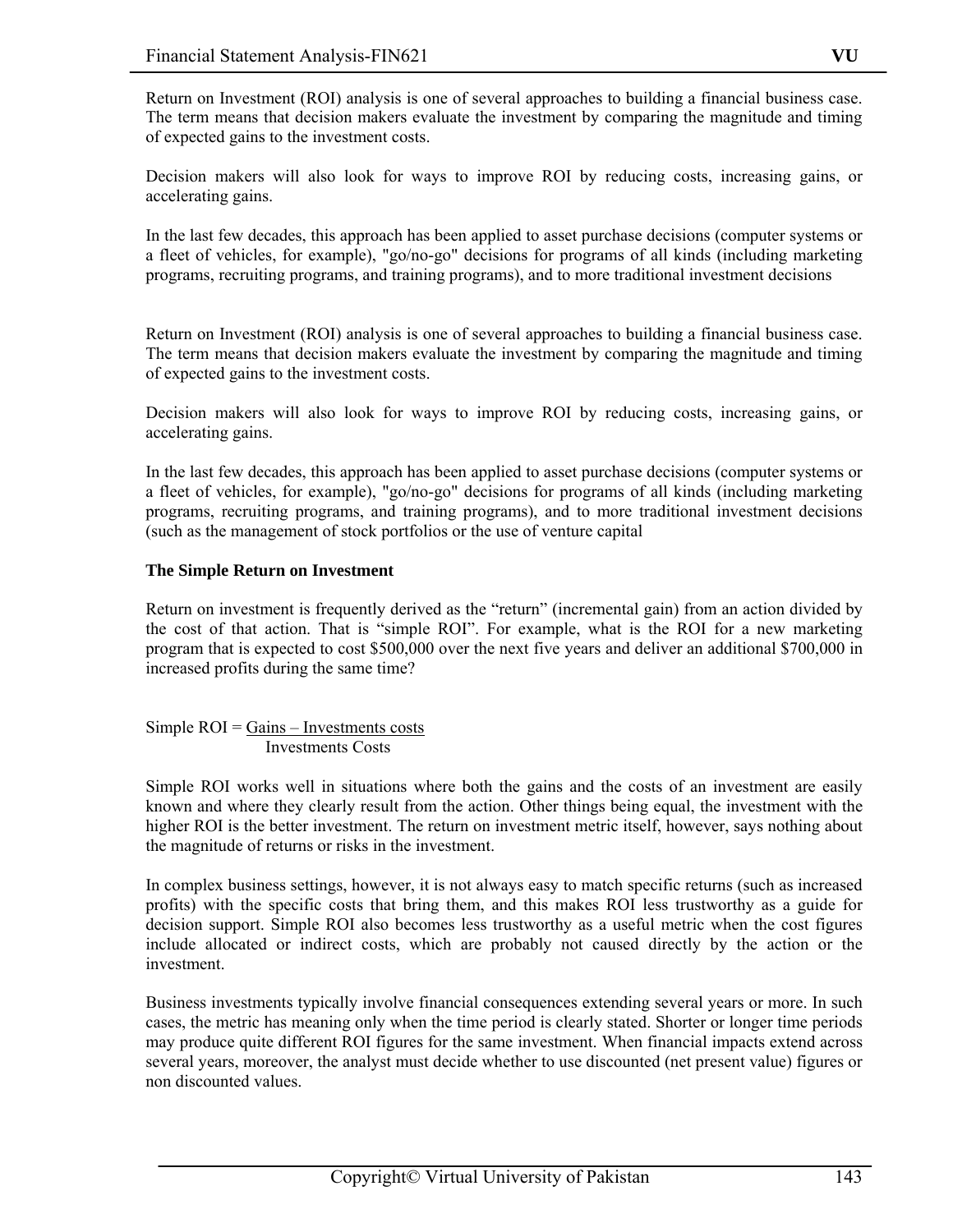Return on Investment (ROI) analysis is one of several approaches to building a financial business case. The term means that decision makers evaluate the investment by comparing the magnitude and timing of expected gains to the investment costs.

Decision makers will also look for ways to improve ROI by reducing costs, increasing gains, or accelerating gains.

In the last few decades, this approach has been applied to asset purchase decisions (computer systems or a fleet of vehicles, for example), "go/no-go" decisions for programs of all kinds (including marketing programs, recruiting programs, and training programs), and to more traditional investment decisions

Return on Investment (ROI) analysis is one of several approaches to building a financial business case. The term means that decision makers evaluate the investment by comparing the magnitude and timing of expected gains to the investment costs.

Decision makers will also look for ways to improve ROI by reducing costs, increasing gains, or accelerating gains.

In the last few decades, this approach has been applied to asset purchase decisions (computer systems or a fleet of vehicles, for example), "go/no-go" decisions for programs of all kinds (including marketing programs, recruiting programs, and training programs), and to more traditional investment decisions (such as the management of stock portfolios or the use of venture capital

**The Simple Return on Investment**

Return on investment is frequently derived as the "return" (incremental gain) from an action divided by the cost of that action. That is "simple ROI". For example, what is the ROI for a new marketing program that is expected to cost $500,000 over the next five years and deliver an additional $700,000 in increased profits during the same time?

$$\text{Simple ROI} = \frac{\text{Gains} - \text{Investments costs}}{\text{Investments Costs}}$$

Simple ROI works well in situations where both the gains and the costs of an investment are easily known and where they clearly result from the action. Other things being equal, the investment with the higher ROI is the better investment. The return on investment metric itself, however, says nothing about the magnitude of returns or risks in the investment.

In complex business settings, however, it is not always easy to match specific returns (such as increased profits) with the specific costs that bring them, and this makes ROI less trustworthy as a guide for decision support. Simple ROI also becomes less trustworthy as a useful metric when the cost figures include allocated or indirect costs, which are probably not caused directly by the action or the investment.

Business investments typically involve financial consequences extending several years or more. In such cases, the metric has meaning only when the time period is clearly stated. Shorter or longer time periods may produce quite different ROI figures for the same investment. When financial impacts extend across several years, moreover, the analyst must decide whether to use discounted (net present value) figures or non discounted values.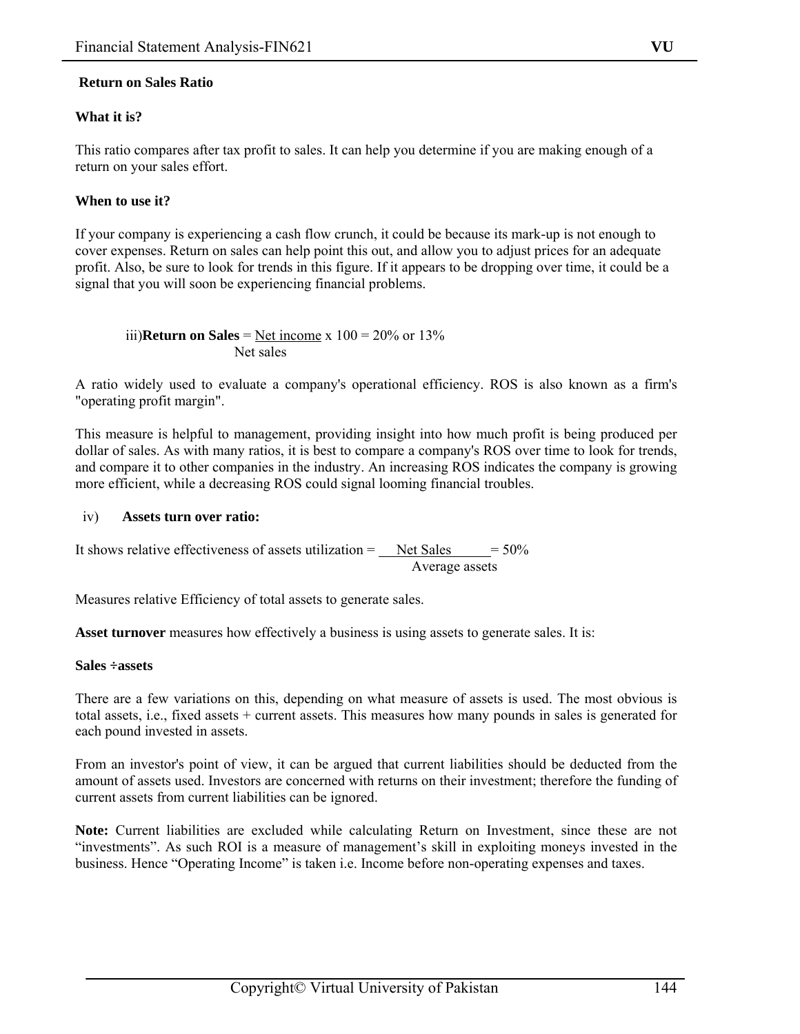**Return on Sales Ratio**

**What it is?**

This ratio compares after tax profit to sales. It can help you determine if you are making enough of a return on your sales effort.

**When to use it?**

If your company is experiencing a cash flow crunch, it could be because its mark-up is not enough to cover expenses. Return on sales can help point this out, and allow you to adjust prices for an adequate profit. Also, be sure to look for trends in this figure. If it appears to be dropping over time, it could be a signal that you will soon be experiencing financial problems.

iii) **Return on Sales** = $\frac{\text{Net income}}{\text{Net sales}} \times 100$ = 20% or 13%

A ratio widely used to evaluate a company's operational efficiency. ROS is also known as a firm's "operating profit margin".

This measure is helpful to management, providing insight into how much profit is being produced per dollar of sales. As with many ratios, it is best to compare a company's ROS over time to look for trends, and compare it to other companies in the industry. An increasing ROS indicates the company is growing more efficient, while a decreasing ROS could signal looming financial troubles.

iv) **Assets turn over ratio:**

It shows relative effectiveness of assets utilization = $\frac{\text{Net Sales}}{\text{Average assets}}$ = 50%

Measures relative Efficiency of total assets to generate sales.

**Asset turnover** measures how effectively a business is using assets to generate sales. It is:

**Sales ÷assets**

There are a few variations on this, depending on what measure of assets is used. The most obvious is total assets, i.e., fixed assets + current assets. This measures how many pounds in sales is generated for each pound invested in assets.

From an investor's point of view, it can be argued that current liabilities should be deducted from the amount of assets used. Investors are concerned with returns on their investment; therefore the funding of current assets from current liabilities can be ignored.

**Note:** Current liabilities are excluded while calculating Return on Investment, since these are not "investments". As such ROI is a measure of management's skill in exploiting moneys invested in the business. Hence "Operating Income" is taken i.e. Income before non-operating expenses and taxes.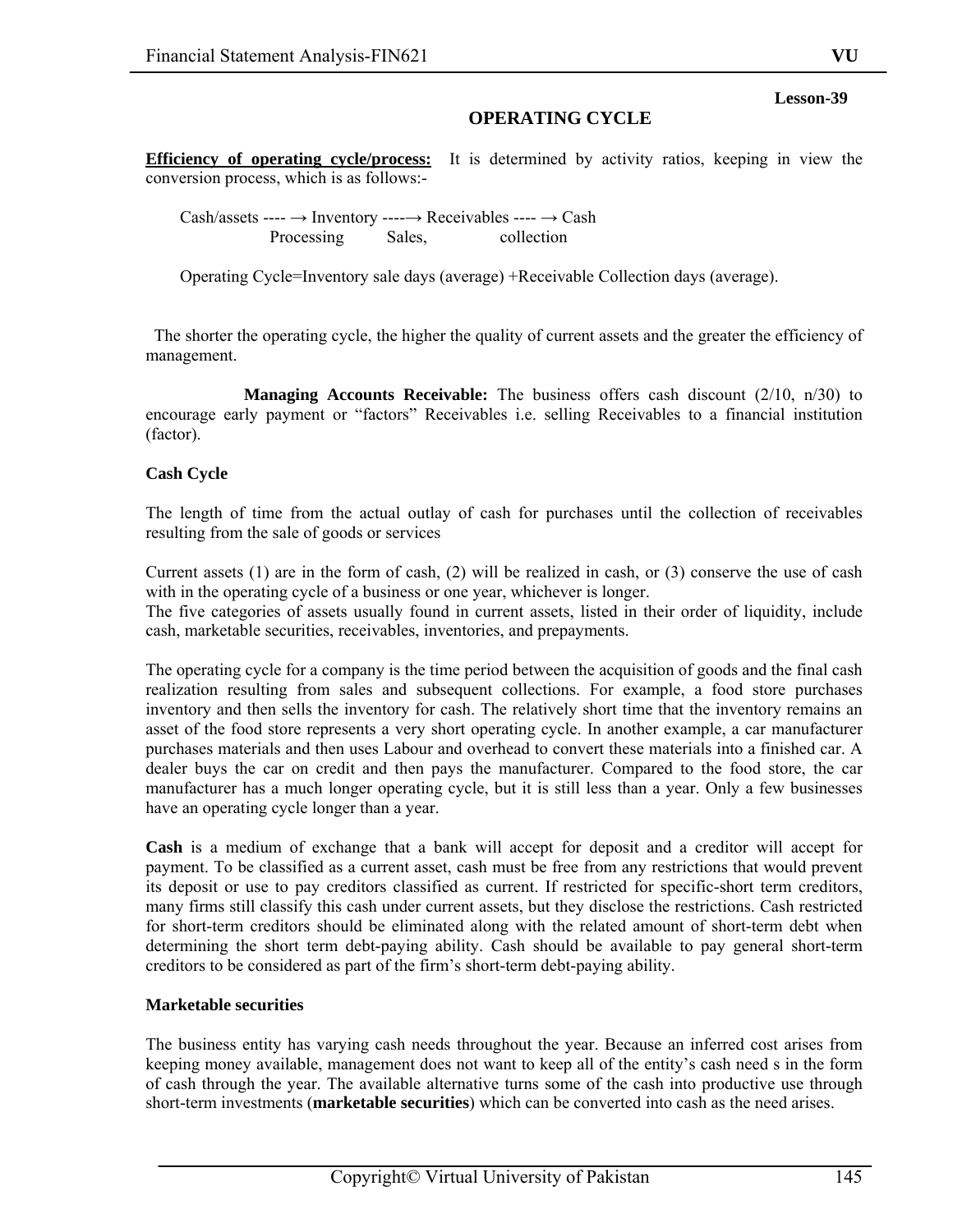**Lesson-39**

# OPERATING CYCLE

**Efficiency of operating cycle/process:** It is determined by activity ratios, keeping in view the conversion process, which is as follows:-

Cash/assets ---- → Inventory ----→ Receivables ---- → Cash
Processing Sales, collection

Operating Cycle=Inventory sale days (average) +Receivable Collection days (average).

The shorter the operating cycle, the higher the quality of current assets and the greater the efficiency of management.

**Managing Accounts Receivable:** The business offers cash discount (2/10, n/30) to encourage early payment or "factors" Receivables i.e. selling Receivables to a financial institution (factor).

### Cash Cycle

The length of time from the actual outlay of cash for purchases until the collection of receivables resulting from the sale of goods or services

Current assets (1) are in the form of cash, (2) will be realized in cash, or (3) conserve the use of cash with in the operating cycle of a business or one year, whichever is longer.
The five categories of assets usually found in current assets, listed in their order of liquidity, include cash, marketable securities, receivables, inventories, and prepayments.

The operating cycle for a company is the time period between the acquisition of goods and the final cash realization resulting from sales and subsequent collections. For example, a food store purchases inventory and then sells the inventory for cash. The relatively short time that the inventory remains an asset of the food store represents a very short operating cycle. In another example, a car manufacturer purchases materials and then uses Labour and overhead to convert these materials into a finished car. A dealer buys the car on credit and then pays the manufacturer. Compared to the food store, the car manufacturer has a much longer operating cycle, but it is still less than a year. Only a few businesses have an operating cycle longer than a year.

**Cash** is a medium of exchange that a bank will accept for deposit and a creditor will accept for payment. To be classified as a current asset, cash must be free from any restrictions that would prevent its deposit or use to pay creditors classified as current. If restricted for specific-short term creditors, many firms still classify this cash under current assets, but they disclose the restrictions. Cash restricted for short-term creditors should be eliminated along with the related amount of short-term debt when determining the short term debt-paying ability. Cash should be available to pay general short-term creditors to be considered as part of the firm's short-term debt-paying ability.

### Marketable securities

The business entity has varying cash needs throughout the year. Because an inferred cost arises from keeping money available, management does not want to keep all of the entity's cash need s in the form of cash through the year. The available alternative turns some of the cash into productive use through short-term investments (**marketable securities**) which can be converted into cash as the need arises.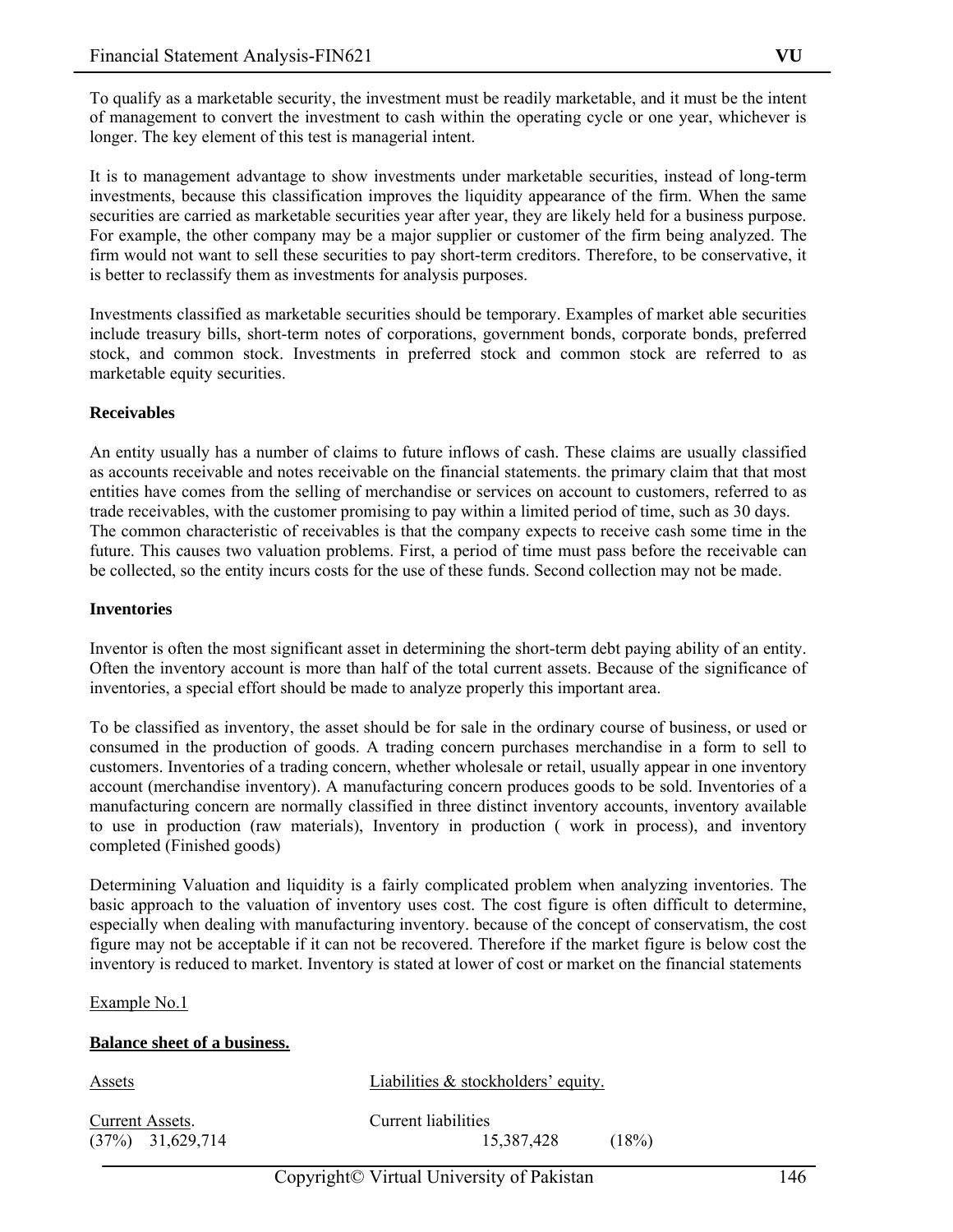To qualify as a marketable security, the investment must be readily marketable, and it must be the intent of management to convert the investment to cash within the operating cycle or one year, whichever is longer. The key element of this test is managerial intent.

It is to management advantage to show investments under marketable securities, instead of long-term investments, because this classification improves the liquidity appearance of the firm. When the same securities are carried as marketable securities year after year, they are likely held for a business purpose. For example, the other company may be a major supplier or customer of the firm being analyzed. The firm would not want to sell these securities to pay short-term creditors. Therefore, to be conservative, it is better to reclassify them as investments for analysis purposes.

Investments classified as marketable securities should be temporary. Examples of market able securities include treasury bills, short-term notes of corporations, government bonds, corporate bonds, preferred stock, and common stock. Investments in preferred stock and common stock are referred to as marketable equity securities.

**Receivables**

An entity usually has a number of claims to future inflows of cash. These claims are usually classified as accounts receivable and notes receivable on the financial statements. the primary claim that that most entities have comes from the selling of merchandise or services on account to customers, referred to as trade receivables, with the customer promising to pay within a limited period of time, such as 30 days. The common characteristic of receivables is that the company expects to receive cash some time in the future. This causes two valuation problems. First, a period of time must pass before the receivable can be collected, so the entity incurs costs for the use of these funds. Second collection may not be made.

**Inventories**

Inventor is often the most significant asset in determining the short-term debt paying ability of an entity. Often the inventory account is more than half of the total current assets. Because of the significance of inventories, a special effort should be made to analyze properly this important area.

To be classified as inventory, the asset should be for sale in the ordinary course of business, or used or consumed in the production of goods. A trading concern purchases merchandise in a form to sell to customers. Inventories of a trading concern, whether wholesale or retail, usually appear in one inventory account (merchandise inventory). A manufacturing concern produces goods to be sold. Inventories of a manufacturing concern are normally classified in three distinct inventory accounts, inventory available to use in production (raw materials), Inventory in production ( work in process), and inventory completed (Finished goods)

Determining Valuation and liquidity is a fairly complicated problem when analyzing inventories. The basic approach to the valuation of inventory uses cost. The cost figure is often difficult to determine, especially when dealing with manufacturing inventory. because of the concept of conservatism, the cost figure may not be acceptable if it can not be recovered. Therefore if the market figure is below cost the inventory is reduced to market. Inventory is stated at lower of cost or market on the financial statements

Example No.1

**Balance sheet of a business.**

| Assets | Liabilities & stockholders' equity. |
|---|---|
| Current Assets. | Current liabilities |
| (37%) 31,629,714 | 15,387,428 (18%) |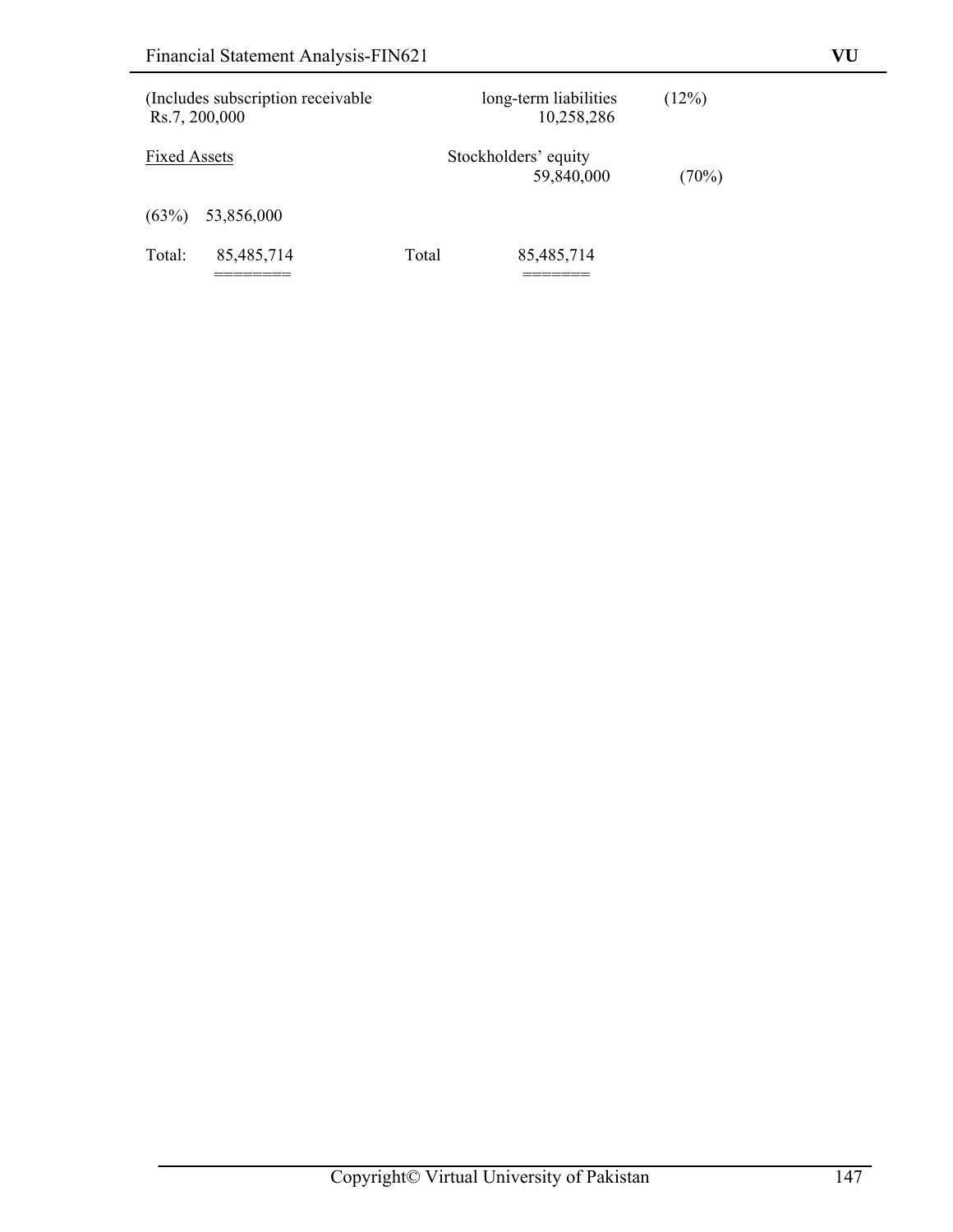| | | | |
|---|---|---|---|
| (Includes subscription receivable Rs.7, 200,000 | | long-term liabilities 10,258,286 | (12%) |
| Fixed Assets | | Stockholders' equity 59,840,000 | (70%) |
| (63%) 53,856,000 | | | |
| Total: 85,485,714 ======== | Total | 85,485,714 ======= | |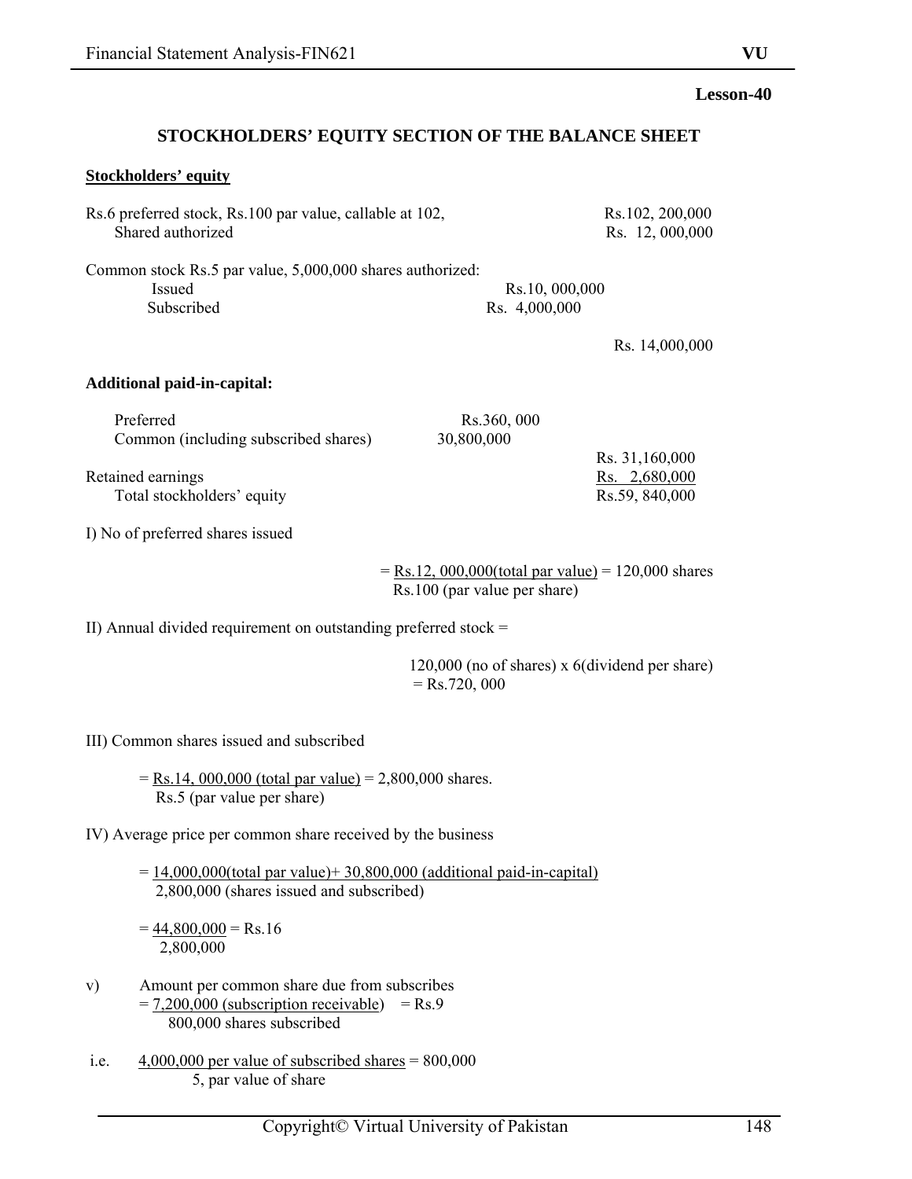**Lesson-40**

## STOCKHOLDERS' EQUITY SECTION OF THE BALANCE SHEET

**Stockholders' equity**

| | | |
|---|---|---|
| Rs.6 preferred stock, Rs.100 par value, callable at 102, | | Rs.102, 200,000 |
| Shared authorized | | Rs. 12, 000,000 |
| Common stock Rs.5 par value, 5,000,000 shares authorized: | | |
| Issued | Rs.10, 000,000 | |
| Subscribed | Rs. 4,000,000 | |
| | | Rs. 14,000,000 |
| **Additional paid-in-capital:** | | |
| Preferred | Rs.360, 000 | |
| Common (including subscribed shares) | 30,800,000 | |
| | | Rs. 31,160,000 |
| Retained earnings | | Rs. 2,680,000 |
| Total stockholders' equity | | Rs.59, 840,000 |

I) No of preferred shares issued

$$= \frac{\text{Rs.12, 000,000(total par value)}}{\text{Rs.100 (par value per share)}} = 120,000 \text{ shares}$$

II) Annual divided requirement on outstanding preferred stock =

120,000 (no of shares) x 6(dividend per share)
= Rs.720, 000

III) Common shares issued and subscribed

$$= \frac{\text{Rs.14, 000,000 (total par value)}}{\text{Rs.5 (par value per share)}} = 2,800,000 \text{ shares.}$$

IV) Average price per common share received by the business

$$= \frac{\text{14,000,000(total par value)+ 30,800,000 (additional paid-in-capital)}}{\text{2,800,000 (shares issued and subscribed)}}$$

$$= \frac{44,800,000}{2,800,000} = \text{Rs.16}$$

v) Amount per common share due from subscribes

$$= \frac{\text{7,200,000 (subscription receivable)}}{\text{800,000 shares subscribed}} = \text{Rs.9}$$

i.e. $\frac{\text{4,000,000 per value of subscribed shares}}{\text{5, par value of share}} = 800,000$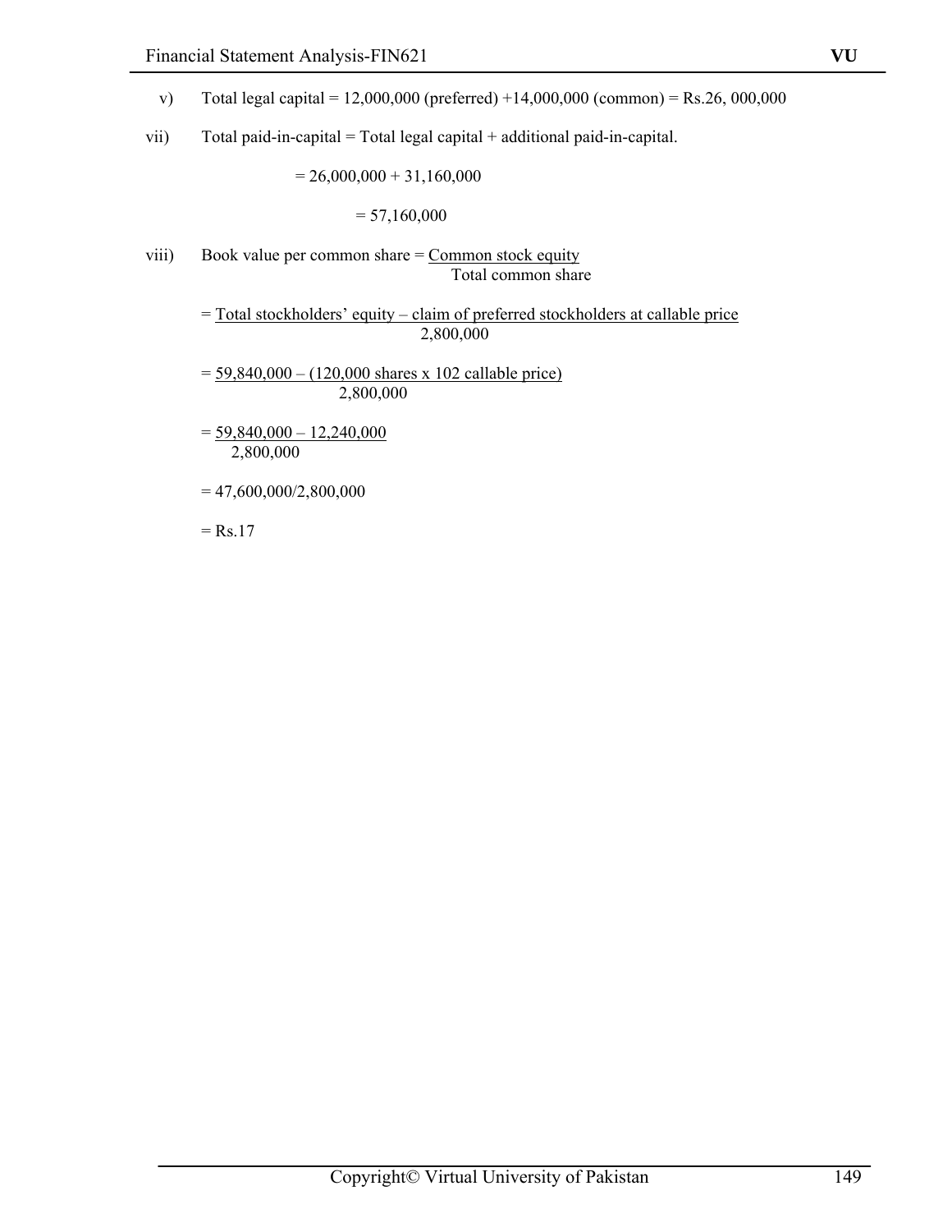v) Total legal capital = 12,000,000 (preferred) +14,000,000 (common) = Rs.26, 000,000

vii) Total paid-in-capital = Total legal capital + additional paid-in-capital.

= 26,000,000 + 31,160,000

= 57,160,000

viii) Book value per common share = $\frac{\text{Common stock equity}}{\text{Total common share}}$

= $\frac{\text{Total stockholders' equity – claim of preferred stockholders at callable price}}{2,800,000}$

= $\frac{59,840,000 – (120,000 \text{ shares x } 102 \text{ callable price})}{2,800,000}$

= $\frac{59,840,000 – 12,240,000}{2,800,000}$

= 47,600,000/2,800,000

= Rs.17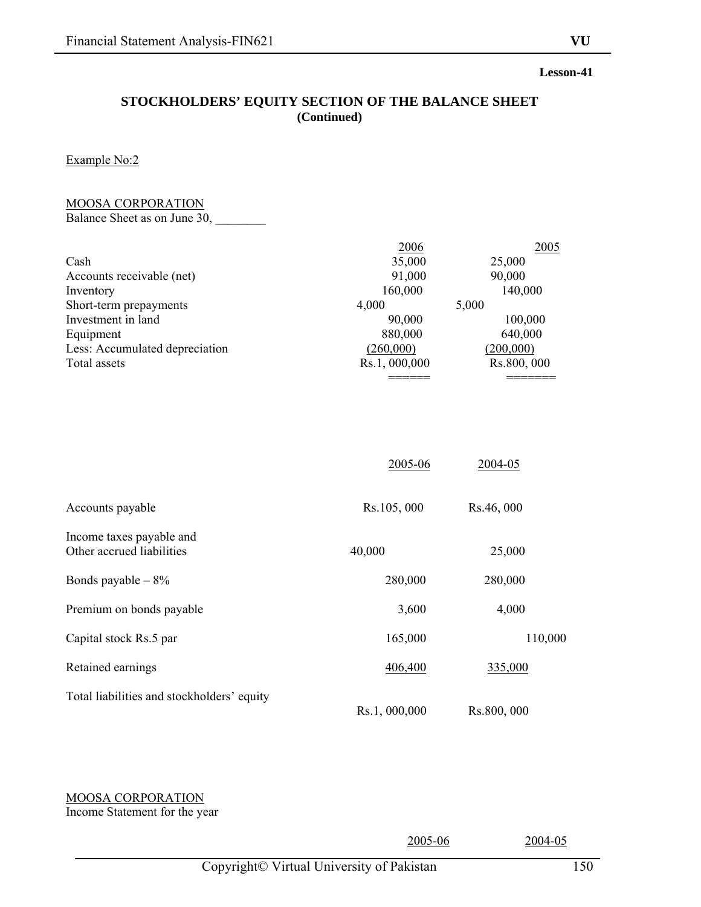Lesson-41

## STOCKHOLDERS' EQUITY SECTION OF THE BALANCE SHEET
**(Continued)**

Example No:2

MOOSA CORPORATION
Balance Sheet as on June 30, ________

| | 2006 | 2005 |
|---|---|---|
| Cash | 35,000 | 25,000 |
| Accounts receivable (net) | 91,000 | 90,000 |
| Inventory | 160,000 | 140,000 |
| Short-term prepayments | 4,000 | 5,000 |
| Investment in land | 90,000 | 100,000 |
| Equipment | 880,000 | 640,000 |
| Less: Accumulated depreciation | (260,000) | (200,000) |
| Total assets | Rs.1, 000,000 | Rs.800, 000 |

| | 2005-06 | 2004-05 |
|---|---|---|
| Accounts payable | Rs.105, 000 | Rs.46, 000 |
| Income taxes payable and Other accrued liabilities | 40,000 | 25,000 |
| Bonds payable – 8% | 280,000 | 280,000 |
| Premium on bonds payable | 3,600 | 4,000 |
| Capital stock Rs.5 par | 165,000 | 110,000 |
| Retained earnings | 406,400 | 335,000 |
| Total liabilities and stockholders' equity | Rs.1, 000,000 | Rs.800, 000 |

MOOSA CORPORATION
Income Statement for the year

| | 2005-06 | 2004-05 |
|---|---|---|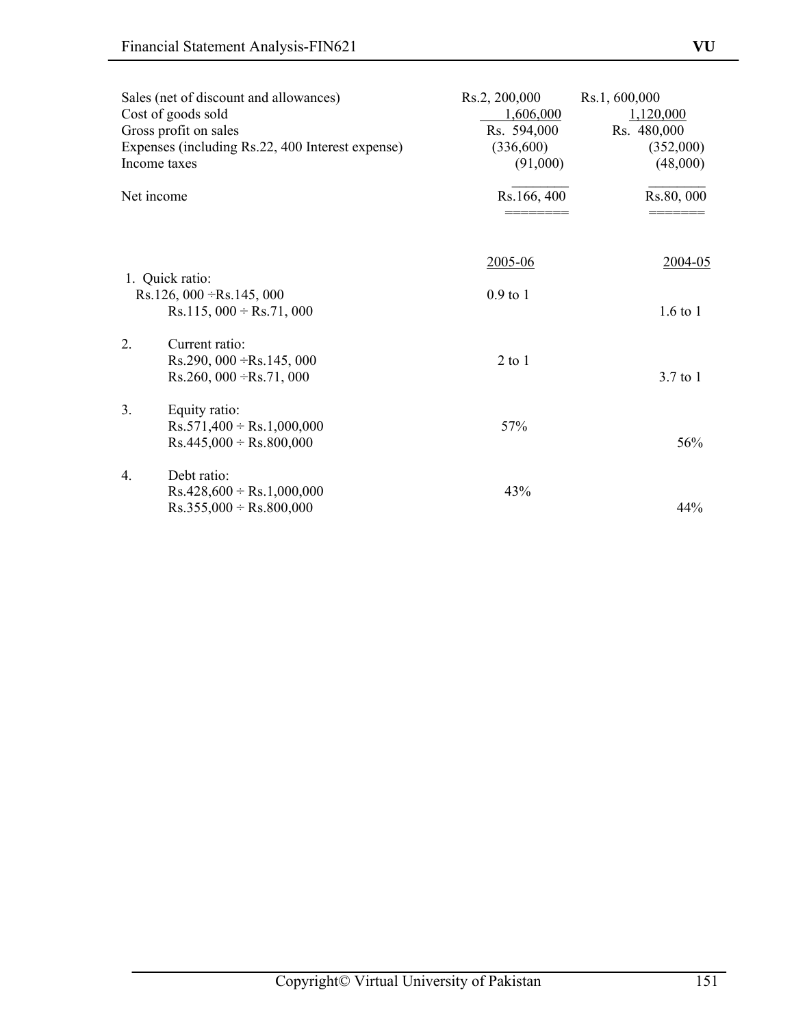| | | |
|---|---|---|
| Sales (net of discount and allowances) | Rs.2, 200,000 | Rs.1, 600,000 |
| Cost of goods sold | 1,606,000 | 1,120,000 |
| Gross profit on sales | Rs. 594,000 | Rs. 480,000 |
| Expenses (including Rs.22, 400 Interest expense) | (336,600) | (352,000) |
| Income taxes | (91,000) | (48,000) |
| Net income | Rs.166, 400 | Rs.80, 000 |

| | 2005-06 | 2004-05 |
|---|---|---|
| 1. Quick ratio: | | |
| Rs.126, 000 ÷Rs.145, 000 | 0.9 to 1 | |
| Rs.115, 000 ÷ Rs.71, 000 | | 1.6 to 1 |
| 2. Current ratio: | | |
| Rs.290, 000 ÷Rs.145, 000 | 2 to 1 | |
| Rs.260, 000 ÷Rs.71, 000 | | 3.7 to 1 |
| 3. Equity ratio: | | |
| Rs.571,400 ÷ Rs.1,000,000 | 57% | |
| Rs.445,000 ÷ Rs.800,000 | | 56% |
| 4. Debt ratio: | | |
| Rs.428,600 ÷ Rs.1,000,000 | 43% | |
| Rs.355,000 ÷ Rs.800,000 | | 44% |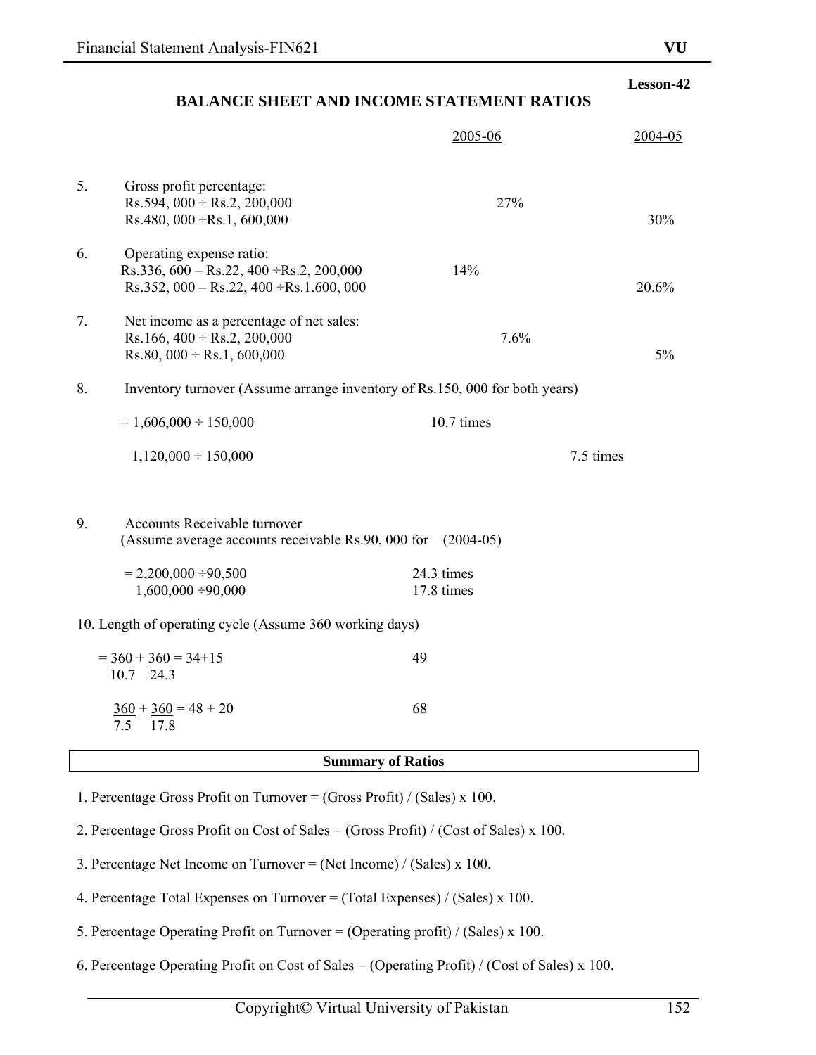Lesson-42

## BALANCE SHEET AND INCOME STATEMENT RATIOS

| | | 2005-06 | 2004-05 |
|---|---|---|---|
| 5. | Gross profit percentage: | | |
| | Rs.594, 000 ÷ Rs.2, 200,000 | 27% | |
| | Rs.480, 000 ÷Rs.1, 600,000 | | 30% |
| 6. | Operating expense ratio: | | |
| | Rs.336, 600 – Rs.22, 400 ÷Rs.2, 200,000 | 14% | |
| | Rs.352, 000 – Rs.22, 400 ÷Rs.1.600, 000 | | 20.6% |
| 7. | Net income as a percentage of net sales: | | |
| | Rs.166, 400 ÷ Rs.2, 200,000 | 7.6% | |
| | Rs.80, 000 ÷ Rs.1, 600,000 | | 5% |

8. Inventory turnover (Assume arrange inventory of Rs.150, 000 for both years)

| | 2005-06 | 2004-05 |
|---|---|---|
| = 1,606,000 ÷ 150,000 | 10.7 times | |
| 1,120,000 ÷ 150,000 | | 7.5 times |

9. Accounts Receivable turnover
(Assume average accounts receivable Rs.90, 000 for (2004-05)

| | |
|---|---|
| = 2,200,000 ÷90,500 | 24.3 times |
| 1,600,000 ÷90,000 | 17.8 times |

10. Length of operating cycle (Assume 360 working days)

$= \frac{360}{10.7} + \frac{360}{24.3} = 34+15$ 49

$\frac{360}{7.5} + \frac{360}{17.8} = 48 + 20$ 68

**Summary of Ratios**

1. Percentage Gross Profit on Turnover = (Gross Profit) / (Sales) x 100.

2. Percentage Gross Profit on Cost of Sales = (Gross Profit) / (Cost of Sales) x 100.

3. Percentage Net Income on Turnover = (Net Income) / (Sales) x 100.

4. Percentage Total Expenses on Turnover = (Total Expenses) / (Sales) x 100.

5. Percentage Operating Profit on Turnover = (Operating profit) / (Sales) x 100.

6. Percentage Operating Profit on Cost of Sales = (Operating Profit) / (Cost of Sales) x 100.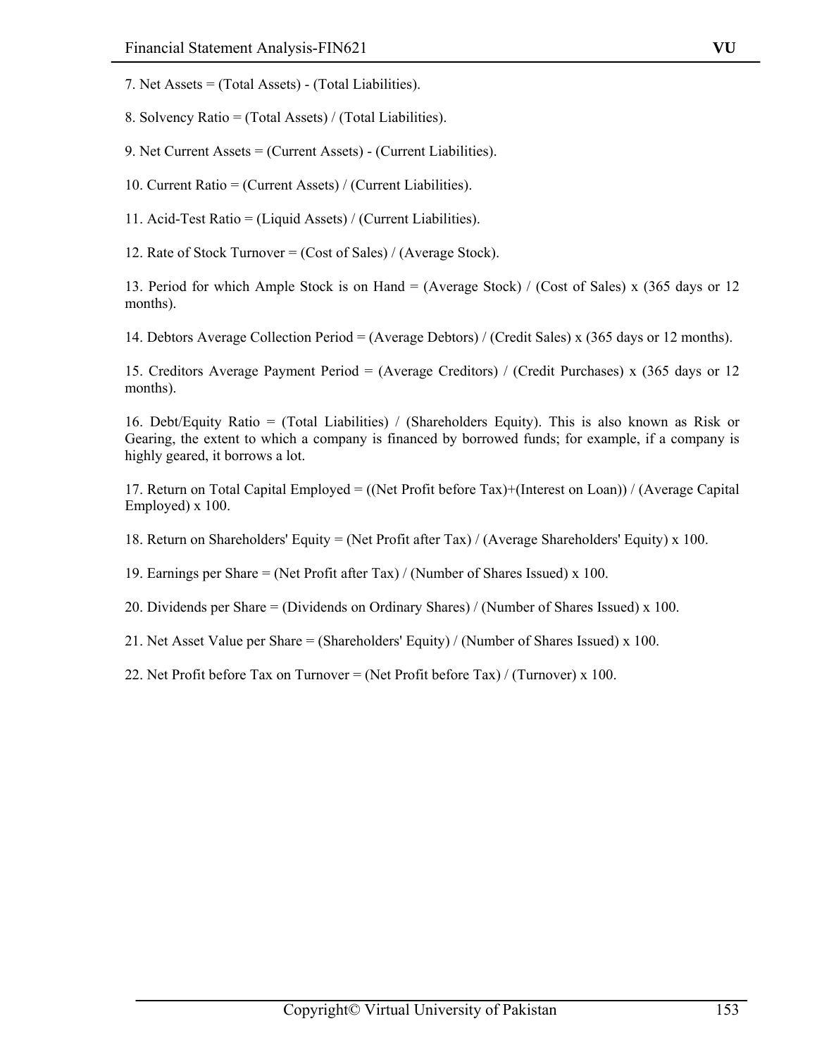7. Net Assets = (Total Assets) - (Total Liabilities).

8. Solvency Ratio = (Total Assets) / (Total Liabilities).

9. Net Current Assets = (Current Assets) - (Current Liabilities).

10. Current Ratio = (Current Assets) / (Current Liabilities).

11. Acid-Test Ratio = (Liquid Assets) / (Current Liabilities).

12. Rate of Stock Turnover = (Cost of Sales) / (Average Stock).

13. Period for which Ample Stock is on Hand = (Average Stock) / (Cost of Sales) x (365 days or 12 months).

14. Debtors Average Collection Period = (Average Debtors) / (Credit Sales) x (365 days or 12 months).

15. Creditors Average Payment Period = (Average Creditors) / (Credit Purchases) x (365 days or 12 months).

16. Debt/Equity Ratio = (Total Liabilities) / (Shareholders Equity). This is also known as Risk or Gearing, the extent to which a company is financed by borrowed funds; for example, if a company is highly geared, it borrows a lot.

17. Return on Total Capital Employed = ((Net Profit before Tax)+(Interest on Loan)) / (Average Capital Employed) x 100.

18. Return on Shareholders' Equity = (Net Profit after Tax) / (Average Shareholders' Equity) x 100.

19. Earnings per Share = (Net Profit after Tax) / (Number of Shares Issued) x 100.

20. Dividends per Share = (Dividends on Ordinary Shares) / (Number of Shares Issued) x 100.

21. Net Asset Value per Share = (Shareholders' Equity) / (Number of Shares Issued) x 100.

22. Net Profit before Tax on Turnover = (Net Profit before Tax) / (Turnover) x 100.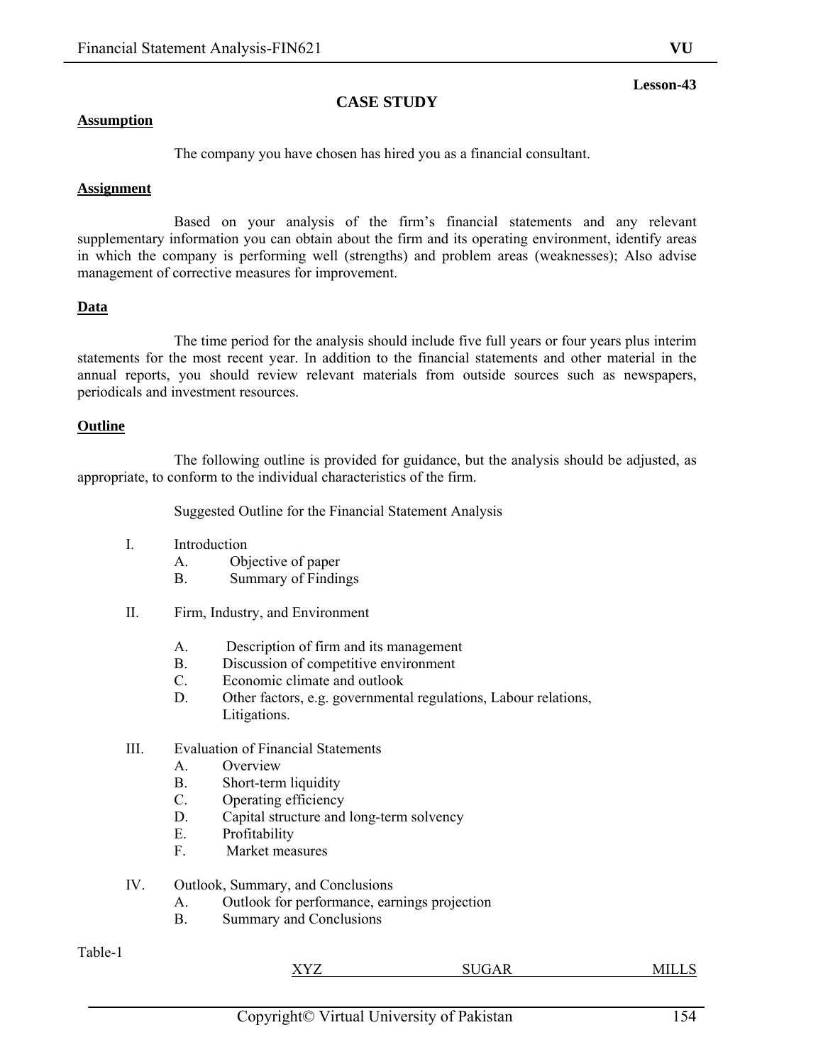Lesson-43

# CASE STUDY

**Assumption**

The company you have chosen has hired you as a financial consultant.

**Assignment**

Based on your analysis of the firm's financial statements and any relevant supplementary information you can obtain about the firm and its operating environment, identify areas in which the company is performing well (strengths) and problem areas (weaknesses); Also advise management of corrective measures for improvement.

**Data**

The time period for the analysis should include five full years or four years plus interim statements for the most recent year. In addition to the financial statements and other material in the annual reports, you should review relevant materials from outside sources such as newspapers, periodicals and investment resources.

**Outline**

The following outline is provided for guidance, but the analysis should be adjusted, as appropriate, to conform to the individual characteristics of the firm.

Suggested Outline for the Financial Statement Analysis

I. Introduction
   - A. Objective of paper
   - B. Summary of Findings

II. Firm, Industry, and Environment
   - A. Description of firm and its management
   - B. Discussion of competitive environment
   - C. Economic climate and outlook
   - D. Other factors, e.g. governmental regulations, Labour relations, Litigations.

III. Evaluation of Financial Statements
   - A. Overview
   - B. Short-term liquidity
   - C. Operating efficiency
   - D. Capital structure and long-term solvency
   - E. Profitability
   - F. Market measures

IV. Outlook, Summary, and Conclusions
   - A. Outlook for performance, earnings projection
   - B. Summary and Conclusions

Table-1

XYZ SUGAR MILLS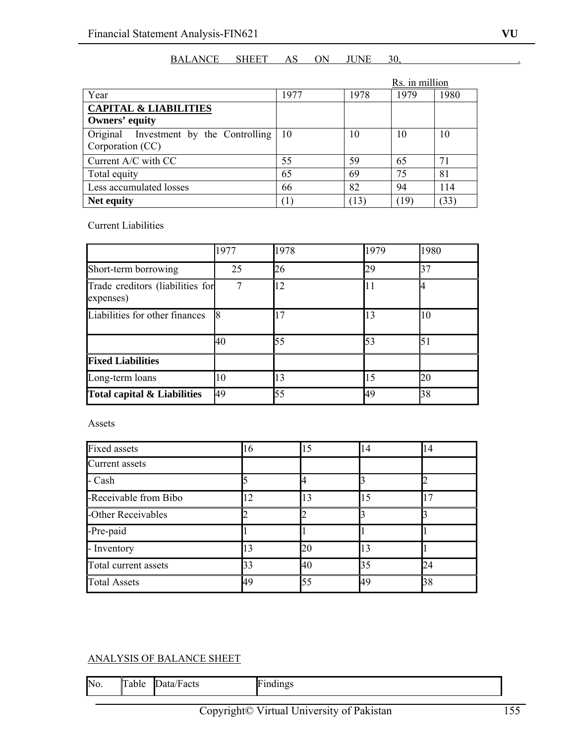BALANCE SHEET AS ON JUNE 30, .

Rs. in million

| Year | 1977 | 1978 | 1979 | 1980 |
|---|---|---|---|---|
| **CAPITAL & LIABILITIES** **Owners' equity** | | | | |
| Original Investment by the Controlling Corporation (CC) | 10 | 10 | 10 | 10 |
| Current A/C with CC | 55 | 59 | 65 | 71 |
| Total equity | 65 | 69 | 75 | 81 |
| Less accumulated losses | 66 | 82 | 94 | 114 |
| **Net equity** | (1) | (13) | (19) | (33) |

Current Liabilities

| | 1977 | 1978 | 1979 | 1980 |
|---|---|---|---|---|
| Short-term borrowing | 25 | 26 | 29 | 37 |
| Trade creditors (liabilities for expenses) | 7 | 12 | 11 | 4 |
| Liabilities for other finances | 8 | 17 | 13 | 10 |
| | 40 | 55 | 53 | 51 |
| **Fixed Liabilities** | | | | |
| Long-term loans | 10 | 13 | 15 | 20 |
| **Total capital & Liabilities** | 49 | 55 | 49 | 38 |

Assets

| Fixed assets | 16 | 15 | 14 | 14 |
|---|---|---|---|---|
| Current assets | | | | |
| - Cash | 5 | 4 | 3 | 2 |
| -Receivable from Bibo | 12 | 13 | 15 | 17 |
| -Other Receivables | 2 | 2 | 3 | 3 |
| -Pre-paid | 1 | 1 | 1 | 1 |
| - Inventory | 13 | 20 | 13 | 1 |
| Total current assets | 33 | 40 | 35 | 24 |
| Total Assets | 49 | 55 | 49 | 38 |

ANALYSIS OF BALANCE SHEET

| No. | Table | Data/Facts | Findings |
|---|---|---|---|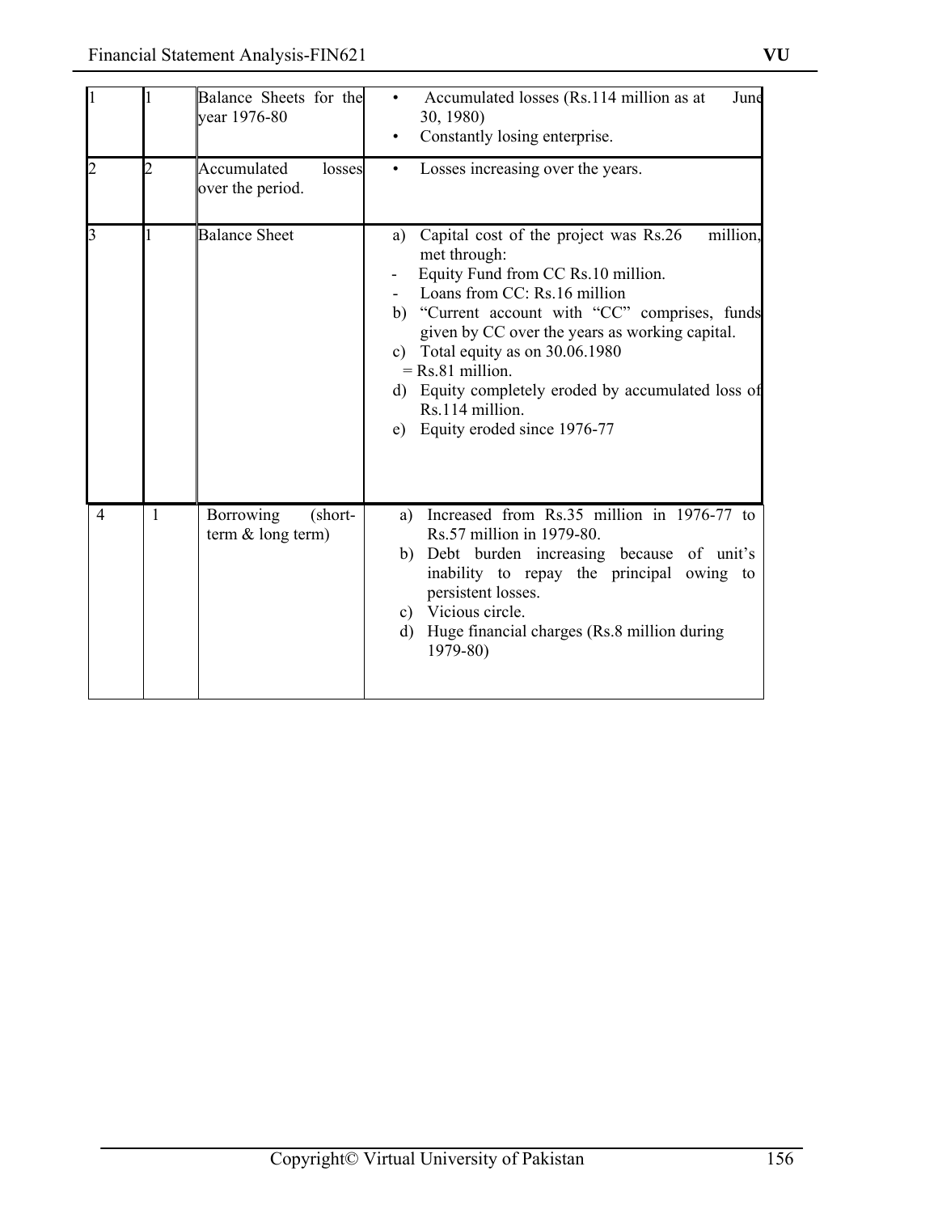| | | | |
|---|---|---|---|
| 1 | 1 | Balance Sheets for the year 1976-80 | • Accumulated losses (Rs.114 million as at June 30, 1980)<br>• Constantly losing enterprise. |
| 2 | 2 | Accumulated losses over the period. | • Losses increasing over the years. |
| 3 | 1 | Balance Sheet | a) Capital cost of the project was Rs.26 million, met through:<br>- Equity Fund from CC Rs.10 million.<br>- Loans from CC: Rs.16 million<br>b) "Current account with "CC" comprises, funds given by CC over the years as working capital.<br>c) Total equity as on 30.06.1980 = Rs.81 million.<br>d) Equity completely eroded by accumulated loss of Rs.114 million.<br>e) Equity eroded since 1976-77 |
| 4 | 1 | Borrowing (short-term & long term) | a) Increased from Rs.35 million in 1976-77 to Rs.57 million in 1979-80.<br>b) Debt burden increasing because of unit's inability to repay the principal owing to persistent losses.<br>c) Vicious circle.<br>d) Huge financial charges (Rs.8 million during 1979-80) |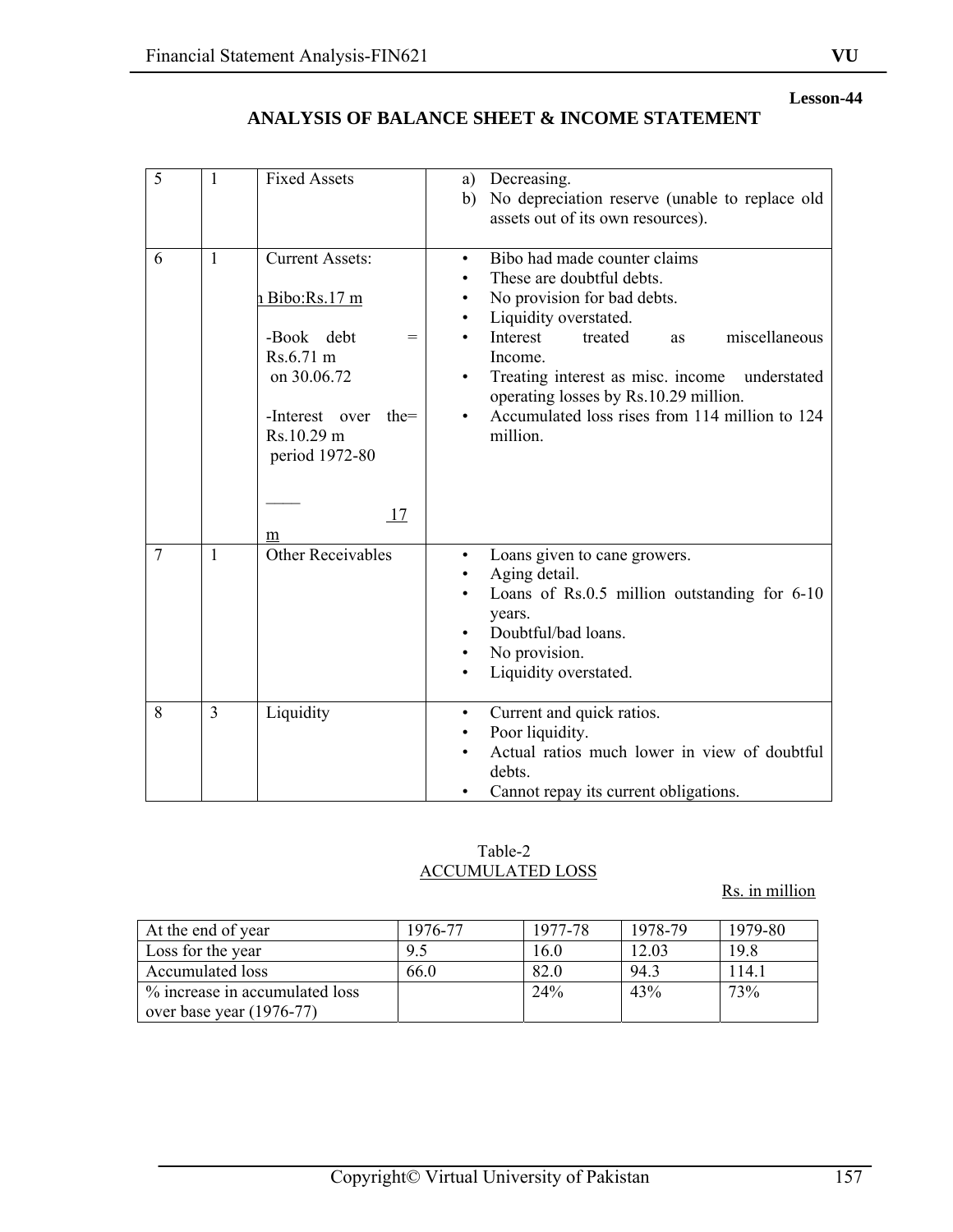**Lesson-44**

## ANALYSIS OF BALANCE SHEET & INCOME STATEMENT

| | | | |
|---|---|---|---|
| 5 | 1 | Fixed Assets | a) Decreasing.<br>b) No depreciation reserve (unable to replace old assets out of its own resources). |
| 6 | 1 | Current Assets:<br><br>n Bibo:Rs.17 m<br><br>-Book debt = Rs.6.71 m on 30.06.72<br><br>-Interest over the= Rs.10.29 m period 1972-80<br><br>____<br>17 m | • Bibo had made counter claims<br>• These are doubtful debts.<br>• No provision for bad debts.<br>• Liquidity overstated.<br>• Interest treated as miscellaneous Income.<br>• Treating interest as misc. income understated operating losses by Rs.10.29 million.<br>• Accumulated loss rises from 114 million to 124 million. |
| 7 | 1 | Other Receivables | • Loans given to cane growers.<br>• Aging detail.<br>• Loans of Rs.0.5 million outstanding for 6-10 years.<br>• Doubtful/bad loans.<br>• No provision.<br>• Liquidity overstated. |
| 8 | 3 | Liquidity | • Current and quick ratios.<br>• Poor liquidity.<br>• Actual ratios much lower in view of doubtful debts.<br>• Cannot repay its current obligations. |

Table-2
ACCUMULATED LOSS

Rs. in million

| At the end of year | 1976-77 | 1977-78 | 1978-79 | 1979-80 |
|---|---|---|---|---|
| Loss for the year | 9.5 | 16.0 | 12.03 | 19.8 |
| Accumulated loss | 66.0 | 82.0 | 94.3 | 114.1 |
| % increase in accumulated loss over base year (1976-77) | | 24% | 43% | 73% |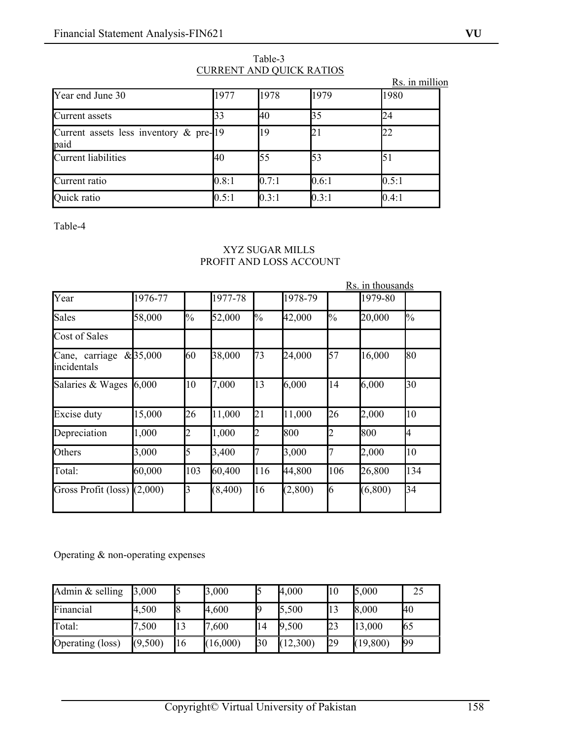Table-3

CURRENT AND QUICK RATIOS

Rs. in million

| Year end June 30 | 1977 | 1978 | 1979 | 1980 |
|---|---|---|---|---|
| Current assets | 33 | 40 | 35 | 24 |
| Current assets less inventory & pre-paid | 19 | 19 | 21 | 22 |
| Current liabilities | 40 | 55 | 53 | 51 |
| Current ratio | 0.8:1 | 0.7:1 | 0.6:1 | 0.5:1 |
| Quick ratio | 0.5:1 | 0.3:1 | 0.3:1 | 0.4:1 |

Table-4

XYZ SUGAR MILLS
PROFIT AND LOSS ACCOUNT

Rs. in thousands

| Year | 1976-77 | | 1977-78 | | 1978-79 | | 1979-80 | |
|---|---|---|---|---|---|---|---|---|
| Sales | 58,000 | % | 52,000 | % | 42,000 | % | 20,000 | % |
| Cost of Sales | | | | | | | | |
| Cane, carriage & incidentals | 35,000 | 60 | 38,000 | 73 | 24,000 | 57 | 16,000 | 80 |
| Salaries & Wages | 6,000 | 10 | 7,000 | 13 | 6,000 | 14 | 6,000 | 30 |
| Excise duty | 15,000 | 26 | 11,000 | 21 | 11,000 | 26 | 2,000 | 10 |
| Depreciation | 1,000 | 2 | 1,000 | 2 | 800 | 2 | 800 | 4 |
| Others | 3,000 | 5 | 3,400 | 7 | 3,000 | 7 | 2,000 | 10 |
| Total: | 60,000 | 103 | 60,400 | 116 | 44,800 | 106 | 26,800 | 134 |
| Gross Profit (loss) | (2,000) | 3 | (8,400) | 16 | (2,800) | 6 | (6,800) | 34 |

Operating & non-operating expenses

| Admin & selling | 3,000 | 5 | 3,000 | 5 | 4,000 | 10 | 5,000 | 25 |
|---|---|---|---|---|---|---|---|---|
| Financial | 4,500 | 8 | 4,600 | 9 | 5,500 | 13 | 8,000 | 40 |
| Total: | 7,500 | 13 | 7,600 | 14 | 9,500 | 23 | 13,000 | 65 |
| Operating (loss) | (9,500) | 16 | (16,000) | 30 | (12,300) | 29 | (19,800) | 99 |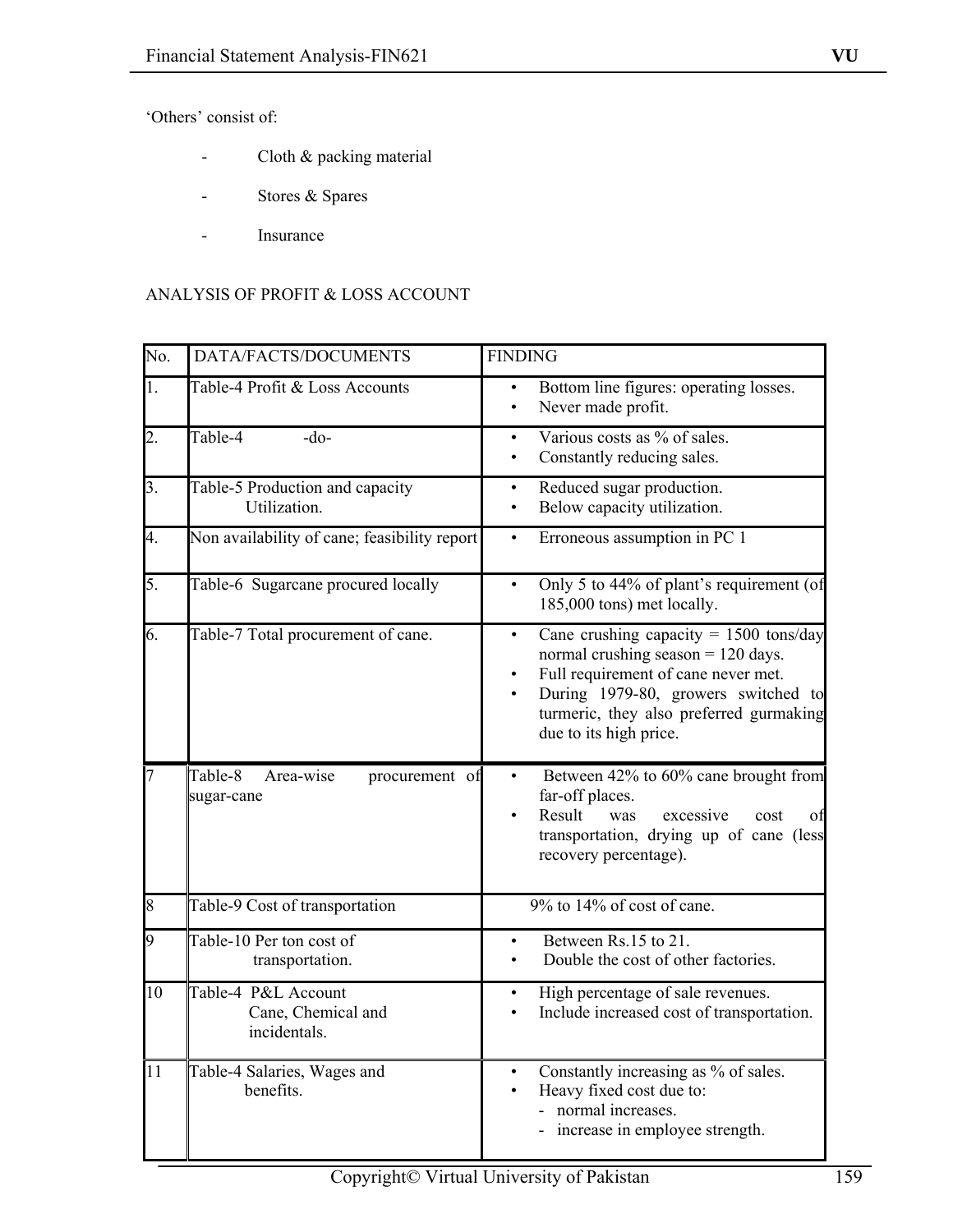'Others' consist of:

- Cloth & packing material
- Stores & Spares
- Insurance

ANALYSIS OF PROFIT & LOSS ACCOUNT

| No. | DATA/FACTS/DOCUMENTS | FINDING |
|---|---|---|
| 1. | Table-4 Profit & Loss Accounts | • Bottom line figures: operating losses.<br>• Never made profit. |
| 2. | Table-4 -do- | • Various costs as % of sales.<br>• Constantly reducing sales. |
| 3. | Table-5 Production and capacity Utilization. | • Reduced sugar production.<br>• Below capacity utilization. |
| 4. | Non availability of cane; feasibility report | • Erroneous assumption in PC 1 |
| 5. | Table-6 Sugarcane procured locally | • Only 5 to 44% of plant's requirement (of 185,000 tons) met locally. |
| 6. | Table-7 Total procurement of cane. | • Cane crushing capacity = 1500 tons/day normal crushing season = 120 days.<br>• Full requirement of cane never met.<br>• During 1979-80, growers switched to turmeric, they also preferred gurmaking due to its high price. |
| 7 | Table-8 Area-wise procurement of sugar-cane | • Between 42% to 60% cane brought from far-off places.<br>• Result was excessive cost of transportation, drying up of cane (less recovery percentage). |
| 8 | Table-9 Cost of transportation | 9% to 14% of cost of cane. |
| 9 | Table-10 Per ton cost of transportation. | • Between Rs.15 to 21.<br>• Double the cost of other factories. |
| 10 | Table-4 P&L Account Cane, Chemical and incidentals. | • High percentage of sale revenues.<br>• Include increased cost of transportation. |
| 11 | Table-4 Salaries, Wages and benefits. | • Constantly increasing as % of sales.<br>• Heavy fixed cost due to:<br>- normal increases.<br>- increase in employee strength. |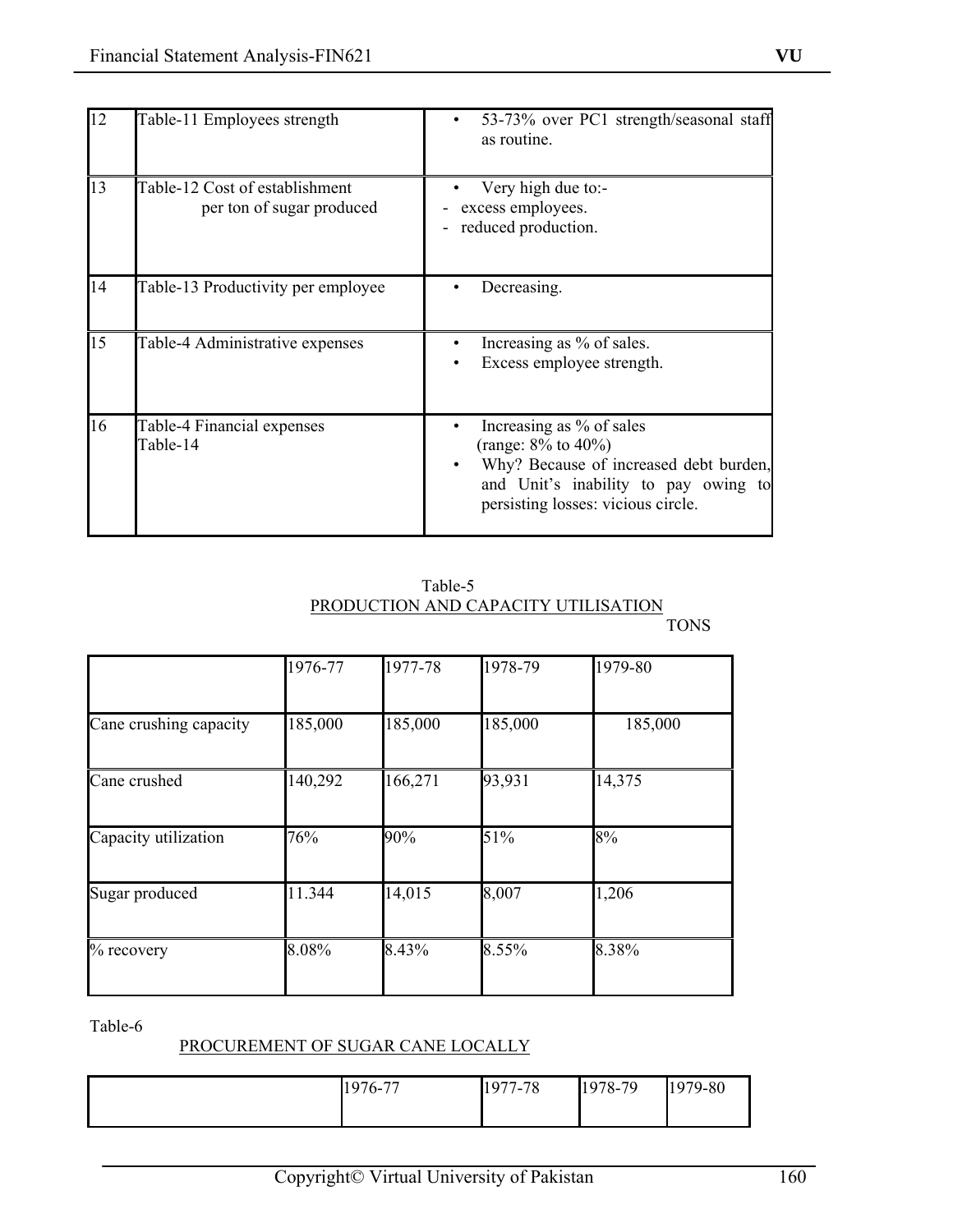| | | |
|---|---|---|
| 12 | Table-11 Employees strength | • 53-73% over PC1 strength/seasonal staff as routine. |
| 13 | Table-12 Cost of establishment per ton of sugar produced | • Very high due to:- <br> - excess employees. <br> - reduced production. |
| 14 | Table-13 Productivity per employee | • Decreasing. |
| 15 | Table-4 Administrative expenses | • Increasing as % of sales. <br> • Excess employee strength. |
| 16 | Table-4 Financial expenses <br> Table-14 | • Increasing as % of sales (range: 8% to 40%) <br> • Why? Because of increased debt burden, and Unit's inability to pay owing to persisting losses: vicious circle. |

Table-5

PRODUCTION AND CAPACITY UTILISATION

TONS

| | 1976-77 | 1977-78 | 1978-79 | 1979-80 |
|---|---|---|---|---|
| Cane crushing capacity | 185,000 | 185,000 | 185,000 | 185,000 |
| Cane crushed | 140,292 | 166,271 | 93,931 | 14,375 |
| Capacity utilization | 76% | 90% | 51% | 8% |
| Sugar produced | 11.344 | 14,015 | 8,007 | 1,206 |
| % recovery | 8.08% | 8.43% | 8.55% | 8.38% |

Table-6

PROCUREMENT OF SUGAR CANE LOCALLY

| | 1976-77 | 1977-78 | 1978-79 | 1979-80 |
|---|---|---|---|---|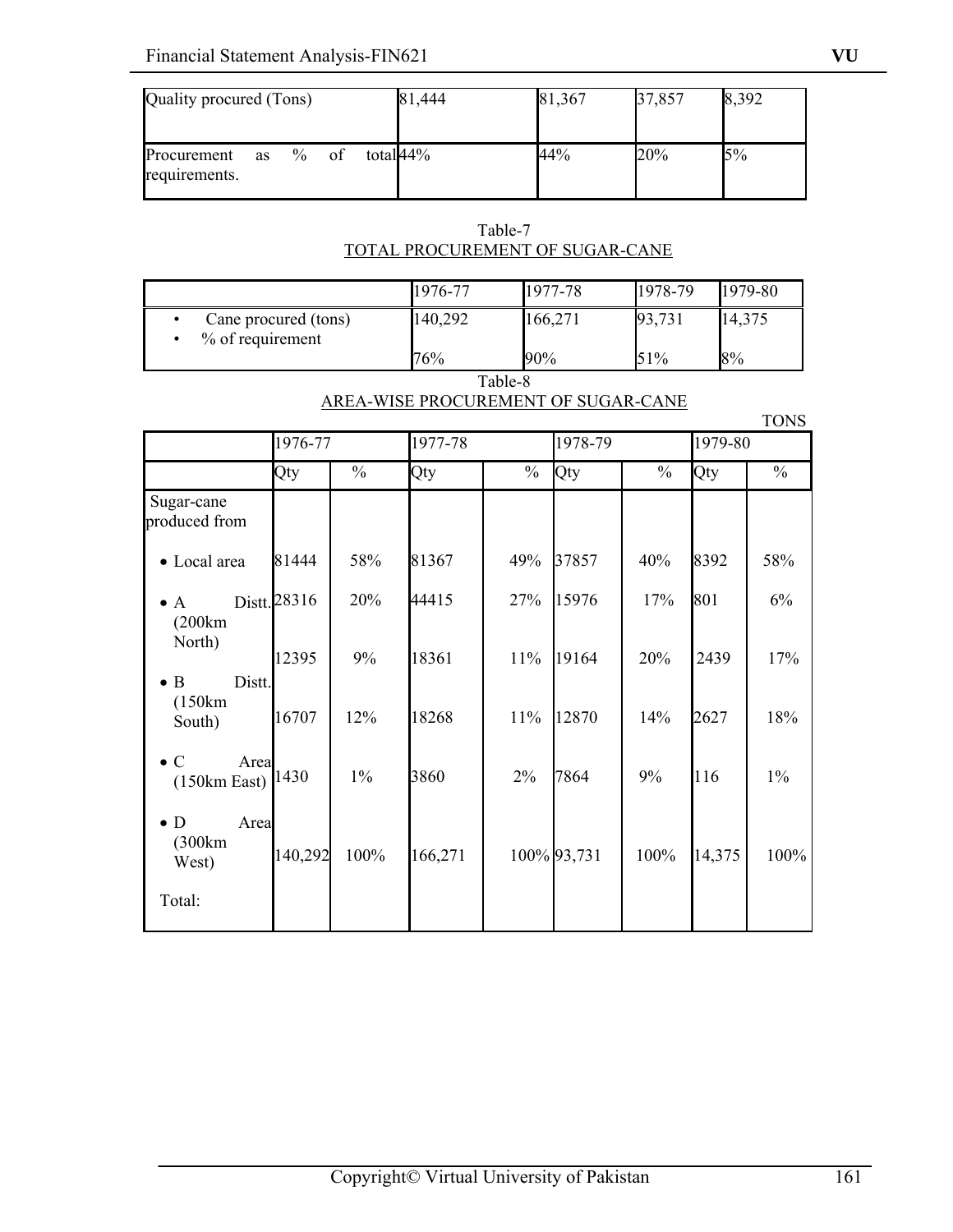| | | | | |
|---|---|---|---|---|
| Quality procured (Tons) | 81,444 | 81,367 | 37,857 | 8,392 |
| Procurement as % of total requirements. | 44% | 44% | 20% | 5% |

Table-7

TOTAL PROCUREMENT OF SUGAR-CANE

| | 1976-77 | 1977-78 | 1978-79 | 1979-80 |
|---|---|---|---|---|
| • Cane procured (tons) | 140,292 | 166,271 | 93,731 | 14,375 |
| • % of requirement | 76% | 90% | 51% | 8% |

Table-8

AREA-WISE PROCUREMENT OF SUGAR-CANE

TONS

| | 1976-77 | | 1977-78 | | 1978-79 | | 1979-80 | |
|---|---|---|---|---|---|---|---|---|
| | Qty | % | Qty | % | Qty | % | Qty | % |
| Sugar-cane produced from | | | | | | | | |
| • Local area | 81444 | 58% | 81367 | 49% | 37857 | 40% | 8392 | 58% |
| • A Distt. (200km North) | 28316 | 20% | 44415 | 27% | 15976 | 17% | 801 | 6% |
| • B Distt. (150km South) | 12395 | 9% | 18361 | 11% | 19164 | 20% | 2439 | 17% |
| • C Area (150km East) | 16707 | 12% | 18268 | 11% | 12870 | 14% | 2627 | 18% |
| • D Area (300km West) | 1430 | 1% | 3860 | 2% | 7864 | 9% | 116 | 1% |
| Total: | 140,292 | 100% | 166,271 | 100% | 93,731 | 100% | 14,375 | 100% |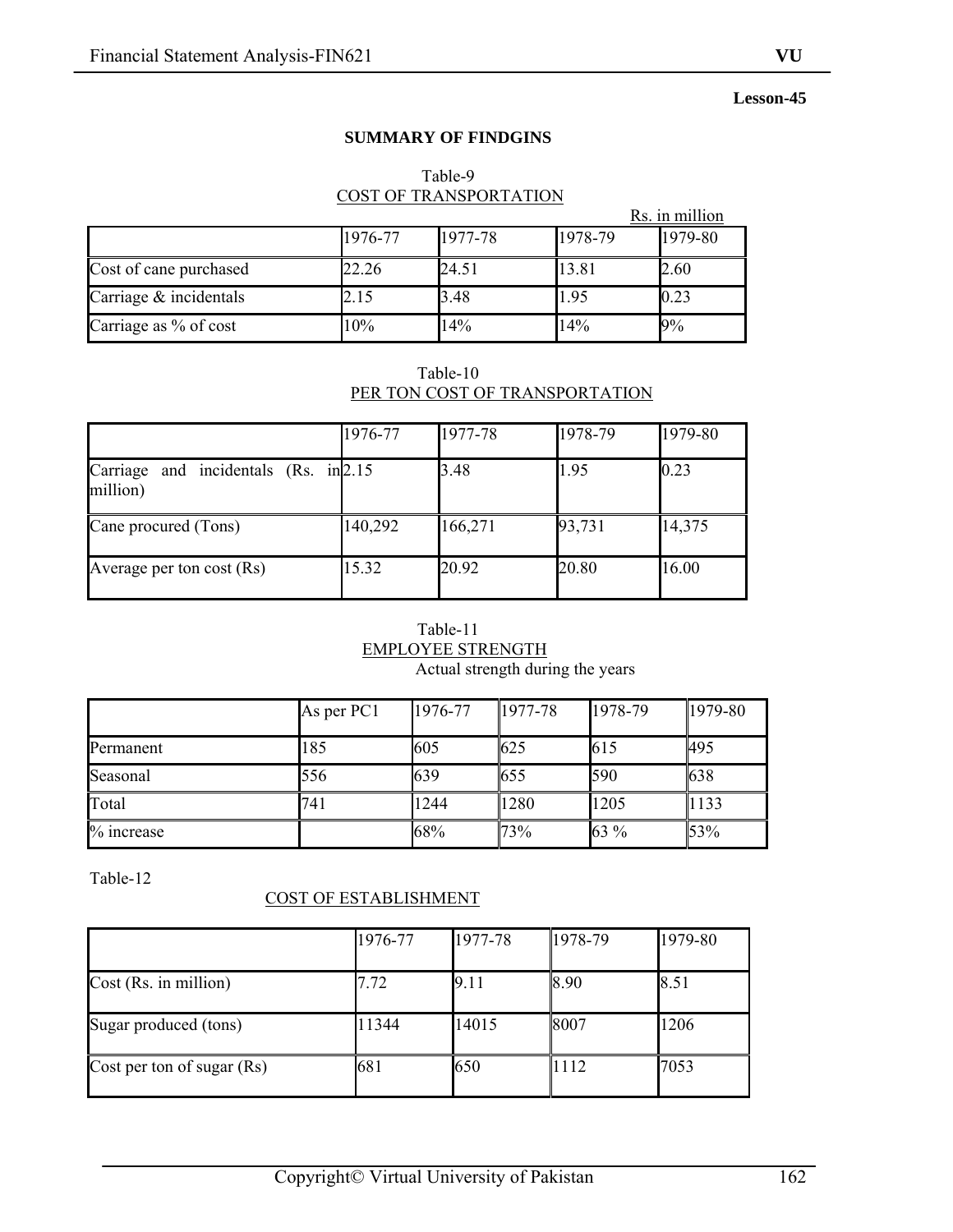Lesson-45

## SUMMARY OF FINDGINS

Table-9
COST OF TRANSPORTATION

Rs. in million

| | 1976-77 | 1977-78 | 1978-79 | 1979-80 |
|---|---|---|---|---|
| Cost of cane purchased | 22.26 | 24.51 | 13.81 | 2.60 |
| Carriage & incidentals | 2.15 | 3.48 | 1.95 | 0.23 |
| Carriage as % of cost | 10% | 14% | 14% | 9% |

Table-10
PER TON COST OF TRANSPORTATION

| | 1976-77 | 1977-78 | 1978-79 | 1979-80 |
|---|---|---|---|---|
| Carriage and incidentals (Rs. in million) | 2.15 | 3.48 | 1.95 | 0.23 |
| Cane procured (Tons) | 140,292 | 166,271 | 93,731 | 14,375 |
| Average per ton cost (Rs) | 15.32 | 20.92 | 20.80 | 16.00 |

Table-11
EMPLOYEE STRENGTH
Actual strength during the years

| | As per PC1 | 1976-77 | 1977-78 | 1978-79 | 1979-80 |
|---|---|---|---|---|---|
| Permanent | 185 | 605 | 625 | 615 | 495 |
| Seasonal | 556 | 639 | 655 | 590 | 638 |
| Total | 741 | 1244 | 1280 | 1205 | 1133 |
| % increase | | 68% | 73% | 63 % | 53% |

Table-12

COST OF ESTABLISHMENT

| | 1976-77 | 1977-78 | 1978-79 | 1979-80 |
|---|---|---|---|---|
| Cost (Rs. in million) | 7.72 | 9.11 | 8.90 | 8.51 |
| Sugar produced (tons) | 11344 | 14015 | 8007 | 1206 |
| Cost per ton of sugar (Rs) | 681 | 650 | 1112 | 7053 |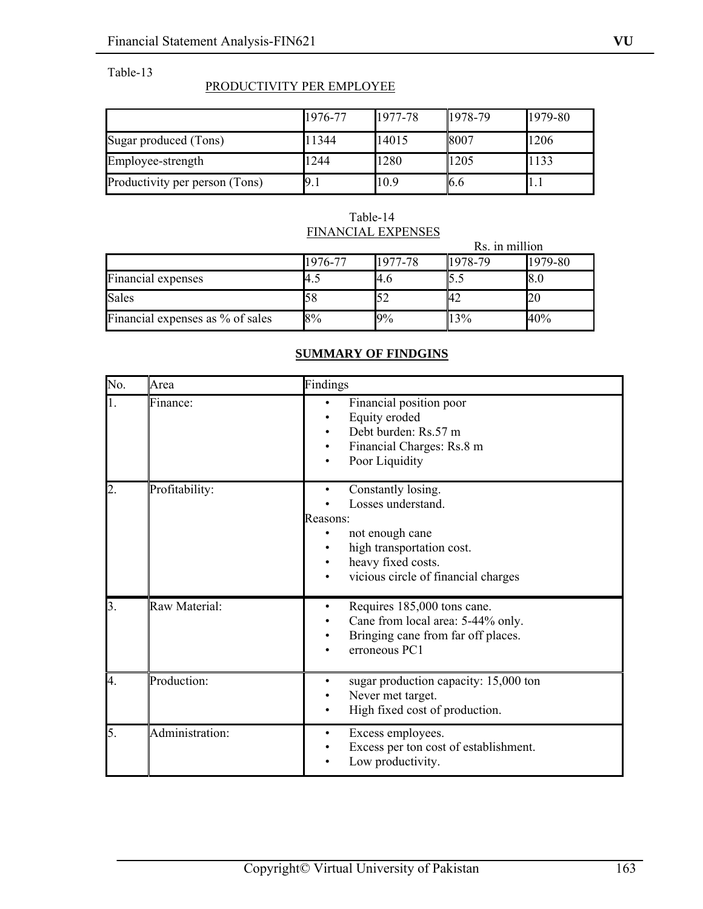Table-13

PRODUCTIVITY PER EMPLOYEE

| | 1976-77 | 1977-78 | 1978-79 | 1979-80 |
|---|---|---|---|---|
| Sugar produced (Tons) | 11344 | 14015 | 8007 | 1206 |
| Employee-strength | 1244 | 1280 | 1205 | 1133 |
| Productivity per person (Tons) | 9.1 | 10.9 | 6.6 | 1.1 |

Table-14

FINANCIAL EXPENSES

Rs. in million

| | 1976-77 | 1977-78 | 1978-79 | 1979-80 |
|---|---|---|---|---|
| Financial expenses | 4.5 | 4.6 | 5.5 | 8.0 |
| Sales | 58 | 52 | 42 | 20 |
| Financial expenses as % of sales | 8% | 9% | 13% | 40% |

**SUMMARY OF FINDGINS**

| No. | Area | Findings |
|---|---|---|
| 1. | Finance: | • Financial position poor<br>• Equity eroded<br>• Debt burden: Rs.57 m<br>• Financial Charges: Rs.8 m<br>• Poor Liquidity |
| 2. | Profitability: | • Constantly losing.<br>• Losses understand.<br>Reasons:<br>• not enough cane<br>• high transportation cost.<br>• heavy fixed costs.<br>• vicious circle of financial charges |
| 3. | Raw Material: | • Requires 185,000 tons cane.<br>• Cane from local area: 5-44% only.<br>• Bringing cane from far off places.<br>• erroneous PC1 |
| 4. | Production: | • sugar production capacity: 15,000 ton<br>• Never met target.<br>• High fixed cost of production. |
| 5. | Administration: | • Excess employees.<br>• Excess per ton cost of establishment.<br>• Low productivity. |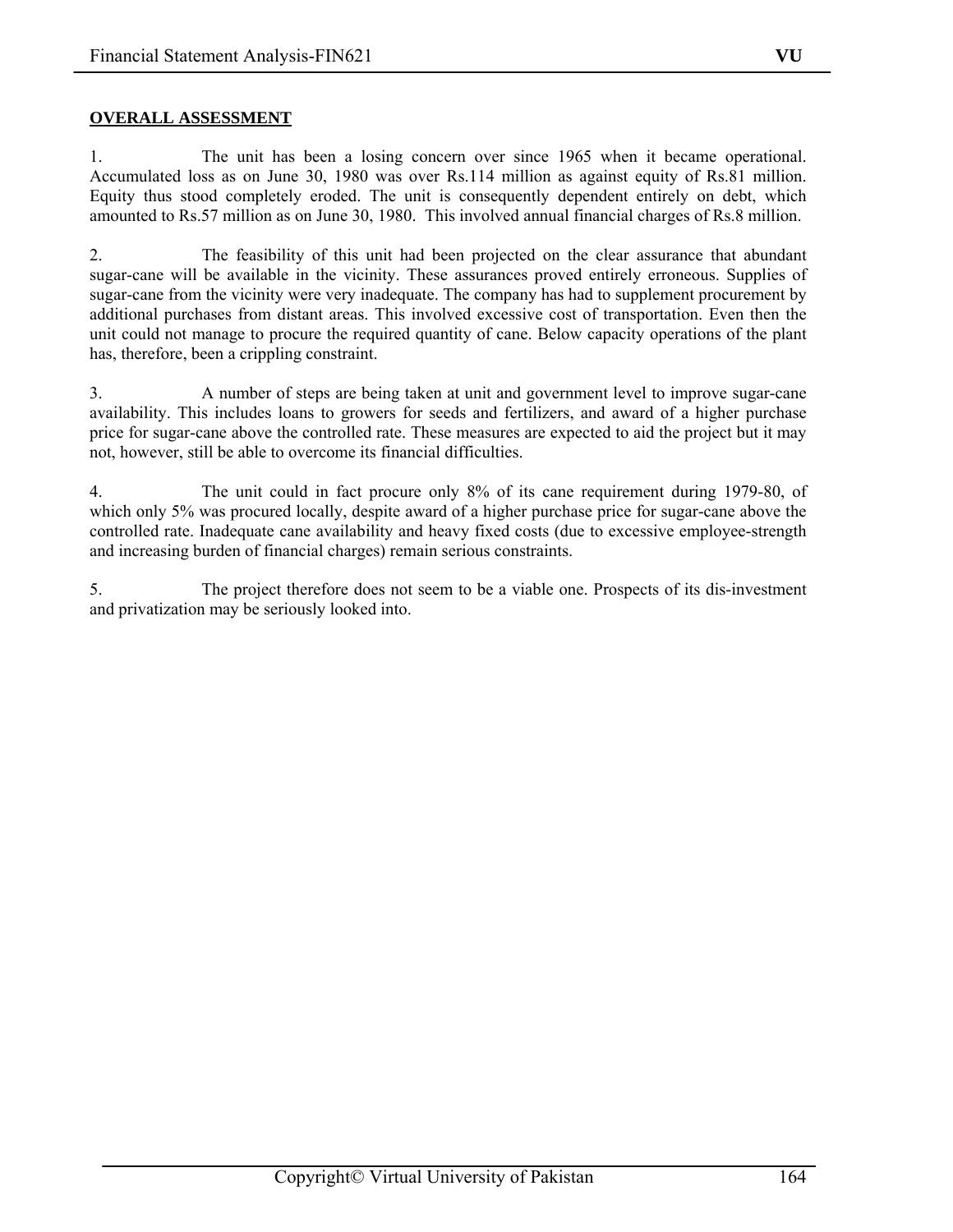## OVERALL ASSESSMENT

1. The unit has been a losing concern over since 1965 when it became operational. Accumulated loss as on June 30, 1980 was over Rs.114 million as against equity of Rs.81 million. Equity thus stood completely eroded. The unit is consequently dependent entirely on debt, which amounted to Rs.57 million as on June 30, 1980. This involved annual financial charges of Rs.8 million.

2. The feasibility of this unit had been projected on the clear assurance that abundant sugar-cane will be available in the vicinity. These assurances proved entirely erroneous. Supplies of sugar-cane from the vicinity were very inadequate. The company has had to supplement procurement by additional purchases from distant areas. This involved excessive cost of transportation. Even then the unit could not manage to procure the required quantity of cane. Below capacity operations of the plant has, therefore, been a crippling constraint.

3. A number of steps are being taken at unit and government level to improve sugar-cane availability. This includes loans to growers for seeds and fertilizers, and award of a higher purchase price for sugar-cane above the controlled rate. These measures are expected to aid the project but it may not, however, still be able to overcome its financial difficulties.

4. The unit could in fact procure only 8% of its cane requirement during 1979-80, of which only 5% was procured locally, despite award of a higher purchase price for sugar-cane above the controlled rate. Inadequate cane availability and heavy fixed costs (due to excessive employee-strength and increasing burden of financial charges) remain serious constraints.

5. The project therefore does not seem to be a viable one. Prospects of its dis-investment and privatization may be seriously looked into.